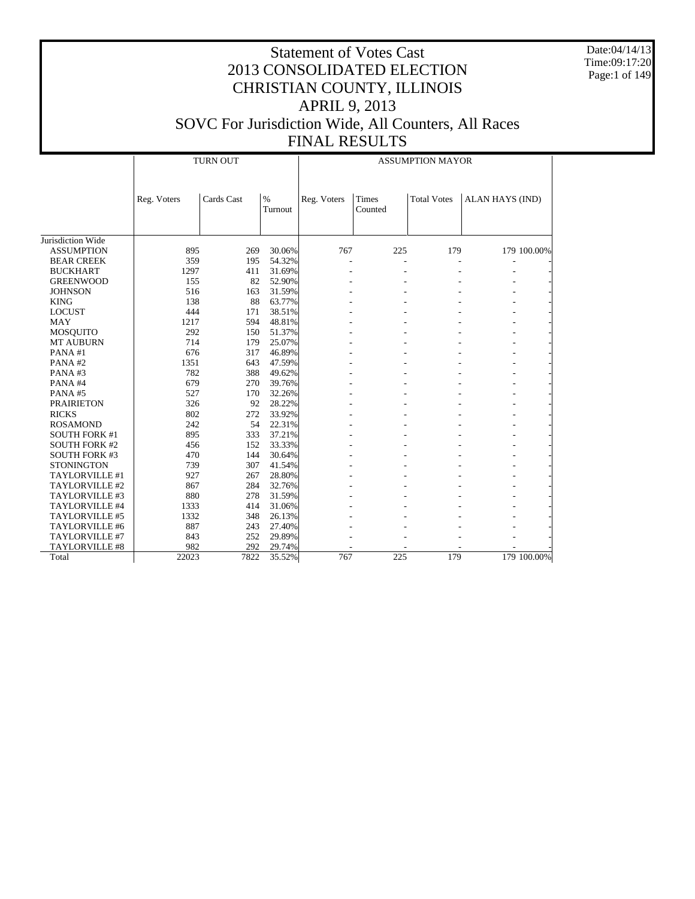# Statement of Votes Cast
# 2013 CONSOLIDATED ELECTION
# CHRISTIAN COUNTY, ILLINOIS
# APRIL 9, 2013
# SOVC For Jurisdiction Wide, All Counters, All Races
# FINAL RESULTS

Date:04/14/13
Time:09:17:20

| | TURN OUT | | | ASSUMPTION MAYOR | | | | |
|---|---|---|---|---|---|---|---|---|
| | Reg. Voters | Cards Cast | % Turnout | Reg. Voters | Times Counted | Total Votes | ALAN HAYS (IND) | |
| Jurisdiction Wide | | | | | | | | |
| ASSUMPTION | 895 | 269 | 30.06% | 767 | 225 | 179 | 179 | 100.00% |
| BEAR CREEK | 359 | 195 | 54.32% | - | - | - | - | - |
| BUCKHART | 1297 | 411 | 31.69% | - | - | - | - | - |
| GREENWOOD | 155 | 82 | 52.90% | - | - | - | - | - |
| JOHNSON | 516 | 163 | 31.59% | - | - | - | - | - |
| KING | 138 | 88 | 63.77% | - | - | - | - | - |
| LOCUST | 444 | 171 | 38.51% | - | - | - | - | - |
| MAY | 1217 | 594 | 48.81% | - | - | - | - | - |
| MOSQUITO | 292 | 150 | 51.37% | - | - | - | - | - |
| MT AUBURN | 714 | 179 | 25.07% | - | - | - | - | - |
| PANA #1 | 676 | 317 | 46.89% | - | - | - | - | - |
| PANA #2 | 1351 | 643 | 47.59% | - | - | - | - | - |
| PANA #3 | 782 | 388 | 49.62% | - | - | - | - | - |
| PANA #4 | 679 | 270 | 39.76% | - | - | - | - | - |
| PANA #5 | 527 | 170 | 32.26% | - | - | - | - | - |
| PRAIRIETON | 326 | 92 | 28.22% | - | - | - | - | - |
| RICKS | 802 | 272 | 33.92% | - | - | - | - | - |
| ROSAMOND | 242 | 54 | 22.31% | - | - | - | - | - |
| SOUTH FORK #1 | 895 | 333 | 37.21% | - | - | - | - | - |
| SOUTH FORK #2 | 456 | 152 | 33.33% | - | - | - | - | - |
| SOUTH FORK #3 | 470 | 144 | 30.64% | - | - | - | - | - |
| STONINGTON | 739 | 307 | 41.54% | - | - | - | - | - |
| TAYLORVILLE #1 | 927 | 267 | 28.80% | - | - | - | - | - |
| TAYLORVILLE #2 | 867 | 284 | 32.76% | - | - | - | - | - |
| TAYLORVILLE #3 | 880 | 278 | 31.59% | - | - | - | - | - |
| TAYLORVILLE #4 | 1333 | 414 | 31.06% | - | - | - | - | - |
| TAYLORVILLE #5 | 1332 | 348 | 26.13% | - | - | - | - | - |
| TAYLORVILLE #6 | 887 | 243 | 27.40% | - | - | - | - | - |
| TAYLORVILLE #7 | 843 | 252 | 29.89% | - | - | - | - | - |
| TAYLORVILLE #8 | 982 | 292 | 29.74% | - | - | - | - | - |
| Total | 22023 | 7822 | 35.52% | 767 | 225 | 179 | 179 | 100.00% |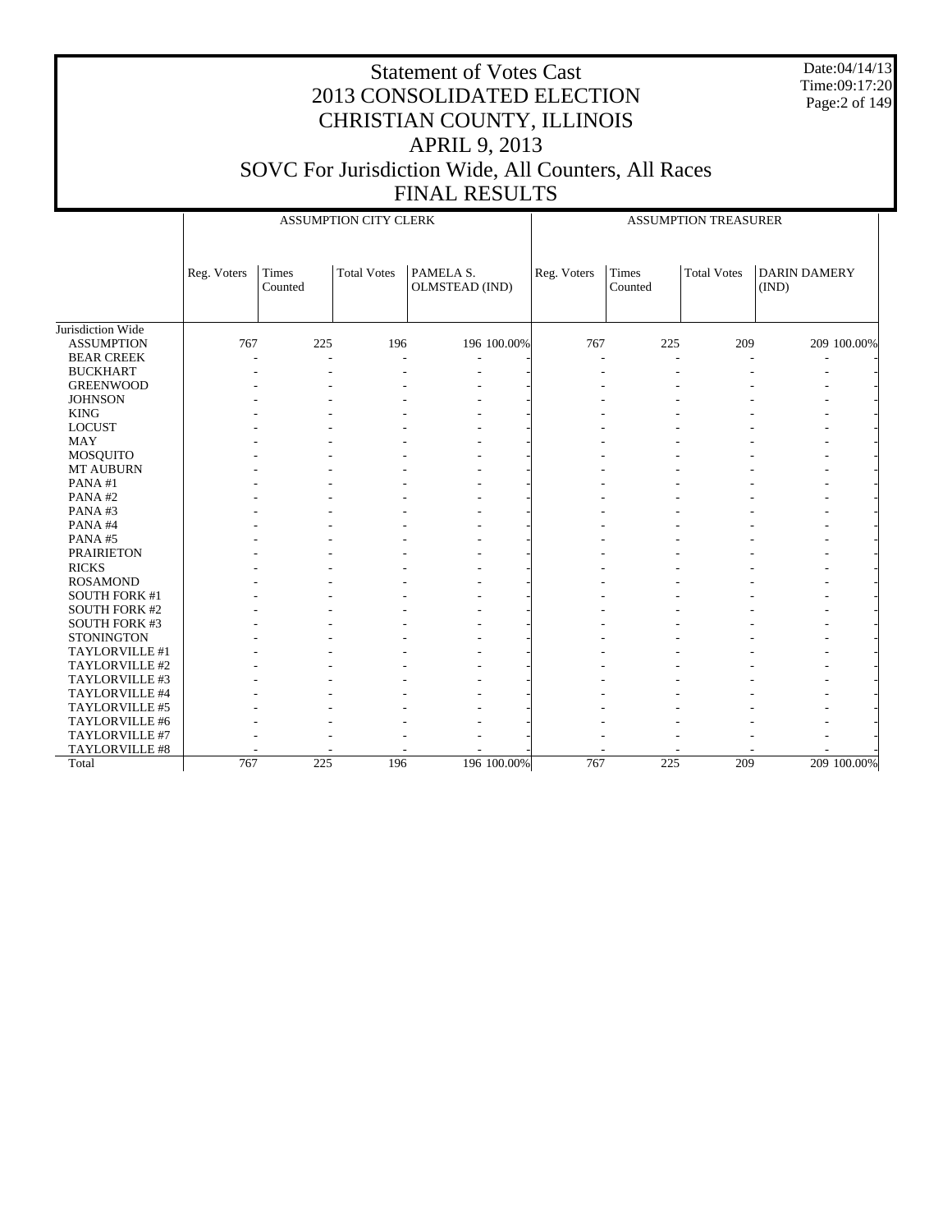# Statement of Votes Cast
# 2013 CONSOLIDATED ELECTION
# CHRISTIAN COUNTY, ILLINOIS
# APRIL 9, 2013
# SOVC For Jurisdiction Wide, All Counters, All Races
# FINAL RESULTS

Date:04/14/13
Time:09:17:20

| | ASSUMPTION CITY CLERK | | | | | ASSUMPTION TREASURER | | | | |
|---|---|---|---|---|---|---|---|---|---|---|
| | Reg. Voters | Times Counted | Total Votes | PAMELA S. OLMSTEAD (IND) | | Reg. Voters | Times Counted | Total Votes | DARIN DAMERY (IND) | |
| Jurisdiction Wide | | | | | | | | | | |
| ASSUMPTION | 767 | 225 | 196 | 196 | 100.00% | 767 | 225 | 209 | 209 | 100.00% |
| BEAR CREEK | - | - | - | - | - | - | - | - | - | - |
| BUCKHART | - | - | - | - | - | - | - | - | - | - |
| GREENWOOD | - | - | - | - | - | - | - | - | - | - |
| JOHNSON | - | - | - | - | - | - | - | - | - | - |
| KING | - | - | - | - | - | - | - | - | - | - |
| LOCUST | - | - | - | - | - | - | - | - | - | - |
| MAY | - | - | - | - | - | - | - | - | - | - |
| MOSQUITO | - | - | - | - | - | - | - | - | - | - |
| MT AUBURN | - | - | - | - | - | - | - | - | - | - |
| PANA #1 | - | - | - | - | - | - | - | - | - | - |
| PANA #2 | - | - | - | - | - | - | - | - | - | - |
| PANA #3 | - | - | - | - | - | - | - | - | - | - |
| PANA #4 | - | - | - | - | - | - | - | - | - | - |
| PANA #5 | - | - | - | - | - | - | - | - | - | - |
| PRAIRIETON | - | - | - | - | - | - | - | - | - | - |
| RICKS | - | - | - | - | - | - | - | - | - | - |
| ROSAMOND | - | - | - | - | - | - | - | - | - | - |
| SOUTH FORK #1 | - | - | - | - | - | - | - | - | - | - |
| SOUTH FORK #2 | - | - | - | - | - | - | - | - | - | - |
| SOUTH FORK #3 | - | - | - | - | - | - | - | - | - | - |
| STONINGTON | - | - | - | - | - | - | - | - | - | - |
| TAYLORVILLE #1 | - | - | - | - | - | - | - | - | - | - |
| TAYLORVILLE #2 | - | - | - | - | - | - | - | - | - | - |
| TAYLORVILLE #3 | - | - | - | - | - | - | - | - | - | - |
| TAYLORVILLE #4 | - | - | - | - | - | - | - | - | - | - |
| TAYLORVILLE #5 | - | - | - | - | - | - | - | - | - | - |
| TAYLORVILLE #6 | - | - | - | - | - | - | - | - | - | - |
| TAYLORVILLE #7 | - | - | - | - | - | - | - | - | - | - |
| TAYLORVILLE #8 | - | - | - | - | - | - | - | - | - | - |
| Total | 767 | 225 | 196 | 196 | 100.00% | 767 | 225 | 209 | 209 | 100.00% |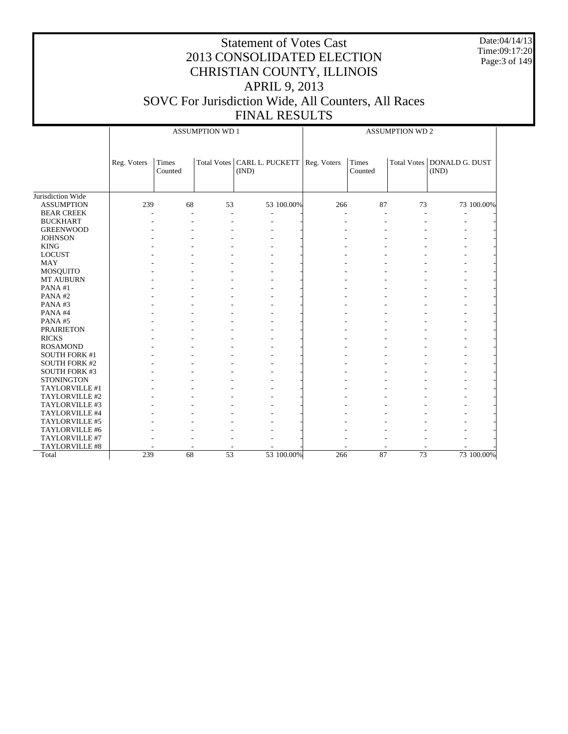# Statement of Votes Cast
# 2013 CONSOLIDATED ELECTION
# CHRISTIAN COUNTY, ILLINOIS
# APRIL 9, 2013
# SOVC For Jurisdiction Wide, All Counters, All Races
# FINAL RESULTS

Date:04/14/13
Time:09:17:20

| | ASSUMPTION WD 1 | | | | | ASSUMPTION WD 2 | | | | |
|---|---|---|---|---|---|---|---|---|---|---|
| | Reg. Voters | Times Counted | Total Votes | CARL L. PUCKETT (IND) | | Reg. Voters | Times Counted | Total Votes | DONALD G. DUST (IND) | |
| Jurisdiction Wide | | | | | | | | | | |
| ASSUMPTION | 239 | 68 | 53 | 53 | 100.00% | 266 | 87 | 73 | 73 | 100.00% |
| BEAR CREEK | - | - | - | - | - | - | - | - | - | - |
| BUCKHART | - | - | - | - | - | - | - | - | - | - |
| GREENWOOD | - | - | - | - | - | - | - | - | - | - |
| JOHNSON | - | - | - | - | - | - | - | - | - | - |
| KING | - | - | - | - | - | - | - | - | - | - |
| LOCUST | - | - | - | - | - | - | - | - | - | - |
| MAY | - | - | - | - | - | - | - | - | - | - |
| MOSQUITO | - | - | - | - | - | - | - | - | - | - |
| MT AUBURN | - | - | - | - | - | - | - | - | - | - |
| PANA #1 | - | - | - | - | - | - | - | - | - | - |
| PANA #2 | - | - | - | - | - | - | - | - | - | - |
| PANA #3 | - | - | - | - | - | - | - | - | - | - |
| PANA #4 | - | - | - | - | - | - | - | - | - | - |
| PANA #5 | - | - | - | - | - | - | - | - | - | - |
| PRAIRIETON | - | - | - | - | - | - | - | - | - | - |
| RICKS | - | - | - | - | - | - | - | - | - | - |
| ROSAMOND | - | - | - | - | - | - | - | - | - | - |
| SOUTH FORK #1 | - | - | - | - | - | - | - | - | - | - |
| SOUTH FORK #2 | - | - | - | - | - | - | - | - | - | - |
| SOUTH FORK #3 | - | - | - | - | - | - | - | - | - | - |
| STONINGTON | - | - | - | - | - | - | - | - | - | - |
| TAYLORVILLE #1 | - | - | - | - | - | - | - | - | - | - |
| TAYLORVILLE #2 | - | - | - | - | - | - | - | - | - | - |
| TAYLORVILLE #3 | - | - | - | - | - | - | - | - | - | - |
| TAYLORVILLE #4 | - | - | - | - | - | - | - | - | - | - |
| TAYLORVILLE #5 | - | - | - | - | - | - | - | - | - | - |
| TAYLORVILLE #6 | - | - | - | - | - | - | - | - | - | - |
| TAYLORVILLE #7 | - | - | - | - | - | - | - | - | - | - |
| TAYLORVILLE #8 | - | - | - | - | - | - | - | - | - | - |
| Total | 239 | 68 | 53 | 53 | 100.00% | 266 | 87 | 73 | 73 | 100.00% |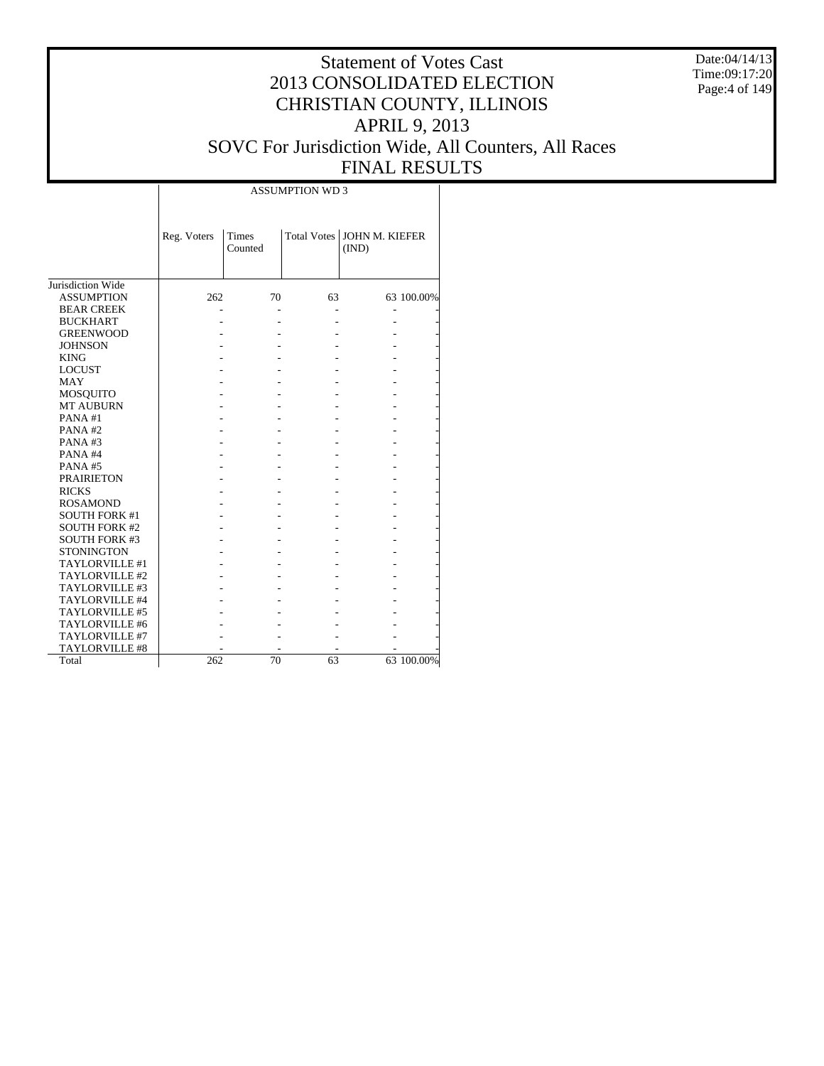# Statement of Votes Cast
# 2013 CONSOLIDATED ELECTION
# CHRISTIAN COUNTY, ILLINOIS
# APRIL 9, 2013
# SOVC For Jurisdiction Wide, All Counters, All Races
# FINAL RESULTS

Date:04/14/13
Time:09:17:20

ASSUMPTION WD 3

| | Reg. Voters | Times Counted | Total Votes | JOHN M. KIEFER (IND) | |
|---|---|---|---|---|---|
| Jurisdiction Wide | | | | | |
| ASSUMPTION | 262 | 70 | 63 | 63 | 100.00% |
| BEAR CREEK | - | - | - | - | - |
| BUCKHART | - | - | - | - | - |
| GREENWOOD | - | - | - | - | - |
| JOHNSON | - | - | - | - | - |
| KING | - | - | - | - | - |
| LOCUST | - | - | - | - | - |
| MAY | - | - | - | - | - |
| MOSQUITO | - | - | - | - | - |
| MT AUBURN | - | - | - | - | - |
| PANA #1 | - | - | - | - | - |
| PANA #2 | - | - | - | - | - |
| PANA #3 | - | - | - | - | - |
| PANA #4 | - | - | - | - | - |
| PANA #5 | - | - | - | - | - |
| PRAIRIETON | - | - | - | - | - |
| RICKS | - | - | - | - | - |
| ROSAMOND | - | - | - | - | - |
| SOUTH FORK #1 | - | - | - | - | - |
| SOUTH FORK #2 | - | - | - | - | - |
| SOUTH FORK #3 | - | - | - | - | - |
| STONINGTON | - | - | - | - | - |
| TAYLORVILLE #1 | - | - | - | - | - |
| TAYLORVILLE #2 | - | - | - | - | - |
| TAYLORVILLE #3 | - | - | - | - | - |
| TAYLORVILLE #4 | - | - | - | - | - |
| TAYLORVILLE #5 | - | - | - | - | - |
| TAYLORVILLE #6 | - | - | - | - | - |
| TAYLORVILLE #7 | - | - | - | - | - |
| TAYLORVILLE #8 | - | - | - | - | - |
| Total | 262 | 70 | 63 | 63 | 100.00% |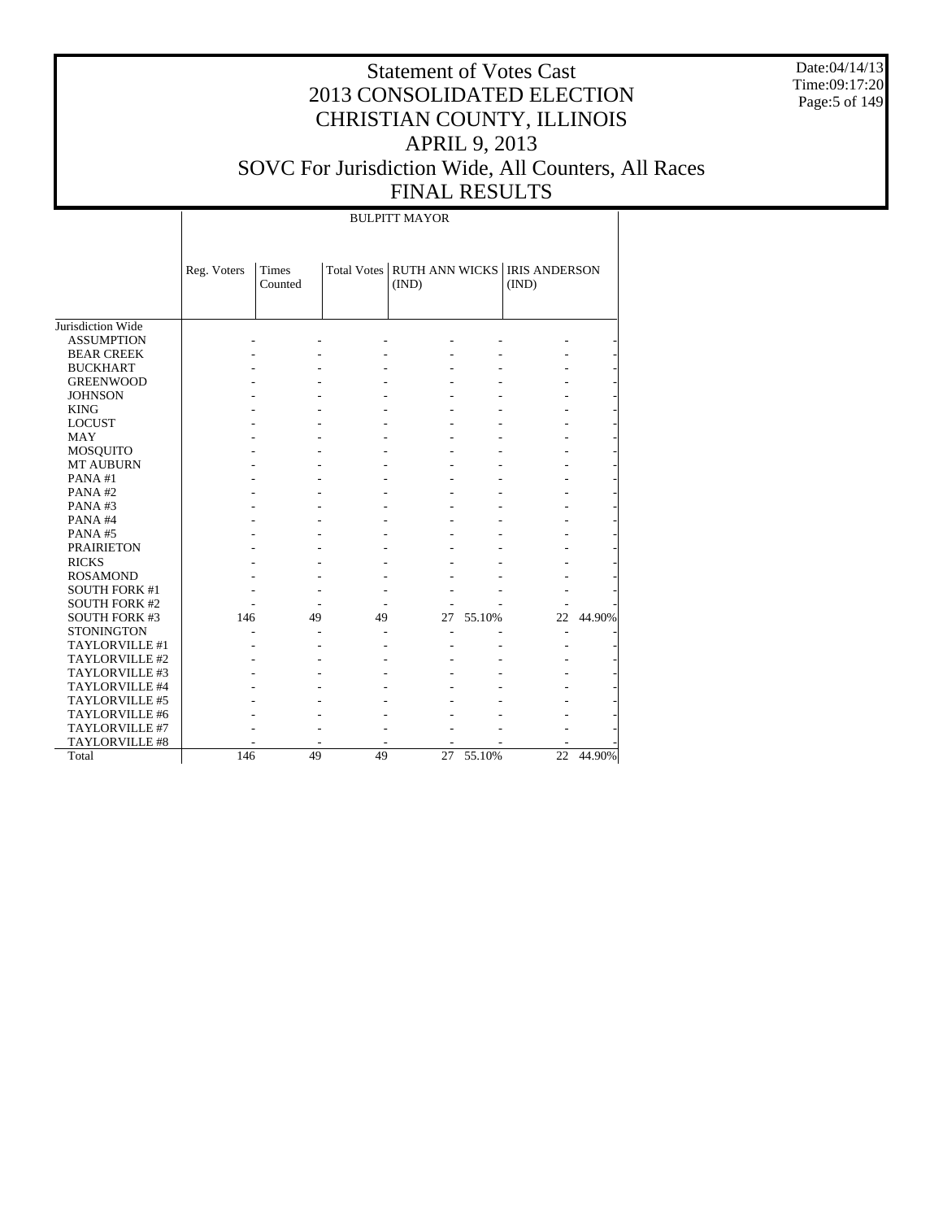# Statement of Votes Cast
# 2013 CONSOLIDATED ELECTION
# CHRISTIAN COUNTY, ILLINOIS
# APRIL 9, 2013
# SOVC For Jurisdiction Wide, All Counters, All Races
# FINAL RESULTS

Date:04/14/13
Time:09:17:20

| | BULPITT MAYOR | | | | | | |
|---|---|---|---|---|---|---|---|
| | Reg. Voters | Times Counted | Total Votes | RUTH ANN WICKS (IND) | | IRIS ANDERSON (IND) | |
| Jurisdiction Wide | | | | | | | |
| ASSUMPTION | - | - | - | - | - | - | - |
| BEAR CREEK | - | - | - | - | - | - | - |
| BUCKHART | - | - | - | - | - | - | - |
| GREENWOOD | - | - | - | - | - | - | - |
| JOHNSON | - | - | - | - | - | - | - |
| KING | - | - | - | - | - | - | - |
| LOCUST | - | - | - | - | - | - | - |
| MAY | - | - | - | - | - | - | - |
| MOSQUITO | - | - | - | - | - | - | - |
| MT AUBURN | - | - | - | - | - | - | - |
| PANA #1 | - | - | - | - | - | - | - |
| PANA #2 | - | - | - | - | - | - | - |
| PANA #3 | - | - | - | - | - | - | - |
| PANA #4 | - | - | - | - | - | - | - |
| PANA #5 | - | - | - | - | - | - | - |
| PRAIRIETON | - | - | - | - | - | - | - |
| RICKS | - | - | - | - | - | - | - |
| ROSAMOND | - | - | - | - | - | - | - |
| SOUTH FORK #1 | - | - | - | - | - | - | - |
| SOUTH FORK #2 | - | - | - | - | - | - | - |
| SOUTH FORK #3 | 146 | 49 | 49 | 27 | 55.10% | 22 | 44.90% |
| STONINGTON | - | - | - | - | - | - | - |
| TAYLORVILLE #1 | - | - | - | - | - | - | - |
| TAYLORVILLE #2 | - | - | - | - | - | - | - |
| TAYLORVILLE #3 | - | - | - | - | - | - | - |
| TAYLORVILLE #4 | - | - | - | - | - | - | - |
| TAYLORVILLE #5 | - | - | - | - | - | - | - |
| TAYLORVILLE #6 | - | - | - | - | - | - | - |
| TAYLORVILLE #7 | - | - | - | - | - | - | - |
| TAYLORVILLE #8 | - | - | - | - | - | - | - |
| Total | 146 | 49 | 49 | 27 | 55.10% | 22 | 44.90% |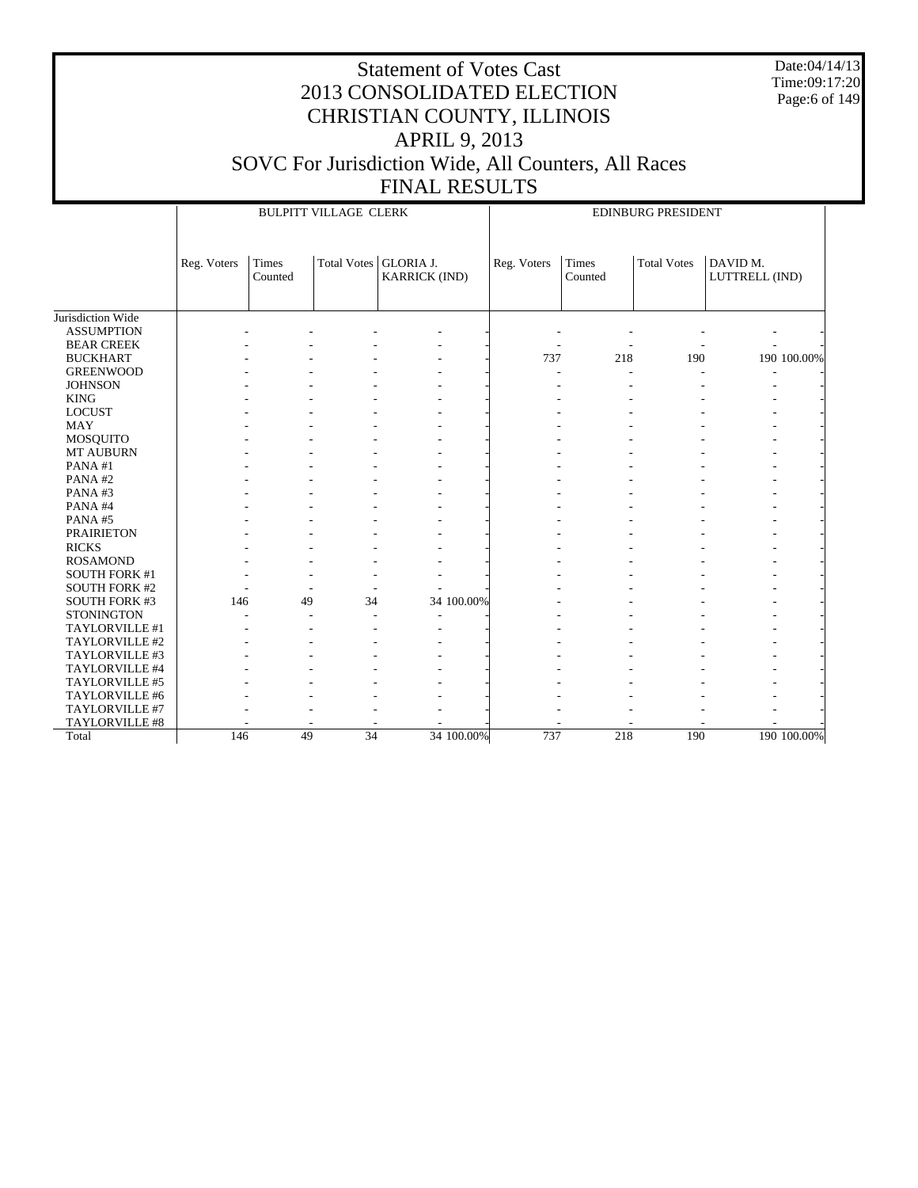# Statement of Votes Cast
# 2013 CONSOLIDATED ELECTION
# CHRISTIAN COUNTY, ILLINOIS
# APRIL 9, 2013
# SOVC For Jurisdiction Wide, All Counters, All Races
# FINAL RESULTS

Date:04/14/13
Time:09:17:20

| | BULPITT VILLAGE CLERK | | | | | EDINBURG PRESIDENT | | | | |
|---|---|---|---|---|---|---|---|---|---|---|
| | Reg. Voters | Times Counted | Total Votes | GLORIA J. KARRICK (IND) | | Reg. Voters | Times Counted | Total Votes | DAVID M. LUTTRELL (IND) | |
| Jurisdiction Wide | | | | | | | | | | |
| ASSUMPTION | - | - | - | - | - | - | - | - | - | - |
| BEAR CREEK | - | - | - | - | - | - | - | - | - | - |
| BUCKHART | - | - | - | - | - | 737 | 218 | 190 | 190 | 100.00% |
| GREENWOOD | - | - | - | - | - | - | - | - | - | - |
| JOHNSON | - | - | - | - | - | - | - | - | - | - |
| KING | - | - | - | - | - | - | - | - | - | - |
| LOCUST | - | - | - | - | - | - | - | - | - | - |
| MAY | - | - | - | - | - | - | - | - | - | - |
| MOSQUITO | - | - | - | - | - | - | - | - | - | - |
| MT AUBURN | - | - | - | - | - | - | - | - | - | - |
| PANA #1 | - | - | - | - | - | - | - | - | - | - |
| PANA #2 | - | - | - | - | - | - | - | - | - | - |
| PANA #3 | - | - | - | - | - | - | - | - | - | - |
| PANA #4 | - | - | - | - | - | - | - | - | - | - |
| PANA #5 | - | - | - | - | - | - | - | - | - | - |
| PRAIRIETON | - | - | - | - | - | - | - | - | - | - |
| RICKS | - | - | - | - | - | - | - | - | - | - |
| ROSAMOND | - | - | - | - | - | - | - | - | - | - |
| SOUTH FORK #1 | - | - | - | - | - | - | - | - | - | - |
| SOUTH FORK #2 | - | - | - | - | - | - | - | - | - | - |
| SOUTH FORK #3 | 146 | 49 | 34 | 34 | 100.00% | - | - | - | - | - |
| STONINGTON | - | - | - | - | - | - | - | - | - | - |
| TAYLORVILLE #1 | - | - | - | - | - | - | - | - | - | - |
| TAYLORVILLE #2 | - | - | - | - | - | - | - | - | - | - |
| TAYLORVILLE #3 | - | - | - | - | - | - | - | - | - | - |
| TAYLORVILLE #4 | - | - | - | - | - | - | - | - | - | - |
| TAYLORVILLE #5 | - | - | - | - | - | - | - | - | - | - |
| TAYLORVILLE #6 | - | - | - | - | - | - | - | - | - | - |
| TAYLORVILLE #7 | - | - | - | - | - | - | - | - | - | - |
| TAYLORVILLE #8 | - | - | - | - | - | - | - | - | - | - |
| Total | 146 | 49 | 34 | 34 | 100.00% | 737 | 218 | 190 | 190 | 100.00% |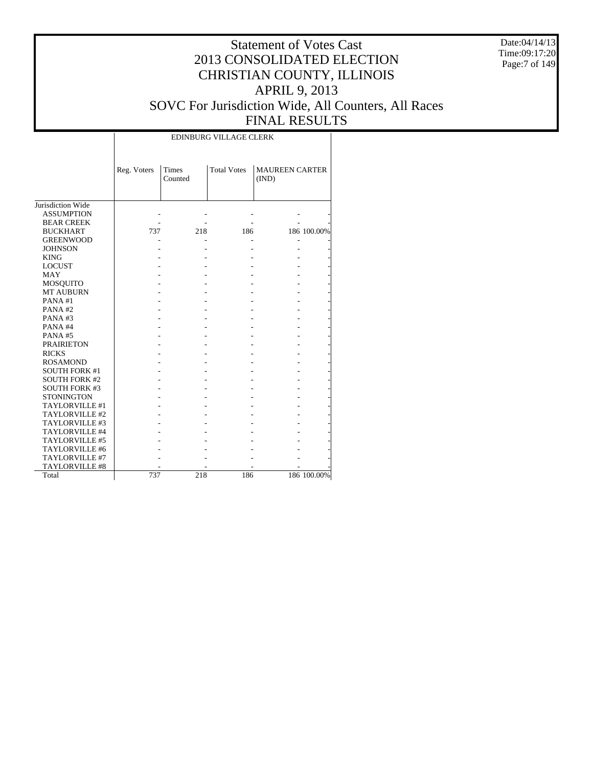# Statement of Votes Cast
# 2013 CONSOLIDATED ELECTION
# CHRISTIAN COUNTY, ILLINOIS
# APRIL 9, 2013
# SOVC For Jurisdiction Wide, All Counters, All Races
# FINAL RESULTS

Date:04/14/13
Time:09:17:20

| | EDINBURG VILLAGE CLERK | | | | |
|---|---|---|---|---|---|
| | Reg. Voters | Times Counted | Total Votes | MAUREEN CARTER (IND) | |
| Jurisdiction Wide | | | | | |
| ASSUMPTION | - | - | - | - | - |
| BEAR CREEK | - | - | - | - | - |
| BUCKHART | 737 | 218 | 186 | 186 | 100.00% |
| GREENWOOD | - | - | - | - | - |
| JOHNSON | - | - | - | - | - |
| KING | - | - | - | - | - |
| LOCUST | - | - | - | - | - |
| MAY | - | - | - | - | - |
| MOSQUITO | - | - | - | - | - |
| MT AUBURN | - | - | - | - | - |
| PANA #1 | - | - | - | - | - |
| PANA #2 | - | - | - | - | - |
| PANA #3 | - | - | - | - | - |
| PANA #4 | - | - | - | - | - |
| PANA #5 | - | - | - | - | - |
| PRAIRIETON | - | - | - | - | - |
| RICKS | - | - | - | - | - |
| ROSAMOND | - | - | - | - | - |
| SOUTH FORK #1 | - | - | - | - | - |
| SOUTH FORK #2 | - | - | - | - | - |
| SOUTH FORK #3 | - | - | - | - | - |
| STONINGTON | - | - | - | - | - |
| TAYLORVILLE #1 | - | - | - | - | - |
| TAYLORVILLE #2 | - | - | - | - | - |
| TAYLORVILLE #3 | - | - | - | - | - |
| TAYLORVILLE #4 | - | - | - | - | - |
| TAYLORVILLE #5 | - | - | - | - | - |
| TAYLORVILLE #6 | - | - | - | - | - |
| TAYLORVILLE #7 | - | - | - | - | - |
| TAYLORVILLE #8 | - | - | - | - | - |
| Total | 737 | 218 | 186 | 186 | 100.00% |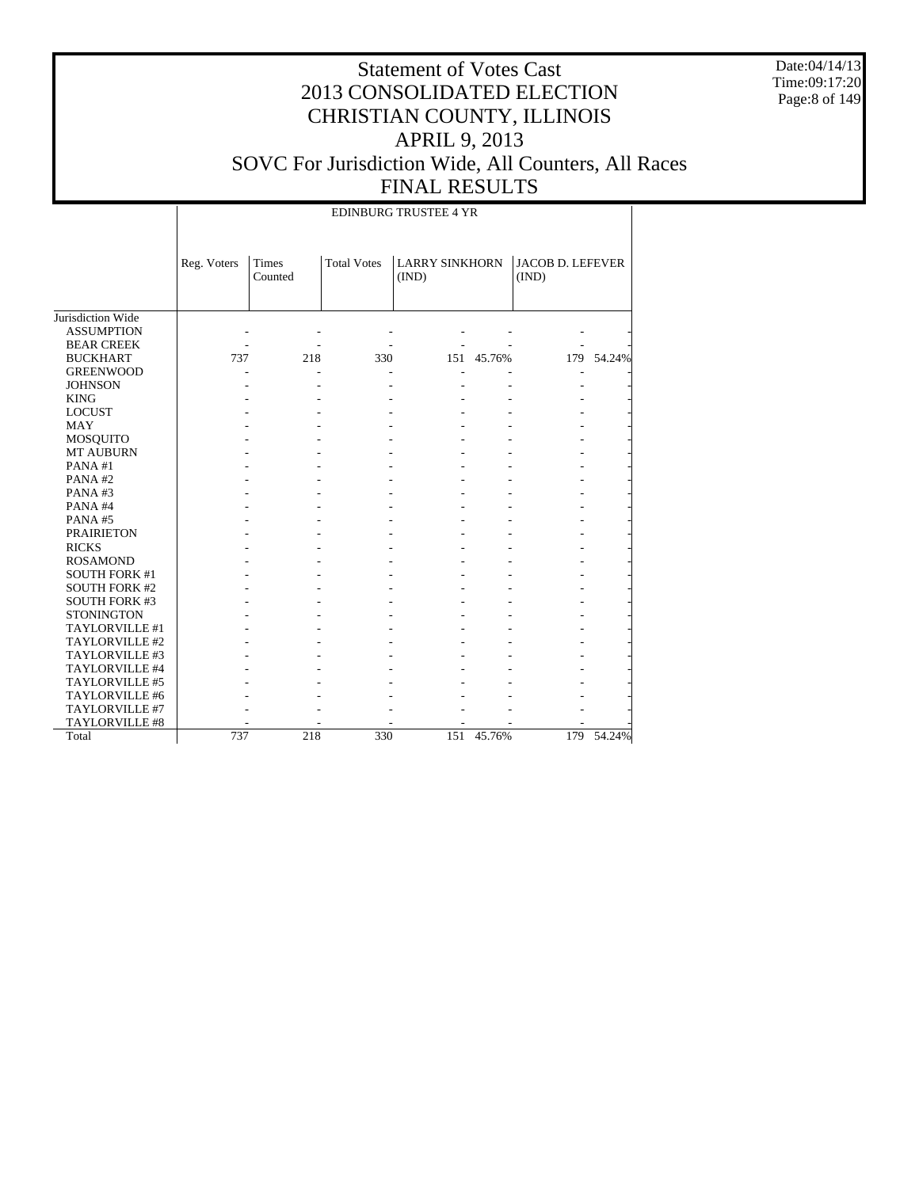# Statement of Votes Cast
# 2013 CONSOLIDATED ELECTION
# CHRISTIAN COUNTY, ILLINOIS
# APRIL 9, 2013
# SOVC For Jurisdiction Wide, All Counters, All Races
# FINAL RESULTS

Date:04/14/13
Time:09:17:20

| | EDINBURG TRUSTEE 4 YR | | | | | | |
|---|---|---|---|---|---|---|---|
| | Reg. Voters | Times Counted | Total Votes | LARRY SINKHORN (IND) | | JACOB D. LEFEVER (IND) | |
| Jurisdiction Wide | | | | | | | |
| ASSUMPTION | - | - | - | - | - | - | - |
| BEAR CREEK | - | - | - | - | - | - | - |
| BUCKHART | 737 | 218 | 330 | 151 | 45.76% | 179 | 54.24% |
| GREENWOOD | - | - | - | - | - | - | - |
| JOHNSON | - | - | - | - | - | - | - |
| KING | - | - | - | - | - | - | - |
| LOCUST | - | - | - | - | - | - | - |
| MAY | - | - | - | - | - | - | - |
| MOSQUITO | - | - | - | - | - | - | - |
| MT AUBURN | - | - | - | - | - | - | - |
| PANA #1 | - | - | - | - | - | - | - |
| PANA #2 | - | - | - | - | - | - | - |
| PANA #3 | - | - | - | - | - | - | - |
| PANA #4 | - | - | - | - | - | - | - |
| PANA #5 | - | - | - | - | - | - | - |
| PRAIRIETON | - | - | - | - | - | - | - |
| RICKS | - | - | - | - | - | - | - |
| ROSAMOND | - | - | - | - | - | - | - |
| SOUTH FORK #1 | - | - | - | - | - | - | - |
| SOUTH FORK #2 | - | - | - | - | - | - | - |
| SOUTH FORK #3 | - | - | - | - | - | - | - |
| STONINGTON | - | - | - | - | - | - | - |
| TAYLORVILLE #1 | - | - | - | - | - | - | - |
| TAYLORVILLE #2 | - | - | - | - | - | - | - |
| TAYLORVILLE #3 | - | - | - | - | - | - | - |
| TAYLORVILLE #4 | - | - | - | - | - | - | - |
| TAYLORVILLE #5 | - | - | - | - | - | - | - |
| TAYLORVILLE #6 | - | - | - | - | - | - | - |
| TAYLORVILLE #7 | - | - | - | - | - | - | - |
| TAYLORVILLE #8 | - | - | - | - | - | - | - |
| Total | 737 | 218 | 330 | 151 | 45.76% | 179 | 54.24% |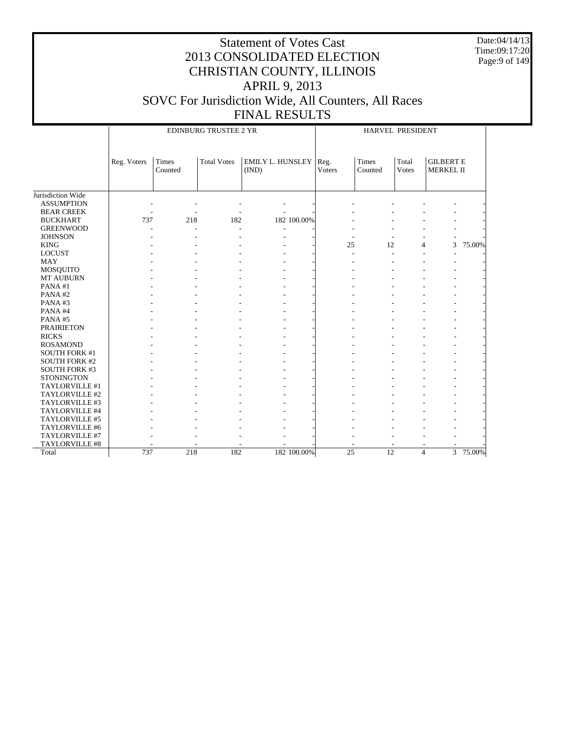# Statement of Votes Cast
# 2013 CONSOLIDATED ELECTION
# CHRISTIAN COUNTY, ILLINOIS
# APRIL 9, 2013
# SOVC For Jurisdiction Wide, All Counters, All Races
# FINAL RESULTS

Date:04/14/13
Time:09:17:20

| | EDINBURG TRUSTEE 2 YR | | | | | HARVEL PRESIDENT | | | | |
|---|---|---|---|---|---|---|---|---|---|---|
| | Reg. Voters | Times Counted | Total Votes | EMILY L. HUNSLEY (IND) | | Reg. Voters | Times Counted | Total Votes | GILBERT E MERKEL II | |
| Jurisdiction Wide | | | | | | | | | | |
| ASSUMPTION | - | - | - | - | - | - | - | - | - | - |
| BEAR CREEK | - | - | - | - | - | - | - | - | - | - |
| BUCKHART | 737 | 218 | 182 | 182 | 100.00% | - | - | - | - | - |
| GREENWOOD | - | - | - | - | - | - | - | - | - | - |
| JOHNSON | - | - | - | - | - | - | - | - | - | - |
| KING | - | - | - | - | - | 25 | 12 | 4 | 3 | 75.00% |
| LOCUST | - | - | - | - | - | - | - | - | - | - |
| MAY | - | - | - | - | - | - | - | - | - | - |
| MOSQUITO | - | - | - | - | - | - | - | - | - | - |
| MT AUBURN | - | - | - | - | - | - | - | - | - | - |
| PANA #1 | - | - | - | - | - | - | - | - | - | - |
| PANA #2 | - | - | - | - | - | - | - | - | - | - |
| PANA #3 | - | - | - | - | - | - | - | - | - | - |
| PANA #4 | - | - | - | - | - | - | - | - | - | - |
| PANA #5 | - | - | - | - | - | - | - | - | - | - |
| PRAIRIETON | - | - | - | - | - | - | - | - | - | - |
| RICKS | - | - | - | - | - | - | - | - | - | - |
| ROSAMOND | - | - | - | - | - | - | - | - | - | - |
| SOUTH FORK #1 | - | - | - | - | - | - | - | - | - | - |
| SOUTH FORK #2 | - | - | - | - | - | - | - | - | - | - |
| SOUTH FORK #3 | - | - | - | - | - | - | - | - | - | - |
| STONINGTON | - | - | - | - | - | - | - | - | - | - |
| TAYLORVILLE #1 | - | - | - | - | - | - | - | - | - | - |
| TAYLORVILLE #2 | - | - | - | - | - | - | - | - | - | - |
| TAYLORVILLE #3 | - | - | - | - | - | - | - | - | - | - |
| TAYLORVILLE #4 | - | - | - | - | - | - | - | - | - | - |
| TAYLORVILLE #5 | - | - | - | - | - | - | - | - | - | - |
| TAYLORVILLE #6 | - | - | - | - | - | - | - | - | - | - |
| TAYLORVILLE #7 | - | - | - | - | - | - | - | - | - | - |
| TAYLORVILLE #8 | - | - | - | - | - | - | - | - | - | - |
| Total | 737 | 218 | 182 | 182 | 100.00% | 25 | 12 | 4 | 3 | 75.00% |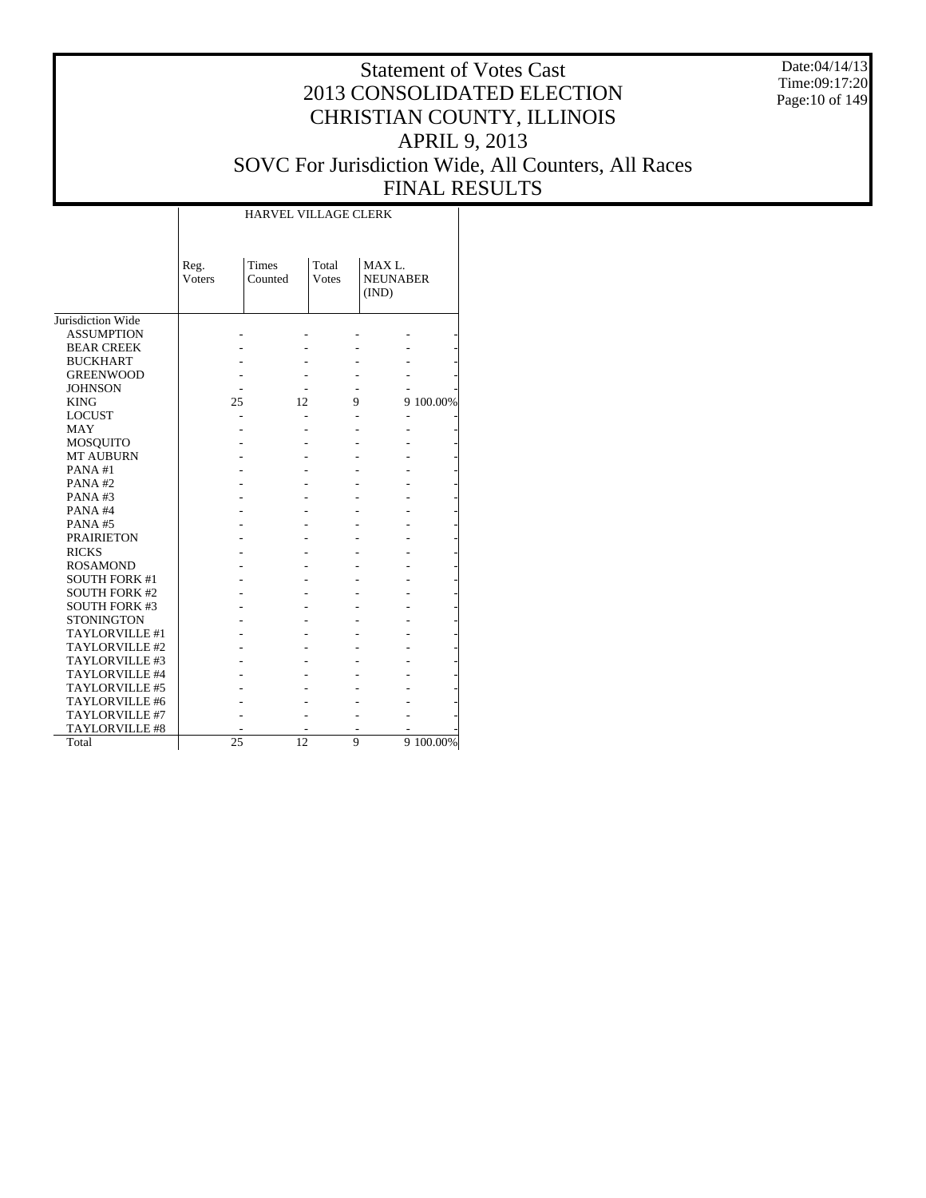# Statement of Votes Cast
## 2013 CONSOLIDATED ELECTION
## CHRISTIAN COUNTY, ILLINOIS
## APRIL 9, 2013
## SOVC For Jurisdiction Wide, All Counters, All Races
## FINAL RESULTS

Date:04/14/13
Time:09:17:20

| | HARVEL VILLAGE CLERK | | | | |
|---|---|---|---|---|---|
| | Reg. Voters | Times Counted | Total Votes | MAX L. NEUNABER (IND) | |
| Jurisdiction Wide | | | | | |
| ASSUMPTION | - | - | - | - | - |
| BEAR CREEK | - | - | - | - | - |
| BUCKHART | - | - | - | - | - |
| GREENWOOD | - | - | - | - | - |
| JOHNSON | - | - | - | - | - |
| KING | 25 | 12 | 9 | 9 | 100.00% |
| LOCUST | - | - | - | - | - |
| MAY | - | - | - | - | - |
| MOSQUITO | - | - | - | - | - |
| MT AUBURN | - | - | - | - | - |
| PANA #1 | - | - | - | - | - |
| PANA #2 | - | - | - | - | - |
| PANA #3 | - | - | - | - | - |
| PANA #4 | - | - | - | - | - |
| PANA #5 | - | - | - | - | - |
| PRAIRIETON | - | - | - | - | - |
| RICKS | - | - | - | - | - |
| ROSAMOND | - | - | - | - | - |
| SOUTH FORK #1 | - | - | - | - | - |
| SOUTH FORK #2 | - | - | - | - | - |
| SOUTH FORK #3 | - | - | - | - | - |
| STONINGTON | - | - | - | - | - |
| TAYLORVILLE #1 | - | - | - | - | - |
| TAYLORVILLE #2 | - | - | - | - | - |
| TAYLORVILLE #3 | - | - | - | - | - |
| TAYLORVILLE #4 | - | - | - | - | - |
| TAYLORVILLE #5 | - | - | - | - | - |
| TAYLORVILLE #6 | - | - | - | - | - |
| TAYLORVILLE #7 | - | - | - | - | - |
| TAYLORVILLE #8 | - | - | - | - | - |
| Total | 25 | 12 | 9 | 9 | 100.00% |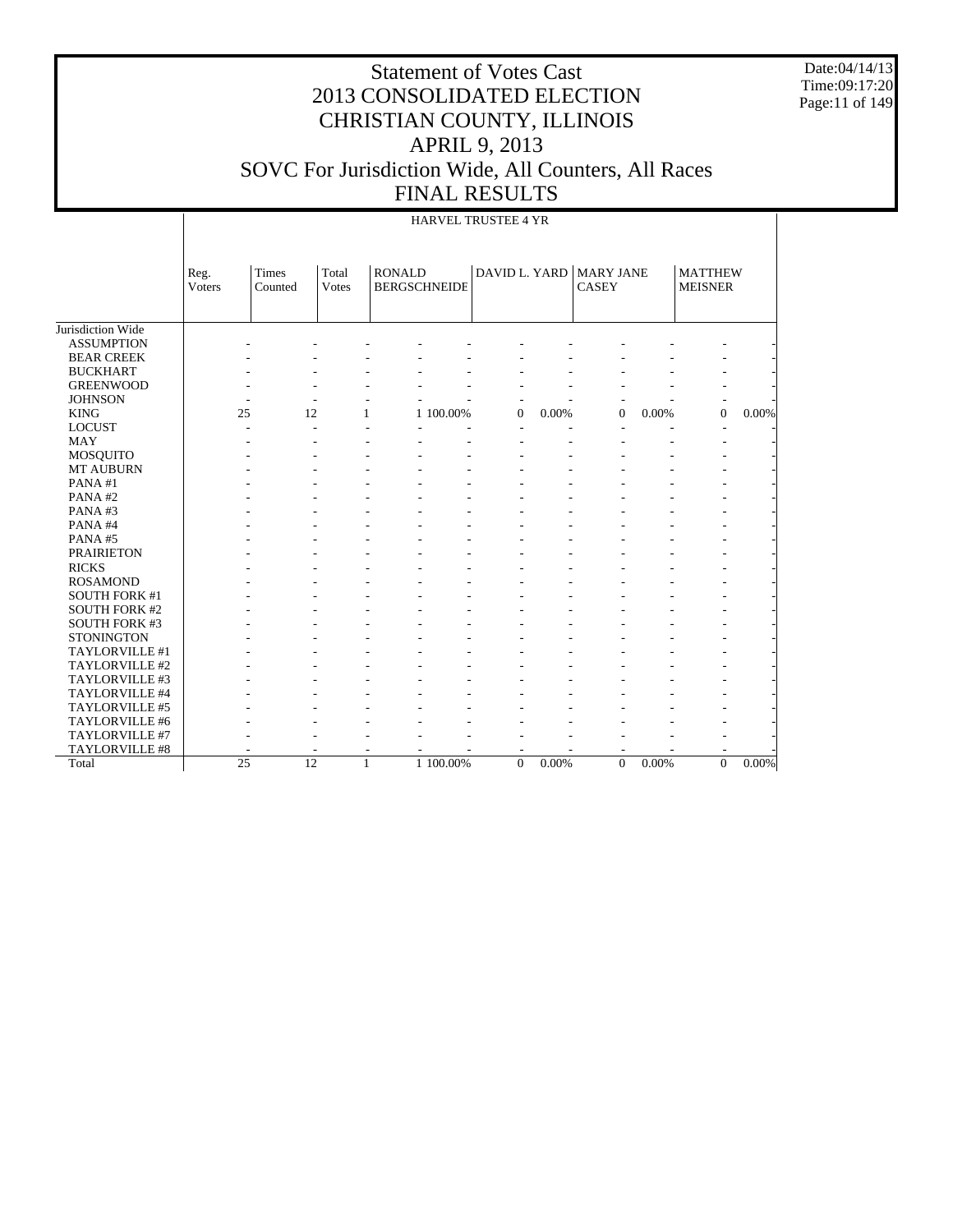# Statement of Votes Cast
# 2013 CONSOLIDATED ELECTION
# CHRISTIAN COUNTY, ILLINOIS
# APRIL 9, 2013
# SOVC For Jurisdiction Wide, All Counters, All Races
# FINAL RESULTS

Date:04/14/13
Time:09:17:20

## HARVEL TRUSTEE 4 YR

| | Reg. Voters | Times Counted | Total Votes | RONALD BERGSCHNEIDE | | DAVID L. YARD | | MARY JANE CASEY | | MATTHEW MEISNER | |
|---|---|---|---|---|---|---|---|---|---|---|---|
| Jurisdiction Wide | | | | | | | | | | | |
| ASSUMPTION | - | - | - | - | - | - | - | - | - | - | - |
| BEAR CREEK | - | - | - | - | - | - | - | - | - | - | - |
| BUCKHART | - | - | - | - | - | - | - | - | - | - | - |
| GREENWOOD | - | - | - | - | - | - | - | - | - | - | - |
| JOHNSON | - | - | - | - | - | - | - | - | - | - | - |
| KING | 25 | 12 | 1 | 1 | 100.00% | 0 | 0.00% | 0 | 0.00% | 0 | 0.00% |
| LOCUST | - | - | - | - | - | - | - | - | - | - | - |
| MAY | - | - | - | - | - | - | - | - | - | - | - |
| MOSQUITO | - | - | - | - | - | - | - | - | - | - | - |
| MT AUBURN | - | - | - | - | - | - | - | - | - | - | - |
| PANA #1 | - | - | - | - | - | - | - | - | - | - | - |
| PANA #2 | - | - | - | - | - | - | - | - | - | - | - |
| PANA #3 | - | - | - | - | - | - | - | - | - | - | - |
| PANA #4 | - | - | - | - | - | - | - | - | - | - | - |
| PANA #5 | - | - | - | - | - | - | - | - | - | - | - |
| PRAIRIETON | - | - | - | - | - | - | - | - | - | - | - |
| RICKS | - | - | - | - | - | - | - | - | - | - | - |
| ROSAMOND | - | - | - | - | - | - | - | - | - | - | - |
| SOUTH FORK #1 | - | - | - | - | - | - | - | - | - | - | - |
| SOUTH FORK #2 | - | - | - | - | - | - | - | - | - | - | - |
| SOUTH FORK #3 | - | - | - | - | - | - | - | - | - | - | - |
| STONINGTON | - | - | - | - | - | - | - | - | - | - | - |
| TAYLORVILLE #1 | - | - | - | - | - | - | - | - | - | - | - |
| TAYLORVILLE #2 | - | - | - | - | - | - | - | - | - | - | - |
| TAYLORVILLE #3 | - | - | - | - | - | - | - | - | - | - | - |
| TAYLORVILLE #4 | - | - | - | - | - | - | - | - | - | - | - |
| TAYLORVILLE #5 | - | - | - | - | - | - | - | - | - | - | - |
| TAYLORVILLE #6 | - | - | - | - | - | - | - | - | - | - | - |
| TAYLORVILLE #7 | - | - | - | - | - | - | - | - | - | - | - |
| TAYLORVILLE #8 | - | - | - | - | - | - | - | - | - | - | - |
| Total | 25 | 12 | 1 | 1 | 100.00% | 0 | 0.00% | 0 | 0.00% | 0 | 0.00% |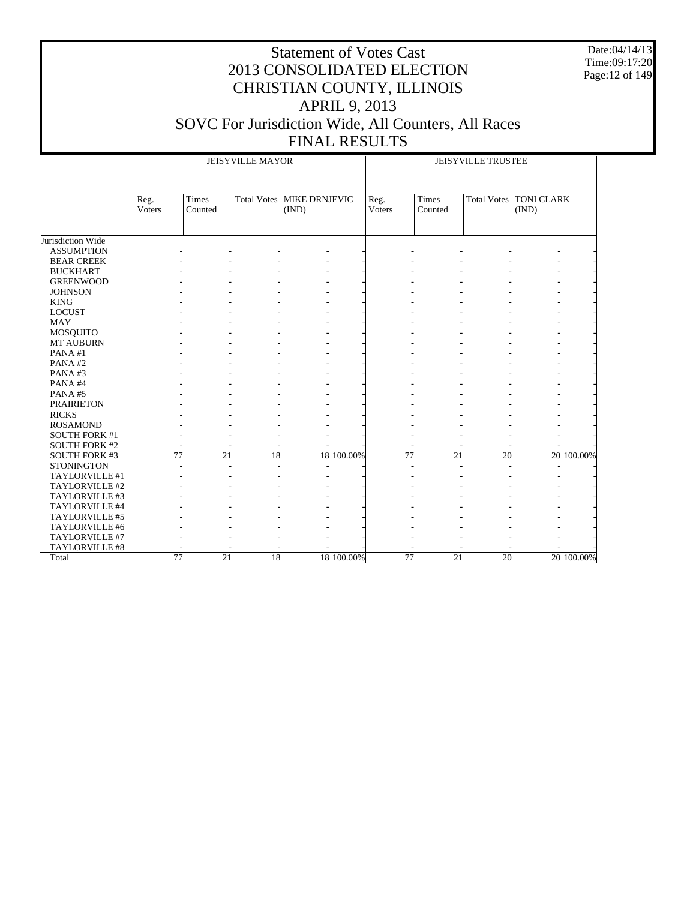# Statement of Votes Cast
# 2013 CONSOLIDATED ELECTION
# CHRISTIAN COUNTY, ILLINOIS
# APRIL 9, 2013
# SOVC For Jurisdiction Wide, All Counters, All Races
# FINAL RESULTS

Date:04/14/13
Time:09:17:20

| | JEISYVILLE MAYOR | | | | | JEISYVILLE TRUSTEE | | | | |
|---|---|---|---|---|---|---|---|---|---|---|
| | Reg. Voters | Times Counted | Total Votes | MIKE DRNJEVIC (IND) | | Reg. Voters | Times Counted | Total Votes | TONI CLARK (IND) | |
| Jurisdiction Wide | | | | | | | | | | |
| ASSUMPTION | - | - | - | - | - | - | - | - | - | - |
| BEAR CREEK | - | - | - | - | - | - | - | - | - | - |
| BUCKHART | - | - | - | - | - | - | - | - | - | - |
| GREENWOOD | - | - | - | - | - | - | - | - | - | - |
| JOHNSON | - | - | - | - | - | - | - | - | - | - |
| KING | - | - | - | - | - | - | - | - | - | - |
| LOCUST | - | - | - | - | - | - | - | - | - | - |
| MAY | - | - | - | - | - | - | - | - | - | - |
| MOSQUITO | - | - | - | - | - | - | - | - | - | - |
| MT AUBURN | - | - | - | - | - | - | - | - | - | - |
| PANA #1 | - | - | - | - | - | - | - | - | - | - |
| PANA #2 | - | - | - | - | - | - | - | - | - | - |
| PANA #3 | - | - | - | - | - | - | - | - | - | - |
| PANA #4 | - | - | - | - | - | - | - | - | - | - |
| PANA #5 | - | - | - | - | - | - | - | - | - | - |
| PRAIRIETON | - | - | - | - | - | - | - | - | - | - |
| RICKS | - | - | - | - | - | - | - | - | - | - |
| ROSAMOND | - | - | - | - | - | - | - | - | - | - |
| SOUTH FORK #1 | - | - | - | - | - | - | - | - | - | - |
| SOUTH FORK #2 | - | - | - | - | - | - | - | - | - | - |
| SOUTH FORK #3 | 77 | 21 | 18 | 18 | 100.00% | 77 | 21 | 20 | 20 | 100.00% |
| STONINGTON | - | - | - | - | - | - | - | - | - | - |
| TAYLORVILLE #1 | - | - | - | - | - | - | - | - | - | - |
| TAYLORVILLE #2 | - | - | - | - | - | - | - | - | - | - |
| TAYLORVILLE #3 | - | - | - | - | - | - | - | - | - | - |
| TAYLORVILLE #4 | - | - | - | - | - | - | - | - | - | - |
| TAYLORVILLE #5 | - | - | - | - | - | - | - | - | - | - |
| TAYLORVILLE #6 | - | - | - | - | - | - | - | - | - | - |
| TAYLORVILLE #7 | - | - | - | - | - | - | - | - | - | - |
| TAYLORVILLE #8 | - | - | - | - | - | - | - | - | - | - |
| Total | 77 | 21 | 18 | 18 | 100.00% | 77 | 21 | 20 | 20 | 100.00% |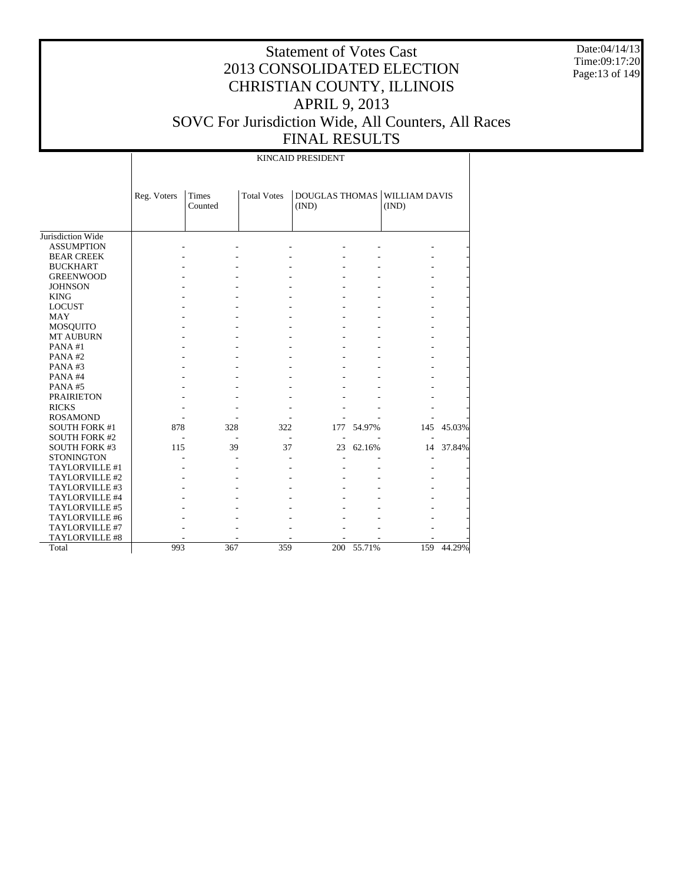# Statement of Votes Cast
# 2013 CONSOLIDATED ELECTION
# CHRISTIAN COUNTY, ILLINOIS
# APRIL 9, 2013
# SOVC For Jurisdiction Wide, All Counters, All Races
# FINAL RESULTS

Date:04/14/13
Time:09:17:20

| | KINCAID PRESIDENT | | | | | | |
|---|---|---|---|---|---|---|---|
| | Reg. Voters | Times Counted | Total Votes | DOUGLAS THOMAS (IND) | | WILLIAM DAVIS (IND) | |
| Jurisdiction Wide | | | | | | | |
| ASSUMPTION | - | - | - | - | - | - | - |
| BEAR CREEK | - | - | - | - | - | - | - |
| BUCKHART | - | - | - | - | - | - | - |
| GREENWOOD | - | - | - | - | - | - | - |
| JOHNSON | - | - | - | - | - | - | - |
| KING | - | - | - | - | - | - | - |
| LOCUST | - | - | - | - | - | - | - |
| MAY | - | - | - | - | - | - | - |
| MOSQUITO | - | - | - | - | - | - | - |
| MT AUBURN | - | - | - | - | - | - | - |
| PANA #1 | - | - | - | - | - | - | - |
| PANA #2 | - | - | - | - | - | - | - |
| PANA #3 | - | - | - | - | - | - | - |
| PANA #4 | - | - | - | - | - | - | - |
| PANA #5 | - | - | - | - | - | - | - |
| PRAIRIETON | - | - | - | - | - | - | - |
| RICKS | - | - | - | - | - | - | - |
| ROSAMOND | - | - | - | - | - | - | - |
| SOUTH FORK #1 | 878 | 328 | 322 | 177 | 54.97% | 145 | 45.03% |
| SOUTH FORK #2 | - | - | - | - | - | - | - |
| SOUTH FORK #3 | 115 | 39 | 37 | 23 | 62.16% | 14 | 37.84% |
| STONINGTON | - | - | - | - | - | - | - |
| TAYLORVILLE #1 | - | - | - | - | - | - | - |
| TAYLORVILLE #2 | - | - | - | - | - | - | - |
| TAYLORVILLE #3 | - | - | - | - | - | - | - |
| TAYLORVILLE #4 | - | - | - | - | - | - | - |
| TAYLORVILLE #5 | - | - | - | - | - | - | - |
| TAYLORVILLE #6 | - | - | - | - | - | - | - |
| TAYLORVILLE #7 | - | - | - | - | - | - | - |
| TAYLORVILLE #8 | - | - | - | - | - | - | - |
| Total | 993 | 367 | 359 | 200 | 55.71% | 159 | 44.29% |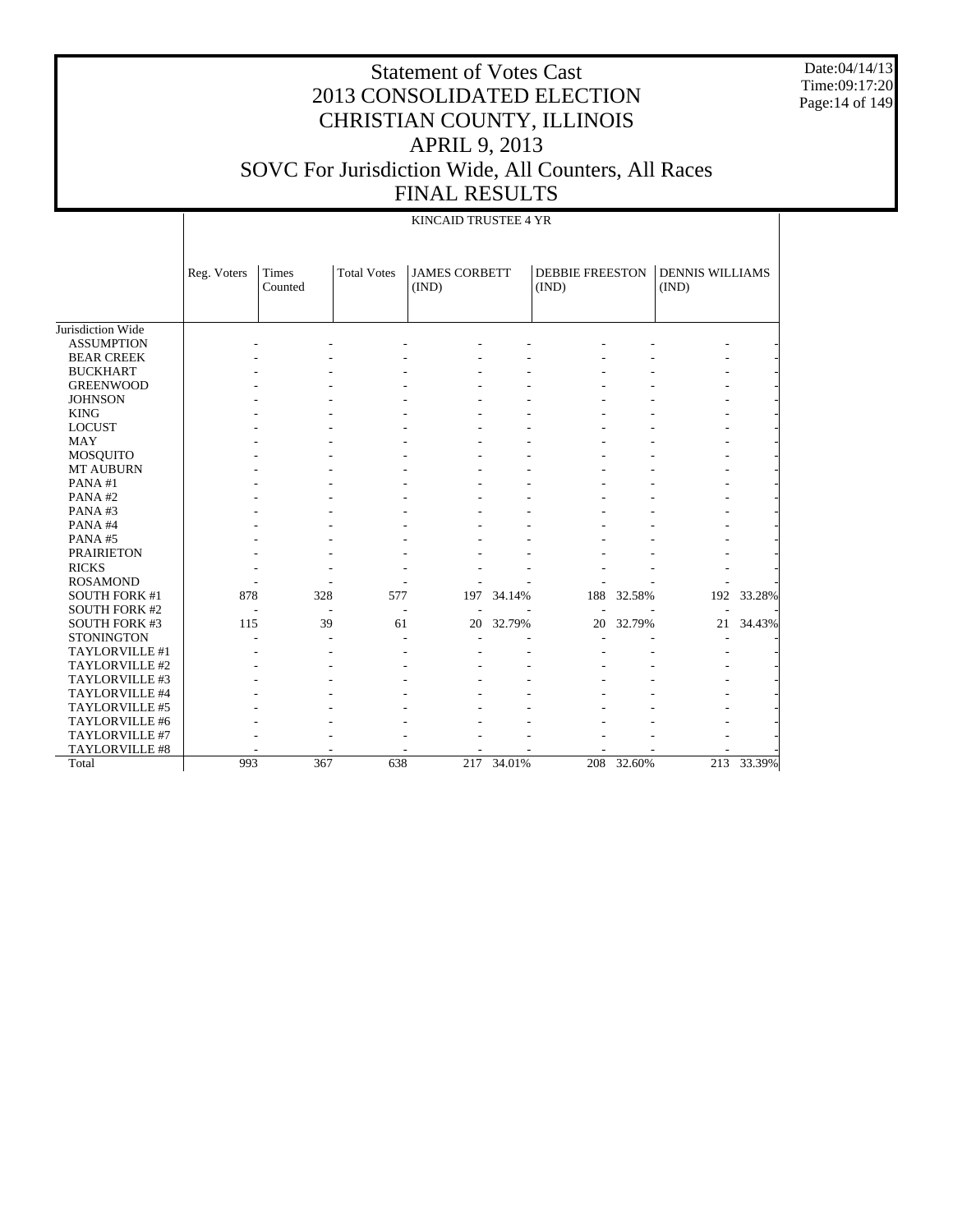# Statement of Votes Cast
# 2013 CONSOLIDATED ELECTION
# CHRISTIAN COUNTY, ILLINOIS
# APRIL 9, 2013
# SOVC For Jurisdiction Wide, All Counters, All Races
# FINAL RESULTS

Date:04/14/13
Time:09:17:20

KINCAID TRUSTEE 4 YR

| | Reg. Voters | Times Counted | Total Votes | JAMES CORBETT (IND) | | DEBBIE FREESTON (IND) | | DENNIS WILLIAMS (IND) | |
|---|---|---|---|---|---|---|---|---|---|
| Jurisdiction Wide | | | | | | | | | |
| ASSUMPTION | - | - | - | - | - | - | - | - | - |
| BEAR CREEK | - | - | - | - | - | - | - | - | - |
| BUCKHART | - | - | - | - | - | - | - | - | - |
| GREENWOOD | - | - | - | - | - | - | - | - | - |
| JOHNSON | - | - | - | - | - | - | - | - | - |
| KING | - | - | - | - | - | - | - | - | - |
| LOCUST | - | - | - | - | - | - | - | - | - |
| MAY | - | - | - | - | - | - | - | - | - |
| MOSQUITO | - | - | - | - | - | - | - | - | - |
| MT AUBURN | - | - | - | - | - | - | - | - | - |
| PANA #1 | - | - | - | - | - | - | - | - | - |
| PANA #2 | - | - | - | - | - | - | - | - | - |
| PANA #3 | - | - | - | - | - | - | - | - | - |
| PANA #4 | - | - | - | - | - | - | - | - | - |
| PANA #5 | - | - | - | - | - | - | - | - | - |
| PRAIRIETON | - | - | - | - | - | - | - | - | - |
| RICKS | - | - | - | - | - | - | - | - | - |
| ROSAMOND | - | - | - | - | - | - | - | - | - |
| SOUTH FORK #1 | 878 | 328 | 577 | 197 | 34.14% | 188 | 32.58% | 192 | 33.28% |
| SOUTH FORK #2 | - | - | - | - | - | - | - | - | - |
| SOUTH FORK #3 | 115 | 39 | 61 | 20 | 32.79% | 20 | 32.79% | 21 | 34.43% |
| STONINGTON | - | - | - | - | - | - | - | - | - |
| TAYLORVILLE #1 | - | - | - | - | - | - | - | - | - |
| TAYLORVILLE #2 | - | - | - | - | - | - | - | - | - |
| TAYLORVILLE #3 | - | - | - | - | - | - | - | - | - |
| TAYLORVILLE #4 | - | - | - | - | - | - | - | - | - |
| TAYLORVILLE #5 | - | - | - | - | - | - | - | - | - |
| TAYLORVILLE #6 | - | - | - | - | - | - | - | - | - |
| TAYLORVILLE #7 | - | - | - | - | - | - | - | - | - |
| TAYLORVILLE #8 | - | - | - | - | - | - | - | - | - |
| Total | 993 | 367 | 638 | 217 | 34.01% | 208 | 32.60% | 213 | 33.39% |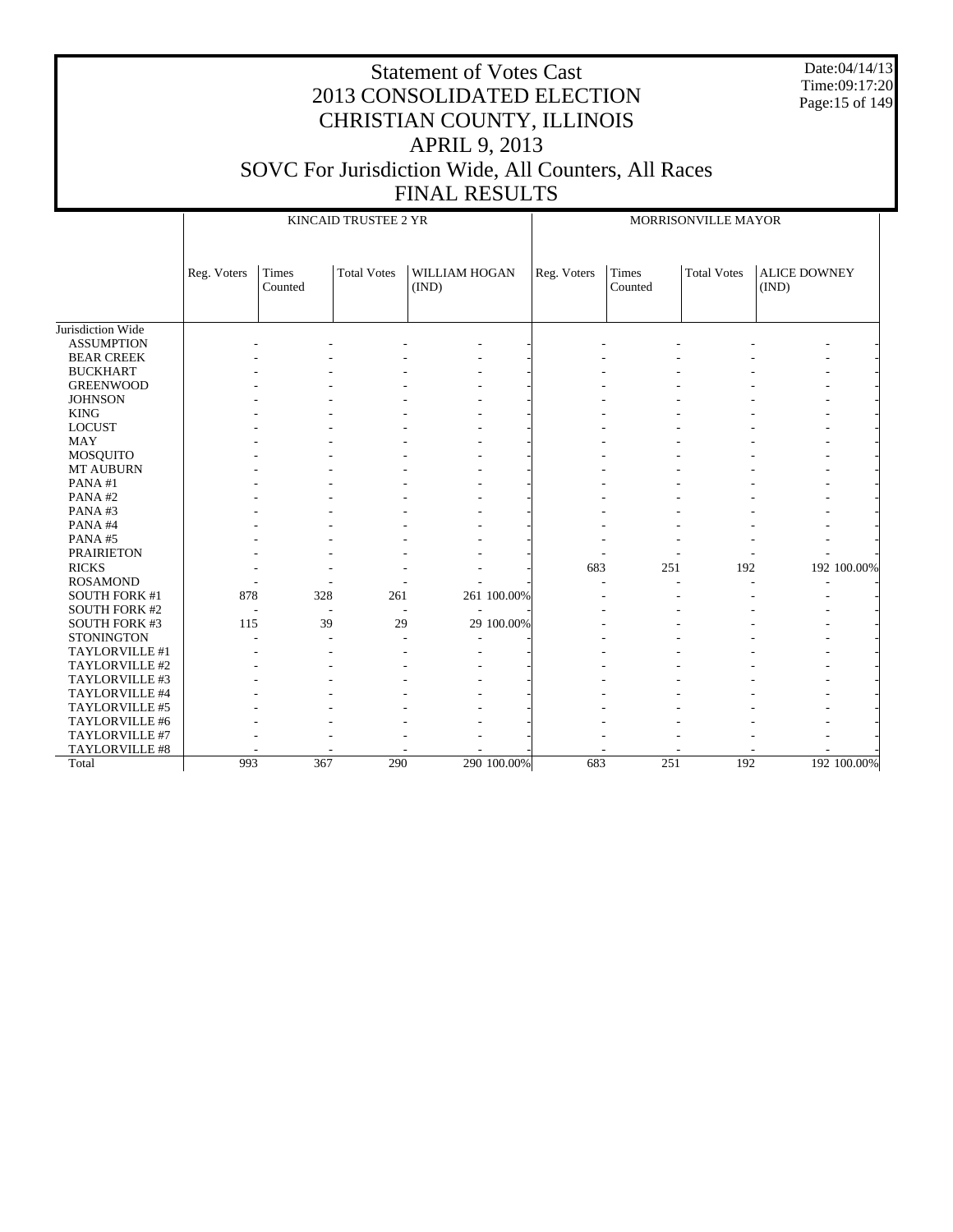# Statement of Votes Cast
# 2013 CONSOLIDATED ELECTION
# CHRISTIAN COUNTY, ILLINOIS
# APRIL 9, 2013
# SOVC For Jurisdiction Wide, All Counters, All Races
# FINAL RESULTS

Date:04/14/13
Time:09:17:20

| | KINCAID TRUSTEE 2 YR | | | | | MORRISONVILLE MAYOR | | | | |
|---|---|---|---|---|---|---|---|---|---|---|
| | Reg. Voters | Times Counted | Total Votes | WILLIAM HOGAN (IND) | | Reg. Voters | Times Counted | Total Votes | ALICE DOWNEY (IND) | |
| Jurisdiction Wide | | | | | | | | | | |
| ASSUMPTION | - | - | - | - | - | - | - | - | - | - |
| BEAR CREEK | - | - | - | - | - | - | - | - | - | - |
| BUCKHART | - | - | - | - | - | - | - | - | - | - |
| GREENWOOD | - | - | - | - | - | - | - | - | - | - |
| JOHNSON | - | - | - | - | - | - | - | - | - | - |
| KING | - | - | - | - | - | - | - | - | - | - |
| LOCUST | - | - | - | - | - | - | - | - | - | - |
| MAY | - | - | - | - | - | - | - | - | - | - |
| MOSQUITO | - | - | - | - | - | - | - | - | - | - |
| MT AUBURN | - | - | - | - | - | - | - | - | - | - |
| PANA #1 | - | - | - | - | - | - | - | - | - | - |
| PANA #2 | - | - | - | - | - | - | - | - | - | - |
| PANA #3 | - | - | - | - | - | - | - | - | - | - |
| PANA #4 | - | - | - | - | - | - | - | - | - | - |
| PANA #5 | - | - | - | - | - | - | - | - | - | - |
| PRAIRIETON | - | - | - | - | - | - | - | - | - | - |
| RICKS | - | - | - | - | - | 683 | 251 | 192 | 192 | 100.00% |
| ROSAMOND | - | - | - | - | - | - | - | - | - | - |
| SOUTH FORK #1 | 878 | 328 | 261 | 261 | 100.00% | - | - | - | - | - |
| SOUTH FORK #2 | - | - | - | - | - | - | - | - | - | - |
| SOUTH FORK #3 | 115 | 39 | 29 | 29 | 100.00% | - | - | - | - | - |
| STONINGTON | - | - | - | - | - | - | - | - | - | - |
| TAYLORVILLE #1 | - | - | - | - | - | - | - | - | - | - |
| TAYLORVILLE #2 | - | - | - | - | - | - | - | - | - | - |
| TAYLORVILLE #3 | - | - | - | - | - | - | - | - | - | - |
| TAYLORVILLE #4 | - | - | - | - | - | - | - | - | - | - |
| TAYLORVILLE #5 | - | - | - | - | - | - | - | - | - | - |
| TAYLORVILLE #6 | - | - | - | - | - | - | - | - | - | - |
| TAYLORVILLE #7 | - | - | - | - | - | - | - | - | - | - |
| TAYLORVILLE #8 | - | - | - | - | - | - | - | - | - | - |
| Total | 993 | 367 | 290 | 290 | 100.00% | 683 | 251 | 192 | 192 | 100.00% |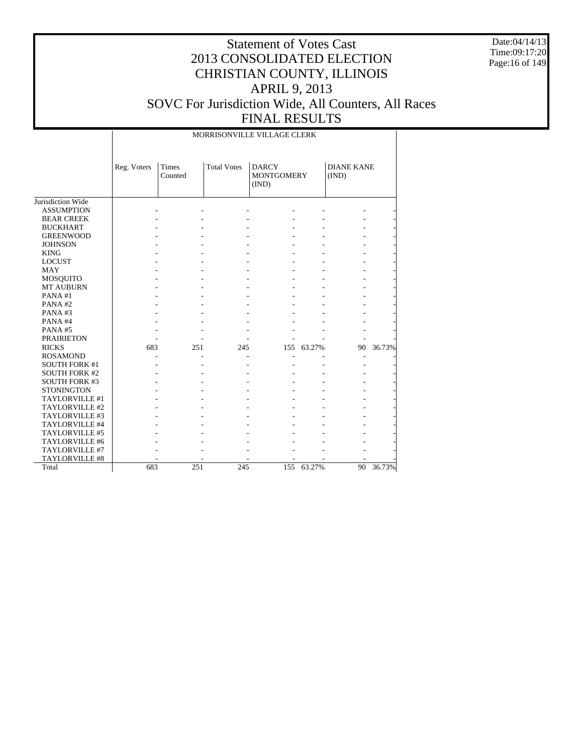# Statement of Votes Cast
# 2013 CONSOLIDATED ELECTION
# CHRISTIAN COUNTY, ILLINOIS
# APRIL 9, 2013
# SOVC For Jurisdiction Wide, All Counters, All Races
# FINAL RESULTS

Date:04/14/13
Time:09:17:20

| | MORRISONVILLE VILLAGE CLERK | | | | | | |
|---|---|---|---|---|---|---|---|
| | Reg. Voters | Times Counted | Total Votes | DARCY MONTGOMERY (IND) | | DIANE KANE (IND) | |
| Jurisdiction Wide | | | | | | | |
| ASSUMPTION | - | - | - | - | - | - | - |
| BEAR CREEK | - | - | - | - | - | - | - |
| BUCKHART | - | - | - | - | - | - | - |
| GREENWOOD | - | - | - | - | - | - | - |
| JOHNSON | - | - | - | - | - | - | - |
| KING | - | - | - | - | - | - | - |
| LOCUST | - | - | - | - | - | - | - |
| MAY | - | - | - | - | - | - | - |
| MOSQUITO | - | - | - | - | - | - | - |
| MT AUBURN | - | - | - | - | - | - | - |
| PANA #1 | - | - | - | - | - | - | - |
| PANA #2 | - | - | - | - | - | - | - |
| PANA #3 | - | - | - | - | - | - | - |
| PANA #4 | - | - | - | - | - | - | - |
| PANA #5 | - | - | - | - | - | - | - |
| PRAIRIETON | - | - | - | - | - | - | - |
| RICKS | 683 | 251 | 245 | 155 | 63.27% | 90 | 36.73% |
| ROSAMOND | - | - | - | - | - | - | - |
| SOUTH FORK #1 | - | - | - | - | - | - | - |
| SOUTH FORK #2 | - | - | - | - | - | - | - |
| SOUTH FORK #3 | - | - | - | - | - | - | - |
| STONINGTON | - | - | - | - | - | - | - |
| TAYLORVILLE #1 | - | - | - | - | - | - | - |
| TAYLORVILLE #2 | - | - | - | - | - | - | - |
| TAYLORVILLE #3 | - | - | - | - | - | - | - |
| TAYLORVILLE #4 | - | - | - | - | - | - | - |
| TAYLORVILLE #5 | - | - | - | - | - | - | - |
| TAYLORVILLE #6 | - | - | - | - | - | - | - |
| TAYLORVILLE #7 | - | - | - | - | - | - | - |
| TAYLORVILLE #8 | - | - | - | - | - | - | - |
| Total | 683 | 251 | 245 | 155 | 63.27% | 90 | 36.73% |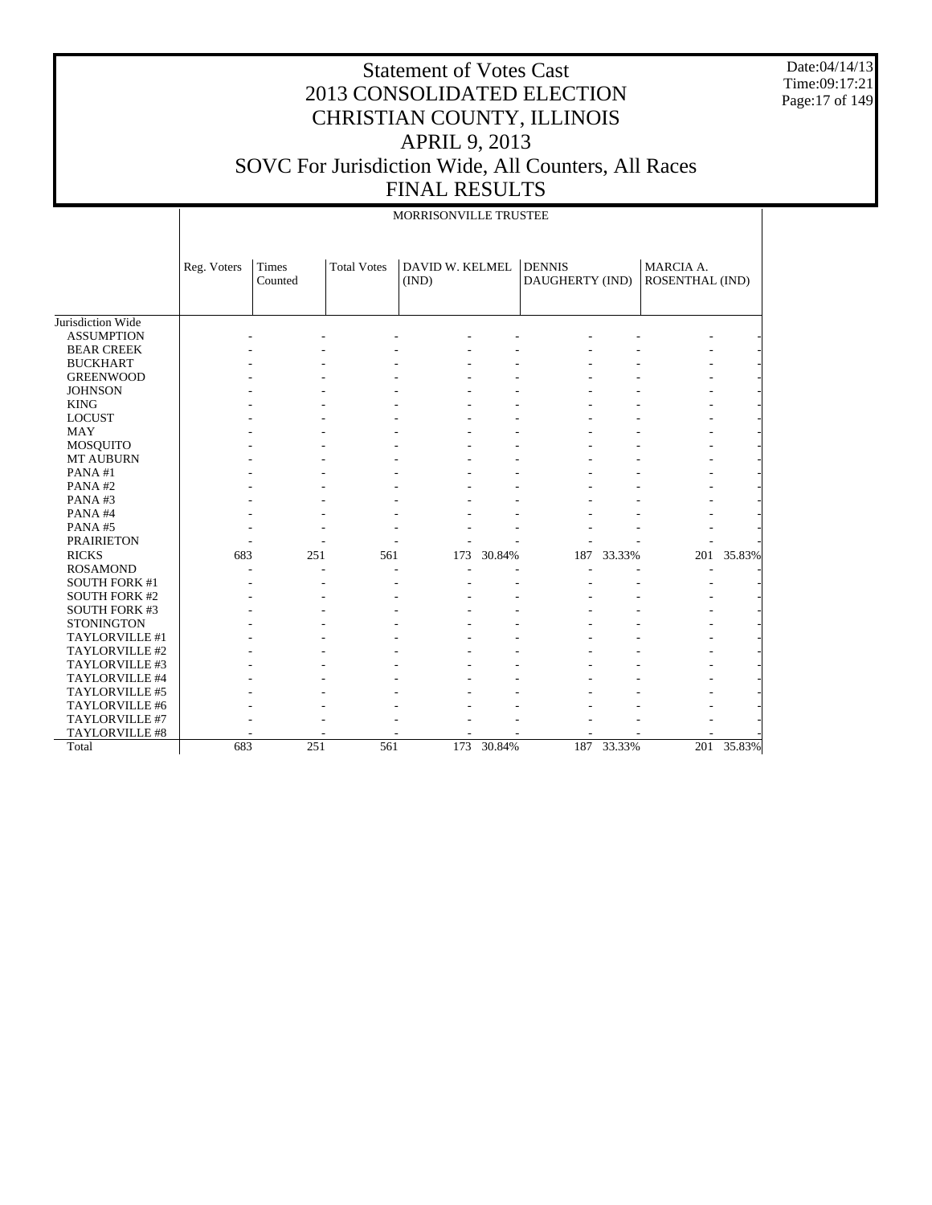# Statement of Votes Cast
# 2013 CONSOLIDATED ELECTION
# CHRISTIAN COUNTY, ILLINOIS
# APRIL 9, 2013
# SOVC For Jurisdiction Wide, All Counters, All Races
# FINAL RESULTS

Date:04/14/13
Time:09:17:21

| | MORRISONVILLE TRUSTEE | | | | | | | | |
|---|---|---|---|---|---|---|---|---|---|
| | Reg. Voters | Times Counted | Total Votes | DAVID W. KELMEL (IND) | | DENNIS DAUGHERTY (IND) | | MARCIA A. ROSENTHAL (IND) | |
| Jurisdiction Wide | | | | | | | | | |
| ASSUMPTION | - | - | - | - | - | - | - | - | - |
| BEAR CREEK | - | - | - | - | - | - | - | - | - |
| BUCKHART | - | - | - | - | - | - | - | - | - |
| GREENWOOD | - | - | - | - | - | - | - | - | - |
| JOHNSON | - | - | - | - | - | - | - | - | - |
| KING | - | - | - | - | - | - | - | - | - |
| LOCUST | - | - | - | - | - | - | - | - | - |
| MAY | - | - | - | - | - | - | - | - | - |
| MOSQUITO | - | - | - | - | - | - | - | - | - |
| MT AUBURN | - | - | - | - | - | - | - | - | - |
| PANA #1 | - | - | - | - | - | - | - | - | - |
| PANA #2 | - | - | - | - | - | - | - | - | - |
| PANA #3 | - | - | - | - | - | - | - | - | - |
| PANA #4 | - | - | - | - | - | - | - | - | - |
| PANA #5 | - | - | - | - | - | - | - | - | - |
| PRAIRIETON | - | - | - | - | - | - | - | - | - |
| RICKS | 683 | 251 | 561 | 173 | 30.84% | 187 | 33.33% | 201 | 35.83% |
| ROSAMOND | - | - | - | - | - | - | - | - | - |
| SOUTH FORK #1 | - | - | - | - | - | - | - | - | - |
| SOUTH FORK #2 | - | - | - | - | - | - | - | - | - |
| SOUTH FORK #3 | - | - | - | - | - | - | - | - | - |
| STONINGTON | - | - | - | - | - | - | - | - | - |
| TAYLORVILLE #1 | - | - | - | - | - | - | - | - | - |
| TAYLORVILLE #2 | - | - | - | - | - | - | - | - | - |
| TAYLORVILLE #3 | - | - | - | - | - | - | - | - | - |
| TAYLORVILLE #4 | - | - | - | - | - | - | - | - | - |
| TAYLORVILLE #5 | - | - | - | - | - | - | - | - | - |
| TAYLORVILLE #6 | - | - | - | - | - | - | - | - | - |
| TAYLORVILLE #7 | - | - | - | - | - | - | - | - | - |
| TAYLORVILLE #8 | - | - | - | - | - | - | - | - | - |
| Total | 683 | 251 | 561 | 173 | 30.84% | 187 | 33.33% | 201 | 35.83% |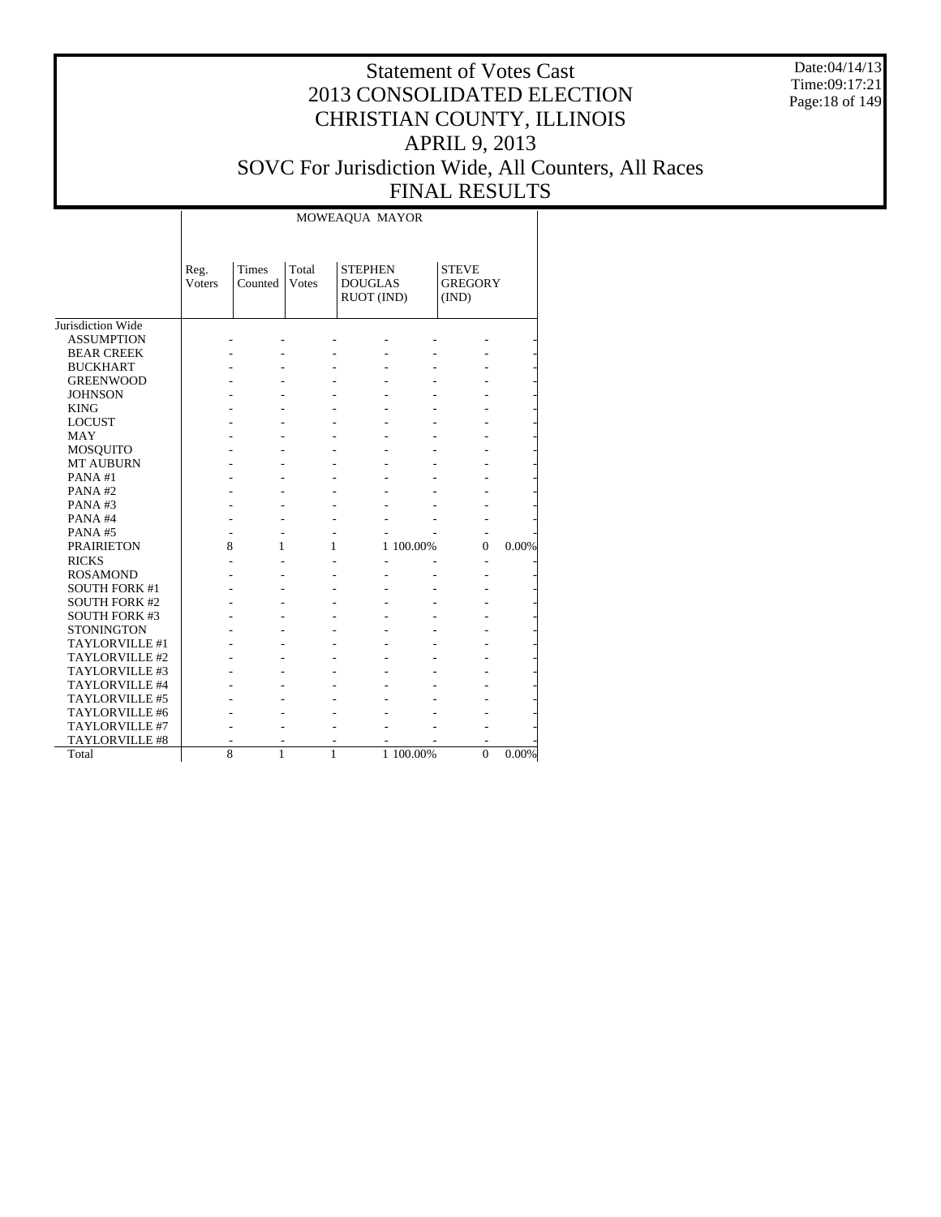# Statement of Votes Cast
# 2013 CONSOLIDATED ELECTION
# CHRISTIAN COUNTY, ILLINOIS
# APRIL 9, 2013
# SOVC For Jurisdiction Wide, All Counters, All Races
# FINAL RESULTS

Date:04/14/13
Time:09:17:21

| | MOWEAQUA MAYOR | | | | | | |
|---|---|---|---|---|---|---|---|
| | Reg. Voters | Times Counted | Total Votes | STEPHEN DOUGLAS RUOT (IND) | | STEVE GREGORY (IND) | |
| Jurisdiction Wide | | | | | | | |
| ASSUMPTION | - | - | - | - | - | - | - |
| BEAR CREEK | - | - | - | - | - | - | - |
| BUCKHART | - | - | - | - | - | - | - |
| GREENWOOD | - | - | - | - | - | - | - |
| JOHNSON | - | - | - | - | - | - | - |
| KING | - | - | - | - | - | - | - |
| LOCUST | - | - | - | - | - | - | - |
| MAY | - | - | - | - | - | - | - |
| MOSQUITO | - | - | - | - | - | - | - |
| MT AUBURN | - | - | - | - | - | - | - |
| PANA #1 | - | - | - | - | - | - | - |
| PANA #2 | - | - | - | - | - | - | - |
| PANA #3 | - | - | - | - | - | - | - |
| PANA #4 | - | - | - | - | - | - | - |
| PANA #5 | - | - | - | - | - | - | - |
| PRAIRIETON | 8 | 1 | 1 | 1 | 100.00% | 0 | 0.00% |
| RICKS | - | - | - | - | - | - | - |
| ROSAMOND | - | - | - | - | - | - | - |
| SOUTH FORK #1 | - | - | - | - | - | - | - |
| SOUTH FORK #2 | - | - | - | - | - | - | - |
| SOUTH FORK #3 | - | - | - | - | - | - | - |
| STONINGTON | - | - | - | - | - | - | - |
| TAYLORVILLE #1 | - | - | - | - | - | - | - |
| TAYLORVILLE #2 | - | - | - | - | - | - | - |
| TAYLORVILLE #3 | - | - | - | - | - | - | - |
| TAYLORVILLE #4 | - | - | - | - | - | - | - |
| TAYLORVILLE #5 | - | - | - | - | - | - | - |
| TAYLORVILLE #6 | - | - | - | - | - | - | - |
| TAYLORVILLE #7 | - | - | - | - | - | - | - |
| TAYLORVILLE #8 | - | - | - | - | - | - | - |
| Total | 8 | 1 | 1 | 1 | 100.00% | 0 | 0.00% |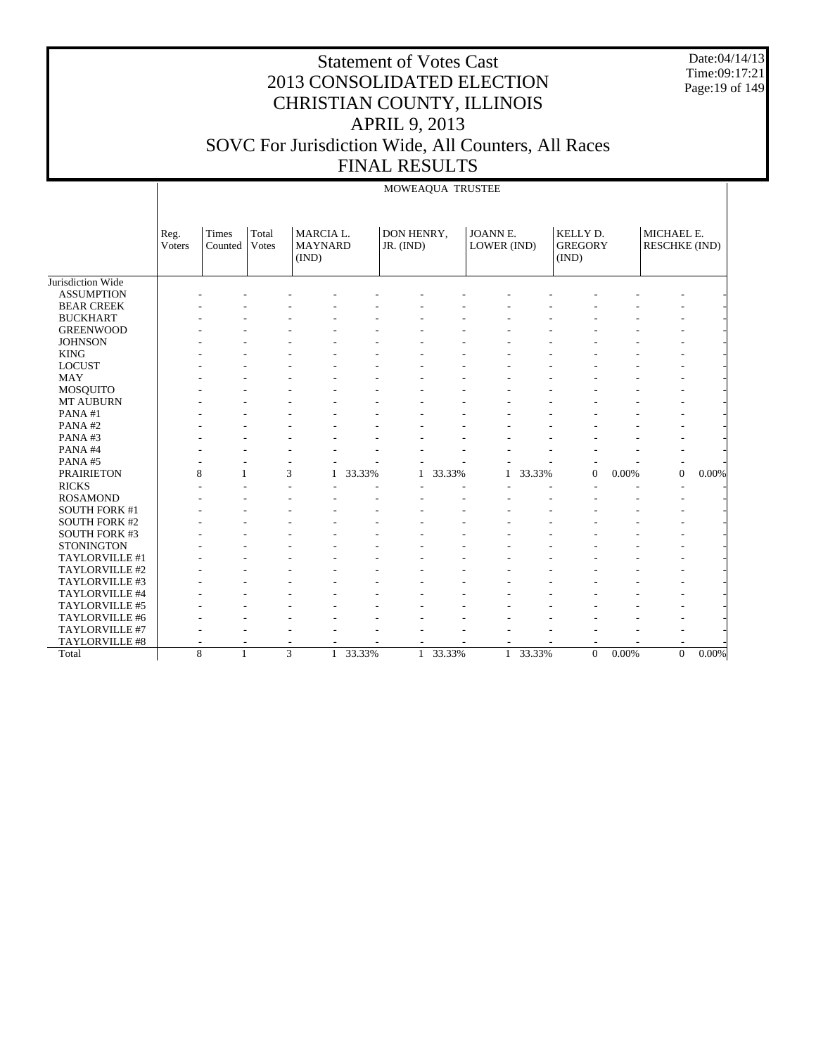# Statement of Votes Cast
# 2013 CONSOLIDATED ELECTION
# CHRISTIAN COUNTY, ILLINOIS
# APRIL 9, 2013
# SOVC For Jurisdiction Wide, All Counters, All Races
# FINAL RESULTS

Date:04/14/13
Time:09:17:21

MOWEAQUA TRUSTEE

| | Reg. Voters | Times Counted | Total Votes | MARCIA L. MAYNARD (IND) | | DON HENRY, JR. (IND) | | JOANN E. LOWER (IND) | | KELLY D. GREGORY (IND) | | MICHAEL E. RESCHKE (IND) | |
|---|---|---|---|---|---|---|---|---|---|---|---|---|---|
| Jurisdiction Wide | | | | | | | | | | | | | |
| ASSUMPTION | - | - | - | - | - | - | - | - | - | - | - | - | - |
| BEAR CREEK | - | - | - | - | - | - | - | - | - | - | - | - | - |
| BUCKHART | - | - | - | - | - | - | - | - | - | - | - | - | - |
| GREENWOOD | - | - | - | - | - | - | - | - | - | - | - | - | - |
| JOHNSON | - | - | - | - | - | - | - | - | - | - | - | - | - |
| KING | - | - | - | - | - | - | - | - | - | - | - | - | - |
| LOCUST | - | - | - | - | - | - | - | - | - | - | - | - | - |
| MAY | - | - | - | - | - | - | - | - | - | - | - | - | - |
| MOSQUITO | - | - | - | - | - | - | - | - | - | - | - | - | - |
| MT AUBURN | - | - | - | - | - | - | - | - | - | - | - | - | - |
| PANA #1 | - | - | - | - | - | - | - | - | - | - | - | - | - |
| PANA #2 | - | - | - | - | - | - | - | - | - | - | - | - | - |
| PANA #3 | - | - | - | - | - | - | - | - | - | - | - | - | - |
| PANA #4 | - | - | - | - | - | - | - | - | - | - | - | - | - |
| PANA #5 | - | - | - | - | - | - | - | - | - | - | - | - | - |
| PRAIRIETON | 8 | 1 | 3 | 1 | 33.33% | 1 | 33.33% | 1 | 33.33% | 0 | 0.00% | 0 | 0.00% |
| RICKS | - | - | - | - | - | - | - | - | - | - | - | - | - |
| ROSAMOND | - | - | - | - | - | - | - | - | - | - | - | - | - |
| SOUTH FORK #1 | - | - | - | - | - | - | - | - | - | - | - | - | - |
| SOUTH FORK #2 | - | - | - | - | - | - | - | - | - | - | - | - | - |
| SOUTH FORK #3 | - | - | - | - | - | - | - | - | - | - | - | - | - |
| STONINGTON | - | - | - | - | - | - | - | - | - | - | - | - | - |
| TAYLORVILLE #1 | - | - | - | - | - | - | - | - | - | - | - | - | - |
| TAYLORVILLE #2 | - | - | - | - | - | - | - | - | - | - | - | - | - |
| TAYLORVILLE #3 | - | - | - | - | - | - | - | - | - | - | - | - | - |
| TAYLORVILLE #4 | - | - | - | - | - | - | - | - | - | - | - | - | - |
| TAYLORVILLE #5 | - | - | - | - | - | - | - | - | - | - | - | - | - |
| TAYLORVILLE #6 | - | - | - | - | - | - | - | - | - | - | - | - | - |
| TAYLORVILLE #7 | - | - | - | - | - | - | - | - | - | - | - | - | - |
| TAYLORVILLE #8 | - | - | - | - | - | - | - | - | - | - | - | - | - |
| Total | 8 | 1 | 3 | 1 | 33.33% | 1 | 33.33% | 1 | 33.33% | 0 | 0.00% | 0 | 0.00% |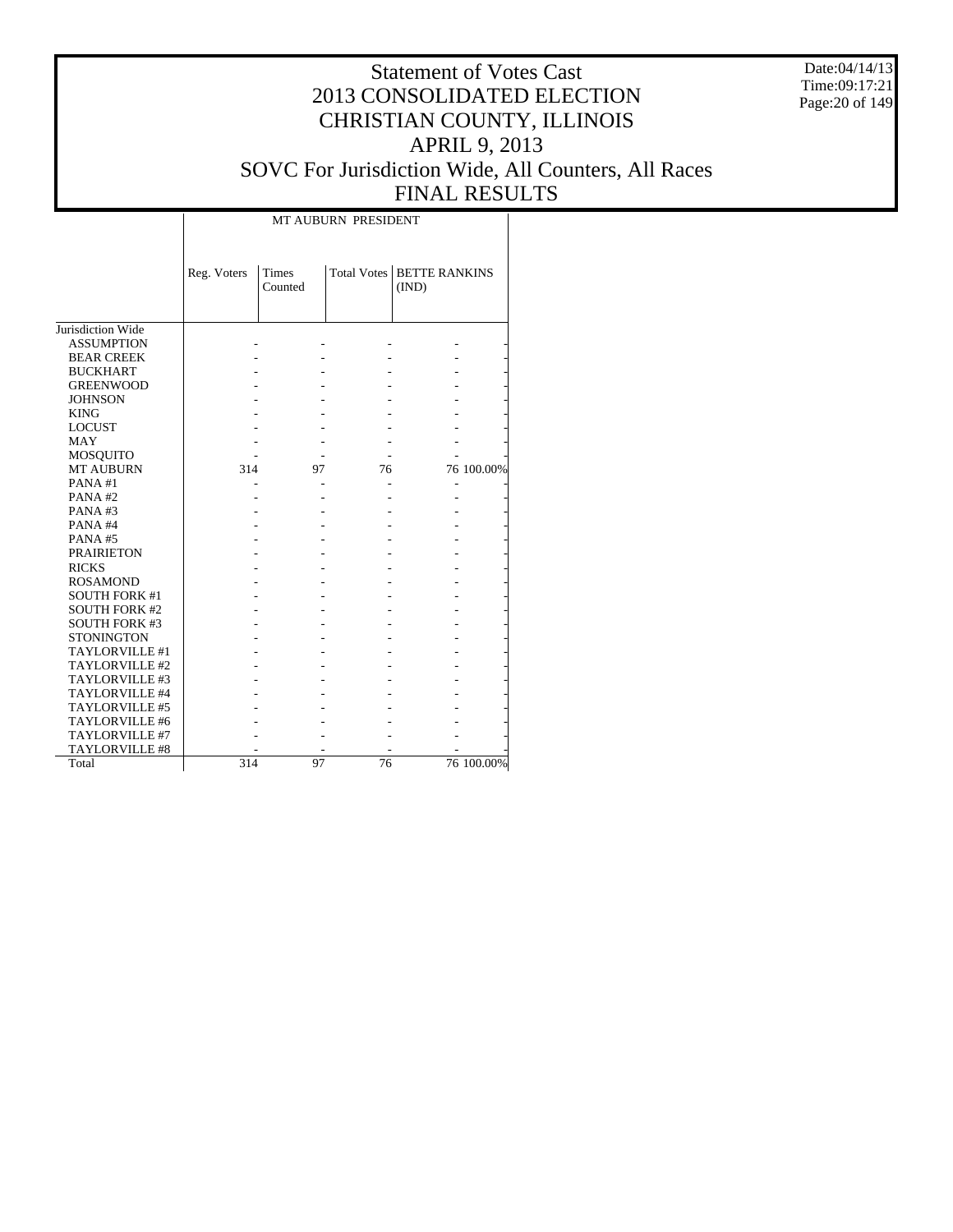# Statement of Votes Cast
# 2013 CONSOLIDATED ELECTION
# CHRISTIAN COUNTY, ILLINOIS
# APRIL 9, 2013
# SOVC For Jurisdiction Wide, All Counters, All Races
# FINAL RESULTS

Date:04/14/13
Time:09:17:21

| | MT AUBURN PRESIDENT | | | | |
|---|---|---|---|---|---|
| | Reg. Voters | Times Counted | Total Votes | BETTE RANKINS (IND) | |
| Jurisdiction Wide | | | | | |
| ASSUMPTION | - | - | - | - | - |
| BEAR CREEK | - | - | - | - | - |
| BUCKHART | - | - | - | - | - |
| GREENWOOD | - | - | - | - | - |
| JOHNSON | - | - | - | - | - |
| KING | - | - | - | - | - |
| LOCUST | - | - | - | - | - |
| MAY | - | - | - | - | - |
| MOSQUITO | - | - | - | - | - |
| MT AUBURN | 314 | 97 | 76 | 76 | 100.00% |
| PANA #1 | - | - | - | - | - |
| PANA #2 | - | - | - | - | - |
| PANA #3 | - | - | - | - | - |
| PANA #4 | - | - | - | - | - |
| PANA #5 | - | - | - | - | - |
| PRAIRIETON | - | - | - | - | - |
| RICKS | - | - | - | - | - |
| ROSAMOND | - | - | - | - | - |
| SOUTH FORK #1 | - | - | - | - | - |
| SOUTH FORK #2 | - | - | - | - | - |
| SOUTH FORK #3 | - | - | - | - | - |
| STONINGTON | - | - | - | - | - |
| TAYLORVILLE #1 | - | - | - | - | - |
| TAYLORVILLE #2 | - | - | - | - | - |
| TAYLORVILLE #3 | - | - | - | - | - |
| TAYLORVILLE #4 | - | - | - | - | - |
| TAYLORVILLE #5 | - | - | - | - | - |
| TAYLORVILLE #6 | - | - | - | - | - |
| TAYLORVILLE #7 | - | - | - | - | - |
| TAYLORVILLE #8 | - | - | - | - | - |
| Total | 314 | 97 | 76 | 76 | 100.00% |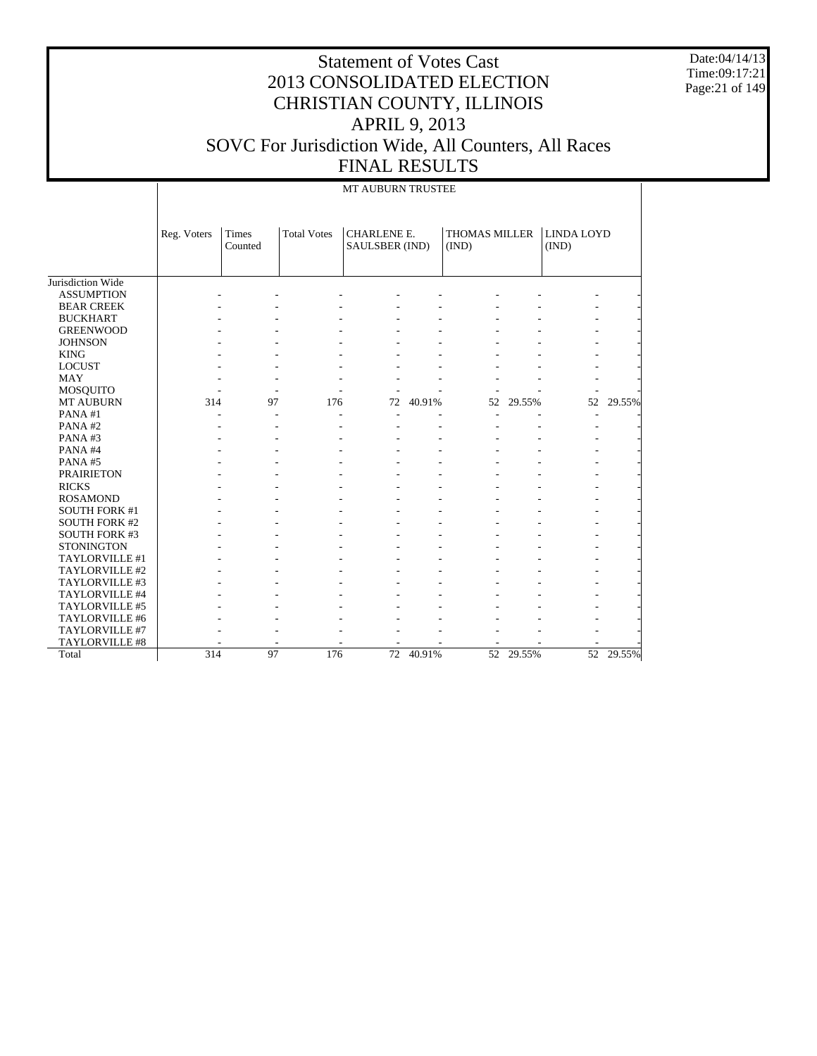# Statement of Votes Cast
# 2013 CONSOLIDATED ELECTION
# CHRISTIAN COUNTY, ILLINOIS
# APRIL 9, 2013
# SOVC For Jurisdiction Wide, All Counters, All Races
# FINAL RESULTS

Date:04/14/13
Time:09:17:21

MT AUBURN TRUSTEE

| | Reg. Voters | Times Counted | Total Votes | CHARLENE E. SAULSBER (IND) | | THOMAS MILLER (IND) | | LINDA LOYD (IND) | |
|---|---|---|---|---|---|---|---|---|---|
| Jurisdiction Wide | | | | | | | | | |
| ASSUMPTION | - | - | - | - | - | - | - | - | - |
| BEAR CREEK | - | - | - | - | - | - | - | - | - |
| BUCKHART | - | - | - | - | - | - | - | - | - |
| GREENWOOD | - | - | - | - | - | - | - | - | - |
| JOHNSON | - | - | - | - | - | - | - | - | - |
| KING | - | - | - | - | - | - | - | - | - |
| LOCUST | - | - | - | - | - | - | - | - | - |
| MAY | - | - | - | - | - | - | - | - | - |
| MOSQUITO | - | - | - | - | - | - | - | - | - |
| MT AUBURN | 314 | 97 | 176 | 72 | 40.91% | 52 | 29.55% | 52 | 29.55% |
| PANA #1 | - | - | - | - | - | - | - | - | - |
| PANA #2 | - | - | - | - | - | - | - | - | - |
| PANA #3 | - | - | - | - | - | - | - | - | - |
| PANA #4 | - | - | - | - | - | - | - | - | - |
| PANA #5 | - | - | - | - | - | - | - | - | - |
| PRAIRIETON | - | - | - | - | - | - | - | - | - |
| RICKS | - | - | - | - | - | - | - | - | - |
| ROSAMOND | - | - | - | - | - | - | - | - | - |
| SOUTH FORK #1 | - | - | - | - | - | - | - | - | - |
| SOUTH FORK #2 | - | - | - | - | - | - | - | - | - |
| SOUTH FORK #3 | - | - | - | - | - | - | - | - | - |
| STONINGTON | - | - | - | - | - | - | - | - | - |
| TAYLORVILLE #1 | - | - | - | - | - | - | - | - | - |
| TAYLORVILLE #2 | - | - | - | - | - | - | - | - | - |
| TAYLORVILLE #3 | - | - | - | - | - | - | - | - | - |
| TAYLORVILLE #4 | - | - | - | - | - | - | - | - | - |
| TAYLORVILLE #5 | - | - | - | - | - | - | - | - | - |
| TAYLORVILLE #6 | - | - | - | - | - | - | - | - | - |
| TAYLORVILLE #7 | - | - | - | - | - | - | - | - | - |
| TAYLORVILLE #8 | - | - | - | - | - | - | - | - | - |
| Total | 314 | 97 | 176 | 72 | 40.91% | 52 | 29.55% | 52 | 29.55% |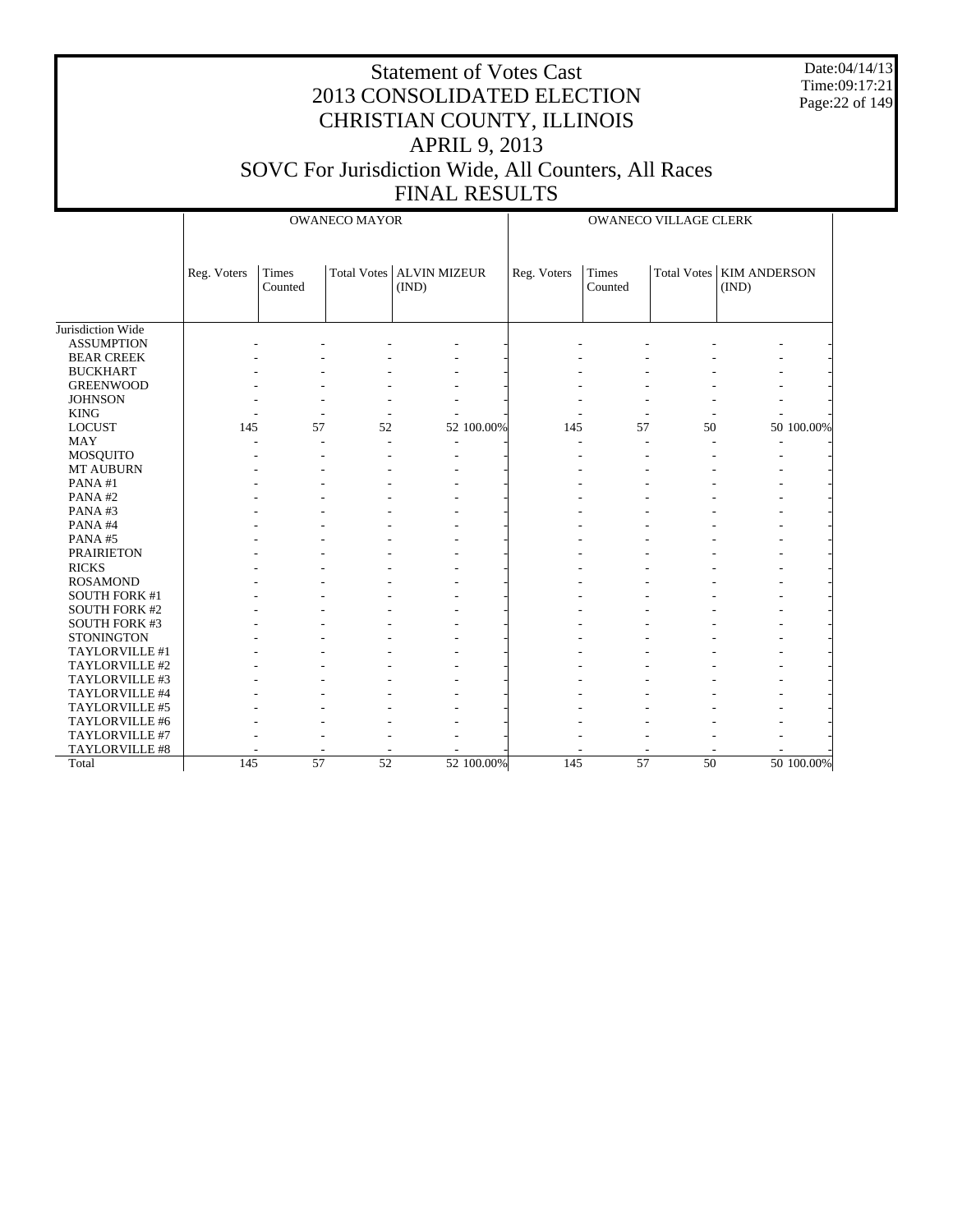# Statement of Votes Cast
## 2013 CONSOLIDATED ELECTION
## CHRISTIAN COUNTY, ILLINOIS
## APRIL 9, 2013
## SOVC For Jurisdiction Wide, All Counters, All Races
## FINAL RESULTS

Date:04/14/13
Time:09:17:21

| | OWANECO MAYOR | | | | | OWANECO VILLAGE CLERK | | | | |
|---|---|---|---|---|---|---|---|---|---|---|
| | Reg. Voters | Times Counted | Total Votes | ALVIN MIZEUR (IND) | | Reg. Voters | Times Counted | Total Votes | KIM ANDERSON (IND) | |
| Jurisdiction Wide | | | | | | | | | | |
| ASSUMPTION | - | - | - | - | - | - | - | - | - | - |
| BEAR CREEK | - | - | - | - | - | - | - | - | - | - |
| BUCKHART | - | - | - | - | - | - | - | - | - | - |
| GREENWOOD | - | - | - | - | - | - | - | - | - | - |
| JOHNSON | - | - | - | - | - | - | - | - | - | - |
| KING | - | - | - | - | - | - | - | - | - | - |
| LOCUST | 145 | 57 | 52 | 52 | 100.00% | 145 | 57 | 50 | 50 | 100.00% |
| MAY | - | - | - | - | - | - | - | - | - | - |
| MOSQUITO | - | - | - | - | - | - | - | - | - | - |
| MT AUBURN | - | - | - | - | - | - | - | - | - | - |
| PANA #1 | - | - | - | - | - | - | - | - | - | - |
| PANA #2 | - | - | - | - | - | - | - | - | - | - |
| PANA #3 | - | - | - | - | - | - | - | - | - | - |
| PANA #4 | - | - | - | - | - | - | - | - | - | - |
| PANA #5 | - | - | - | - | - | - | - | - | - | - |
| PRAIRIETON | - | - | - | - | - | - | - | - | - | - |
| RICKS | - | - | - | - | - | - | - | - | - | - |
| ROSAMOND | - | - | - | - | - | - | - | - | - | - |
| SOUTH FORK #1 | - | - | - | - | - | - | - | - | - | - |
| SOUTH FORK #2 | - | - | - | - | - | - | - | - | - | - |
| SOUTH FORK #3 | - | - | - | - | - | - | - | - | - | - |
| STONINGTON | - | - | - | - | - | - | - | - | - | - |
| TAYLORVILLE #1 | - | - | - | - | - | - | - | - | - | - |
| TAYLORVILLE #2 | - | - | - | - | - | - | - | - | - | - |
| TAYLORVILLE #3 | - | - | - | - | - | - | - | - | - | - |
| TAYLORVILLE #4 | - | - | - | - | - | - | - | - | - | - |
| TAYLORVILLE #5 | - | - | - | - | - | - | - | - | - | - |
| TAYLORVILLE #6 | - | - | - | - | - | - | - | - | - | - |
| TAYLORVILLE #7 | - | - | - | - | - | - | - | - | - | - |
| TAYLORVILLE #8 | - | - | - | - | - | - | - | - | - | - |
| Total | 145 | 57 | 52 | 52 | 100.00% | 145 | 57 | 50 | 50 | 100.00% |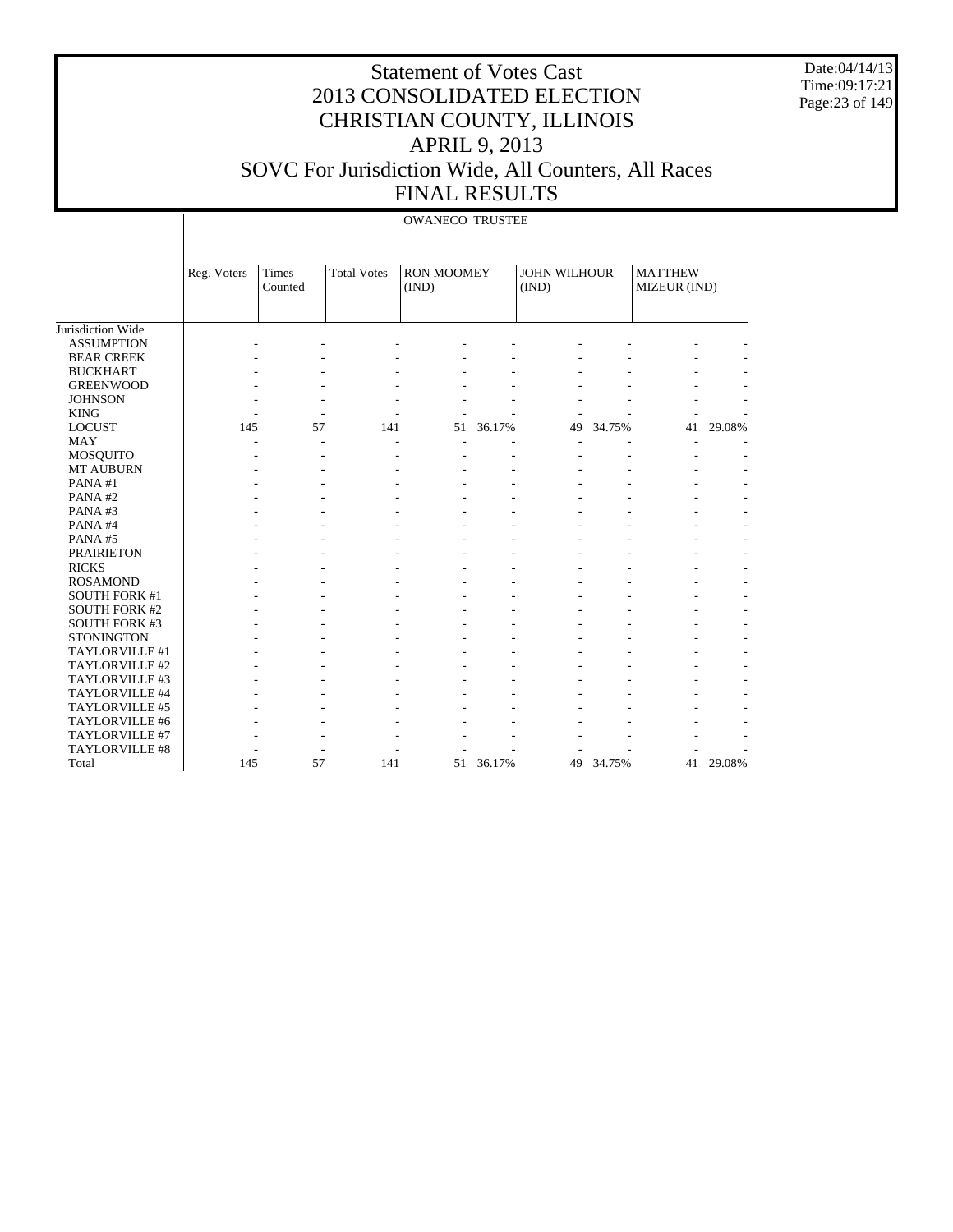# Statement of Votes Cast
# 2013 CONSOLIDATED ELECTION
# CHRISTIAN COUNTY, ILLINOIS
# APRIL 9, 2013
# SOVC For Jurisdiction Wide, All Counters, All Races
# FINAL RESULTS

Date:04/14/13
Time:09:17:21

OWANECO TRUSTEE

| | Reg. Voters | Times Counted | Total Votes | RON MOOMEY (IND) | | JOHN WILHOUR (IND) | | MATTHEW MIZEUR (IND) | |
|---|---|---|---|---|---|---|---|---|---|
| Jurisdiction Wide | | | | | | | | | |
| ASSUMPTION | - | - | - | - | - | - | - | - | - |
| BEAR CREEK | - | - | - | - | - | - | - | - | - |
| BUCKHART | - | - | - | - | - | - | - | - | - |
| GREENWOOD | - | - | - | - | - | - | - | - | - |
| JOHNSON | - | - | - | - | - | - | - | - | - |
| KING | - | - | - | - | - | - | - | - | - |
| LOCUST | 145 | 57 | 141 | 51 | 36.17% | 49 | 34.75% | 41 | 29.08% |
| MAY | - | - | - | - | - | - | - | - | - |
| MOSQUITO | - | - | - | - | - | - | - | - | - |
| MT AUBURN | - | - | - | - | - | - | - | - | - |
| PANA #1 | - | - | - | - | - | - | - | - | - |
| PANA #2 | - | - | - | - | - | - | - | - | - |
| PANA #3 | - | - | - | - | - | - | - | - | - |
| PANA #4 | - | - | - | - | - | - | - | - | - |
| PANA #5 | - | - | - | - | - | - | - | - | - |
| PRAIRIETON | - | - | - | - | - | - | - | - | - |
| RICKS | - | - | - | - | - | - | - | - | - |
| ROSAMOND | - | - | - | - | - | - | - | - | - |
| SOUTH FORK #1 | - | - | - | - | - | - | - | - | - |
| SOUTH FORK #2 | - | - | - | - | - | - | - | - | - |
| SOUTH FORK #3 | - | - | - | - | - | - | - | - | - |
| STONINGTON | - | - | - | - | - | - | - | - | - |
| TAYLORVILLE #1 | - | - | - | - | - | - | - | - | - |
| TAYLORVILLE #2 | - | - | - | - | - | - | - | - | - |
| TAYLORVILLE #3 | - | - | - | - | - | - | - | - | - |
| TAYLORVILLE #4 | - | - | - | - | - | - | - | - | - |
| TAYLORVILLE #5 | - | - | - | - | - | - | - | - | - |
| TAYLORVILLE #6 | - | - | - | - | - | - | - | - | - |
| TAYLORVILLE #7 | - | - | - | - | - | - | - | - | - |
| TAYLORVILLE #8 | - | - | - | - | - | - | - | - | - |
| Total | 145 | 57 | 141 | 51 | 36.17% | 49 | 34.75% | 41 | 29.08% |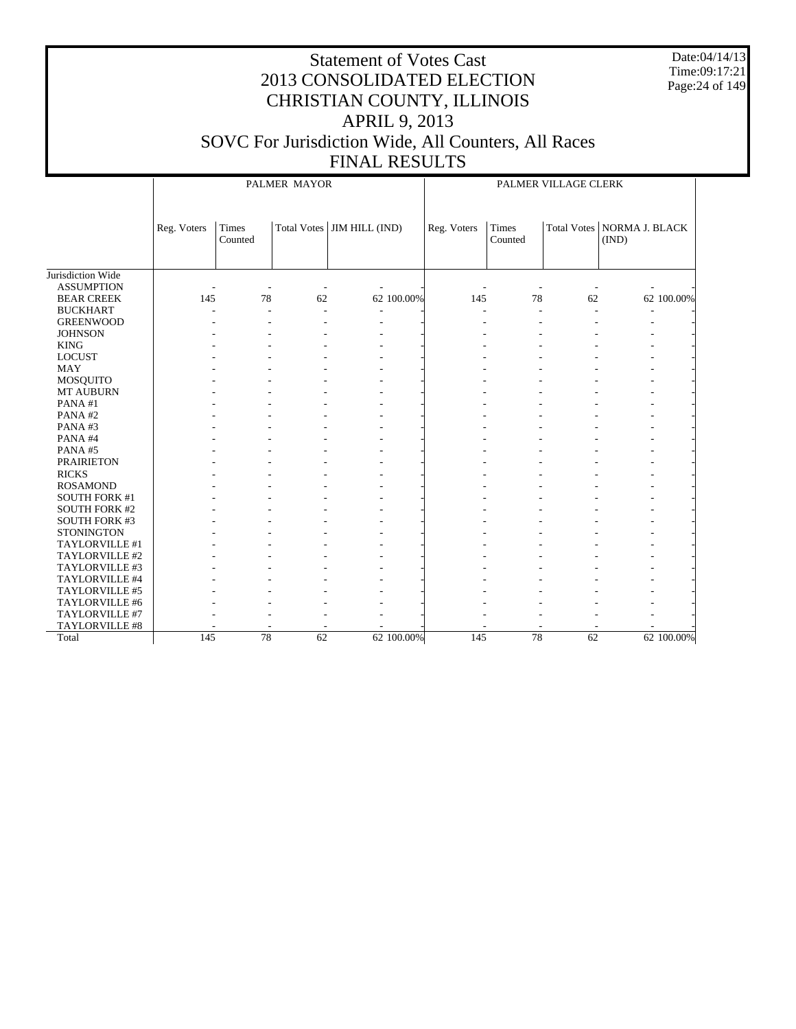# Statement of Votes Cast
# 2013 CONSOLIDATED ELECTION
# CHRISTIAN COUNTY, ILLINOIS
# APRIL 9, 2013
# SOVC For Jurisdiction Wide, All Counters, All Races
# FINAL RESULTS

Date:04/14/13
Time:09:17:21

| | PALMER MAYOR | | | | | PALMER VILLAGE CLERK | | | | |
|---|---|---|---|---|---|---|---|---|---|---|
| | Reg. Voters | Times Counted | Total Votes | JIM HILL (IND) | | Reg. Voters | Times Counted | Total Votes | NORMA J. BLACK (IND) | |
| Jurisdiction Wide | | | | | | | | | | |
| ASSUMPTION | - | - | - | - | - | - | - | - | - | - |
| BEAR CREEK | 145 | 78 | 62 | 62 | 100.00% | 145 | 78 | 62 | 62 | 100.00% |
| BUCKHART | - | - | - | - | - | - | - | - | - | - |
| GREENWOOD | - | - | - | - | - | - | - | - | - | - |
| JOHNSON | - | - | - | - | - | - | - | - | - | - |
| KING | - | - | - | - | - | - | - | - | - | - |
| LOCUST | - | - | - | - | - | - | - | - | - | - |
| MAY | - | - | - | - | - | - | - | - | - | - |
| MOSQUITO | - | - | - | - | - | - | - | - | - | - |
| MT AUBURN | - | - | - | - | - | - | - | - | - | - |
| PANA #1 | - | - | - | - | - | - | - | - | - | - |
| PANA #2 | - | - | - | - | - | - | - | - | - | - |
| PANA #3 | - | - | - | - | - | - | - | - | - | - |
| PANA #4 | - | - | - | - | - | - | - | - | - | - |
| PANA #5 | - | - | - | - | - | - | - | - | - | - |
| PRAIRIETON | - | - | - | - | - | - | - | - | - | - |
| RICKS | - | - | - | - | - | - | - | - | - | - |
| ROSAMOND | - | - | - | - | - | - | - | - | - | - |
| SOUTH FORK #1 | - | - | - | - | - | - | - | - | - | - |
| SOUTH FORK #2 | - | - | - | - | - | - | - | - | - | - |
| SOUTH FORK #3 | - | - | - | - | - | - | - | - | - | - |
| STONINGTON | - | - | - | - | - | - | - | - | - | - |
| TAYLORVILLE #1 | - | - | - | - | - | - | - | - | - | - |
| TAYLORVILLE #2 | - | - | - | - | - | - | - | - | - | - |
| TAYLORVILLE #3 | - | - | - | - | - | - | - | - | - | - |
| TAYLORVILLE #4 | - | - | - | - | - | - | - | - | - | - |
| TAYLORVILLE #5 | - | - | - | - | - | - | - | - | - | - |
| TAYLORVILLE #6 | - | - | - | - | - | - | - | - | - | - |
| TAYLORVILLE #7 | - | - | - | - | - | - | - | - | - | - |
| TAYLORVILLE #8 | - | - | - | - | - | - | - | - | - | - |
| Total | 145 | 78 | 62 | 62 | 100.00% | 145 | 78 | 62 | 62 | 100.00% |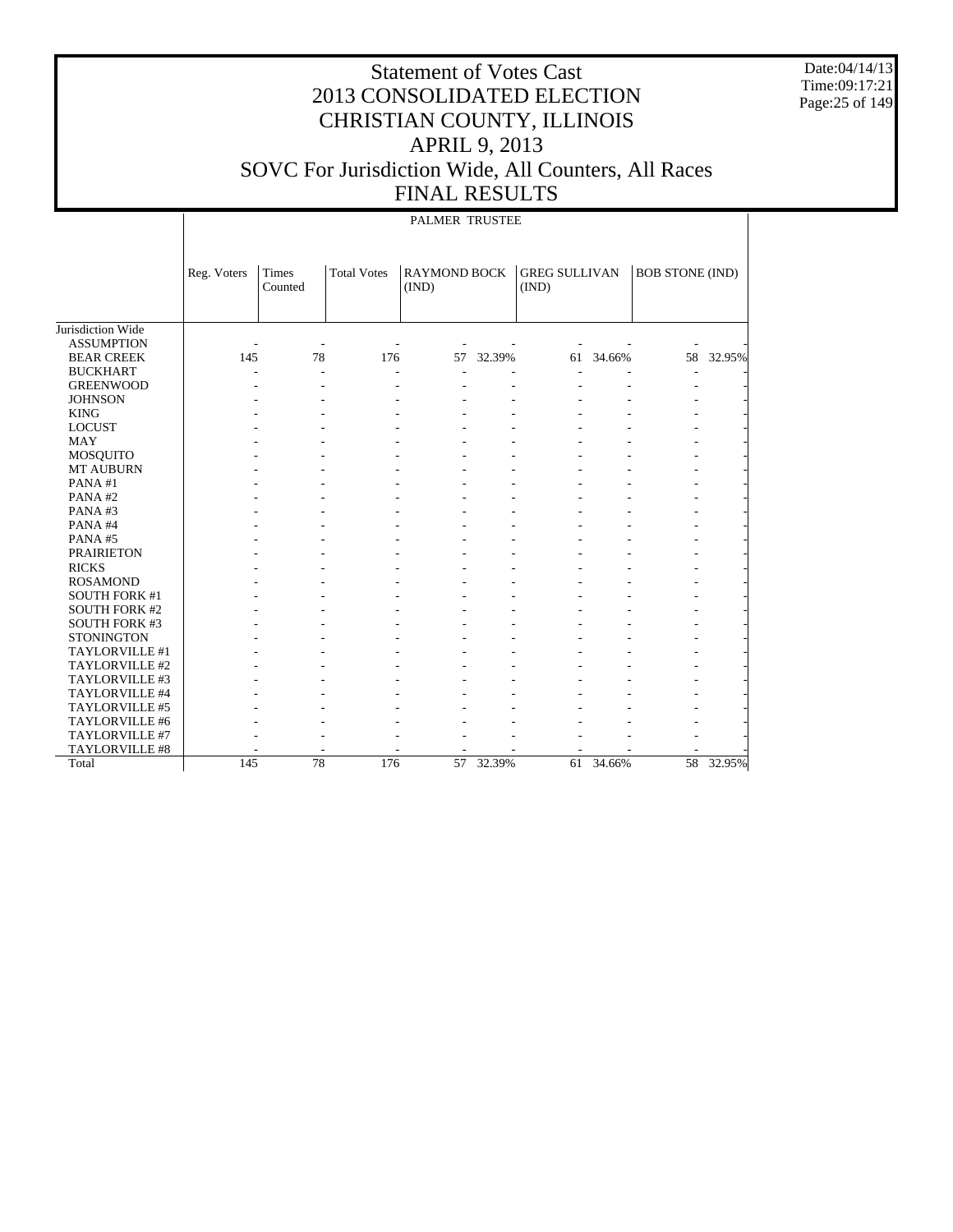# Statement of Votes Cast
# 2013 CONSOLIDATED ELECTION
# CHRISTIAN COUNTY, ILLINOIS
# APRIL 9, 2013
# SOVC For Jurisdiction Wide, All Counters, All Races
# FINAL RESULTS

Date:04/14/13
Time:09:17:21

## PALMER TRUSTEE

| | Reg. Voters | Times Counted | Total Votes | RAYMOND BOCK (IND) | | GREG SULLIVAN (IND) | | BOB STONE (IND) | |
|---|---|---|---|---|---|---|---|---|---|
| Jurisdiction Wide | | | | | | | | | |
| ASSUMPTION | - | - | - | - | - | - | - | - | - |
| BEAR CREEK | 145 | 78 | 176 | 57 | 32.39% | 61 | 34.66% | 58 | 32.95% |
| BUCKHART | - | - | - | - | - | - | - | - | - |
| GREENWOOD | - | - | - | - | - | - | - | - | - |
| JOHNSON | - | - | - | - | - | - | - | - | - |
| KING | - | - | - | - | - | - | - | - | - |
| LOCUST | - | - | - | - | - | - | - | - | - |
| MAY | - | - | - | - | - | - | - | - | - |
| MOSQUITO | - | - | - | - | - | - | - | - | - |
| MT AUBURN | - | - | - | - | - | - | - | - | - |
| PANA #1 | - | - | - | - | - | - | - | - | - |
| PANA #2 | - | - | - | - | - | - | - | - | - |
| PANA #3 | - | - | - | - | - | - | - | - | - |
| PANA #4 | - | - | - | - | - | - | - | - | - |
| PANA #5 | - | - | - | - | - | - | - | - | - |
| PRAIRIETON | - | - | - | - | - | - | - | - | - |
| RICKS | - | - | - | - | - | - | - | - | - |
| ROSAMOND | - | - | - | - | - | - | - | - | - |
| SOUTH FORK #1 | - | - | - | - | - | - | - | - | - |
| SOUTH FORK #2 | - | - | - | - | - | - | - | - | - |
| SOUTH FORK #3 | - | - | - | - | - | - | - | - | - |
| STONINGTON | - | - | - | - | - | - | - | - | - |
| TAYLORVILLE #1 | - | - | - | - | - | - | - | - | - |
| TAYLORVILLE #2 | - | - | - | - | - | - | - | - | - |
| TAYLORVILLE #3 | - | - | - | - | - | - | - | - | - |
| TAYLORVILLE #4 | - | - | - | - | - | - | - | - | - |
| TAYLORVILLE #5 | - | - | - | - | - | - | - | - | - |
| TAYLORVILLE #6 | - | - | - | - | - | - | - | - | - |
| TAYLORVILLE #7 | - | - | - | - | - | - | - | - | - |
| TAYLORVILLE #8 | - | - | - | - | - | - | - | - | - |
| Total | 145 | 78 | 176 | 57 | 32.39% | 61 | 34.66% | 58 | 32.95% |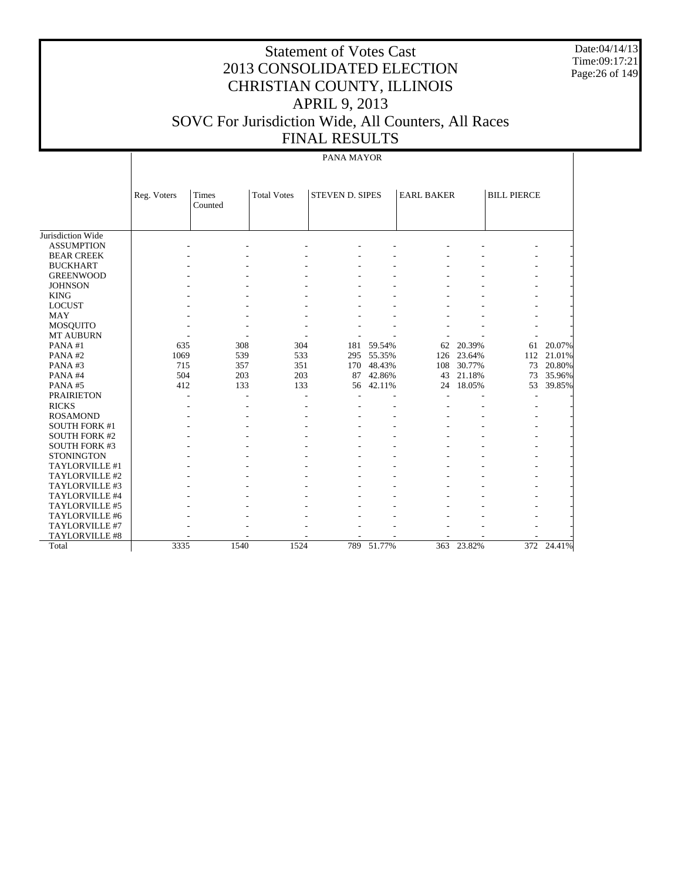# Statement of Votes Cast
# 2013 CONSOLIDATED ELECTION
# CHRISTIAN COUNTY, ILLINOIS
# APRIL 9, 2013
# SOVC For Jurisdiction Wide, All Counters, All Races
# FINAL RESULTS

Date:04/14/13
Time:09:17:21

PANA MAYOR

| | Reg. Voters | Times Counted | Total Votes | STEVEN D. SIPES | | EARL BAKER | | BILL PIERCE | |
|---|---|---|---|---|---|---|---|---|---|
| Jurisdiction Wide | | | | | | | | | |
| ASSUMPTION | - | - | - | - | - | - | - | - | - |
| BEAR CREEK | - | - | - | - | - | - | - | - | - |
| BUCKHART | - | - | - | - | - | - | - | - | - |
| GREENWOOD | - | - | - | - | - | - | - | - | - |
| JOHNSON | - | - | - | - | - | - | - | - | - |
| KING | - | - | - | - | - | - | - | - | - |
| LOCUST | - | - | - | - | - | - | - | - | - |
| MAY | - | - | - | - | - | - | - | - | - |
| MOSQUITO | - | - | - | - | - | - | - | - | - |
| MT AUBURN | - | - | - | - | - | - | - | - | - |
| PANA #1 | 635 | 308 | 304 | 181 | 59.54% | 62 | 20.39% | 61 | 20.07% |
| PANA #2 | 1069 | 539 | 533 | 295 | 55.35% | 126 | 23.64% | 112 | 21.01% |
| PANA #3 | 715 | 357 | 351 | 170 | 48.43% | 108 | 30.77% | 73 | 20.80% |
| PANA #4 | 504 | 203 | 203 | 87 | 42.86% | 43 | 21.18% | 73 | 35.96% |
| PANA #5 | 412 | 133 | 133 | 56 | 42.11% | 24 | 18.05% | 53 | 39.85% |
| PRAIRIETON | - | - | - | - | - | - | - | - | - |
| RICKS | - | - | - | - | - | - | - | - | - |
| ROSAMOND | - | - | - | - | - | - | - | - | - |
| SOUTH FORK #1 | - | - | - | - | - | - | - | - | - |
| SOUTH FORK #2 | - | - | - | - | - | - | - | - | - |
| SOUTH FORK #3 | - | - | - | - | - | - | - | - | - |
| STONINGTON | - | - | - | - | - | - | - | - | - |
| TAYLORVILLE #1 | - | - | - | - | - | - | - | - | - |
| TAYLORVILLE #2 | - | - | - | - | - | - | - | - | - |
| TAYLORVILLE #3 | - | - | - | - | - | - | - | - | - |
| TAYLORVILLE #4 | - | - | - | - | - | - | - | - | - |
| TAYLORVILLE #5 | - | - | - | - | - | - | - | - | - |
| TAYLORVILLE #6 | - | - | - | - | - | - | - | - | - |
| TAYLORVILLE #7 | - | - | - | - | - | - | - | - | - |
| TAYLORVILLE #8 | - | - | - | - | - | - | - | - | - |
| Total | 3335 | 1540 | 1524 | 789 | 51.77% | 363 | 23.82% | 372 | 24.41% |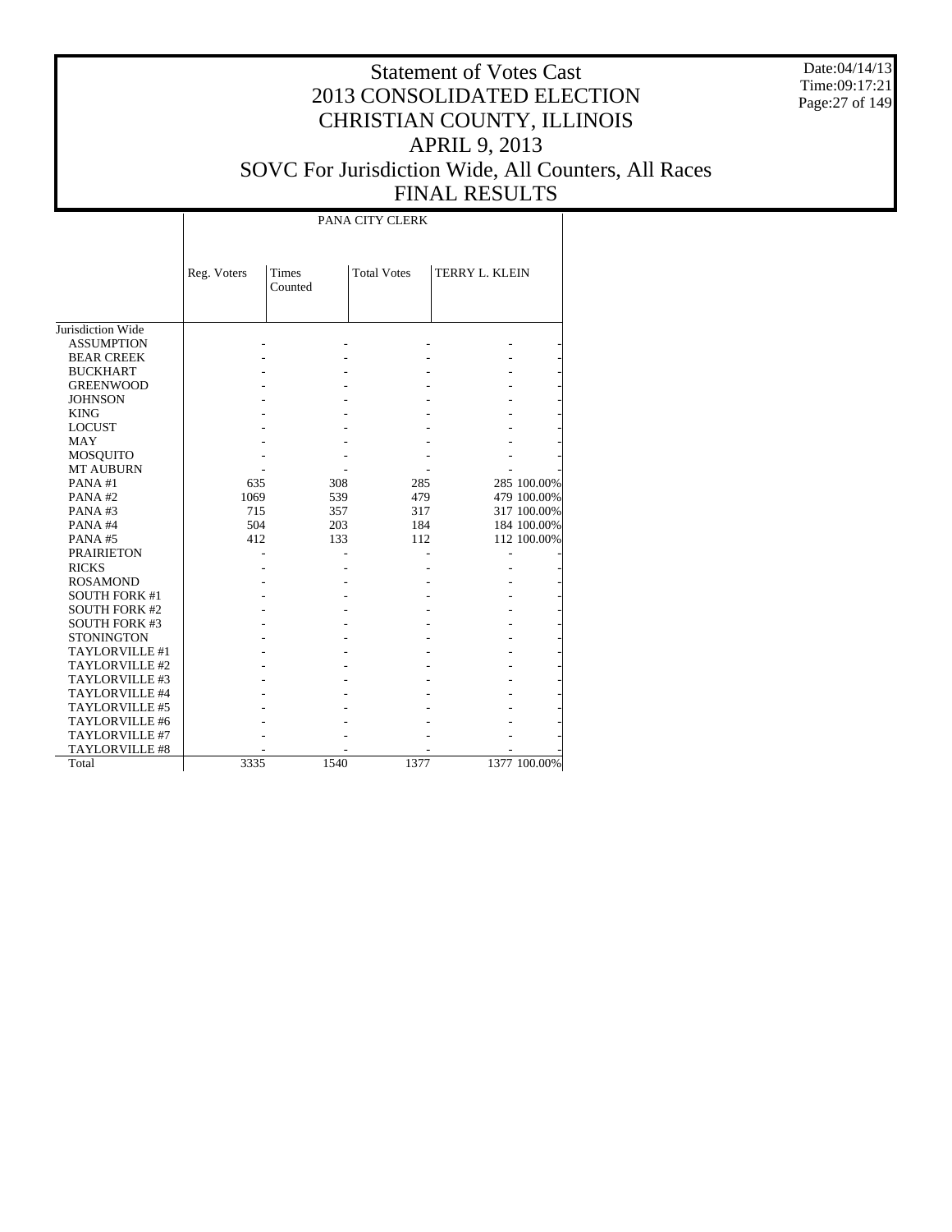# Statement of Votes Cast
# 2013 CONSOLIDATED ELECTION
# CHRISTIAN COUNTY, ILLINOIS
# APRIL 9, 2013
# SOVC For Jurisdiction Wide, All Counters, All Races
# FINAL RESULTS

Date:04/14/13
Time:09:17:21

| | PANA CITY CLERK | | | | |
|---|---|---|---|---|---|
| | Reg. Voters | Times Counted | Total Votes | TERRY L. KLEIN | |
| Jurisdiction Wide | | | | | |
| ASSUMPTION | - | - | - | - | - |
| BEAR CREEK | - | - | - | - | - |
| BUCKHART | - | - | - | - | - |
| GREENWOOD | - | - | - | - | - |
| JOHNSON | - | - | - | - | - |
| KING | - | - | - | - | - |
| LOCUST | - | - | - | - | - |
| MAY | - | - | - | - | - |
| MOSQUITO | - | - | - | - | - |
| MT AUBURN | - | - | - | - | - |
| PANA #1 | 635 | 308 | 285 | 285 | 100.00% |
| PANA #2 | 1069 | 539 | 479 | 479 | 100.00% |
| PANA #3 | 715 | 357 | 317 | 317 | 100.00% |
| PANA #4 | 504 | 203 | 184 | 184 | 100.00% |
| PANA #5 | 412 | 133 | 112 | 112 | 100.00% |
| PRAIRIETON | - | - | - | - | - |
| RICKS | - | - | - | - | - |
| ROSAMOND | - | - | - | - | - |
| SOUTH FORK #1 | - | - | - | - | - |
| SOUTH FORK #2 | - | - | - | - | - |
| SOUTH FORK #3 | - | - | - | - | - |
| STONINGTON | - | - | - | - | - |
| TAYLORVILLE #1 | - | - | - | - | - |
| TAYLORVILLE #2 | - | - | - | - | - |
| TAYLORVILLE #3 | - | - | - | - | - |
| TAYLORVILLE #4 | - | - | - | - | - |
| TAYLORVILLE #5 | - | - | - | - | - |
| TAYLORVILLE #6 | - | - | - | - | - |
| TAYLORVILLE #7 | - | - | - | - | - |
| TAYLORVILLE #8 | - | - | - | - | - |
| Total | 3335 | 1540 | 1377 | 1377 | 100.00% |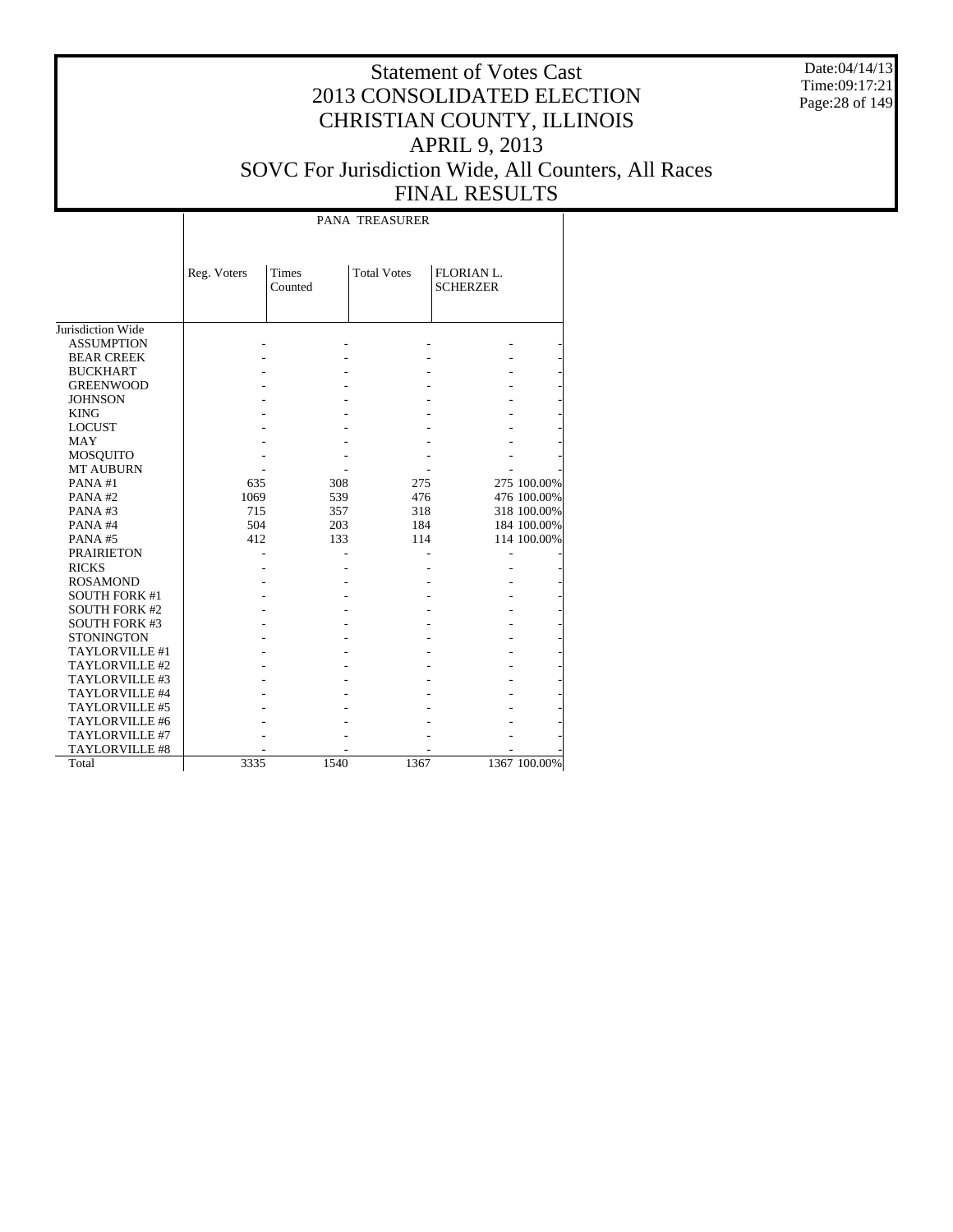# Statement of Votes Cast
# 2013 CONSOLIDATED ELECTION
# CHRISTIAN COUNTY, ILLINOIS
# APRIL 9, 2013
# SOVC For Jurisdiction Wide, All Counters, All Races
# FINAL RESULTS

Date:04/14/13
Time:09:17:21

| | PANA TREASURER | | | | |
|---|---|---|---|---|---|
| | Reg. Voters | Times Counted | Total Votes | FLORIAN L. SCHERZER | |
| Jurisdiction Wide | | | | | |
| ASSUMPTION | - | - | - | - | - |
| BEAR CREEK | - | - | - | - | - |
| BUCKHART | - | - | - | - | - |
| GREENWOOD | - | - | - | - | - |
| JOHNSON | - | - | - | - | - |
| KING | - | - | - | - | - |
| LOCUST | - | - | - | - | - |
| MAY | - | - | - | - | - |
| MOSQUITO | - | - | - | - | - |
| MT AUBURN | - | - | - | - | - |
| PANA #1 | 635 | 308 | 275 | 275 | 100.00% |
| PANA #2 | 1069 | 539 | 476 | 476 | 100.00% |
| PANA #3 | 715 | 357 | 318 | 318 | 100.00% |
| PANA #4 | 504 | 203 | 184 | 184 | 100.00% |
| PANA #5 | 412 | 133 | 114 | 114 | 100.00% |
| PRAIRIETON | - | - | - | - | - |
| RICKS | - | - | - | - | - |
| ROSAMOND | - | - | - | - | - |
| SOUTH FORK #1 | - | - | - | - | - |
| SOUTH FORK #2 | - | - | - | - | - |
| SOUTH FORK #3 | - | - | - | - | - |
| STONINGTON | - | - | - | - | - |
| TAYLORVILLE #1 | - | - | - | - | - |
| TAYLORVILLE #2 | - | - | - | - | - |
| TAYLORVILLE #3 | - | - | - | - | - |
| TAYLORVILLE #4 | - | - | - | - | - |
| TAYLORVILLE #5 | - | - | - | - | - |
| TAYLORVILLE #6 | - | - | - | - | - |
| TAYLORVILLE #7 | - | - | - | - | - |
| TAYLORVILLE #8 | - | - | - | - | - |
| Total | 3335 | 1540 | 1367 | 1367 | 100.00% |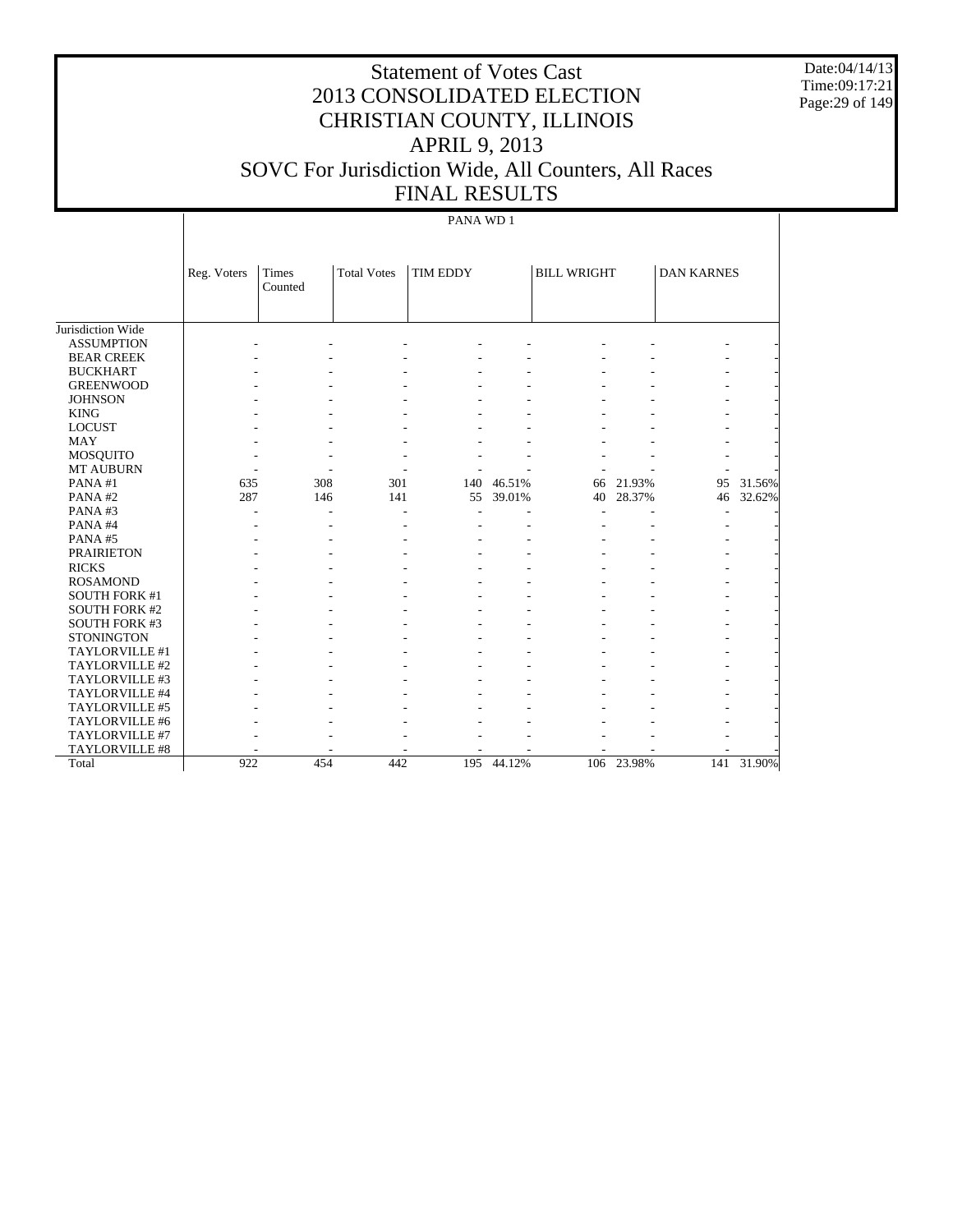# Statement of Votes Cast
# 2013 CONSOLIDATED ELECTION
# CHRISTIAN COUNTY, ILLINOIS
# APRIL 9, 2013
# SOVC For Jurisdiction Wide, All Counters, All Races
# FINAL RESULTS

Date:04/14/13
Time:09:17:21

PANA WD 1

| | Reg. Voters | Times Counted | Total Votes | TIM EDDY | | BILL WRIGHT | | DAN KARNES | |
|---|---|---|---|---|---|---|---|---|---|
| Jurisdiction Wide | | | | | | | | | |
| ASSUMPTION | - | - | - | - | - | - | - | - | - |
| BEAR CREEK | - | - | - | - | - | - | - | - | - |
| BUCKHART | - | - | - | - | - | - | - | - | - |
| GREENWOOD | - | - | - | - | - | - | - | - | - |
| JOHNSON | - | - | - | - | - | - | - | - | - |
| KING | - | - | - | - | - | - | - | - | - |
| LOCUST | - | - | - | - | - | - | - | - | - |
| MAY | - | - | - | - | - | - | - | - | - |
| MOSQUITO | - | - | - | - | - | - | - | - | - |
| MT AUBURN | - | - | - | - | - | - | - | - | - |
| PANA #1 | 635 | 308 | 301 | 140 | 46.51% | 66 | 21.93% | 95 | 31.56% |
| PANA #2 | 287 | 146 | 141 | 55 | 39.01% | 40 | 28.37% | 46 | 32.62% |
| PANA #3 | - | - | - | - | - | - | - | - | - |
| PANA #4 | - | - | - | - | - | - | - | - | - |
| PANA #5 | - | - | - | - | - | - | - | - | - |
| PRAIRIETON | - | - | - | - | - | - | - | - | - |
| RICKS | - | - | - | - | - | - | - | - | - |
| ROSAMOND | - | - | - | - | - | - | - | - | - |
| SOUTH FORK #1 | - | - | - | - | - | - | - | - | - |
| SOUTH FORK #2 | - | - | - | - | - | - | - | - | - |
| SOUTH FORK #3 | - | - | - | - | - | - | - | - | - |
| STONINGTON | - | - | - | - | - | - | - | - | - |
| TAYLORVILLE #1 | - | - | - | - | - | - | - | - | - |
| TAYLORVILLE #2 | - | - | - | - | - | - | - | - | - |
| TAYLORVILLE #3 | - | - | - | - | - | - | - | - | - |
| TAYLORVILLE #4 | - | - | - | - | - | - | - | - | - |
| TAYLORVILLE #5 | - | - | - | - | - | - | - | - | - |
| TAYLORVILLE #6 | - | - | - | - | - | - | - | - | - |
| TAYLORVILLE #7 | - | - | - | - | - | - | - | - | - |
| TAYLORVILLE #8 | - | - | - | - | - | - | - | - | - |
| Total | 922 | 454 | 442 | 195 | 44.12% | 106 | 23.98% | 141 | 31.90% |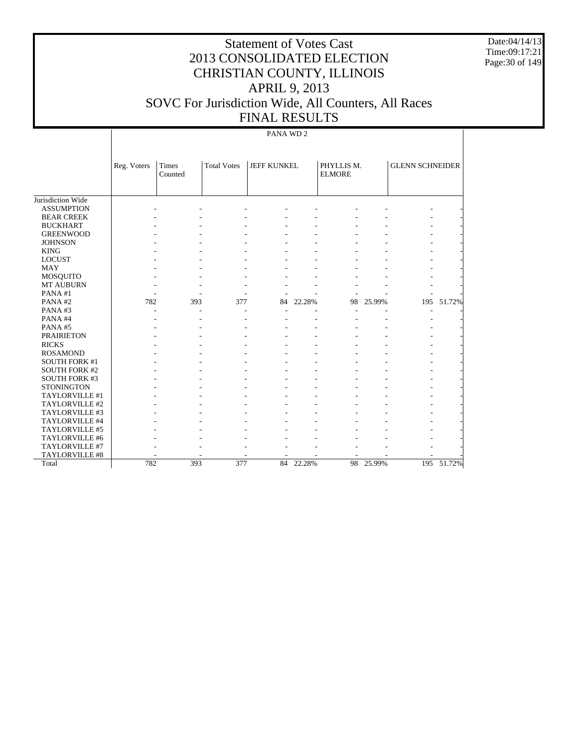# Statement of Votes Cast
# 2013 CONSOLIDATED ELECTION
# CHRISTIAN COUNTY, ILLINOIS
# APRIL 9, 2013
# SOVC For Jurisdiction Wide, All Counters, All Races
# FINAL RESULTS

Date:04/14/13
Time:09:17:21

PANA WD 2

| | Reg. Voters | Times Counted | Total Votes | JEFF KUNKEL | | PHYLLIS M. ELMORE | | GLENN SCHNEIDER | |
|---|---|---|---|---|---|---|---|---|---|
| Jurisdiction Wide | | | | | | | | | |
| ASSUMPTION | - | - | - | - | - | - | - | - | - |
| BEAR CREEK | - | - | - | - | - | - | - | - | - |
| BUCKHART | - | - | - | - | - | - | - | - | - |
| GREENWOOD | - | - | - | - | - | - | - | - | - |
| JOHNSON | - | - | - | - | - | - | - | - | - |
| KING | - | - | - | - | - | - | - | - | - |
| LOCUST | - | - | - | - | - | - | - | - | - |
| MAY | - | - | - | - | - | - | - | - | - |
| MOSQUITO | - | - | - | - | - | - | - | - | - |
| MT AUBURN | - | - | - | - | - | - | - | - | - |
| PANA #1 | - | - | - | - | - | - | - | - | - |
| PANA #2 | 782 | 393 | 377 | 84 | 22.28% | 98 | 25.99% | 195 | 51.72% |
| PANA #3 | - | - | - | - | - | - | - | - | - |
| PANA #4 | - | - | - | - | - | - | - | - | - |
| PANA #5 | - | - | - | - | - | - | - | - | - |
| PRAIRIETON | - | - | - | - | - | - | - | - | - |
| RICKS | - | - | - | - | - | - | - | - | - |
| ROSAMOND | - | - | - | - | - | - | - | - | - |
| SOUTH FORK #1 | - | - | - | - | - | - | - | - | - |
| SOUTH FORK #2 | - | - | - | - | - | - | - | - | - |
| SOUTH FORK #3 | - | - | - | - | - | - | - | - | - |
| STONINGTON | - | - | - | - | - | - | - | - | - |
| TAYLORVILLE #1 | - | - | - | - | - | - | - | - | - |
| TAYLORVILLE #2 | - | - | - | - | - | - | - | - | - |
| TAYLORVILLE #3 | - | - | - | - | - | - | - | - | - |
| TAYLORVILLE #4 | - | - | - | - | - | - | - | - | - |
| TAYLORVILLE #5 | - | - | - | - | - | - | - | - | - |
| TAYLORVILLE #6 | - | - | - | - | - | - | - | - | - |
| TAYLORVILLE #7 | - | - | - | - | - | - | - | - | - |
| TAYLORVILLE #8 | - | - | - | - | - | - | - | - | - |
| Total | 782 | 393 | 377 | 84 | 22.28% | 98 | 25.99% | 195 | 51.72% |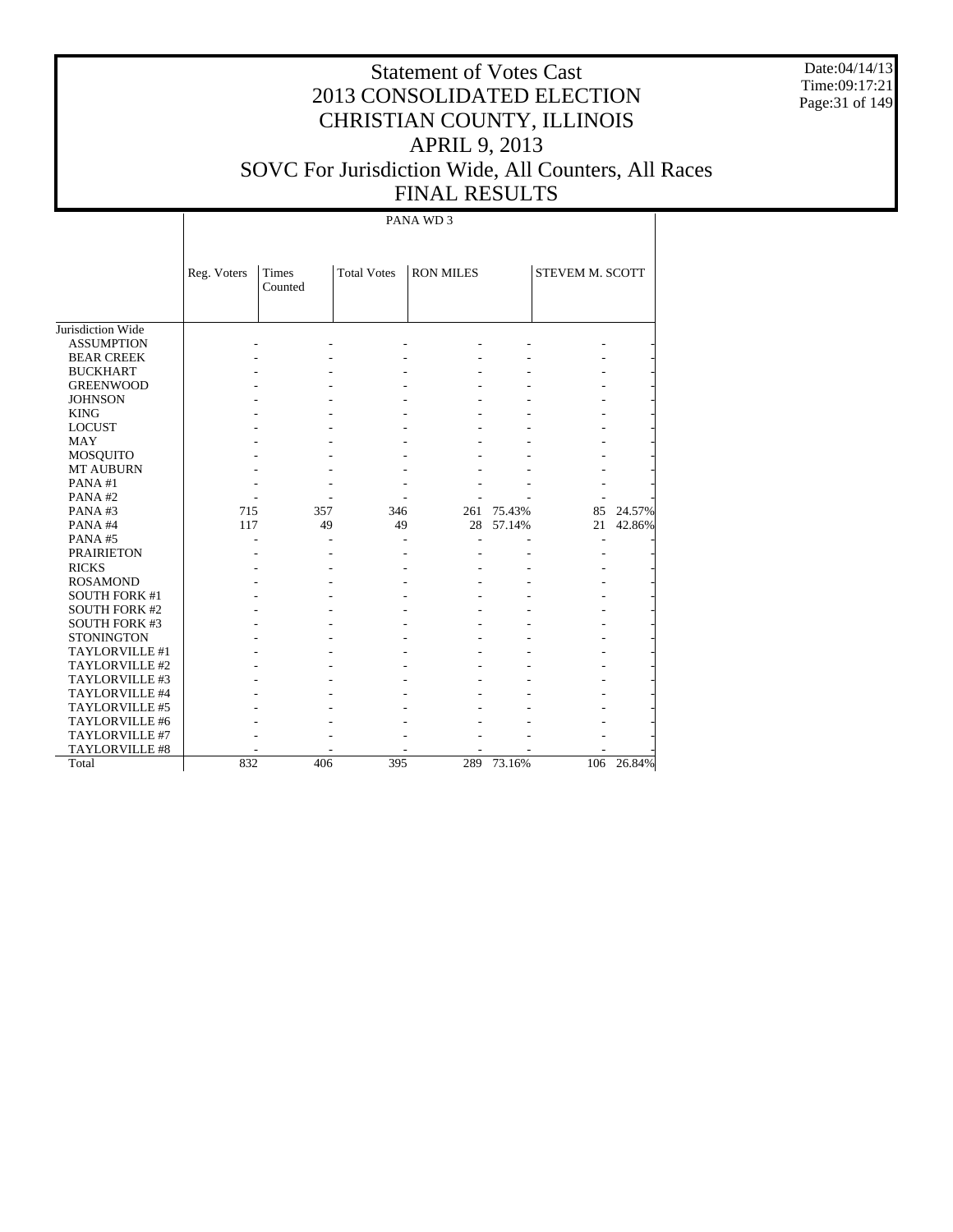# Statement of Votes Cast
# 2013 CONSOLIDATED ELECTION
# CHRISTIAN COUNTY, ILLINOIS
# APRIL 9, 2013
# SOVC For Jurisdiction Wide, All Counters, All Races
# FINAL RESULTS

Date:04/14/13
Time:09:17:21

| | PANA WD 3 | | | | | | |
|---|---|---|---|---|---|---|---|
| | Reg. Voters | Times Counted | Total Votes | RON MILES | | STEVEM M. SCOTT | |
| Jurisdiction Wide | | | | | | | |
| ASSUMPTION | - | - | - | - | - | - | - |
| BEAR CREEK | - | - | - | - | - | - | - |
| BUCKHART | - | - | - | - | - | - | - |
| GREENWOOD | - | - | - | - | - | - | - |
| JOHNSON | - | - | - | - | - | - | - |
| KING | - | - | - | - | - | - | - |
| LOCUST | - | - | - | - | - | - | - |
| MAY | - | - | - | - | - | - | - |
| MOSQUITO | - | - | - | - | - | - | - |
| MT AUBURN | - | - | - | - | - | - | - |
| PANA #1 | - | - | - | - | - | - | - |
| PANA #2 | - | - | - | - | - | - | - |
| PANA #3 | 715 | 357 | 346 | 261 | 75.43% | 85 | 24.57% |
| PANA #4 | 117 | 49 | 49 | 28 | 57.14% | 21 | 42.86% |
| PANA #5 | - | - | - | - | - | - | - |
| PRAIRIETON | - | - | - | - | - | - | - |
| RICKS | - | - | - | - | - | - | - |
| ROSAMOND | - | - | - | - | - | - | - |
| SOUTH FORK #1 | - | - | - | - | - | - | - |
| SOUTH FORK #2 | - | - | - | - | - | - | - |
| SOUTH FORK #3 | - | - | - | - | - | - | - |
| STONINGTON | - | - | - | - | - | - | - |
| TAYLORVILLE #1 | - | - | - | - | - | - | - |
| TAYLORVILLE #2 | - | - | - | - | - | - | - |
| TAYLORVILLE #3 | - | - | - | - | - | - | - |
| TAYLORVILLE #4 | - | - | - | - | - | - | - |
| TAYLORVILLE #5 | - | - | - | - | - | - | - |
| TAYLORVILLE #6 | - | - | - | - | - | - | - |
| TAYLORVILLE #7 | - | - | - | - | - | - | - |
| TAYLORVILLE #8 | - | - | - | - | - | - | - |
| Total | 832 | 406 | 395 | 289 | 73.16% | 106 | 26.84% |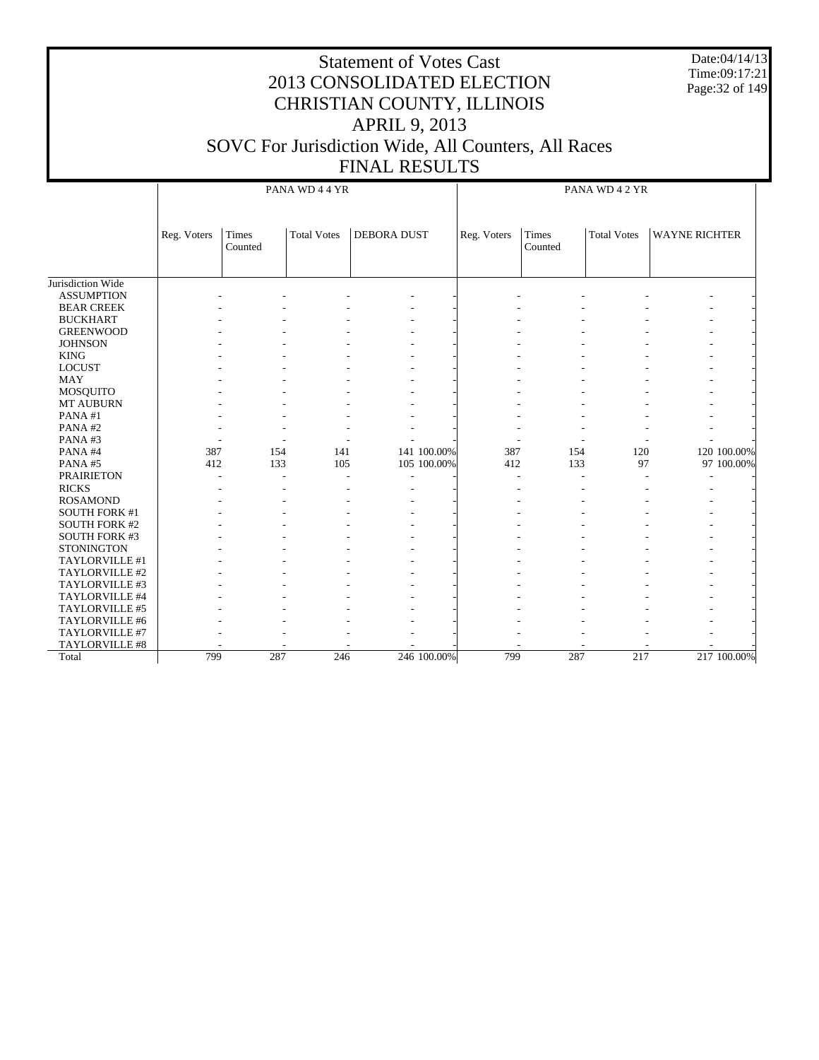# Statement of Votes Cast
## 2013 CONSOLIDATED ELECTION
## CHRISTIAN COUNTY, ILLINOIS
## APRIL 9, 2013
## SOVC For Jurisdiction Wide, All Counters, All Races
## FINAL RESULTS

Date:04/14/13
Time:09:17:21

| | PANA WD 4 4 YR | | | | | PANA WD 4 2 YR | | | | |
|---|---|---|---|---|---|---|---|---|---|---|
| | Reg. Voters | Times Counted | Total Votes | DEBORA DUST | | Reg. Voters | Times Counted | Total Votes | WAYNE RICHTER | |
| Jurisdiction Wide | | | | | | | | | | |
| ASSUMPTION | - | - | - | - | - | - | - | - | - | - |
| BEAR CREEK | - | - | - | - | - | - | - | - | - | - |
| BUCKHART | - | - | - | - | - | - | - | - | - | - |
| GREENWOOD | - | - | - | - | - | - | - | - | - | - |
| JOHNSON | - | - | - | - | - | - | - | - | - | - |
| KING | - | - | - | - | - | - | - | - | - | - |
| LOCUST | - | - | - | - | - | - | - | - | - | - |
| MAY | - | - | - | - | - | - | - | - | - | - |
| MOSQUITO | - | - | - | - | - | - | - | - | - | - |
| MT AUBURN | - | - | - | - | - | - | - | - | - | - |
| PANA #1 | - | - | - | - | - | - | - | - | - | - |
| PANA #2 | - | - | - | - | - | - | - | - | - | - |
| PANA #3 | - | - | - | - | - | - | - | - | - | - |
| PANA #4 | 387 | 154 | 141 | 141 | 100.00% | 387 | 154 | 120 | 120 | 100.00% |
| PANA #5 | 412 | 133 | 105 | 105 | 100.00% | 412 | 133 | 97 | 97 | 100.00% |
| PRAIRIETON | - | - | - | - | - | - | - | - | - | - |
| RICKS | - | - | - | - | - | - | - | - | - | - |
| ROSAMOND | - | - | - | - | - | - | - | - | - | - |
| SOUTH FORK #1 | - | - | - | - | - | - | - | - | - | - |
| SOUTH FORK #2 | - | - | - | - | - | - | - | - | - | - |
| SOUTH FORK #3 | - | - | - | - | - | - | - | - | - | - |
| STONINGTON | - | - | - | - | - | - | - | - | - | - |
| TAYLORVILLE #1 | - | - | - | - | - | - | - | - | - | - |
| TAYLORVILLE #2 | - | - | - | - | - | - | - | - | - | - |
| TAYLORVILLE #3 | - | - | - | - | - | - | - | - | - | - |
| TAYLORVILLE #4 | - | - | - | - | - | - | - | - | - | - |
| TAYLORVILLE #5 | - | - | - | - | - | - | - | - | - | - |
| TAYLORVILLE #6 | - | - | - | - | - | - | - | - | - | - |
| TAYLORVILLE #7 | - | - | - | - | - | - | - | - | - | - |
| TAYLORVILLE #8 | - | - | - | - | - | - | - | - | - | - |
| Total | 799 | 287 | 246 | 246 | 100.00% | 799 | 287 | 217 | 217 | 100.00% |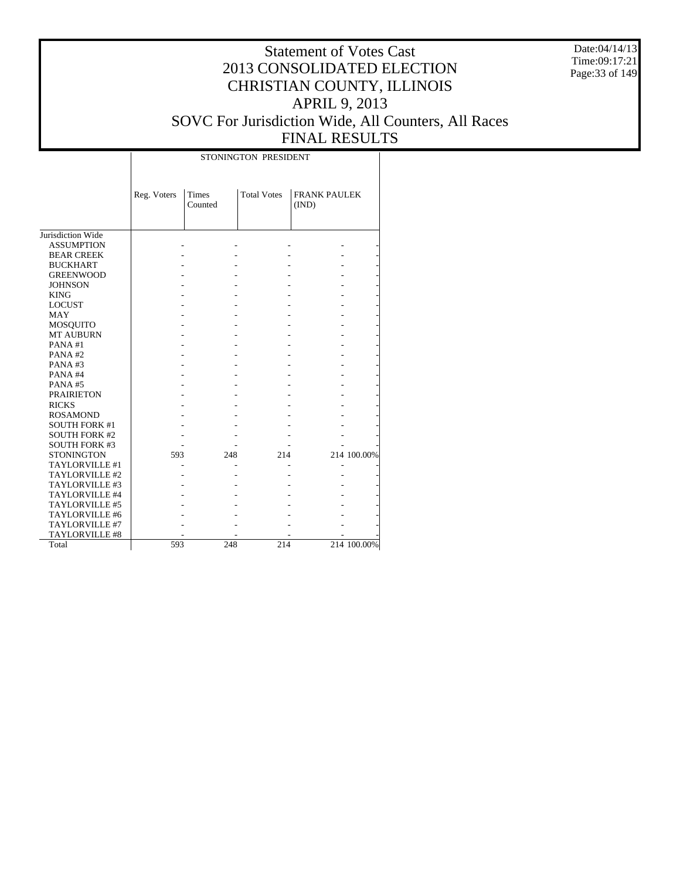# Statement of Votes Cast
## 2013 CONSOLIDATED ELECTION
## CHRISTIAN COUNTY, ILLINOIS
## APRIL 9, 2013
## SOVC For Jurisdiction Wide, All Counters, All Races
## FINAL RESULTS

Date:04/14/13
Time:09:17:21

STONINGTON PRESIDENT

| | Reg. Voters | Times Counted | Total Votes | FRANK PAULEK (IND) | |
|---|---|---|---|---|---|
| Jurisdiction Wide | | | | | |
| ASSUMPTION | - | - | - | - | - |
| BEAR CREEK | - | - | - | - | - |
| BUCKHART | - | - | - | - | - |
| GREENWOOD | - | - | - | - | - |
| JOHNSON | - | - | - | - | - |
| KING | - | - | - | - | - |
| LOCUST | - | - | - | - | - |
| MAY | - | - | - | - | - |
| MOSQUITO | - | - | - | - | - |
| MT AUBURN | - | - | - | - | - |
| PANA #1 | - | - | - | - | - |
| PANA #2 | - | - | - | - | - |
| PANA #3 | - | - | - | - | - |
| PANA #4 | - | - | - | - | - |
| PANA #5 | - | - | - | - | - |
| PRAIRIETON | - | - | - | - | - |
| RICKS | - | - | - | - | - |
| ROSAMOND | - | - | - | - | - |
| SOUTH FORK #1 | - | - | - | - | - |
| SOUTH FORK #2 | - | - | - | - | - |
| SOUTH FORK #3 | - | - | - | - | - |
| STONINGTON | 593 | 248 | 214 | 214 | 100.00% |
| TAYLORVILLE #1 | - | - | - | - | - |
| TAYLORVILLE #2 | - | - | - | - | - |
| TAYLORVILLE #3 | - | - | - | - | - |
| TAYLORVILLE #4 | - | - | - | - | - |
| TAYLORVILLE #5 | - | - | - | - | - |
| TAYLORVILLE #6 | - | - | - | - | - |
| TAYLORVILLE #7 | - | - | - | - | - |
| TAYLORVILLE #8 | - | - | - | - | - |
| Total | 593 | 248 | 214 | 214 | 100.00% |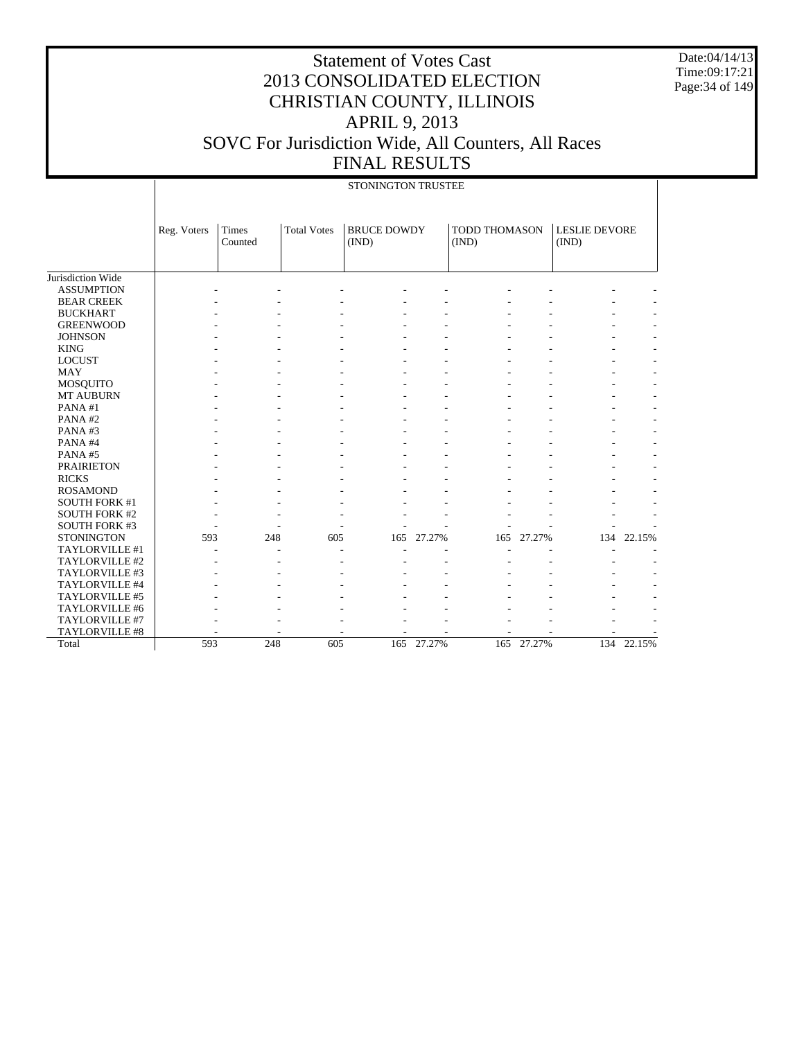# Statement of Votes Cast
# 2013 CONSOLIDATED ELECTION
# CHRISTIAN COUNTY, ILLINOIS
# APRIL 9, 2013
# SOVC For Jurisdiction Wide, All Counters, All Races
# FINAL RESULTS

Date:04/14/13
Time:09:17:21

| | STONINGTON TRUSTEE | | | | | | | | |
|---|---|---|---|---|---|---|---|---|---|
| | Reg. Voters | Times Counted | Total Votes | BRUCE DOWDY (IND) | | TODD THOMASON (IND) | | LESLIE DEVORE (IND) | |
| Jurisdiction Wide | | | | | | | | | |
| ASSUMPTION | - | - | - | - | - | - | - | - | - |
| BEAR CREEK | - | - | - | - | - | - | - | - | - |
| BUCKHART | - | - | - | - | - | - | - | - | - |
| GREENWOOD | - | - | - | - | - | - | - | - | - |
| JOHNSON | - | - | - | - | - | - | - | - | - |
| KING | - | - | - | - | - | - | - | - | - |
| LOCUST | - | - | - | - | - | - | - | - | - |
| MAY | - | - | - | - | - | - | - | - | - |
| MOSQUITO | - | - | - | - | - | - | - | - | - |
| MT AUBURN | - | - | - | - | - | - | - | - | - |
| PANA #1 | - | - | - | - | - | - | - | - | - |
| PANA #2 | - | - | - | - | - | - | - | - | - |
| PANA #3 | - | - | - | - | - | - | - | - | - |
| PANA #4 | - | - | - | - | - | - | - | - | - |
| PANA #5 | - | - | - | - | - | - | - | - | - |
| PRAIRIETON | - | - | - | - | - | - | - | - | - |
| RICKS | - | - | - | - | - | - | - | - | - |
| ROSAMOND | - | - | - | - | - | - | - | - | - |
| SOUTH FORK #1 | - | - | - | - | - | - | - | - | - |
| SOUTH FORK #2 | - | - | - | - | - | - | - | - | - |
| SOUTH FORK #3 | - | - | - | - | - | - | - | - | - |
| STONINGTON | 593 | 248 | 605 | 165 | 27.27% | 165 | 27.27% | 134 | 22.15% |
| TAYLORVILLE #1 | - | - | - | - | - | - | - | - | - |
| TAYLORVILLE #2 | - | - | - | - | - | - | - | - | - |
| TAYLORVILLE #3 | - | - | - | - | - | - | - | - | - |
| TAYLORVILLE #4 | - | - | - | - | - | - | - | - | - |
| TAYLORVILLE #5 | - | - | - | - | - | - | - | - | - |
| TAYLORVILLE #6 | - | - | - | - | - | - | - | - | - |
| TAYLORVILLE #7 | - | - | - | - | - | - | - | - | - |
| TAYLORVILLE #8 | - | - | - | - | - | - | - | - | - |
| Total | 593 | 248 | 605 | 165 | 27.27% | 165 | 27.27% | 134 | 22.15% |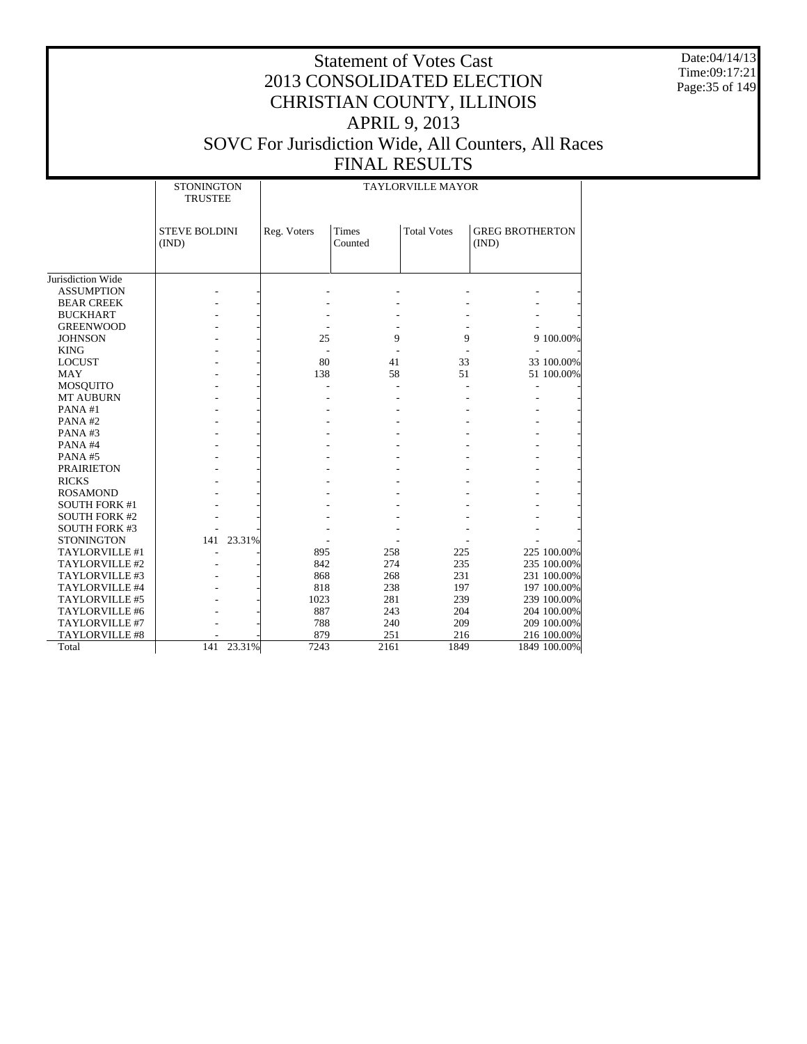# Statement of Votes Cast
# 2013 CONSOLIDATED ELECTION
# CHRISTIAN COUNTY, ILLINOIS
# APRIL 9, 2013
# SOVC For Jurisdiction Wide, All Counters, All Races
# FINAL RESULTS

Date:04/14/13
Time:09:17:21

| | STONINGTON TRUSTEE | | TAYLORVILLE MAYOR | | | | |
|---|---|---|---|---|---|---|---|
| | STEVE BOLDINI (IND) | | Reg. Voters | Times Counted | Total Votes | GREG BROTHERTON (IND) | |
| Jurisdiction Wide | | | | | | | |
| ASSUMPTION | - | - | - | - | - | - | - |
| BEAR CREEK | - | - | - | - | - | - | - |
| BUCKHART | - | - | - | - | - | - | - |
| GREENWOOD | - | - | - | - | - | - | - |
| JOHNSON | - | - | 25 | 9 | 9 | 9 | 100.00% |
| KING | - | - | - | - | - | - | - |
| LOCUST | - | - | 80 | 41 | 33 | 33 | 100.00% |
| MAY | - | - | 138 | 58 | 51 | 51 | 100.00% |
| MOSQUITO | - | - | - | - | - | - | - |
| MT AUBURN | - | - | - | - | - | - | - |
| PANA #1 | - | - | - | - | - | - | - |
| PANA #2 | - | - | - | - | - | - | - |
| PANA #3 | - | - | - | - | - | - | - |
| PANA #4 | - | - | - | - | - | - | - |
| PANA #5 | - | - | - | - | - | - | - |
| PRAIRIETON | - | - | - | - | - | - | - |
| RICKS | - | - | - | - | - | - | - |
| ROSAMOND | - | - | - | - | - | - | - |
| SOUTH FORK #1 | - | - | - | - | - | - | - |
| SOUTH FORK #2 | - | - | - | - | - | - | - |
| SOUTH FORK #3 | - | - | - | - | - | - | - |
| STONINGTON | 141 | 23.31% | - | - | - | - | - |
| TAYLORVILLE #1 | - | - | 895 | 258 | 225 | 225 | 100.00% |
| TAYLORVILLE #2 | - | - | 842 | 274 | 235 | 235 | 100.00% |
| TAYLORVILLE #3 | - | - | 868 | 268 | 231 | 231 | 100.00% |
| TAYLORVILLE #4 | - | - | 818 | 238 | 197 | 197 | 100.00% |
| TAYLORVILLE #5 | - | - | 1023 | 281 | 239 | 239 | 100.00% |
| TAYLORVILLE #6 | - | - | 887 | 243 | 204 | 204 | 100.00% |
| TAYLORVILLE #7 | - | - | 788 | 240 | 209 | 209 | 100.00% |
| TAYLORVILLE #8 | - | - | 879 | 251 | 216 | 216 | 100.00% |
| Total | 141 | 23.31% | 7243 | 2161 | 1849 | 1849 | 100.00% |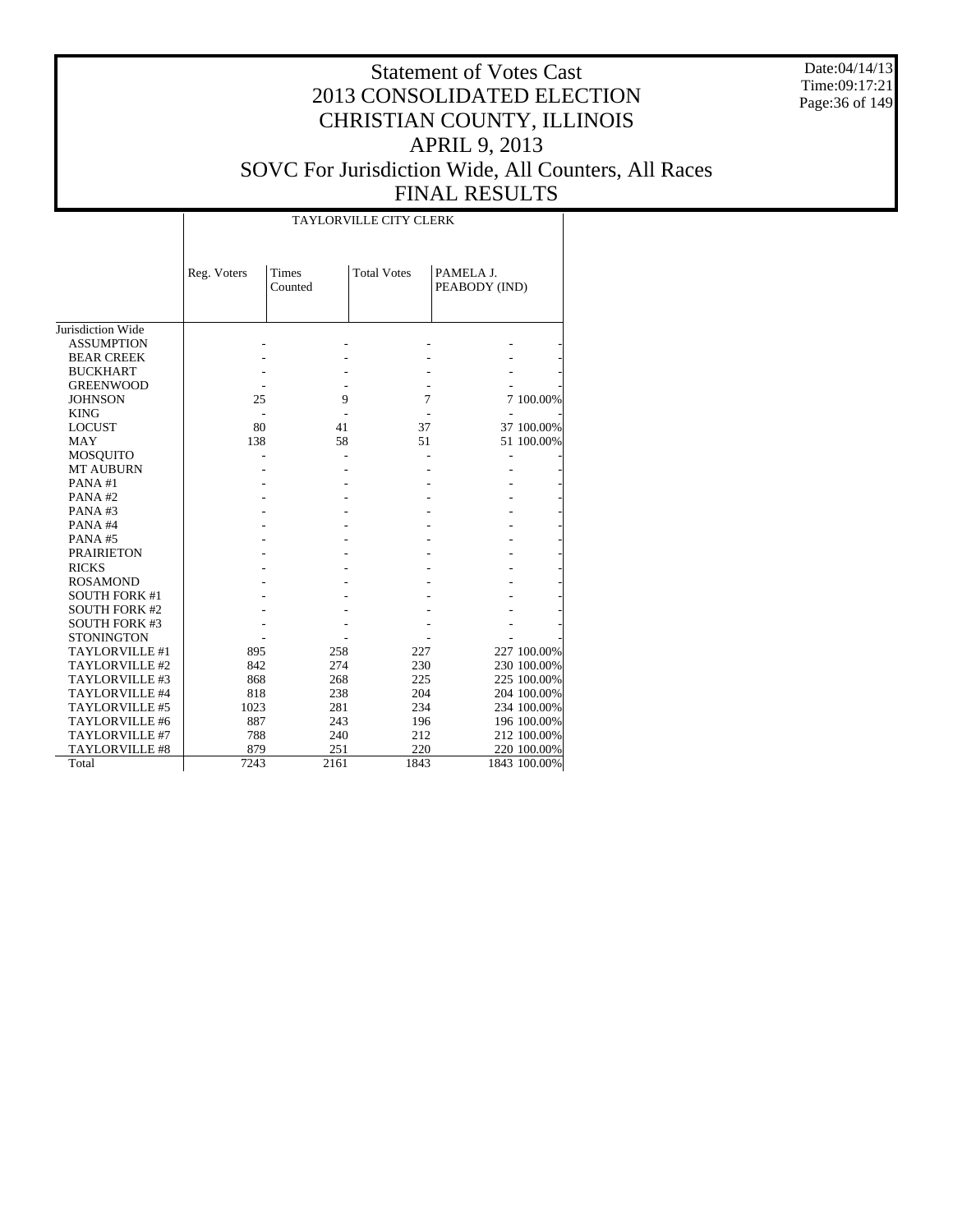# Statement of Votes Cast
# 2013 CONSOLIDATED ELECTION
# CHRISTIAN COUNTY, ILLINOIS
# APRIL 9, 2013
# SOVC For Jurisdiction Wide, All Counters, All Races
# FINAL RESULTS

Date:04/14/13
Time:09:17:21

## TAYLORVILLE CITY CLERK

| | Reg. Voters | Times Counted | Total Votes | PAMELA J. PEABODY (IND) | |
|---|---|---|---|---|---|
| Jurisdiction Wide | | | | | |
| ASSUMPTION | - | - | - | - | - |
| BEAR CREEK | - | - | - | - | - |
| BUCKHART | - | - | - | - | - |
| GREENWOOD | - | - | - | - | - |
| JOHNSON | 25 | 9 | 7 | 7 | 100.00% |
| KING | - | - | - | - | - |
| LOCUST | 80 | 41 | 37 | 37 | 100.00% |
| MAY | 138 | 58 | 51 | 51 | 100.00% |
| MOSQUITO | - | - | - | - | - |
| MT AUBURN | - | - | - | - | - |
| PANA #1 | - | - | - | - | - |
| PANA #2 | - | - | - | - | - |
| PANA #3 | - | - | - | - | - |
| PANA #4 | - | - | - | - | - |
| PANA #5 | - | - | - | - | - |
| PRAIRIETON | - | - | - | - | - |
| RICKS | - | - | - | - | - |
| ROSAMOND | - | - | - | - | - |
| SOUTH FORK #1 | - | - | - | - | - |
| SOUTH FORK #2 | - | - | - | - | - |
| SOUTH FORK #3 | - | - | - | - | - |
| STONINGTON | - | - | - | - | - |
| TAYLORVILLE #1 | 895 | 258 | 227 | 227 | 100.00% |
| TAYLORVILLE #2 | 842 | 274 | 230 | 230 | 100.00% |
| TAYLORVILLE #3 | 868 | 268 | 225 | 225 | 100.00% |
| TAYLORVILLE #4 | 818 | 238 | 204 | 204 | 100.00% |
| TAYLORVILLE #5 | 1023 | 281 | 234 | 234 | 100.00% |
| TAYLORVILLE #6 | 887 | 243 | 196 | 196 | 100.00% |
| TAYLORVILLE #7 | 788 | 240 | 212 | 212 | 100.00% |
| TAYLORVILLE #8 | 879 | 251 | 220 | 220 | 100.00% |
| Total | 7243 | 2161 | 1843 | 1843 | 100.00% |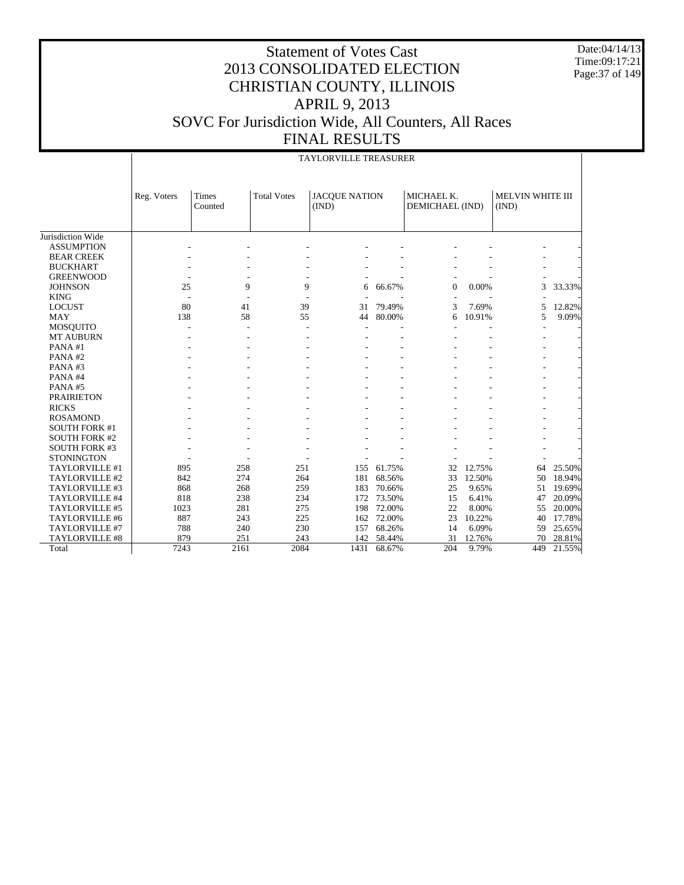# Statement of Votes Cast
# 2013 CONSOLIDATED ELECTION
# CHRISTIAN COUNTY, ILLINOIS
# APRIL 9, 2013
# SOVC For Jurisdiction Wide, All Counters, All Races
# FINAL RESULTS

Date:04/14/13
Time:09:17:21

## TAYLORVILLE TREASURER

| | Reg. Voters | Times Counted | Total Votes | JACQUE NATION (IND) | | MICHAEL K. DEMICHAEL (IND) | | MELVIN WHITE III (IND) | |
|---|---|---|---|---|---|---|---|---|---|
| Jurisdiction Wide | | | | | | | | | |
| ASSUMPTION | - | - | - | - | - | - | - | - | - |
| BEAR CREEK | - | - | - | - | - | - | - | - | - |
| BUCKHART | - | - | - | - | - | - | - | - | - |
| GREENWOOD | - | - | - | - | - | - | - | - | - |
| JOHNSON | 25 | 9 | 9 | 6 | 66.67% | 0 | 0.00% | 3 | 33.33% |
| KING | - | - | - | - | - | - | - | - | - |
| LOCUST | 80 | 41 | 39 | 31 | 79.49% | 3 | 7.69% | 5 | 12.82% |
| MAY | 138 | 58 | 55 | 44 | 80.00% | 6 | 10.91% | 5 | 9.09% |
| MOSQUITO | - | - | - | - | - | - | - | - | - |
| MT AUBURN | - | - | - | - | - | - | - | - | - |
| PANA #1 | - | - | - | - | - | - | - | - | - |
| PANA #2 | - | - | - | - | - | - | - | - | - |
| PANA #3 | - | - | - | - | - | - | - | - | - |
| PANA #4 | - | - | - | - | - | - | - | - | - |
| PANA #5 | - | - | - | - | - | - | - | - | - |
| PRAIRIETON | - | - | - | - | - | - | - | - | - |
| RICKS | - | - | - | - | - | - | - | - | - |
| ROSAMOND | - | - | - | - | - | - | - | - | - |
| SOUTH FORK #1 | - | - | - | - | - | - | - | - | - |
| SOUTH FORK #2 | - | - | - | - | - | - | - | - | - |
| SOUTH FORK #3 | - | - | - | - | - | - | - | - | - |
| STONINGTON | - | - | - | - | - | - | - | - | - |
| TAYLORVILLE #1 | 895 | 258 | 251 | 155 | 61.75% | 32 | 12.75% | 64 | 25.50% |
| TAYLORVILLE #2 | 842 | 274 | 264 | 181 | 68.56% | 33 | 12.50% | 50 | 18.94% |
| TAYLORVILLE #3 | 868 | 268 | 259 | 183 | 70.66% | 25 | 9.65% | 51 | 19.69% |
| TAYLORVILLE #4 | 818 | 238 | 234 | 172 | 73.50% | 15 | 6.41% | 47 | 20.09% |
| TAYLORVILLE #5 | 1023 | 281 | 275 | 198 | 72.00% | 22 | 8.00% | 55 | 20.00% |
| TAYLORVILLE #6 | 887 | 243 | 225 | 162 | 72.00% | 23 | 10.22% | 40 | 17.78% |
| TAYLORVILLE #7 | 788 | 240 | 230 | 157 | 68.26% | 14 | 6.09% | 59 | 25.65% |
| TAYLORVILLE #8 | 879 | 251 | 243 | 142 | 58.44% | 31 | 12.76% | 70 | 28.81% |
| Total | 7243 | 2161 | 2084 | 1431 | 68.67% | 204 | 9.79% | 449 | 21.55% |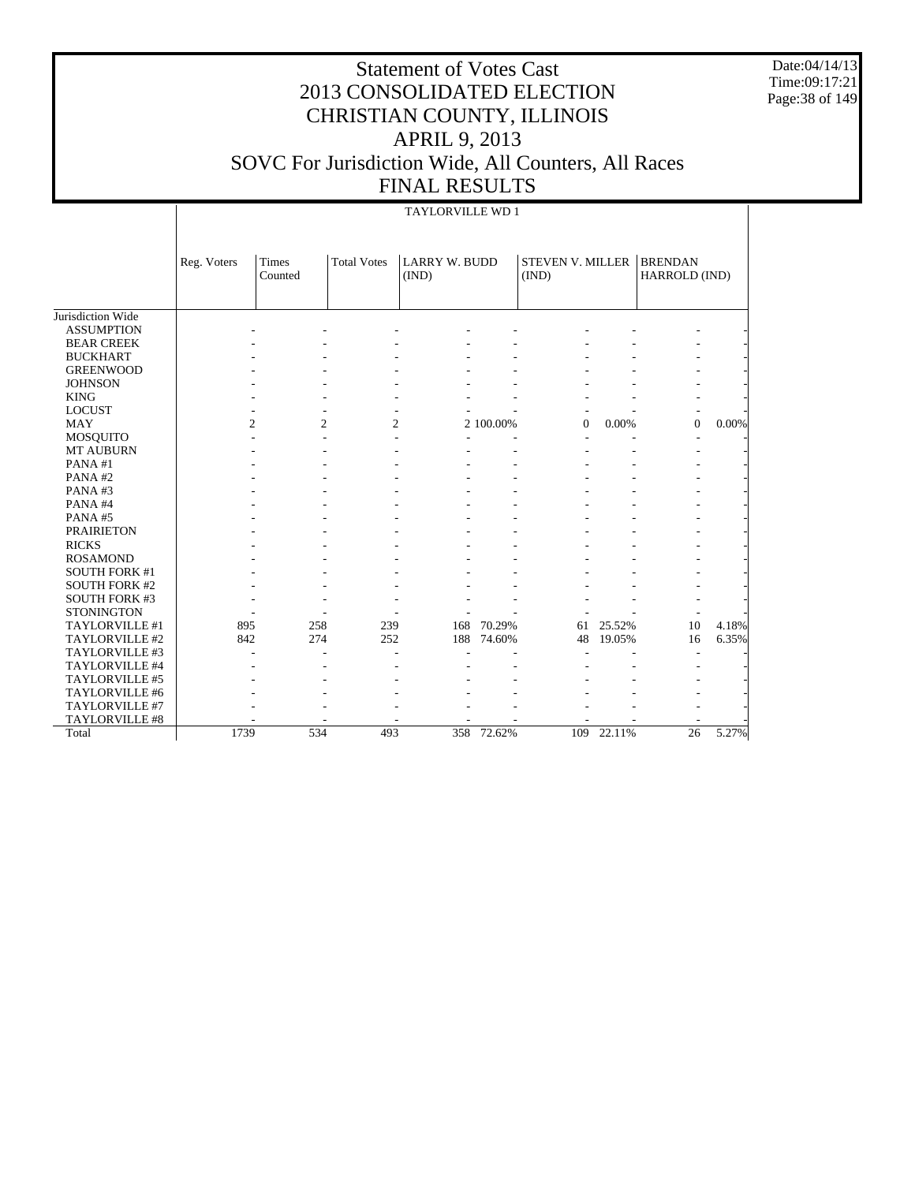# Statement of Votes Cast
## 2013 CONSOLIDATED ELECTION
## CHRISTIAN COUNTY, ILLINOIS
## APRIL 9, 2013
## SOVC For Jurisdiction Wide, All Counters, All Races
## FINAL RESULTS

Date:04/14/13
Time:09:17:21

TAYLORVILLE WD 1

| | Reg. Voters | Times Counted | Total Votes | LARRY W. BUDD (IND) | | STEVEN V. MILLER (IND) | | BRENDAN HARROLD (IND) | |
|---|---|---|---|---|---|---|---|---|---|
| Jurisdiction Wide | | | | | | | | | |
| ASSUMPTION | - | - | - | - | - | - | - | - | - |
| BEAR CREEK | - | - | - | - | - | - | - | - | - |
| BUCKHART | - | - | - | - | - | - | - | - | - |
| GREENWOOD | - | - | - | - | - | - | - | - | - |
| JOHNSON | - | - | - | - | - | - | - | - | - |
| KING | - | - | - | - | - | - | - | - | - |
| LOCUST | - | - | - | - | - | - | - | - | - |
| MAY | 2 | 2 | 2 | 2 | 100.00% | 0 | 0.00% | 0 | 0.00% |
| MOSQUITO | - | - | - | - | - | - | - | - | - |
| MT AUBURN | - | - | - | - | - | - | - | - | - |
| PANA #1 | - | - | - | - | - | - | - | - | - |
| PANA #2 | - | - | - | - | - | - | - | - | - |
| PANA #3 | - | - | - | - | - | - | - | - | - |
| PANA #4 | - | - | - | - | - | - | - | - | - |
| PANA #5 | - | - | - | - | - | - | - | - | - |
| PRAIRIETON | - | - | - | - | - | - | - | - | - |
| RICKS | - | - | - | - | - | - | - | - | - |
| ROSAMOND | - | - | - | - | - | - | - | - | - |
| SOUTH FORK #1 | - | - | - | - | - | - | - | - | - |
| SOUTH FORK #2 | - | - | - | - | - | - | - | - | - |
| SOUTH FORK #3 | - | - | - | - | - | - | - | - | - |
| STONINGTON | - | - | - | - | - | - | - | - | - |
| TAYLORVILLE #1 | 895 | 258 | 239 | 168 | 70.29% | 61 | 25.52% | 10 | 4.18% |
| TAYLORVILLE #2 | 842 | 274 | 252 | 188 | 74.60% | 48 | 19.05% | 16 | 6.35% |
| TAYLORVILLE #3 | - | - | - | - | - | - | - | - | - |
| TAYLORVILLE #4 | - | - | - | - | - | - | - | - | - |
| TAYLORVILLE #5 | - | - | - | - | - | - | - | - | - |
| TAYLORVILLE #6 | - | - | - | - | - | - | - | - | - |
| TAYLORVILLE #7 | - | - | - | - | - | - | - | - | - |
| TAYLORVILLE #8 | - | - | - | - | - | - | - | - | - |
| Total | 1739 | 534 | 493 | 358 | 72.62% | 109 | 22.11% | 26 | 5.27% |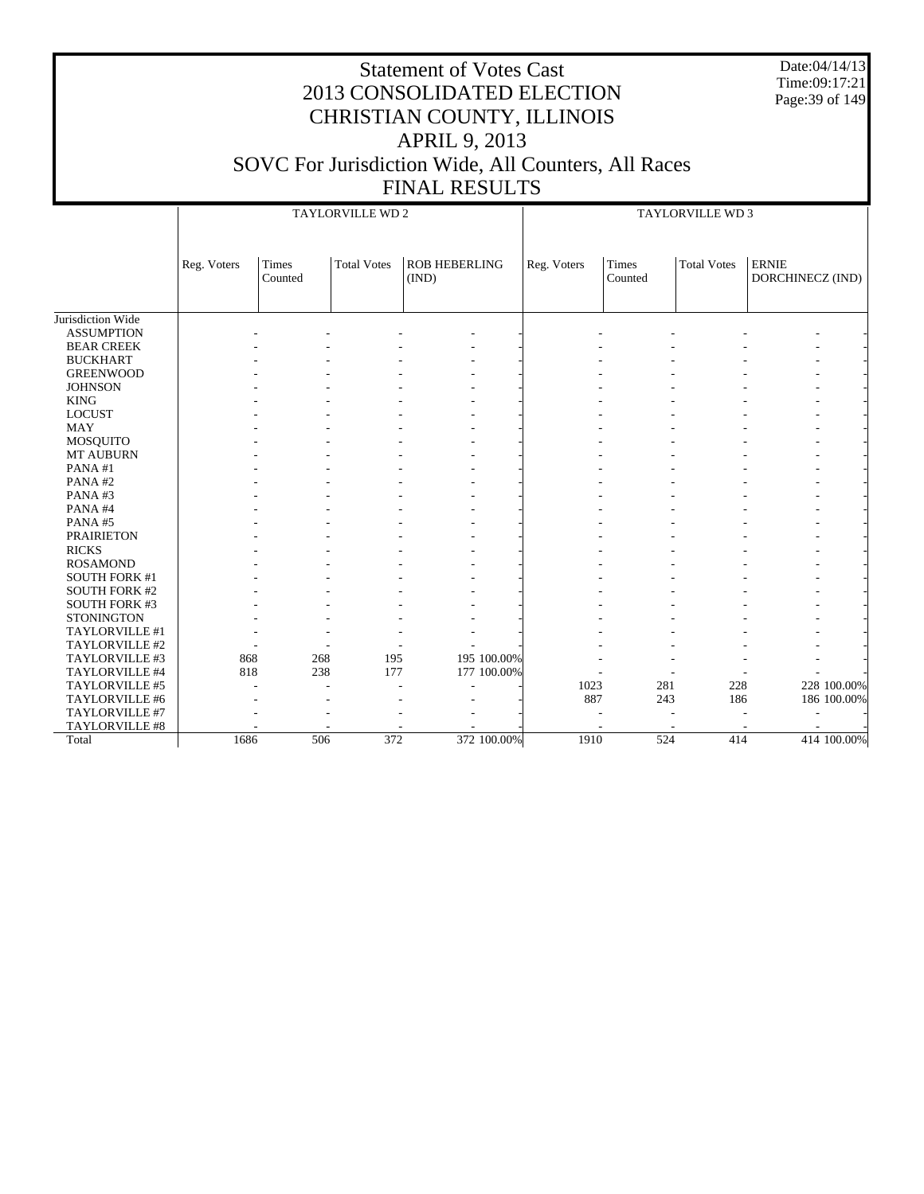# Statement of Votes Cast
# 2013 CONSOLIDATED ELECTION
# CHRISTIAN COUNTY, ILLINOIS
# APRIL 9, 2013
# SOVC For Jurisdiction Wide, All Counters, All Races
# FINAL RESULTS

Date:04/14/13
Time:09:17:21

| | TAYLORVILLE WD 2 | | | | | TAYLORVILLE WD 3 | | | | |
|---|---|---|---|---|---|---|---|---|---|---|
| | Reg. Voters | Times Counted | Total Votes | ROB HEBERLING (IND) | | Reg. Voters | Times Counted | Total Votes | ERNIE DORCHINECZ (IND) | |
| Jurisdiction Wide | | | | | | | | | | |
| ASSUMPTION | - | - | - | - | - | - | - | - | - | - |
| BEAR CREEK | - | - | - | - | - | - | - | - | - | - |
| BUCKHART | - | - | - | - | - | - | - | - | - | - |
| GREENWOOD | - | - | - | - | - | - | - | - | - | - |
| JOHNSON | - | - | - | - | - | - | - | - | - | - |
| KING | - | - | - | - | - | - | - | - | - | - |
| LOCUST | - | - | - | - | - | - | - | - | - | - |
| MAY | - | - | - | - | - | - | - | - | - | - |
| MOSQUITO | - | - | - | - | - | - | - | - | - | - |
| MT AUBURN | - | - | - | - | - | - | - | - | - | - |
| PANA #1 | - | - | - | - | - | - | - | - | - | - |
| PANA #2 | - | - | - | - | - | - | - | - | - | - |
| PANA #3 | - | - | - | - | - | - | - | - | - | - |
| PANA #4 | - | - | - | - | - | - | - | - | - | - |
| PANA #5 | - | - | - | - | - | - | - | - | - | - |
| PRAIRIETON | - | - | - | - | - | - | - | - | - | - |
| RICKS | - | - | - | - | - | - | - | - | - | - |
| ROSAMOND | - | - | - | - | - | - | - | - | - | - |
| SOUTH FORK #1 | - | - | - | - | - | - | - | - | - | - |
| SOUTH FORK #2 | - | - | - | - | - | - | - | - | - | - |
| SOUTH FORK #3 | - | - | - | - | - | - | - | - | - | - |
| STONINGTON | - | - | - | - | - | - | - | - | - | - |
| TAYLORVILLE #1 | - | - | - | - | - | - | - | - | - | - |
| TAYLORVILLE #2 | - | - | - | - | - | - | - | - | - | - |
| TAYLORVILLE #3 | 868 | 268 | 195 | 195 | 100.00% | - | - | - | - | - |
| TAYLORVILLE #4 | 818 | 238 | 177 | 177 | 100.00% | - | - | - | - | - |
| TAYLORVILLE #5 | - | - | - | - | - | 1023 | 281 | 228 | 228 | 100.00% |
| TAYLORVILLE #6 | - | - | - | - | - | 887 | 243 | 186 | 186 | 100.00% |
| TAYLORVILLE #7 | - | - | - | - | - | - | - | - | - | - |
| TAYLORVILLE #8 | - | - | - | - | - | - | - | - | - | - |
| Total | 1686 | 506 | 372 | 372 | 100.00% | 1910 | 524 | 414 | 414 | 100.00% |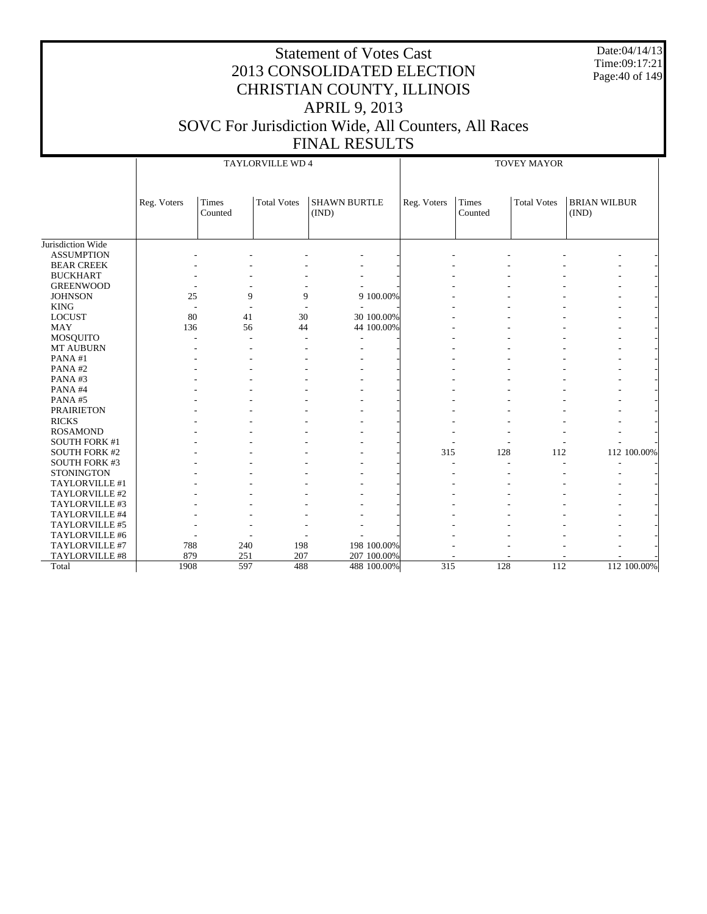# Statement of Votes Cast
## 2013 CONSOLIDATED ELECTION
## CHRISTIAN COUNTY, ILLINOIS
## APRIL 9, 2013
## SOVC For Jurisdiction Wide, All Counters, All Races
## FINAL RESULTS

Date:04/14/13
Time:09:17:21

| | TAYLORVILLE WD 4 | | | | | TOVEY MAYOR | | | | |
|---|---|---|---|---|---|---|---|---|---|---|
| | Reg. Voters | Times Counted | Total Votes | SHAWN BURTLE (IND) | | Reg. Voters | Times Counted | Total Votes | BRIAN WILBUR (IND) | |
| Jurisdiction Wide | | | | | | | | | | |
| ASSUMPTION | - | - | - | - | - | - | - | - | - | - |
| BEAR CREEK | - | - | - | - | - | - | - | - | - | - |
| BUCKHART | - | - | - | - | - | - | - | - | - | - |
| GREENWOOD | - | - | - | - | - | - | - | - | - | - |
| JOHNSON | 25 | 9 | 9 | 9 | 100.00% | - | - | - | - | - |
| KING | - | - | - | - | - | - | - | - | - | - |
| LOCUST | 80 | 41 | 30 | 30 | 100.00% | - | - | - | - | - |
| MAY | 136 | 56 | 44 | 44 | 100.00% | - | - | - | - | - |
| MOSQUITO | - | - | - | - | - | - | - | - | - | - |
| MT AUBURN | - | - | - | - | - | - | - | - | - | - |
| PANA #1 | - | - | - | - | - | - | - | - | - | - |
| PANA #2 | - | - | - | - | - | - | - | - | - | - |
| PANA #3 | - | - | - | - | - | - | - | - | - | - |
| PANA #4 | - | - | - | - | - | - | - | - | - | - |
| PANA #5 | - | - | - | - | - | - | - | - | - | - |
| PRAIRIETON | - | - | - | - | - | - | - | - | - | - |
| RICKS | - | - | - | - | - | - | - | - | - | - |
| ROSAMOND | - | - | - | - | - | - | - | - | - | - |
| SOUTH FORK #1 | - | - | - | - | - | - | - | - | - | - |
| SOUTH FORK #2 | - | - | - | - | - | 315 | 128 | 112 | 112 | 100.00% |
| SOUTH FORK #3 | - | - | - | - | - | - | - | - | - | - |
| STONINGTON | - | - | - | - | - | - | - | - | - | - |
| TAYLORVILLE #1 | - | - | - | - | - | - | - | - | - | - |
| TAYLORVILLE #2 | - | - | - | - | - | - | - | - | - | - |
| TAYLORVILLE #3 | - | - | - | - | - | - | - | - | - | - |
| TAYLORVILLE #4 | - | - | - | - | - | - | - | - | - | - |
| TAYLORVILLE #5 | - | - | - | - | - | - | - | - | - | - |
| TAYLORVILLE #6 | - | - | - | - | - | - | - | - | - | - |
| TAYLORVILLE #7 | 788 | 240 | 198 | 198 | 100.00% | - | - | - | - | - |
| TAYLORVILLE #8 | 879 | 251 | 207 | 207 | 100.00% | - | - | - | - | - |
| Total | 1908 | 597 | 488 | 488 | 100.00% | 315 | 128 | 112 | 112 | 100.00% |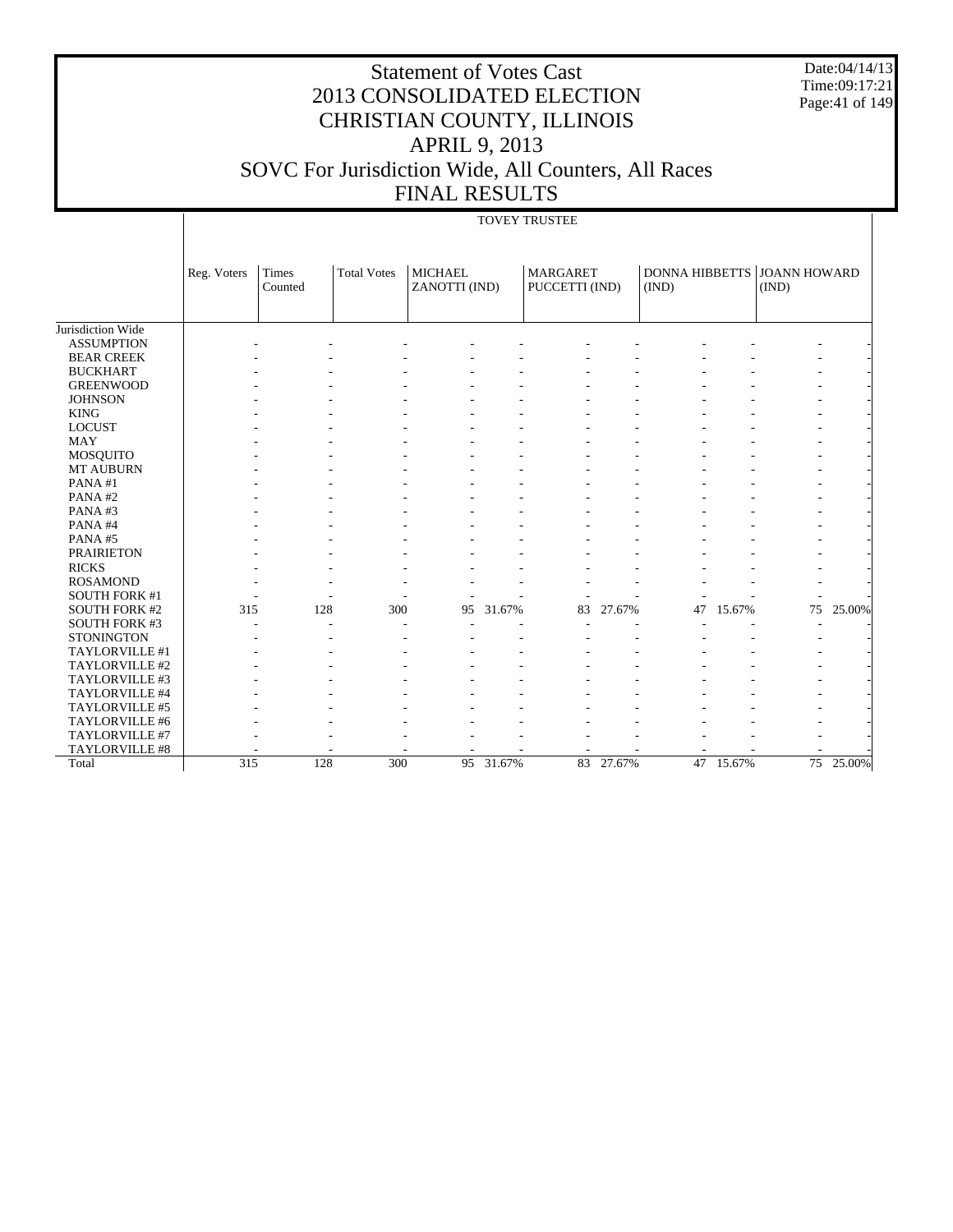# Statement of Votes Cast
## 2013 CONSOLIDATED ELECTION
## CHRISTIAN COUNTY, ILLINOIS
## APRIL 9, 2013
## SOVC For Jurisdiction Wide, All Counters, All Races
## FINAL RESULTS

Date:04/14/13
Time:09:17:21

| | TOVEY TRUSTEE | | | | | | | | | | |
|---|---|---|---|---|---|---|---|---|---|---|---|
| | Reg. Voters | Times Counted | Total Votes | MICHAEL ZANOTTI (IND) | | MARGARET PUCCETTI (IND) | | DONNA HIBBETTS (IND) | | JOANN HOWARD (IND) | |
| Jurisdiction Wide | | | | | | | | | | | |
| ASSUMPTION | - | - | - | - | - | - | - | - | - | - | - |
| BEAR CREEK | - | - | - | - | - | - | - | - | - | - | - |
| BUCKHART | - | - | - | - | - | - | - | - | - | - | - |
| GREENWOOD | - | - | - | - | - | - | - | - | - | - | - |
| JOHNSON | - | - | - | - | - | - | - | - | - | - | - |
| KING | - | - | - | - | - | - | - | - | - | - | - |
| LOCUST | - | - | - | - | - | - | - | - | - | - | - |
| MAY | - | - | - | - | - | - | - | - | - | - | - |
| MOSQUITO | - | - | - | - | - | - | - | - | - | - | - |
| MT AUBURN | - | - | - | - | - | - | - | - | - | - | - |
| PANA #1 | - | - | - | - | - | - | - | - | - | - | - |
| PANA #2 | - | - | - | - | - | - | - | - | - | - | - |
| PANA #3 | - | - | - | - | - | - | - | - | - | - | - |
| PANA #4 | - | - | - | - | - | - | - | - | - | - | - |
| PANA #5 | - | - | - | - | - | - | - | - | - | - | - |
| PRAIRIETON | - | - | - | - | - | - | - | - | - | - | - |
| RICKS | - | - | - | - | - | - | - | - | - | - | - |
| ROSAMOND | - | - | - | - | - | - | - | - | - | - | - |
| SOUTH FORK #1 | - | - | - | - | - | - | - | - | - | - | - |
| SOUTH FORK #2 | 315 | 128 | 300 | 95 | 31.67% | 83 | 27.67% | 47 | 15.67% | 75 | 25.00% |
| SOUTH FORK #3 | - | - | - | - | - | - | - | - | - | - | - |
| STONINGTON | - | - | - | - | - | - | - | - | - | - | - |
| TAYLORVILLE #1 | - | - | - | - | - | - | - | - | - | - | - |
| TAYLORVILLE #2 | - | - | - | - | - | - | - | - | - | - | - |
| TAYLORVILLE #3 | - | - | - | - | - | - | - | - | - | - | - |
| TAYLORVILLE #4 | - | - | - | - | - | - | - | - | - | - | - |
| TAYLORVILLE #5 | - | - | - | - | - | - | - | - | - | - | - |
| TAYLORVILLE #6 | - | - | - | - | - | - | - | - | - | - | - |
| TAYLORVILLE #7 | - | - | - | - | - | - | - | - | - | - | - |
| TAYLORVILLE #8 | - | - | - | - | - | - | - | - | - | - | - |
| Total | 315 | 128 | 300 | 95 | 31.67% | 83 | 27.67% | 47 | 15.67% | 75 | 25.00% |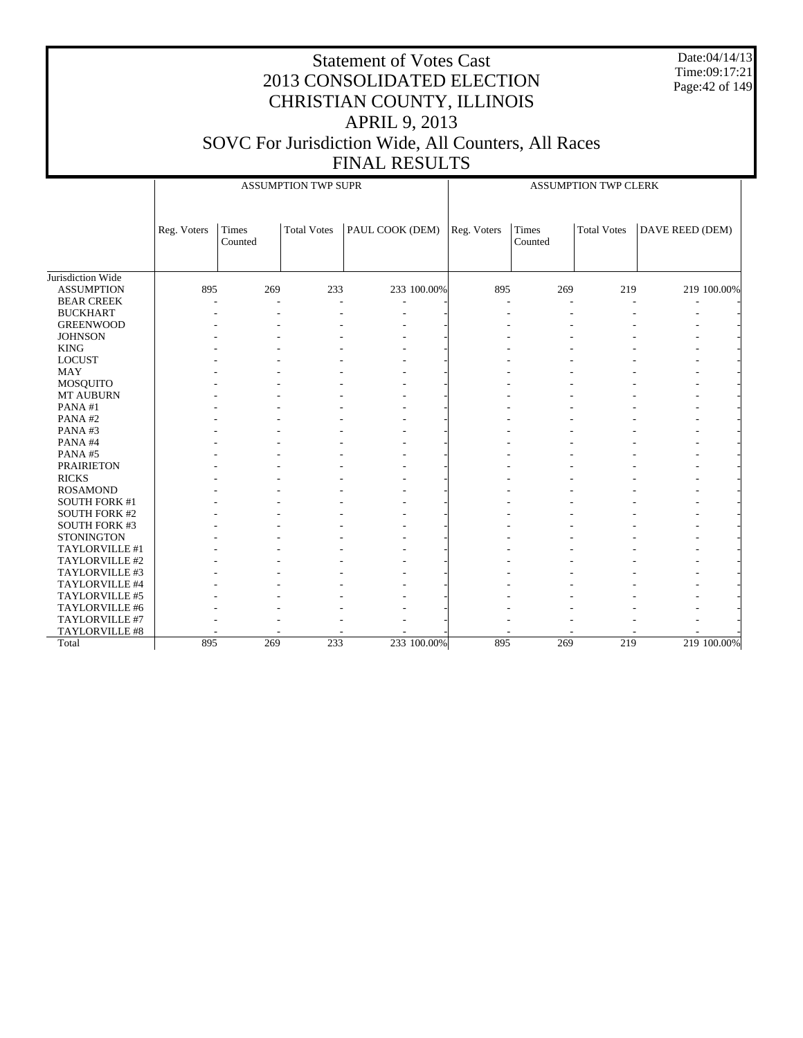# Statement of Votes Cast
## 2013 CONSOLIDATED ELECTION
## CHRISTIAN COUNTY, ILLINOIS
## APRIL 9, 2013
## SOVC For Jurisdiction Wide, All Counters, All Races
## FINAL RESULTS

Date:04/14/13
Time:09:17:21

| | ASSUMPTION TWP SUPR | | | | | ASSUMPTION TWP CLERK | | | | |
|---|---|---|---|---|---|---|---|---|---|---|
| | Reg. Voters | Times Counted | Total Votes | PAUL COOK (DEM) | | Reg. Voters | Times Counted | Total Votes | DAVE REED (DEM) | |
| Jurisdiction Wide | | | | | | | | | | |
| ASSUMPTION | 895 | 269 | 233 | 233 | 100.00% | 895 | 269 | 219 | 219 | 100.00% |
| BEAR CREEK | - | - | - | - | - | - | - | - | - | - |
| BUCKHART | - | - | - | - | - | - | - | - | - | - |
| GREENWOOD | - | - | - | - | - | - | - | - | - | - |
| JOHNSON | - | - | - | - | - | - | - | - | - | - |
| KING | - | - | - | - | - | - | - | - | - | - |
| LOCUST | - | - | - | - | - | - | - | - | - | - |
| MAY | - | - | - | - | - | - | - | - | - | - |
| MOSQUITO | - | - | - | - | - | - | - | - | - | - |
| MT AUBURN | - | - | - | - | - | - | - | - | - | - |
| PANA #1 | - | - | - | - | - | - | - | - | - | - |
| PANA #2 | - | - | - | - | - | - | - | - | - | - |
| PANA #3 | - | - | - | - | - | - | - | - | - | - |
| PANA #4 | - | - | - | - | - | - | - | - | - | - |
| PANA #5 | - | - | - | - | - | - | - | - | - | - |
| PRAIRIETON | - | - | - | - | - | - | - | - | - | - |
| RICKS | - | - | - | - | - | - | - | - | - | - |
| ROSAMOND | - | - | - | - | - | - | - | - | - | - |
| SOUTH FORK #1 | - | - | - | - | - | - | - | - | - | - |
| SOUTH FORK #2 | - | - | - | - | - | - | - | - | - | - |
| SOUTH FORK #3 | - | - | - | - | - | - | - | - | - | - |
| STONINGTON | - | - | - | - | - | - | - | - | - | - |
| TAYLORVILLE #1 | - | - | - | - | - | - | - | - | - | - |
| TAYLORVILLE #2 | - | - | - | - | - | - | - | - | - | - |
| TAYLORVILLE #3 | - | - | - | - | - | - | - | - | - | - |
| TAYLORVILLE #4 | - | - | - | - | - | - | - | - | - | - |
| TAYLORVILLE #5 | - | - | - | - | - | - | - | - | - | - |
| TAYLORVILLE #6 | - | - | - | - | - | - | - | - | - | - |
| TAYLORVILLE #7 | - | - | - | - | - | - | - | - | - | - |
| TAYLORVILLE #8 | - | - | - | - | - | - | - | - | - | - |
| Total | 895 | 269 | 233 | 233 | 100.00% | 895 | 269 | 219 | 219 | 100.00% |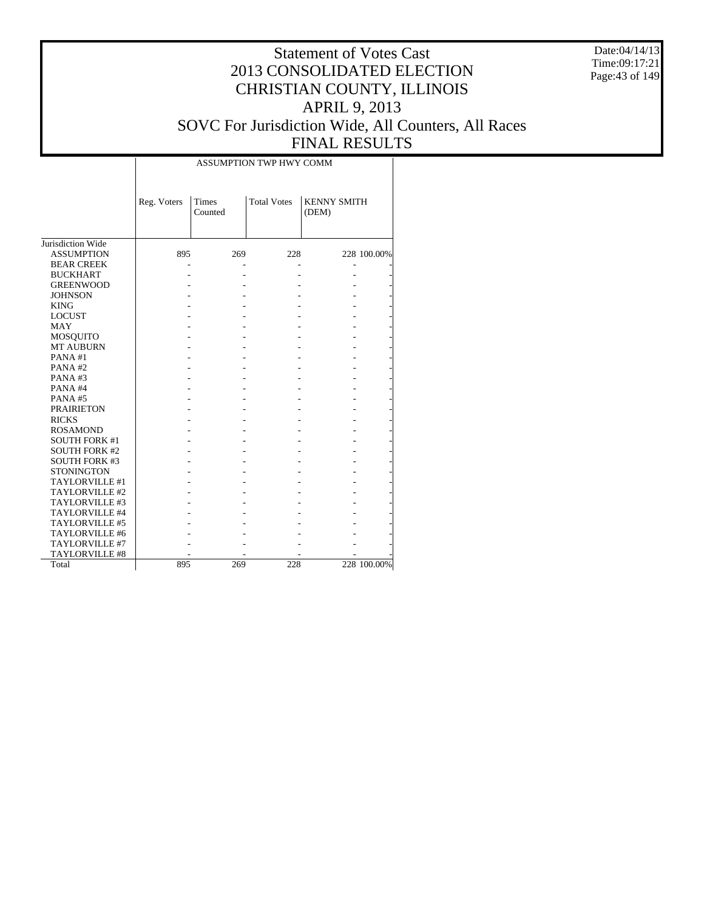# Statement of Votes Cast
# 2013 CONSOLIDATED ELECTION
# CHRISTIAN COUNTY, ILLINOIS
# APRIL 9, 2013
# SOVC For Jurisdiction Wide, All Counters, All Races
# FINAL RESULTS

Date:04/14/13
Time:09:17:21

| | ASSUMPTION TWP HWY COMM | | | | |
|---|---|---|---|---|---|
| | Reg. Voters | Times Counted | Total Votes | KENNY SMITH (DEM) | |
| Jurisdiction Wide | | | | | |
| ASSUMPTION | 895 | 269 | 228 | 228 | 100.00% |
| BEAR CREEK | - | - | - | - | - |
| BUCKHART | - | - | - | - | - |
| GREENWOOD | - | - | - | - | - |
| JOHNSON | - | - | - | - | - |
| KING | - | - | - | - | - |
| LOCUST | - | - | - | - | - |
| MAY | - | - | - | - | - |
| MOSQUITO | - | - | - | - | - |
| MT AUBURN | - | - | - | - | - |
| PANA #1 | - | - | - | - | - |
| PANA #2 | - | - | - | - | - |
| PANA #3 | - | - | - | - | - |
| PANA #4 | - | - | - | - | - |
| PANA #5 | - | - | - | - | - |
| PRAIRIETON | - | - | - | - | - |
| RICKS | - | - | - | - | - |
| ROSAMOND | - | - | - | - | - |
| SOUTH FORK #1 | - | - | - | - | - |
| SOUTH FORK #2 | - | - | - | - | - |
| SOUTH FORK #3 | - | - | - | - | - |
| STONINGTON | - | - | - | - | - |
| TAYLORVILLE #1 | - | - | - | - | - |
| TAYLORVILLE #2 | - | - | - | - | - |
| TAYLORVILLE #3 | - | - | - | - | - |
| TAYLORVILLE #4 | - | - | - | - | - |
| TAYLORVILLE #5 | - | - | - | - | - |
| TAYLORVILLE #6 | - | - | - | - | - |
| TAYLORVILLE #7 | - | - | - | - | - |
| TAYLORVILLE #8 | - | - | - | - | - |
| Total | 895 | 269 | 228 | 228 | 100.00% |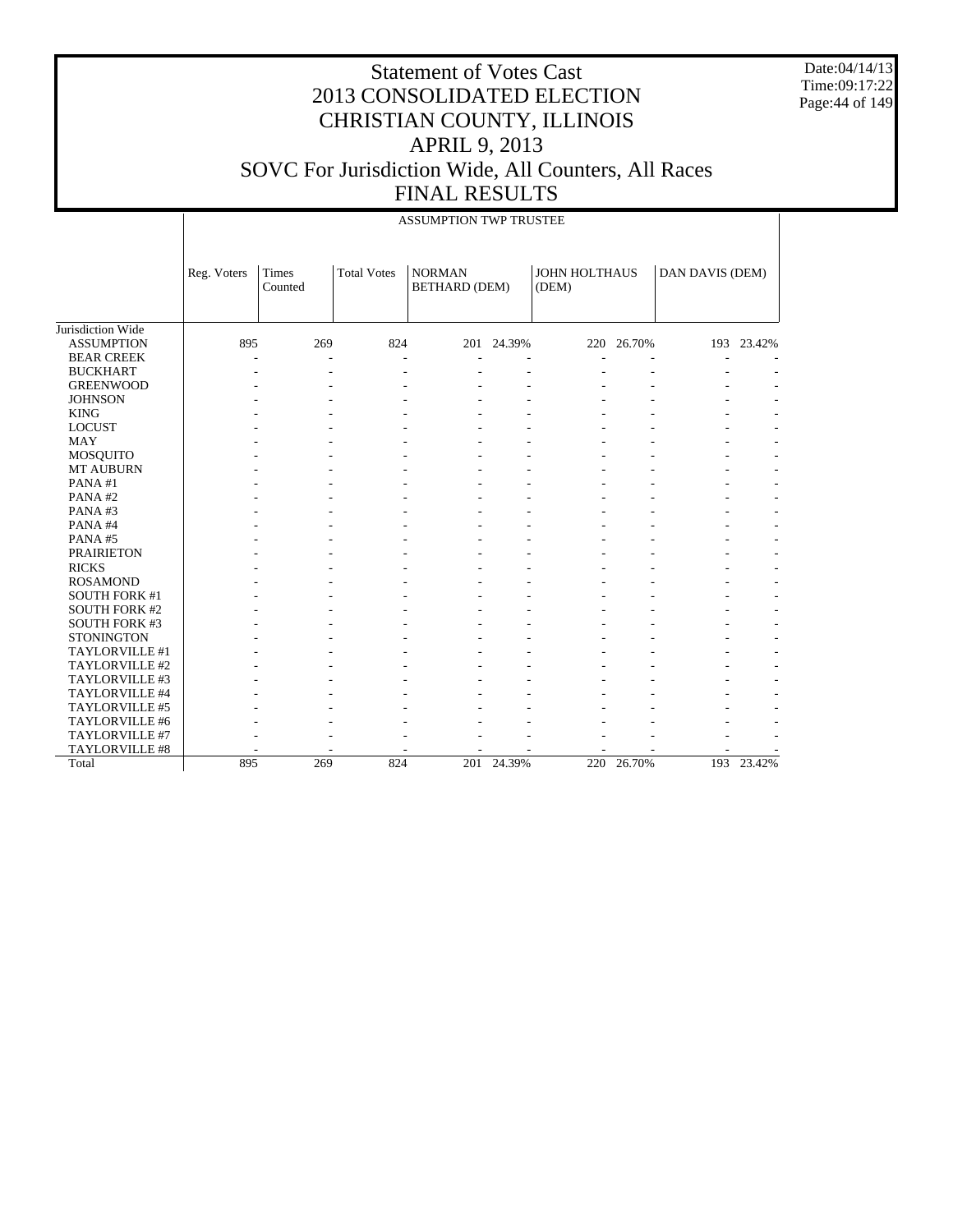# Statement of Votes Cast
# 2013 CONSOLIDATED ELECTION
# CHRISTIAN COUNTY, ILLINOIS
# APRIL 9, 2013
# SOVC For Jurisdiction Wide, All Counters, All Races
# FINAL RESULTS

Date:04/14/13
Time:09:17:22

## ASSUMPTION TWP TRUSTEE

| | Reg. Voters | Times Counted | Total Votes | NORMAN BETHARD (DEM) | | JOHN HOLTHAUS (DEM) | | DAN DAVIS (DEM) | |
|---|---|---|---|---|---|---|---|---|---|
| Jurisdiction Wide | | | | | | | | | |
| ASSUMPTION | 895 | 269 | 824 | 201 | 24.39% | 220 | 26.70% | 193 | 23.42% |
| BEAR CREEK | - | - | - | - | - | - | - | - | - |
| BUCKHART | - | - | - | - | - | - | - | - | - |
| GREENWOOD | - | - | - | - | - | - | - | - | - |
| JOHNSON | - | - | - | - | - | - | - | - | - |
| KING | - | - | - | - | - | - | - | - | - |
| LOCUST | - | - | - | - | - | - | - | - | - |
| MAY | - | - | - | - | - | - | - | - | - |
| MOSQUITO | - | - | - | - | - | - | - | - | - |
| MT AUBURN | - | - | - | - | - | - | - | - | - |
| PANA #1 | - | - | - | - | - | - | - | - | - |
| PANA #2 | - | - | - | - | - | - | - | - | - |
| PANA #3 | - | - | - | - | - | - | - | - | - |
| PANA #4 | - | - | - | - | - | - | - | - | - |
| PANA #5 | - | - | - | - | - | - | - | - | - |
| PRAIRIETON | - | - | - | - | - | - | - | - | - |
| RICKS | - | - | - | - | - | - | - | - | - |
| ROSAMOND | - | - | - | - | - | - | - | - | - |
| SOUTH FORK #1 | - | - | - | - | - | - | - | - | - |
| SOUTH FORK #2 | - | - | - | - | - | - | - | - | - |
| SOUTH FORK #3 | - | - | - | - | - | - | - | - | - |
| STONINGTON | - | - | - | - | - | - | - | - | - |
| TAYLORVILLE #1 | - | - | - | - | - | - | - | - | - |
| TAYLORVILLE #2 | - | - | - | - | - | - | - | - | - |
| TAYLORVILLE #3 | - | - | - | - | - | - | - | - | - |
| TAYLORVILLE #4 | - | - | - | - | - | - | - | - | - |
| TAYLORVILLE #5 | - | - | - | - | - | - | - | - | - |
| TAYLORVILLE #6 | - | - | - | - | - | - | - | - | - |
| TAYLORVILLE #7 | - | - | - | - | - | - | - | - | - |
| TAYLORVILLE #8 | - | - | - | - | - | - | - | - | - |
| Total | 895 | 269 | 824 | 201 | 24.39% | 220 | 26.70% | 193 | 23.42% |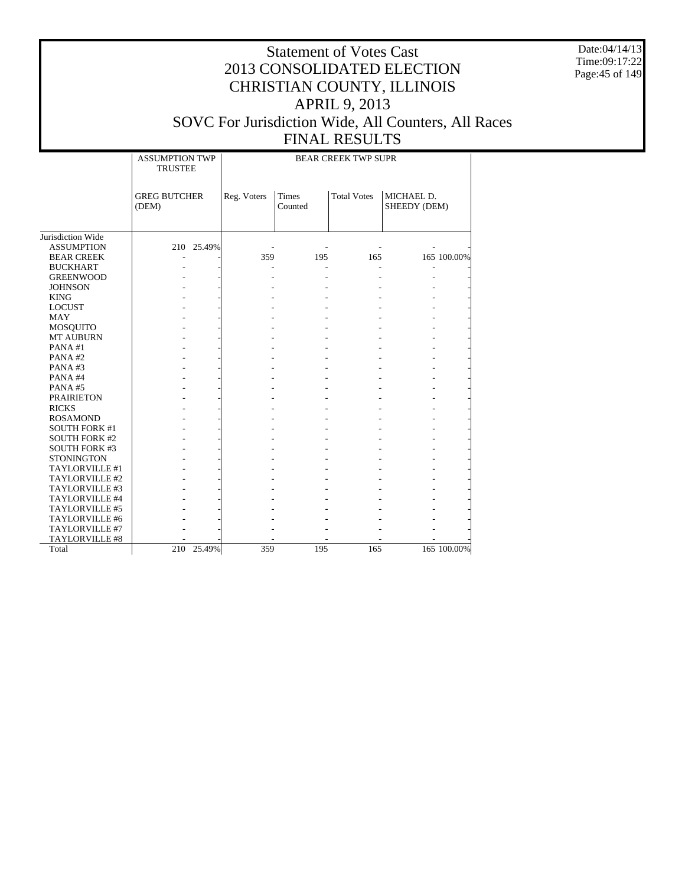# Statement of Votes Cast
# 2013 CONSOLIDATED ELECTION
# CHRISTIAN COUNTY, ILLINOIS
# APRIL 9, 2013
# SOVC For Jurisdiction Wide, All Counters, All Races
# FINAL RESULTS

Date:04/14/13
Time:09:17:22

| | ASSUMPTION TWP TRUSTEE | | BEAR CREEK TWP SUPR | | | | |
|---|---|---|---|---|---|---|---|
| | GREG BUTCHER (DEM) | | Reg. Voters | Times Counted | Total Votes | MICHAEL D. SHEEDY (DEM) | |
| Jurisdiction Wide | | | | | | | |
| ASSUMPTION | 210 | 25.49% | - | - | - | - | - |
| BEAR CREEK | - | - | 359 | 195 | 165 | 165 | 100.00% |
| BUCKHART | - | - | - | - | - | - | - |
| GREENWOOD | - | - | - | - | - | - | - |
| JOHNSON | - | - | - | - | - | - | - |
| KING | - | - | - | - | - | - | - |
| LOCUST | - | - | - | - | - | - | - |
| MAY | - | - | - | - | - | - | - |
| MOSQUITO | - | - | - | - | - | - | - |
| MT AUBURN | - | - | - | - | - | - | - |
| PANA #1 | - | - | - | - | - | - | - |
| PANA #2 | - | - | - | - | - | - | - |
| PANA #3 | - | - | - | - | - | - | - |
| PANA #4 | - | - | - | - | - | - | - |
| PANA #5 | - | - | - | - | - | - | - |
| PRAIRIETON | - | - | - | - | - | - | - |
| RICKS | - | - | - | - | - | - | - |
| ROSAMOND | - | - | - | - | - | - | - |
| SOUTH FORK #1 | - | - | - | - | - | - | - |
| SOUTH FORK #2 | - | - | - | - | - | - | - |
| SOUTH FORK #3 | - | - | - | - | - | - | - |
| STONINGTON | - | - | - | - | - | - | - |
| TAYLORVILLE #1 | - | - | - | - | - | - | - |
| TAYLORVILLE #2 | - | - | - | - | - | - | - |
| TAYLORVILLE #3 | - | - | - | - | - | - | - |
| TAYLORVILLE #4 | - | - | - | - | - | - | - |
| TAYLORVILLE #5 | - | - | - | - | - | - | - |
| TAYLORVILLE #6 | - | - | - | - | - | - | - |
| TAYLORVILLE #7 | - | - | - | - | - | - | - |
| TAYLORVILLE #8 | - | - | - | - | - | - | - |
| Total | 210 | 25.49% | 359 | 195 | 165 | 165 | 100.00% |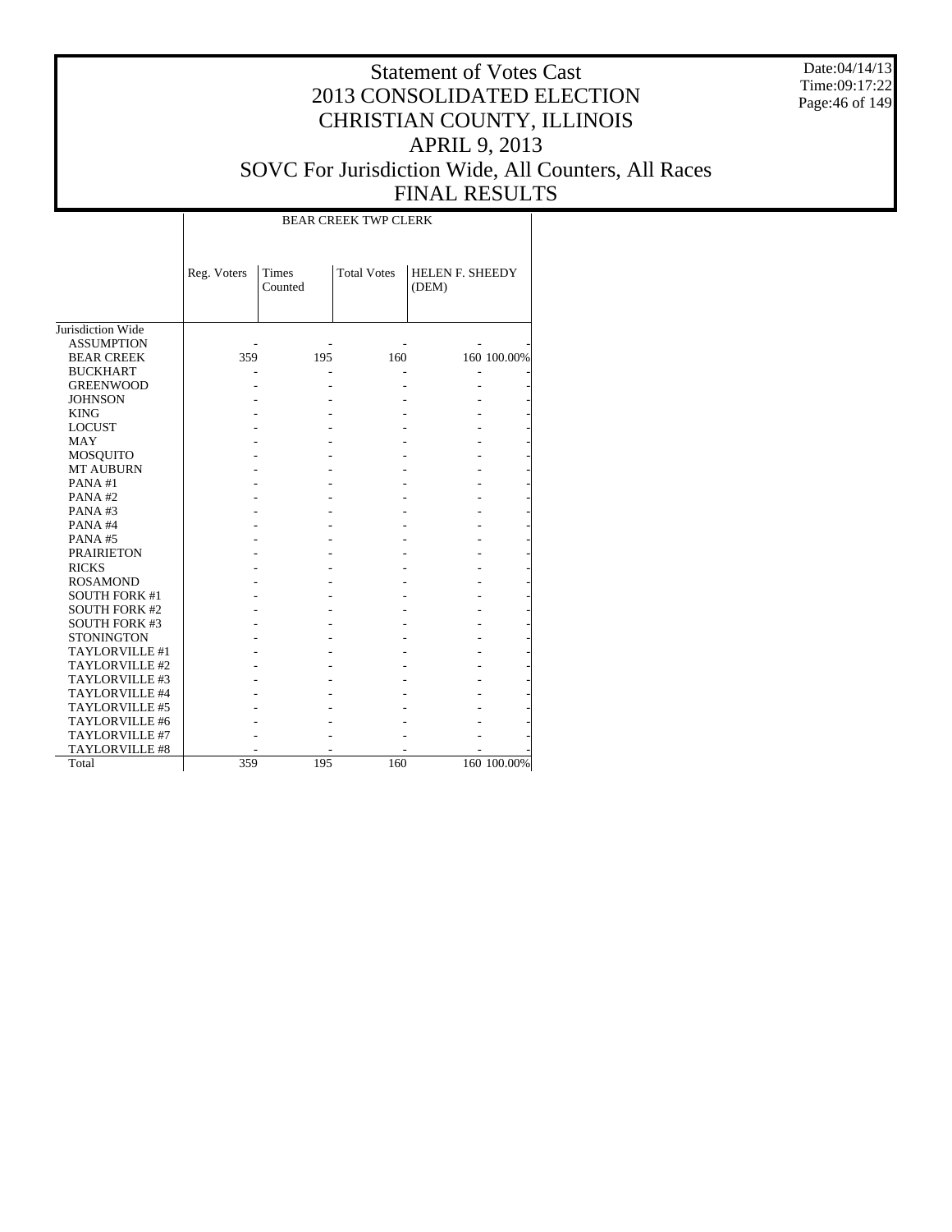# Statement of Votes Cast
# 2013 CONSOLIDATED ELECTION
# CHRISTIAN COUNTY, ILLINOIS
# APRIL 9, 2013
# SOVC For Jurisdiction Wide, All Counters, All Races
# FINAL RESULTS

Date:04/14/13
Time:09:17:22

| | BEAR CREEK TWP CLERK | | | | |
|---|---|---|---|---|---|
| | Reg. Voters | Times Counted | Total Votes | HELEN F. SHEEDY (DEM) | |
| Jurisdiction Wide | | | | | |
| ASSUMPTION | - | - | - | - | - |
| BEAR CREEK | 359 | 195 | 160 | 160 | 100.00% |
| BUCKHART | - | - | - | - | - |
| GREENWOOD | - | - | - | - | - |
| JOHNSON | - | - | - | - | - |
| KING | - | - | - | - | - |
| LOCUST | - | - | - | - | - |
| MAY | - | - | - | - | - |
| MOSQUITO | - | - | - | - | - |
| MT AUBURN | - | - | - | - | - |
| PANA #1 | - | - | - | - | - |
| PANA #2 | - | - | - | - | - |
| PANA #3 | - | - | - | - | - |
| PANA #4 | - | - | - | - | - |
| PANA #5 | - | - | - | - | - |
| PRAIRIETON | - | - | - | - | - |
| RICKS | - | - | - | - | - |
| ROSAMOND | - | - | - | - | - |
| SOUTH FORK #1 | - | - | - | - | - |
| SOUTH FORK #2 | - | - | - | - | - |
| SOUTH FORK #3 | - | - | - | - | - |
| STONINGTON | - | - | - | - | - |
| TAYLORVILLE #1 | - | - | - | - | - |
| TAYLORVILLE #2 | - | - | - | - | - |
| TAYLORVILLE #3 | - | - | - | - | - |
| TAYLORVILLE #4 | - | - | - | - | - |
| TAYLORVILLE #5 | - | - | - | - | - |
| TAYLORVILLE #6 | - | - | - | - | - |
| TAYLORVILLE #7 | - | - | - | - | - |
| TAYLORVILLE #8 | - | - | - | - | - |
| Total | 359 | 195 | 160 | 160 | 100.00% |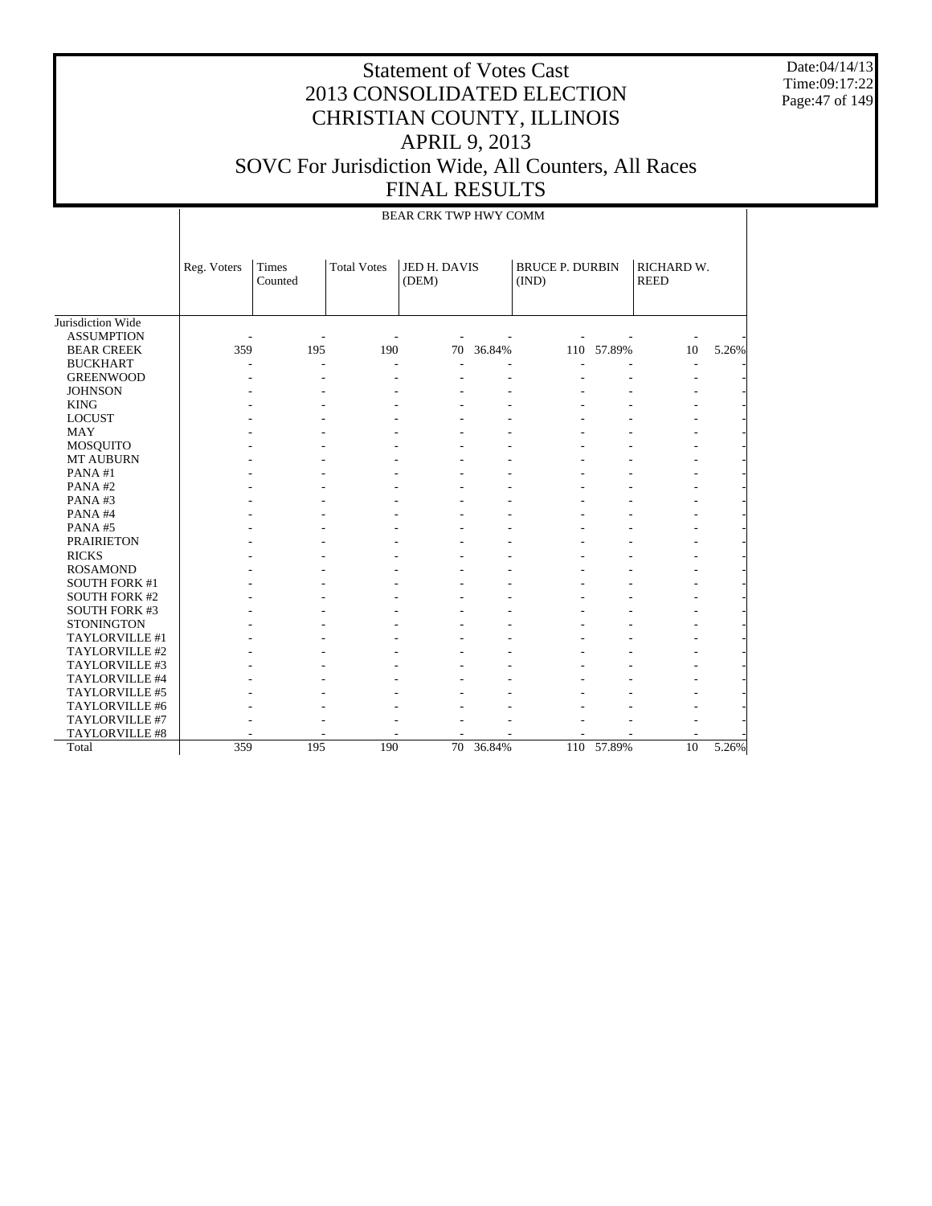# Statement of Votes Cast
# 2013 CONSOLIDATED ELECTION
# CHRISTIAN COUNTY, ILLINOIS
# APRIL 9, 2013
# SOVC For Jurisdiction Wide, All Counters, All Races
# FINAL RESULTS

Date:04/14/13
Time:09:17:22

BEAR CRK TWP HWY COMM

| | Reg. Voters | Times Counted | Total Votes | JED H. DAVIS (DEM) | | BRUCE P. DURBIN (IND) | | RICHARD W. REED | |
|---|---|---|---|---|---|---|---|---|---|
| Jurisdiction Wide | | | | | | | | | |
| ASSUMPTION | - | - | - | - | - | - | - | - | - |
| BEAR CREEK | 359 | 195 | 190 | 70 | 36.84% | 110 | 57.89% | 10 | 5.26% |
| BUCKHART | - | - | - | - | - | - | - | - | - |
| GREENWOOD | - | - | - | - | - | - | - | - | - |
| JOHNSON | - | - | - | - | - | - | - | - | - |
| KING | - | - | - | - | - | - | - | - | - |
| LOCUST | - | - | - | - | - | - | - | - | - |
| MAY | - | - | - | - | - | - | - | - | - |
| MOSQUITO | - | - | - | - | - | - | - | - | - |
| MT AUBURN | - | - | - | - | - | - | - | - | - |
| PANA #1 | - | - | - | - | - | - | - | - | - |
| PANA #2 | - | - | - | - | - | - | - | - | - |
| PANA #3 | - | - | - | - | - | - | - | - | - |
| PANA #4 | - | - | - | - | - | - | - | - | - |
| PANA #5 | - | - | - | - | - | - | - | - | - |
| PRAIRIETON | - | - | - | - | - | - | - | - | - |
| RICKS | - | - | - | - | - | - | - | - | - |
| ROSAMOND | - | - | - | - | - | - | - | - | - |
| SOUTH FORK #1 | - | - | - | - | - | - | - | - | - |
| SOUTH FORK #2 | - | - | - | - | - | - | - | - | - |
| SOUTH FORK #3 | - | - | - | - | - | - | - | - | - |
| STONINGTON | - | - | - | - | - | - | - | - | - |
| TAYLORVILLE #1 | - | - | - | - | - | - | - | - | - |
| TAYLORVILLE #2 | - | - | - | - | - | - | - | - | - |
| TAYLORVILLE #3 | - | - | - | - | - | - | - | - | - |
| TAYLORVILLE #4 | - | - | - | - | - | - | - | - | - |
| TAYLORVILLE #5 | - | - | - | - | - | - | - | - | - |
| TAYLORVILLE #6 | - | - | - | - | - | - | - | - | - |
| TAYLORVILLE #7 | - | - | - | - | - | - | - | - | - |
| TAYLORVILLE #8 | - | - | - | - | - | - | - | - | - |
| Total | 359 | 195 | 190 | 70 | 36.84% | 110 | 57.89% | 10 | 5.26% |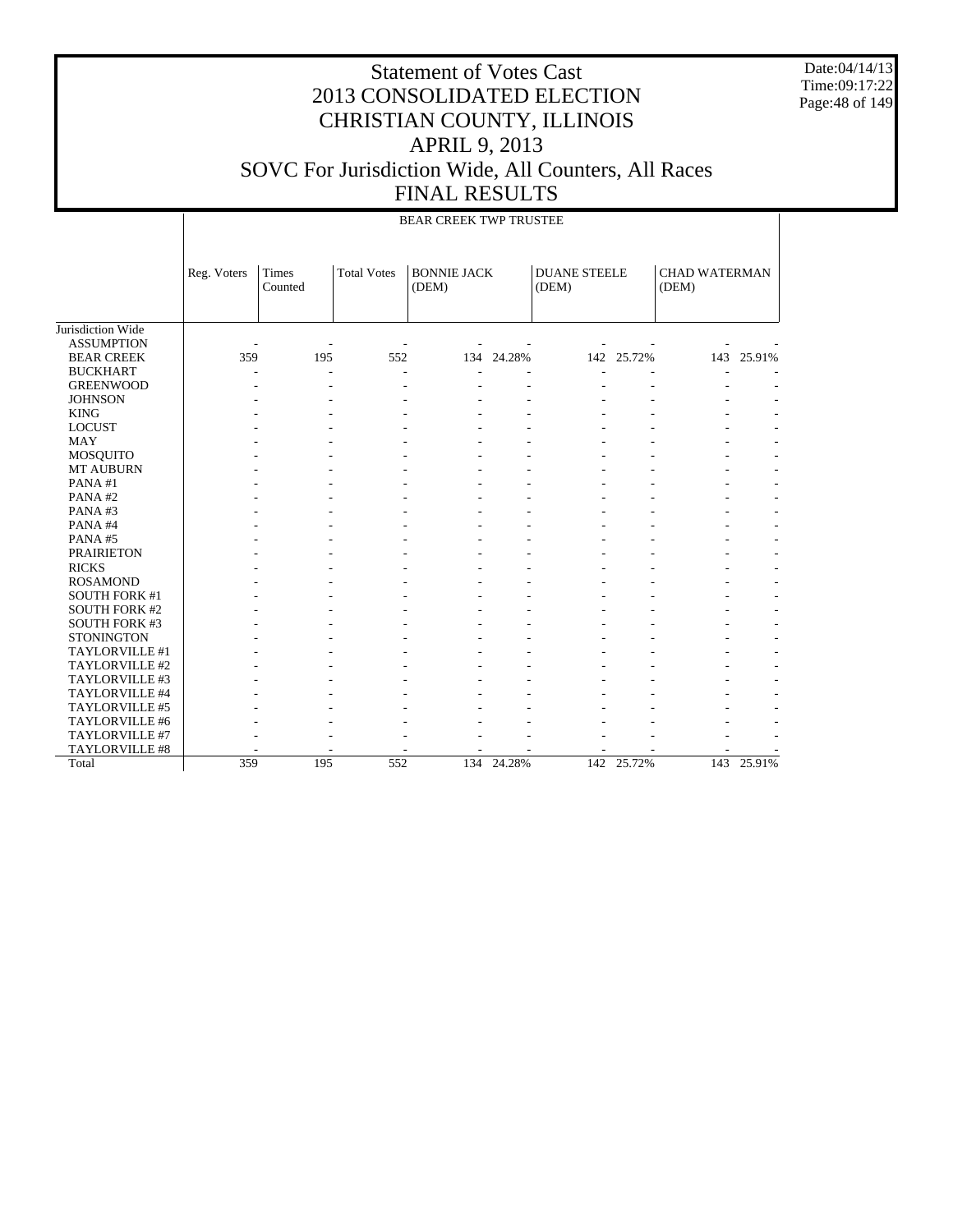# Statement of Votes Cast
# 2013 CONSOLIDATED ELECTION
# CHRISTIAN COUNTY, ILLINOIS
# APRIL 9, 2013
# SOVC For Jurisdiction Wide, All Counters, All Races
# FINAL RESULTS

Date:04/14/13
Time:09:17:22

BEAR CREEK TWP TRUSTEE

| | Reg. Voters | Times Counted | Total Votes | BONNIE JACK (DEM) | | DUANE STEELE (DEM) | | CHAD WATERMAN (DEM) | |
|---|---|---|---|---|---|---|---|---|---|
| Jurisdiction Wide | | | | | | | | | |
| ASSUMPTION | - | - | - | - | - | - | - | - | - |
| BEAR CREEK | 359 | 195 | 552 | 134 | 24.28% | 142 | 25.72% | 143 | 25.91% |
| BUCKHART | - | - | - | - | - | - | - | - | - |
| GREENWOOD | - | - | - | - | - | - | - | - | - |
| JOHNSON | - | - | - | - | - | - | - | - | - |
| KING | - | - | - | - | - | - | - | - | - |
| LOCUST | - | - | - | - | - | - | - | - | - |
| MAY | - | - | - | - | - | - | - | - | - |
| MOSQUITO | - | - | - | - | - | - | - | - | - |
| MT AUBURN | - | - | - | - | - | - | - | - | - |
| PANA #1 | - | - | - | - | - | - | - | - | - |
| PANA #2 | - | - | - | - | - | - | - | - | - |
| PANA #3 | - | - | - | - | - | - | - | - | - |
| PANA #4 | - | - | - | - | - | - | - | - | - |
| PANA #5 | - | - | - | - | - | - | - | - | - |
| PRAIRIETON | - | - | - | - | - | - | - | - | - |
| RICKS | - | - | - | - | - | - | - | - | - |
| ROSAMOND | - | - | - | - | - | - | - | - | - |
| SOUTH FORK #1 | - | - | - | - | - | - | - | - | - |
| SOUTH FORK #2 | - | - | - | - | - | - | - | - | - |
| SOUTH FORK #3 | - | - | - | - | - | - | - | - | - |
| STONINGTON | - | - | - | - | - | - | - | - | - |
| TAYLORVILLE #1 | - | - | - | - | - | - | - | - | - |
| TAYLORVILLE #2 | - | - | - | - | - | - | - | - | - |
| TAYLORVILLE #3 | - | - | - | - | - | - | - | - | - |
| TAYLORVILLE #4 | - | - | - | - | - | - | - | - | - |
| TAYLORVILLE #5 | - | - | - | - | - | - | - | - | - |
| TAYLORVILLE #6 | - | - | - | - | - | - | - | - | - |
| TAYLORVILLE #7 | - | - | - | - | - | - | - | - | - |
| TAYLORVILLE #8 | - | - | - | - | - | - | - | - | - |
| Total | 359 | 195 | 552 | 134 | 24.28% | 142 | 25.72% | 143 | 25.91% |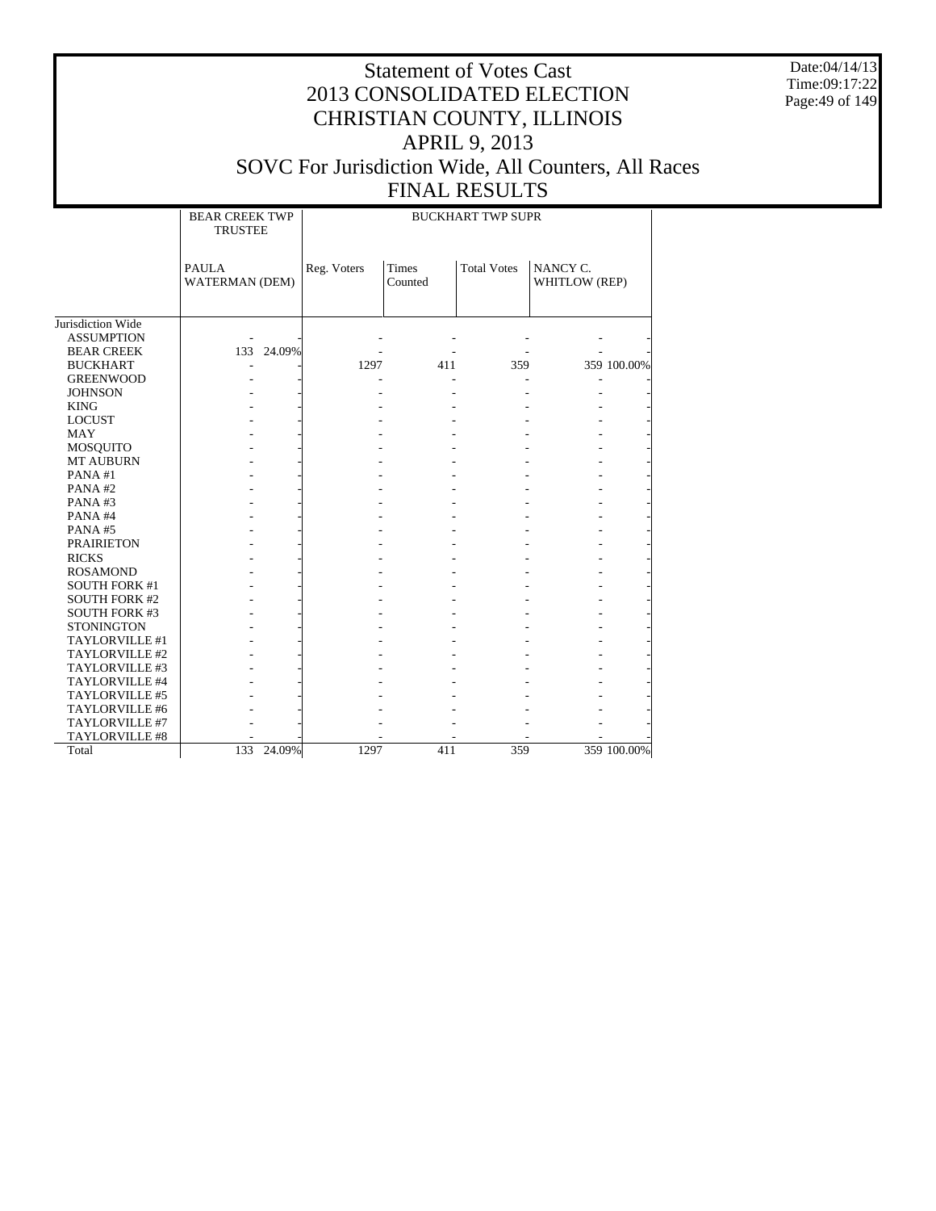# Statement of Votes Cast
# 2013 CONSOLIDATED ELECTION
# CHRISTIAN COUNTY, ILLINOIS
# APRIL 9, 2013
# SOVC For Jurisdiction Wide, All Counters, All Races
# FINAL RESULTS

| | BEAR CREEK TWP TRUSTEE | | BUCKHART TWP SUPR | | | | |
|---|---|---|---|---|---|---|---|
| | PAULA WATERMAN (DEM) | | Reg. Voters | Times Counted | Total Votes | NANCY C. WHITLOW (REP) | |
| Jurisdiction Wide | | | | | | | |
| ASSUMPTION | - | - | - | - | - | - | - |
| BEAR CREEK | 133 | 24.09% | - | - | - | - | - |
| BUCKHART | - | - | 1297 | 411 | 359 | 359 | 100.00% |
| GREENWOOD | - | - | - | - | - | - | - |
| JOHNSON | - | - | - | - | - | - | - |
| KING | - | - | - | - | - | - | - |
| LOCUST | - | - | - | - | - | - | - |
| MAY | - | - | - | - | - | - | - |
| MOSQUITO | - | - | - | - | - | - | - |
| MT AUBURN | - | - | - | - | - | - | - |
| PANA #1 | - | - | - | - | - | - | - |
| PANA #2 | - | - | - | - | - | - | - |
| PANA #3 | - | - | - | - | - | - | - |
| PANA #4 | - | - | - | - | - | - | - |
| PANA #5 | - | - | - | - | - | - | - |
| PRAIRIETON | - | - | - | - | - | - | - |
| RICKS | - | - | - | - | - | - | - |
| ROSAMOND | - | - | - | - | - | - | - |
| SOUTH FORK #1 | - | - | - | - | - | - | - |
| SOUTH FORK #2 | - | - | - | - | - | - | - |
| SOUTH FORK #3 | - | - | - | - | - | - | - |
| STONINGTON | - | - | - | - | - | - | - |
| TAYLORVILLE #1 | - | - | - | - | - | - | - |
| TAYLORVILLE #2 | - | - | - | - | - | - | - |
| TAYLORVILLE #3 | - | - | - | - | - | - | - |
| TAYLORVILLE #4 | - | - | - | - | - | - | - |
| TAYLORVILLE #5 | - | - | - | - | - | - | - |
| TAYLORVILLE #6 | - | - | - | - | - | - | - |
| TAYLORVILLE #7 | - | - | - | - | - | - | - |
| TAYLORVILLE #8 | - | - | - | - | - | - | - |
| Total | 133 | 24.09% | 1297 | 411 | 359 | 359 | 100.00% |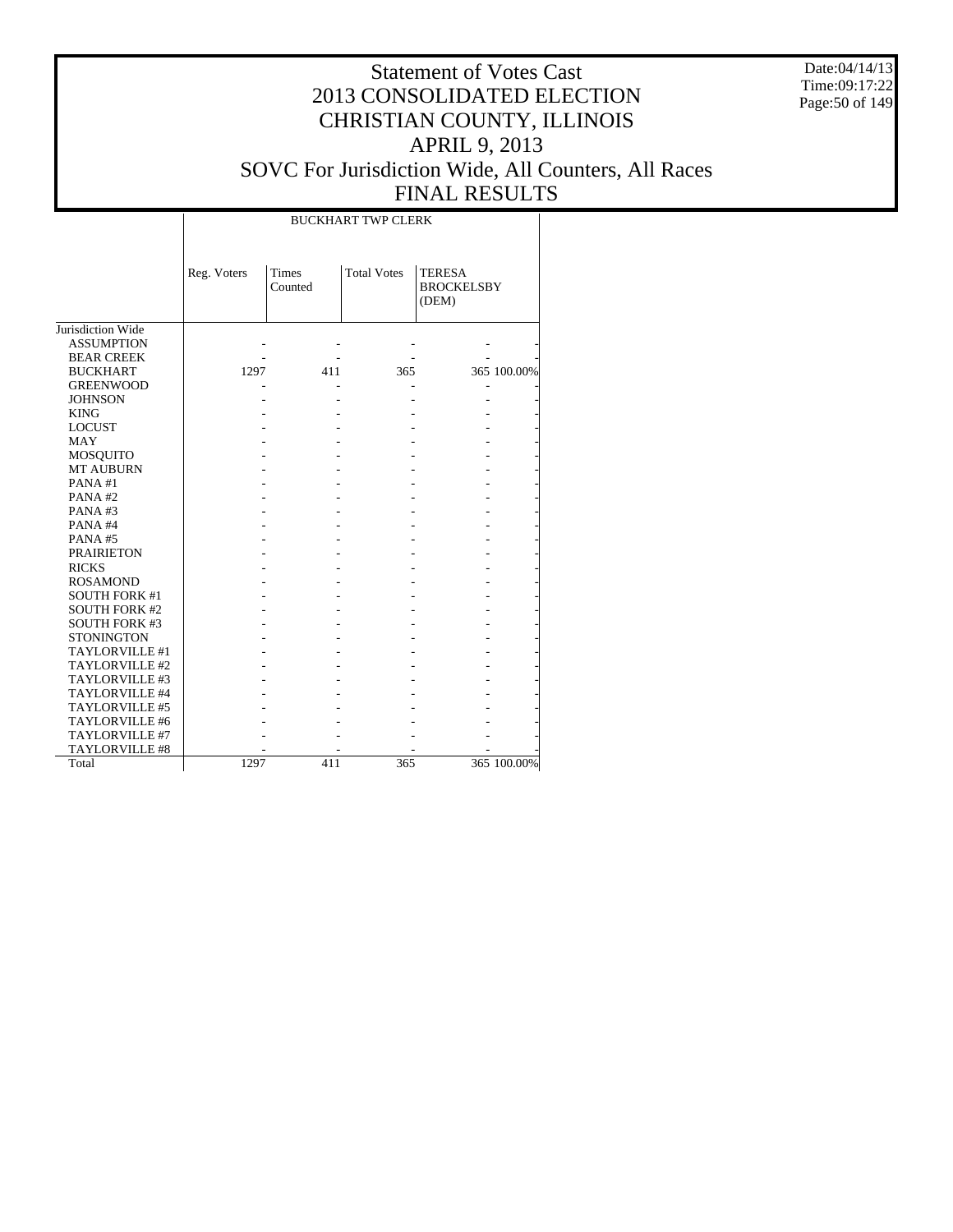# Statement of Votes Cast
# 2013 CONSOLIDATED ELECTION
# CHRISTIAN COUNTY, ILLINOIS
# APRIL 9, 2013
# SOVC For Jurisdiction Wide, All Counters, All Races
# FINAL RESULTS

Date:04/14/13
Time:09:17:22

| | BUCKHART TWP CLERK | | | | |
|---|---|---|---|---|---|
| | Reg. Voters | Times Counted | Total Votes | TERESA BROCKELSBY (DEM) | |
| Jurisdiction Wide | | | | | |
| ASSUMPTION | - | - | - | - | - |
| BEAR CREEK | - | - | - | - | - |
| BUCKHART | 1297 | 411 | 365 | 365 | 100.00% |
| GREENWOOD | - | - | - | - | - |
| JOHNSON | - | - | - | - | - |
| KING | - | - | - | - | - |
| LOCUST | - | - | - | - | - |
| MAY | - | - | - | - | - |
| MOSQUITO | - | - | - | - | - |
| MT AUBURN | - | - | - | - | - |
| PANA #1 | - | - | - | - | - |
| PANA #2 | - | - | - | - | - |
| PANA #3 | - | - | - | - | - |
| PANA #4 | - | - | - | - | - |
| PANA #5 | - | - | - | - | - |
| PRAIRIETON | - | - | - | - | - |
| RICKS | - | - | - | - | - |
| ROSAMOND | - | - | - | - | - |
| SOUTH FORK #1 | - | - | - | - | - |
| SOUTH FORK #2 | - | - | - | - | - |
| SOUTH FORK #3 | - | - | - | - | - |
| STONINGTON | - | - | - | - | - |
| TAYLORVILLE #1 | - | - | - | - | - |
| TAYLORVILLE #2 | - | - | - | - | - |
| TAYLORVILLE #3 | - | - | - | - | - |
| TAYLORVILLE #4 | - | - | - | - | - |
| TAYLORVILLE #5 | - | - | - | - | - |
| TAYLORVILLE #6 | - | - | - | - | - |
| TAYLORVILLE #7 | - | - | - | - | - |
| TAYLORVILLE #8 | - | - | - | - | - |
| Total | 1297 | 411 | 365 | 365 | 100.00% |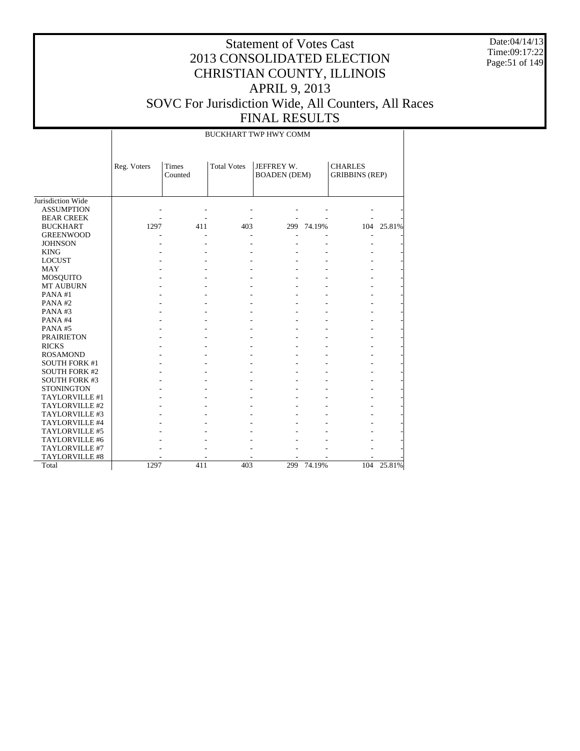# Statement of Votes Cast
# 2013 CONSOLIDATED ELECTION
# CHRISTIAN COUNTY, ILLINOIS
# APRIL 9, 2013
# SOVC For Jurisdiction Wide, All Counters, All Races
# FINAL RESULTS

Date:04/14/13
Time:09:17:22

| | BUCKHART TWP HWY COMM | | | | | | |
|---|---|---|---|---|---|---|---|
| | Reg. Voters | Times Counted | Total Votes | JEFFREY W. BOADEN (DEM) | | CHARLES GRIBBINS (REP) | |
| Jurisdiction Wide | | | | | | | |
| ASSUMPTION | - | - | - | - | - | - | - |
| BEAR CREEK | - | - | - | - | - | - | - |
| BUCKHART | 1297 | 411 | 403 | 299 | 74.19% | 104 | 25.81% |
| GREENWOOD | - | - | - | - | - | - | - |
| JOHNSON | - | - | - | - | - | - | - |
| KING | - | - | - | - | - | - | - |
| LOCUST | - | - | - | - | - | - | - |
| MAY | - | - | - | - | - | - | - |
| MOSQUITO | - | - | - | - | - | - | - |
| MT AUBURN | - | - | - | - | - | - | - |
| PANA #1 | - | - | - | - | - | - | - |
| PANA #2 | - | - | - | - | - | - | - |
| PANA #3 | - | - | - | - | - | - | - |
| PANA #4 | - | - | - | - | - | - | - |
| PANA #5 | - | - | - | - | - | - | - |
| PRAIRIETON | - | - | - | - | - | - | - |
| RICKS | - | - | - | - | - | - | - |
| ROSAMOND | - | - | - | - | - | - | - |
| SOUTH FORK #1 | - | - | - | - | - | - | - |
| SOUTH FORK #2 | - | - | - | - | - | - | - |
| SOUTH FORK #3 | - | - | - | - | - | - | - |
| STONINGTON | - | - | - | - | - | - | - |
| TAYLORVILLE #1 | - | - | - | - | - | - | - |
| TAYLORVILLE #2 | - | - | - | - | - | - | - |
| TAYLORVILLE #3 | - | - | - | - | - | - | - |
| TAYLORVILLE #4 | - | - | - | - | - | - | - |
| TAYLORVILLE #5 | - | - | - | - | - | - | - |
| TAYLORVILLE #6 | - | - | - | - | - | - | - |
| TAYLORVILLE #7 | - | - | - | - | - | - | - |
| TAYLORVILLE #8 | - | - | - | - | - | - | - |
| Total | 1297 | 411 | 403 | 299 | 74.19% | 104 | 25.81% |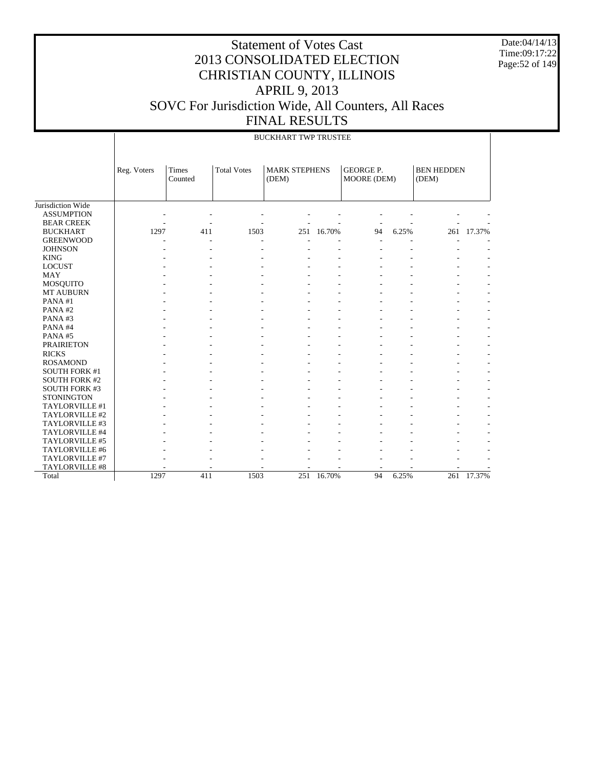# Statement of Votes Cast
# 2013 CONSOLIDATED ELECTION
# CHRISTIAN COUNTY, ILLINOIS
# APRIL 9, 2013
# SOVC For Jurisdiction Wide, All Counters, All Races
# FINAL RESULTS

Date:04/14/13
Time:09:17:22

BUCKHART TWP TRUSTEE

| | Reg. Voters | Times Counted | Total Votes | MARK STEPHENS (DEM) | | GEORGE P. MOORE (DEM) | | BEN HEDDEN (DEM) | |
|---|---|---|---|---|---|---|---|---|---|
| Jurisdiction Wide | | | | | | | | | |
| ASSUMPTION | - | - | - | - | - | - | - | - | - |
| BEAR CREEK | - | - | - | - | - | - | - | - | - |
| BUCKHART | 1297 | 411 | 1503 | 251 | 16.70% | 94 | 6.25% | 261 | 17.37% |
| GREENWOOD | - | - | - | - | - | - | - | - | - |
| JOHNSON | - | - | - | - | - | - | - | - | - |
| KING | - | - | - | - | - | - | - | - | - |
| LOCUST | - | - | - | - | - | - | - | - | - |
| MAY | - | - | - | - | - | - | - | - | - |
| MOSQUITO | - | - | - | - | - | - | - | - | - |
| MT AUBURN | - | - | - | - | - | - | - | - | - |
| PANA #1 | - | - | - | - | - | - | - | - | - |
| PANA #2 | - | - | - | - | - | - | - | - | - |
| PANA #3 | - | - | - | - | - | - | - | - | - |
| PANA #4 | - | - | - | - | - | - | - | - | - |
| PANA #5 | - | - | - | - | - | - | - | - | - |
| PRAIRIETON | - | - | - | - | - | - | - | - | - |
| RICKS | - | - | - | - | - | - | - | - | - |
| ROSAMOND | - | - | - | - | - | - | - | - | - |
| SOUTH FORK #1 | - | - | - | - | - | - | - | - | - |
| SOUTH FORK #2 | - | - | - | - | - | - | - | - | - |
| SOUTH FORK #3 | - | - | - | - | - | - | - | - | - |
| STONINGTON | - | - | - | - | - | - | - | - | - |
| TAYLORVILLE #1 | - | - | - | - | - | - | - | - | - |
| TAYLORVILLE #2 | - | - | - | - | - | - | - | - | - |
| TAYLORVILLE #3 | - | - | - | - | - | - | - | - | - |
| TAYLORVILLE #4 | - | - | - | - | - | - | - | - | - |
| TAYLORVILLE #5 | - | - | - | - | - | - | - | - | - |
| TAYLORVILLE #6 | - | - | - | - | - | - | - | - | - |
| TAYLORVILLE #7 | - | - | - | - | - | - | - | - | - |
| TAYLORVILLE #8 | - | - | - | - | - | - | - | - | - |
| Total | 1297 | 411 | 1503 | 251 | 16.70% | 94 | 6.25% | 261 | 17.37% |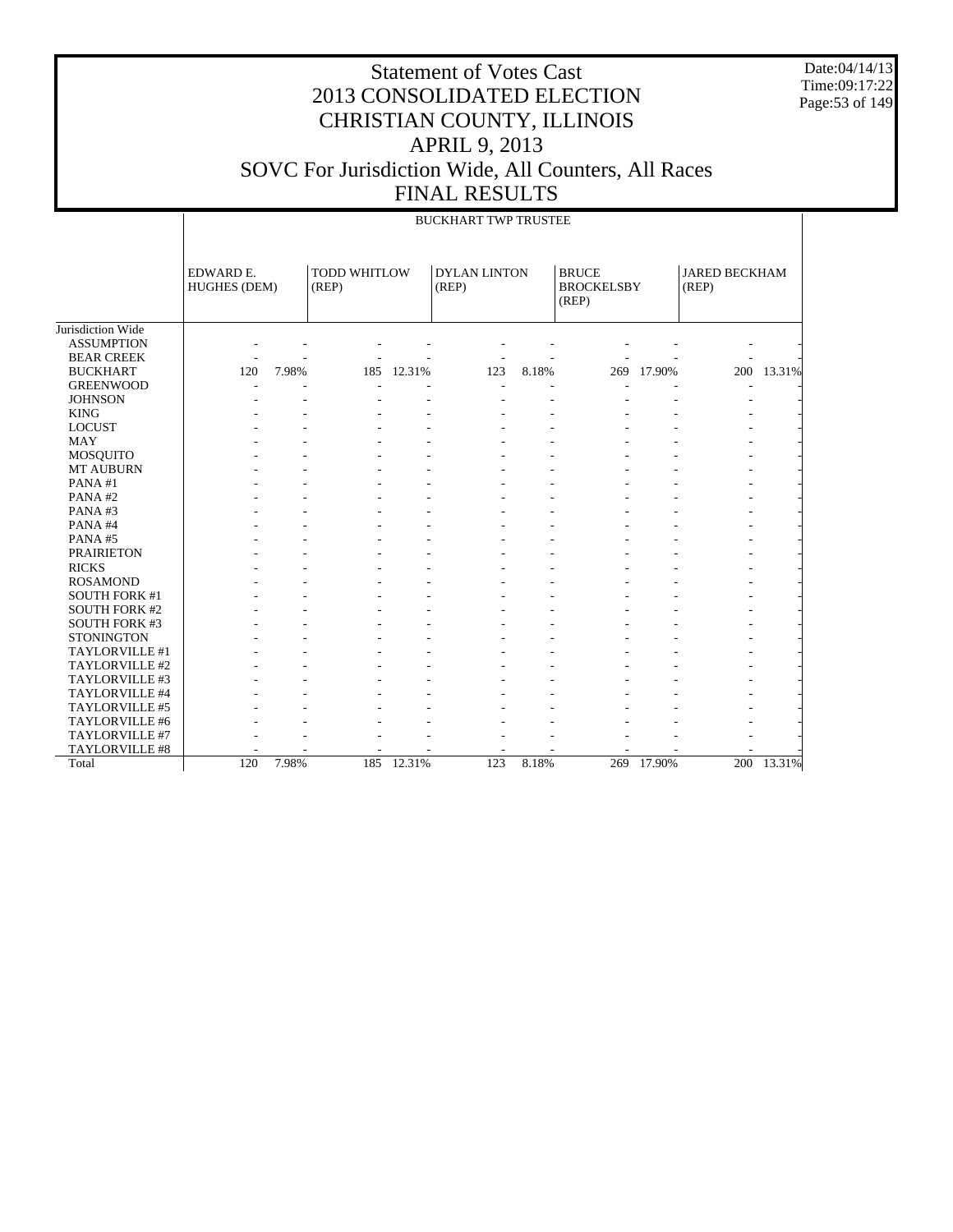# Statement of Votes Cast
# 2013 CONSOLIDATED ELECTION
# CHRISTIAN COUNTY, ILLINOIS
# APRIL 9, 2013
# SOVC For Jurisdiction Wide, All Counters, All Races
# FINAL RESULTS

Date:04/14/13
Time:09:17:22

| | BUCKHART TWP TRUSTEE | | | | | | | | | |
|---|---|---|---|---|---|---|---|---|---|---|
| | EDWARD E. HUGHES (DEM) | | TODD WHITLOW (REP) | | DYLAN LINTON (REP) | | BRUCE BROCKELSBY (REP) | | JARED BECKHAM (REP) | |
| Jurisdiction Wide | | | | | | | | | | |
| ASSUMPTION | - | - | - | - | - | - | - | - | - | - |
| BEAR CREEK | - | - | - | - | - | - | - | - | - | - |
| BUCKHART | 120 | 7.98% | 185 | 12.31% | 123 | 8.18% | 269 | 17.90% | 200 | 13.31% |
| GREENWOOD | - | - | - | - | - | - | - | - | - | - |
| JOHNSON | - | - | - | - | - | - | - | - | - | - |
| KING | - | - | - | - | - | - | - | - | - | - |
| LOCUST | - | - | - | - | - | - | - | - | - | - |
| MAY | - | - | - | - | - | - | - | - | - | - |
| MOSQUITO | - | - | - | - | - | - | - | - | - | - |
| MT AUBURN | - | - | - | - | - | - | - | - | - | - |
| PANA #1 | - | - | - | - | - | - | - | - | - | - |
| PANA #2 | - | - | - | - | - | - | - | - | - | - |
| PANA #3 | - | - | - | - | - | - | - | - | - | - |
| PANA #4 | - | - | - | - | - | - | - | - | - | - |
| PANA #5 | - | - | - | - | - | - | - | - | - | - |
| PRAIRIETON | - | - | - | - | - | - | - | - | - | - |
| RICKS | - | - | - | - | - | - | - | - | - | - |
| ROSAMOND | - | - | - | - | - | - | - | - | - | - |
| SOUTH FORK #1 | - | - | - | - | - | - | - | - | - | - |
| SOUTH FORK #2 | - | - | - | - | - | - | - | - | - | - |
| SOUTH FORK #3 | - | - | - | - | - | - | - | - | - | - |
| STONINGTON | - | - | - | - | - | - | - | - | - | - |
| TAYLORVILLE #1 | - | - | - | - | - | - | - | - | - | - |
| TAYLORVILLE #2 | - | - | - | - | - | - | - | - | - | - |
| TAYLORVILLE #3 | - | - | - | - | - | - | - | - | - | - |
| TAYLORVILLE #4 | - | - | - | - | - | - | - | - | - | - |
| TAYLORVILLE #5 | - | - | - | - | - | - | - | - | - | - |
| TAYLORVILLE #6 | - | - | - | - | - | - | - | - | - | - |
| TAYLORVILLE #7 | - | - | - | - | - | - | - | - | - | - |
| TAYLORVILLE #8 | - | - | - | - | - | - | - | - | - | - |
| Total | 120 | 7.98% | 185 | 12.31% | 123 | 8.18% | 269 | 17.90% | 200 | 13.31% |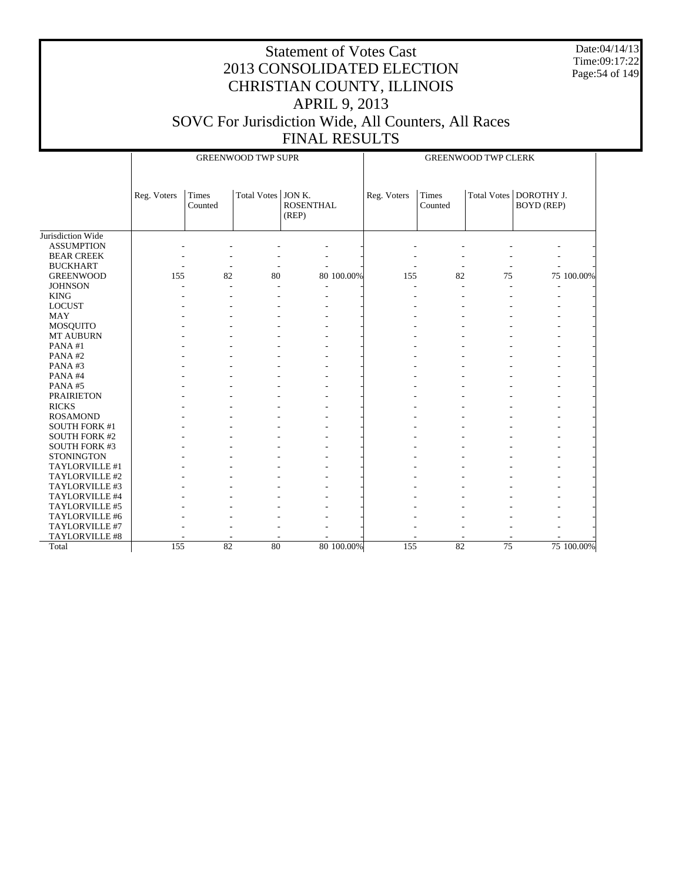# Statement of Votes Cast
# 2013 CONSOLIDATED ELECTION
# CHRISTIAN COUNTY, ILLINOIS
# APRIL 9, 2013
# SOVC For Jurisdiction Wide, All Counters, All Races
# FINAL RESULTS

Date:04/14/13
Time:09:17:22

| | GREENWOOD TWP SUPR | | | | | GREENWOOD TWP CLERK | | | | |
|---|---|---|---|---|---|---|---|---|---|---|
| | Reg. Voters | Times Counted | Total Votes | JON K. ROSENTHAL (REP) | | Reg. Voters | Times Counted | Total Votes | DOROTHY J. BOYD (REP) | |
| Jurisdiction Wide | | | | | | | | | | |
| ASSUMPTION | - | - | - | - | - | - | - | - | - | - |
| BEAR CREEK | - | - | - | - | - | - | - | - | - | - |
| BUCKHART | - | - | - | - | - | - | - | - | - | - |
| GREENWOOD | 155 | 82 | 80 | 80 | 100.00% | 155 | 82 | 75 | 75 | 100.00% |
| JOHNSON | - | - | - | - | - | - | - | - | - | - |
| KING | - | - | - | - | - | - | - | - | - | - |
| LOCUST | - | - | - | - | - | - | - | - | - | - |
| MAY | - | - | - | - | - | - | - | - | - | - |
| MOSQUITO | - | - | - | - | - | - | - | - | - | - |
| MT AUBURN | - | - | - | - | - | - | - | - | - | - |
| PANA #1 | - | - | - | - | - | - | - | - | - | - |
| PANA #2 | - | - | - | - | - | - | - | - | - | - |
| PANA #3 | - | - | - | - | - | - | - | - | - | - |
| PANA #4 | - | - | - | - | - | - | - | - | - | - |
| PANA #5 | - | - | - | - | - | - | - | - | - | - |
| PRAIRIETON | - | - | - | - | - | - | - | - | - | - |
| RICKS | - | - | - | - | - | - | - | - | - | - |
| ROSAMOND | - | - | - | - | - | - | - | - | - | - |
| SOUTH FORK #1 | - | - | - | - | - | - | - | - | - | - |
| SOUTH FORK #2 | - | - | - | - | - | - | - | - | - | - |
| SOUTH FORK #3 | - | - | - | - | - | - | - | - | - | - |
| STONINGTON | - | - | - | - | - | - | - | - | - | - |
| TAYLORVILLE #1 | - | - | - | - | - | - | - | - | - | - |
| TAYLORVILLE #2 | - | - | - | - | - | - | - | - | - | - |
| TAYLORVILLE #3 | - | - | - | - | - | - | - | - | - | - |
| TAYLORVILLE #4 | - | - | - | - | - | - | - | - | - | - |
| TAYLORVILLE #5 | - | - | - | - | - | - | - | - | - | - |
| TAYLORVILLE #6 | - | - | - | - | - | - | - | - | - | - |
| TAYLORVILLE #7 | - | - | - | - | - | - | - | - | - | - |
| TAYLORVILLE #8 | - | - | - | - | - | - | - | - | - | - |
| Total | 155 | 82 | 80 | 80 | 100.00% | 155 | 82 | 75 | 75 | 100.00% |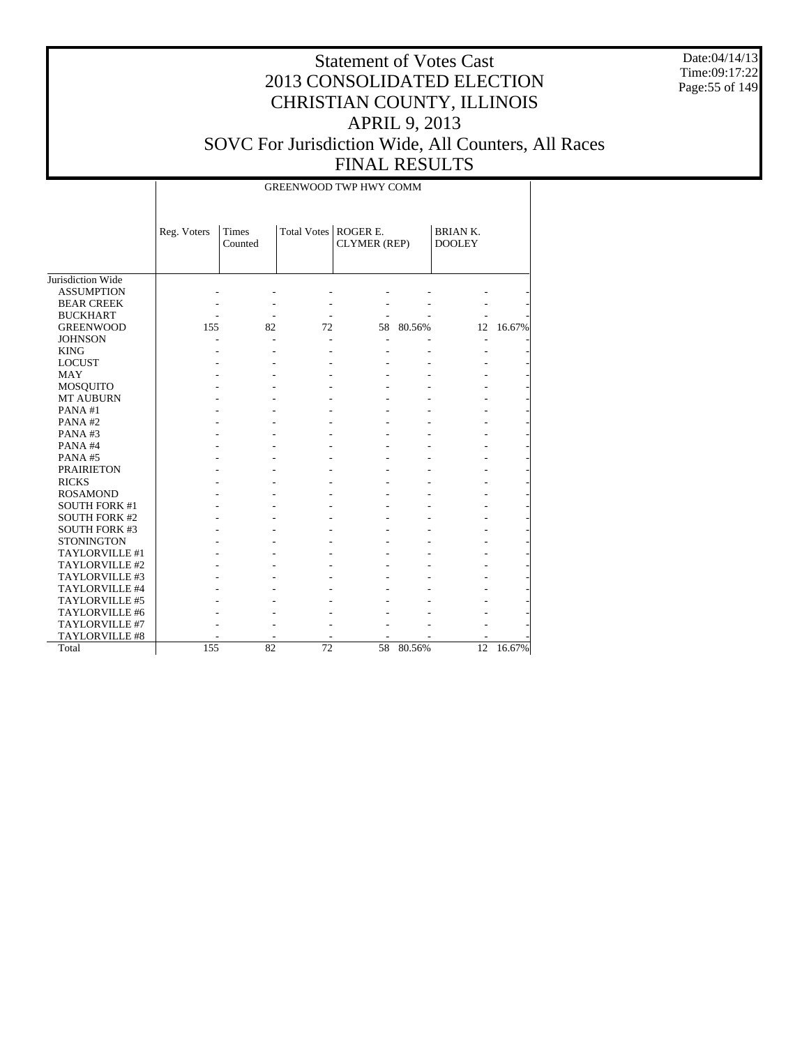# Statement of Votes Cast
# 2013 CONSOLIDATED ELECTION
# CHRISTIAN COUNTY, ILLINOIS
# APRIL 9, 2013
# SOVC For Jurisdiction Wide, All Counters, All Races
# FINAL RESULTS

Date:04/14/13
Time:09:17:22

| | GREENWOOD TWP HWY COMM | | | | | | |
|---|---|---|---|---|---|---|---|
| | Reg. Voters | Times Counted | Total Votes | ROGER E. CLYMER (REP) | | BRIAN K. DOOLEY | |
| Jurisdiction Wide | | | | | | | |
| ASSUMPTION | - | - | - | - | - | - | - |
| BEAR CREEK | - | - | - | - | - | - | - |
| BUCKHART | - | - | - | - | - | - | - |
| GREENWOOD | 155 | 82 | 72 | 58 | 80.56% | 12 | 16.67% |
| JOHNSON | - | - | - | - | - | - | - |
| KING | - | - | - | - | - | - | - |
| LOCUST | - | - | - | - | - | - | - |
| MAY | - | - | - | - | - | - | - |
| MOSQUITO | - | - | - | - | - | - | - |
| MT AUBURN | - | - | - | - | - | - | - |
| PANA #1 | - | - | - | - | - | - | - |
| PANA #2 | - | - | - | - | - | - | - |
| PANA #3 | - | - | - | - | - | - | - |
| PANA #4 | - | - | - | - | - | - | - |
| PANA #5 | - | - | - | - | - | - | - |
| PRAIRIETON | - | - | - | - | - | - | - |
| RICKS | - | - | - | - | - | - | - |
| ROSAMOND | - | - | - | - | - | - | - |
| SOUTH FORK #1 | - | - | - | - | - | - | - |
| SOUTH FORK #2 | - | - | - | - | - | - | - |
| SOUTH FORK #3 | - | - | - | - | - | - | - |
| STONINGTON | - | - | - | - | - | - | - |
| TAYLORVILLE #1 | - | - | - | - | - | - | - |
| TAYLORVILLE #2 | - | - | - | - | - | - | - |
| TAYLORVILLE #3 | - | - | - | - | - | - | - |
| TAYLORVILLE #4 | - | - | - | - | - | - | - |
| TAYLORVILLE #5 | - | - | - | - | - | - | - |
| TAYLORVILLE #6 | - | - | - | - | - | - | - |
| TAYLORVILLE #7 | - | - | - | - | - | - | - |
| TAYLORVILLE #8 | - | - | - | - | - | - | - |
| Total | 155 | 82 | 72 | 58 | 80.56% | 12 | 16.67% |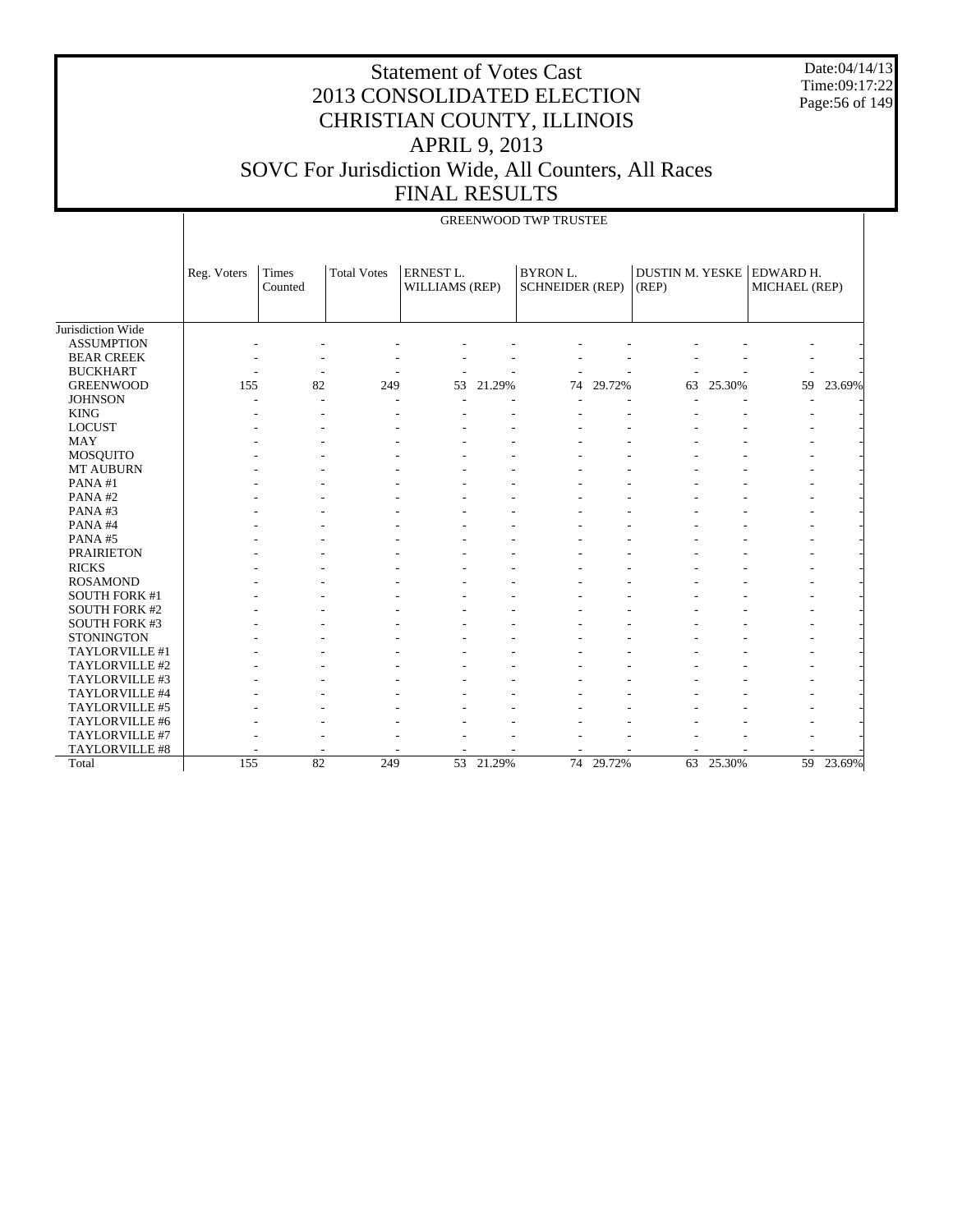# Statement of Votes Cast
# 2013 CONSOLIDATED ELECTION
# CHRISTIAN COUNTY, ILLINOIS
# APRIL 9, 2013
# SOVC For Jurisdiction Wide, All Counters, All Races
# FINAL RESULTS

Date:04/14/13
Time:09:17:22

| | GREENWOOD TWP TRUSTEE | | | | | | | | | | |
|---|---|---|---|---|---|---|---|---|---|---|---|
| | Reg. Voters | Times Counted | Total Votes | ERNEST L. WILLIAMS (REP) | | BYRON L. SCHNEIDER (REP) | | DUSTIN M. YESKE (REP) | | EDWARD H. MICHAEL (REP) | |
| Jurisdiction Wide | | | | | | | | | | | |
| ASSUMPTION | - | - | - | - | - | - | - | - | - | - | - |
| BEAR CREEK | - | - | - | - | - | - | - | - | - | - | - |
| BUCKHART | - | - | - | - | - | - | - | - | - | - | - |
| GREENWOOD | 155 | 82 | 249 | 53 | 21.29% | 74 | 29.72% | 63 | 25.30% | 59 | 23.69% |
| JOHNSON | - | - | - | - | - | - | - | - | - | - | - |
| KING | - | - | - | - | - | - | - | - | - | - | - |
| LOCUST | - | - | - | - | - | - | - | - | - | - | - |
| MAY | - | - | - | - | - | - | - | - | - | - | - |
| MOSQUITO | - | - | - | - | - | - | - | - | - | - | - |
| MT AUBURN | - | - | - | - | - | - | - | - | - | - | - |
| PANA #1 | - | - | - | - | - | - | - | - | - | - | - |
| PANA #2 | - | - | - | - | - | - | - | - | - | - | - |
| PANA #3 | - | - | - | - | - | - | - | - | - | - | - |
| PANA #4 | - | - | - | - | - | - | - | - | - | - | - |
| PANA #5 | - | - | - | - | - | - | - | - | - | - | - |
| PRAIRIETON | - | - | - | - | - | - | - | - | - | - | - |
| RICKS | - | - | - | - | - | - | - | - | - | - | - |
| ROSAMOND | - | - | - | - | - | - | - | - | - | - | - |
| SOUTH FORK #1 | - | - | - | - | - | - | - | - | - | - | - |
| SOUTH FORK #2 | - | - | - | - | - | - | - | - | - | - | - |
| SOUTH FORK #3 | - | - | - | - | - | - | - | - | - | - | - |
| STONINGTON | - | - | - | - | - | - | - | - | - | - | - |
| TAYLORVILLE #1 | - | - | - | - | - | - | - | - | - | - | - |
| TAYLORVILLE #2 | - | - | - | - | - | - | - | - | - | - | - |
| TAYLORVILLE #3 | - | - | - | - | - | - | - | - | - | - | - |
| TAYLORVILLE #4 | - | - | - | - | - | - | - | - | - | - | - |
| TAYLORVILLE #5 | - | - | - | - | - | - | - | - | - | - | - |
| TAYLORVILLE #6 | - | - | - | - | - | - | - | - | - | - | - |
| TAYLORVILLE #7 | - | - | - | - | - | - | - | - | - | - | - |
| TAYLORVILLE #8 | - | - | - | - | - | - | - | - | - | - | - |
| Total | 155 | 82 | 249 | 53 | 21.29% | 74 | 29.72% | 63 | 25.30% | 59 | 23.69% |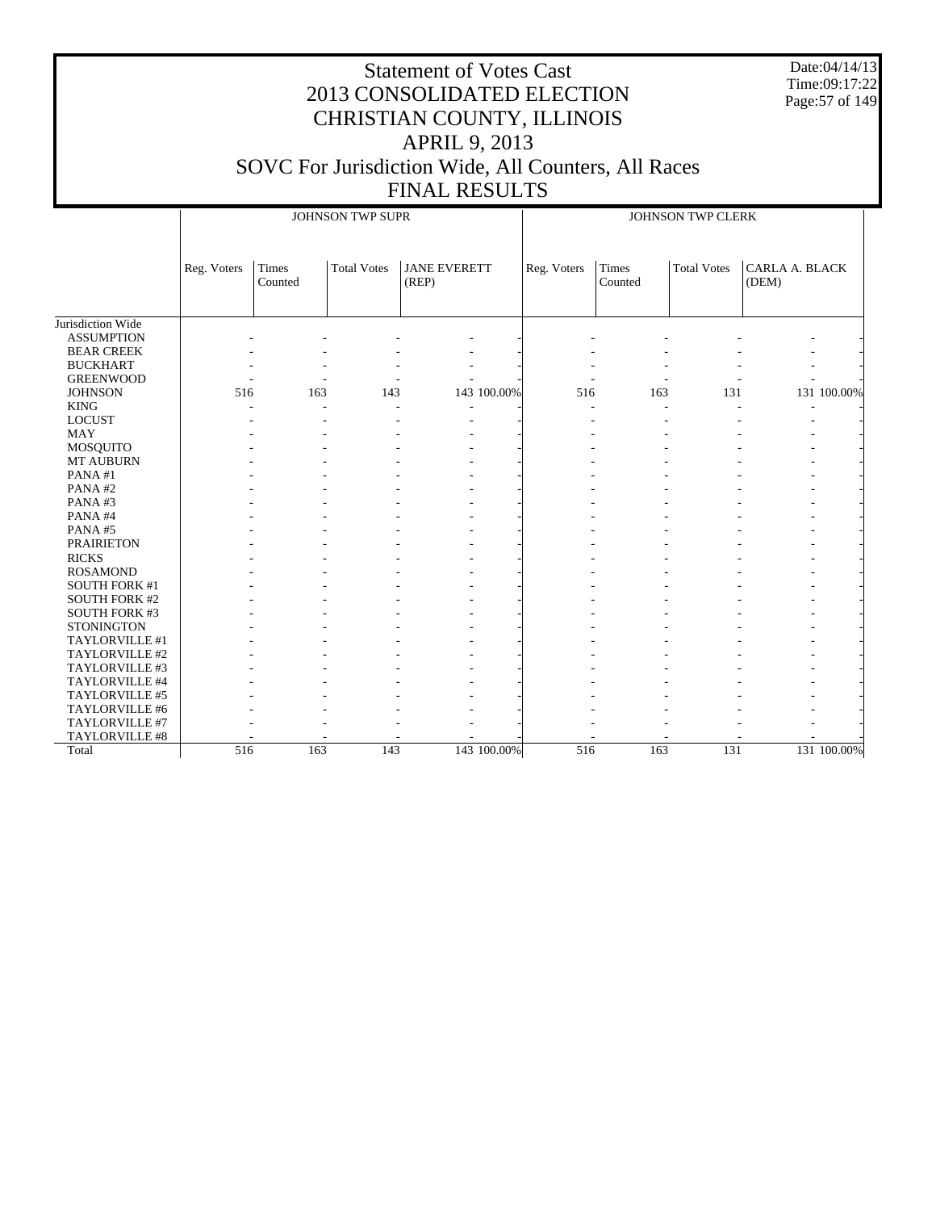# Statement of Votes Cast
# 2013 CONSOLIDATED ELECTION
# CHRISTIAN COUNTY, ILLINOIS
# APRIL 9, 2013
# SOVC For Jurisdiction Wide, All Counters, All Races
# FINAL RESULTS

Date:04/14/13
Time:09:17:22

| | JOHNSON TWP SUPR | | | | | JOHNSON TWP CLERK | | | | |
|---|---|---|---|---|---|---|---|---|---|---|
| | Reg. Voters | Times Counted | Total Votes | JANE EVERETT (REP) | | Reg. Voters | Times Counted | Total Votes | CARLA A. BLACK (DEM) | |
| Jurisdiction Wide | | | | | | | | | | |
| ASSUMPTION | - | - | - | - | - | - | - | - | - | - |
| BEAR CREEK | - | - | - | - | - | - | - | - | - | - |
| BUCKHART | - | - | - | - | - | - | - | - | - | - |
| GREENWOOD | - | - | - | - | - | - | - | - | - | - |
| JOHNSON | 516 | 163 | 143 | 143 | 100.00% | 516 | 163 | 131 | 131 | 100.00% |
| KING | - | - | - | - | - | - | - | - | - | - |
| LOCUST | - | - | - | - | - | - | - | - | - | - |
| MAY | - | - | - | - | - | - | - | - | - | - |
| MOSQUITO | - | - | - | - | - | - | - | - | - | - |
| MT AUBURN | - | - | - | - | - | - | - | - | - | - |
| PANA #1 | - | - | - | - | - | - | - | - | - | - |
| PANA #2 | - | - | - | - | - | - | - | - | - | - |
| PANA #3 | - | - | - | - | - | - | - | - | - | - |
| PANA #4 | - | - | - | - | - | - | - | - | - | - |
| PANA #5 | - | - | - | - | - | - | - | - | - | - |
| PRAIRIETON | - | - | - | - | - | - | - | - | - | - |
| RICKS | - | - | - | - | - | - | - | - | - | - |
| ROSAMOND | - | - | - | - | - | - | - | - | - | - |
| SOUTH FORK #1 | - | - | - | - | - | - | - | - | - | - |
| SOUTH FORK #2 | - | - | - | - | - | - | - | - | - | - |
| SOUTH FORK #3 | - | - | - | - | - | - | - | - | - | - |
| STONINGTON | - | - | - | - | - | - | - | - | - | - |
| TAYLORVILLE #1 | - | - | - | - | - | - | - | - | - | - |
| TAYLORVILLE #2 | - | - | - | - | - | - | - | - | - | - |
| TAYLORVILLE #3 | - | - | - | - | - | - | - | - | - | - |
| TAYLORVILLE #4 | - | - | - | - | - | - | - | - | - | - |
| TAYLORVILLE #5 | - | - | - | - | - | - | - | - | - | - |
| TAYLORVILLE #6 | - | - | - | - | - | - | - | - | - | - |
| TAYLORVILLE #7 | - | - | - | - | - | - | - | - | - | - |
| TAYLORVILLE #8 | - | - | - | - | - | - | - | - | - | - |
| Total | 516 | 163 | 143 | 143 | 100.00% | 516 | 163 | 131 | 131 | 100.00% |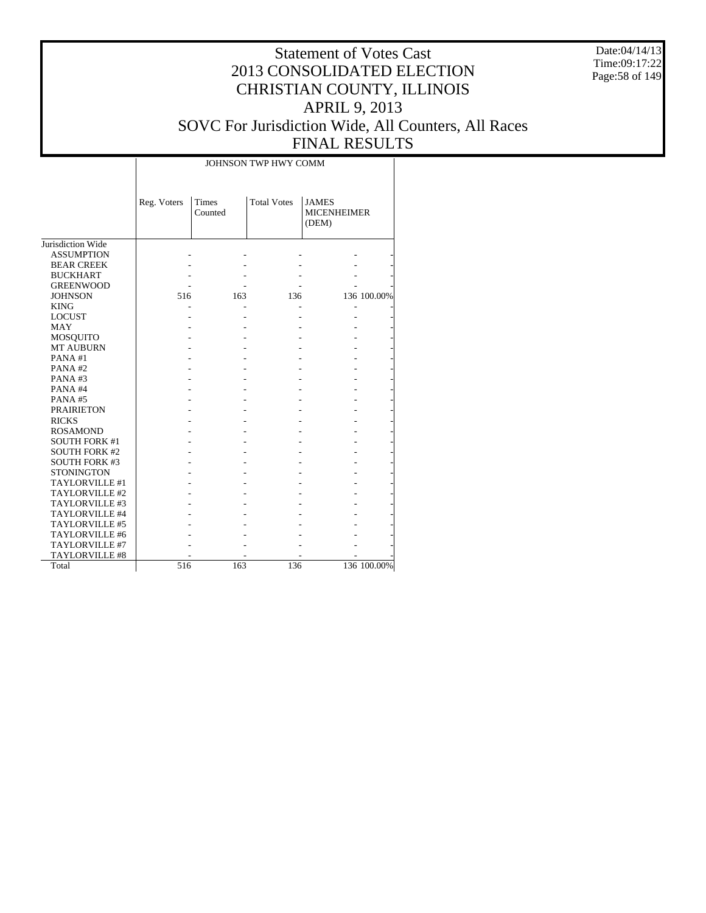# Statement of Votes Cast
# 2013 CONSOLIDATED ELECTION
# CHRISTIAN COUNTY, ILLINOIS
# APRIL 9, 2013
# SOVC For Jurisdiction Wide, All Counters, All Races
# FINAL RESULTS

Date:04/14/13
Time:09:17:22

| | JOHNSON TWP HWY COMM | | | | |
|---|---|---|---|---|---|
| | Reg. Voters | Times Counted | Total Votes | JAMES MICENHEIMER (DEM) | |
| Jurisdiction Wide | | | | | |
| ASSUMPTION | - | - | - | - | - |
| BEAR CREEK | - | - | - | - | - |
| BUCKHART | - | - | - | - | - |
| GREENWOOD | - | - | - | - | - |
| JOHNSON | 516 | 163 | 136 | 136 | 100.00% |
| KING | - | - | - | - | - |
| LOCUST | - | - | - | - | - |
| MAY | - | - | - | - | - |
| MOSQUITO | - | - | - | - | - |
| MT AUBURN | - | - | - | - | - |
| PANA #1 | - | - | - | - | - |
| PANA #2 | - | - | - | - | - |
| PANA #3 | - | - | - | - | - |
| PANA #4 | - | - | - | - | - |
| PANA #5 | - | - | - | - | - |
| PRAIRIETON | - | - | - | - | - |
| RICKS | - | - | - | - | - |
| ROSAMOND | - | - | - | - | - |
| SOUTH FORK #1 | - | - | - | - | - |
| SOUTH FORK #2 | - | - | - | - | - |
| SOUTH FORK #3 | - | - | - | - | - |
| STONINGTON | - | - | - | - | - |
| TAYLORVILLE #1 | - | - | - | - | - |
| TAYLORVILLE #2 | - | - | - | - | - |
| TAYLORVILLE #3 | - | - | - | - | - |
| TAYLORVILLE #4 | - | - | - | - | - |
| TAYLORVILLE #5 | - | - | - | - | - |
| TAYLORVILLE #6 | - | - | - | - | - |
| TAYLORVILLE #7 | - | - | - | - | - |
| TAYLORVILLE #8 | - | - | - | - | - |
| Total | 516 | 163 | 136 | 136 | 100.00% |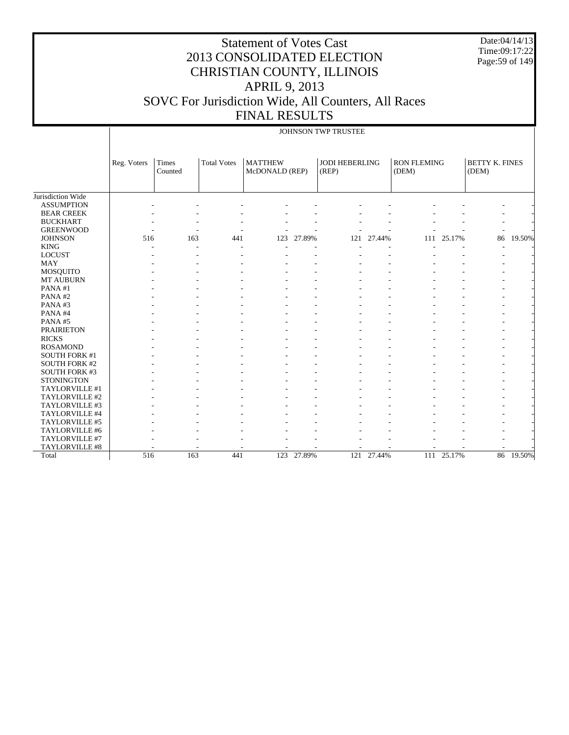# Statement of Votes Cast
# 2013 CONSOLIDATED ELECTION
# CHRISTIAN COUNTY, ILLINOIS
# APRIL 9, 2013
# SOVC For Jurisdiction Wide, All Counters, All Races
# FINAL RESULTS

Date:04/14/13
Time:09:17:22

| | JOHNSON TWP TRUSTEE | | | | | | | | | | |
|---|---|---|---|---|---|---|---|---|---|---|---|
| | Reg. Voters | Times Counted | Total Votes | MATTHEW McDONALD (REP) | | JODI HEBERLING (REP) | | RON FLEMING (DEM) | | BETTY K. FINES (DEM) | |
| Jurisdiction Wide | | | | | | | | | | | |
| ASSUMPTION | - | - | - | - | - | - | - | - | - | - | - |
| BEAR CREEK | - | - | - | - | - | - | - | - | - | - | - |
| BUCKHART | - | - | - | - | - | - | - | - | - | - | - |
| GREENWOOD | - | - | - | - | - | - | - | - | - | - | - |
| JOHNSON | 516 | 163 | 441 | 123 | 27.89% | 121 | 27.44% | 111 | 25.17% | 86 | 19.50% |
| KING | - | - | - | - | - | - | - | - | - | - | - |
| LOCUST | - | - | - | - | - | - | - | - | - | - | - |
| MAY | - | - | - | - | - | - | - | - | - | - | - |
| MOSQUITO | - | - | - | - | - | - | - | - | - | - | - |
| MT AUBURN | - | - | - | - | - | - | - | - | - | - | - |
| PANA #1 | - | - | - | - | - | - | - | - | - | - | - |
| PANA #2 | - | - | - | - | - | - | - | - | - | - | - |
| PANA #3 | - | - | - | - | - | - | - | - | - | - | - |
| PANA #4 | - | - | - | - | - | - | - | - | - | - | - |
| PANA #5 | - | - | - | - | - | - | - | - | - | - | - |
| PRAIRIETON | - | - | - | - | - | - | - | - | - | - | - |
| RICKS | - | - | - | - | - | - | - | - | - | - | - |
| ROSAMOND | - | - | - | - | - | - | - | - | - | - | - |
| SOUTH FORK #1 | - | - | - | - | - | - | - | - | - | - | - |
| SOUTH FORK #2 | - | - | - | - | - | - | - | - | - | - | - |
| SOUTH FORK #3 | - | - | - | - | - | - | - | - | - | - | - |
| STONINGTON | - | - | - | - | - | - | - | - | - | - | - |
| TAYLORVILLE #1 | - | - | - | - | - | - | - | - | - | - | - |
| TAYLORVILLE #2 | - | - | - | - | - | - | - | - | - | - | - |
| TAYLORVILLE #3 | - | - | - | - | - | - | - | - | - | - | - |
| TAYLORVILLE #4 | - | - | - | - | - | - | - | - | - | - | - |
| TAYLORVILLE #5 | - | - | - | - | - | - | - | - | - | - | - |
| TAYLORVILLE #6 | - | - | - | - | - | - | - | - | - | - | - |
| TAYLORVILLE #7 | - | - | - | - | - | - | - | - | - | - | - |
| TAYLORVILLE #8 | - | - | - | - | - | - | - | - | - | - | - |
| Total | 516 | 163 | 441 | 123 | 27.89% | 121 | 27.44% | 111 | 25.17% | 86 | 19.50% |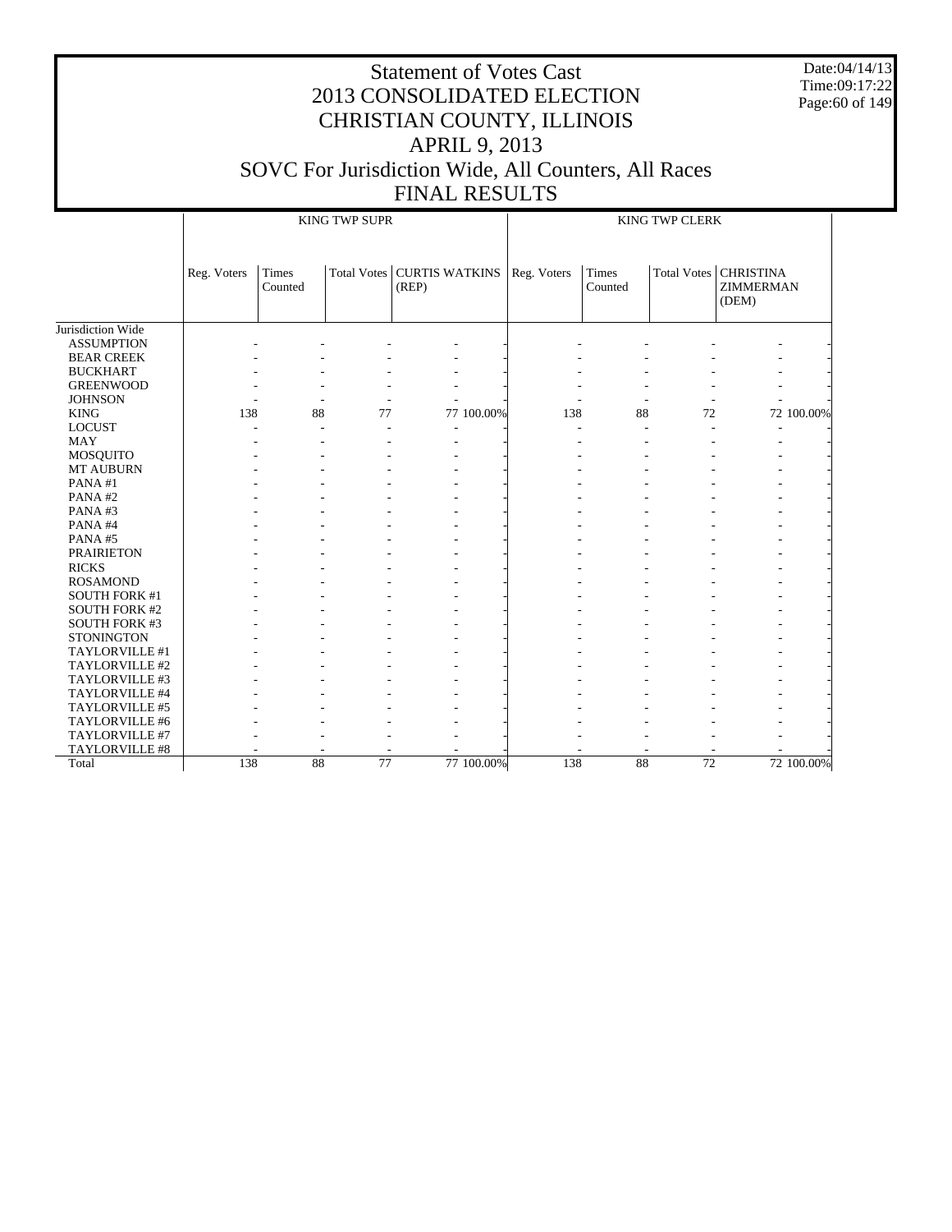# Statement of Votes Cast
# 2013 CONSOLIDATED ELECTION
# CHRISTIAN COUNTY, ILLINOIS
# APRIL 9, 2013
# SOVC For Jurisdiction Wide, All Counters, All Races
# FINAL RESULTS

Date:04/14/13
Time:09:17:22

| | KING TWP SUPR | | | | | KING TWP CLERK | | | | |
|---|---|---|---|---|---|---|---|---|---|---|
| | Reg. Voters | Times Counted | Total Votes | CURTIS WATKINS (REP) | | Reg. Voters | Times Counted | Total Votes | CHRISTINA ZIMMERMAN (DEM) | |
| Jurisdiction Wide | | | | | | | | | | |
| ASSUMPTION | - | - | - | - | - | - | - | - | - | - |
| BEAR CREEK | - | - | - | - | - | - | - | - | - | - |
| BUCKHART | - | - | - | - | - | - | - | - | - | - |
| GREENWOOD | - | - | - | - | - | - | - | - | - | - |
| JOHNSON | - | - | - | - | - | - | - | - | - | - |
| KING | 138 | 88 | 77 | 77 | 100.00% | 138 | 88 | 72 | 72 | 100.00% |
| LOCUST | - | - | - | - | - | - | - | - | - | - |
| MAY | - | - | - | - | - | - | - | - | - | - |
| MOSQUITO | - | - | - | - | - | - | - | - | - | - |
| MT AUBURN | - | - | - | - | - | - | - | - | - | - |
| PANA #1 | - | - | - | - | - | - | - | - | - | - |
| PANA #2 | - | - | - | - | - | - | - | - | - | - |
| PANA #3 | - | - | - | - | - | - | - | - | - | - |
| PANA #4 | - | - | - | - | - | - | - | - | - | - |
| PANA #5 | - | - | - | - | - | - | - | - | - | - |
| PRAIRIETON | - | - | - | - | - | - | - | - | - | - |
| RICKS | - | - | - | - | - | - | - | - | - | - |
| ROSAMOND | - | - | - | - | - | - | - | - | - | - |
| SOUTH FORK #1 | - | - | - | - | - | - | - | - | - | - |
| SOUTH FORK #2 | - | - | - | - | - | - | - | - | - | - |
| SOUTH FORK #3 | - | - | - | - | - | - | - | - | - | - |
| STONINGTON | - | - | - | - | - | - | - | - | - | - |
| TAYLORVILLE #1 | - | - | - | - | - | - | - | - | - | - |
| TAYLORVILLE #2 | - | - | - | - | - | - | - | - | - | - |
| TAYLORVILLE #3 | - | - | - | - | - | - | - | - | - | - |
| TAYLORVILLE #4 | - | - | - | - | - | - | - | - | - | - |
| TAYLORVILLE #5 | - | - | - | - | - | - | - | - | - | - |
| TAYLORVILLE #6 | - | - | - | - | - | - | - | - | - | - |
| TAYLORVILLE #7 | - | - | - | - | - | - | - | - | - | - |
| TAYLORVILLE #8 | - | - | - | - | - | - | - | - | - | - |
| Total | 138 | 88 | 77 | 77 | 100.00% | 138 | 88 | 72 | 72 | 100.00% |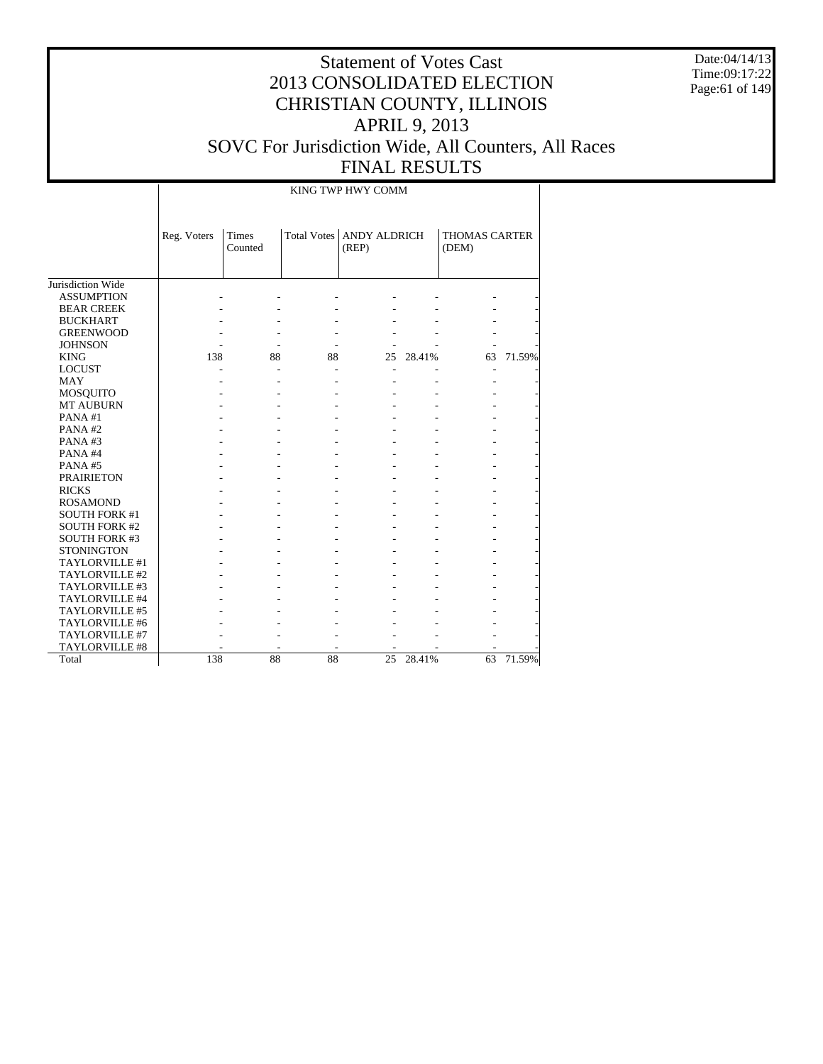# Statement of Votes Cast
# 2013 CONSOLIDATED ELECTION
# CHRISTIAN COUNTY, ILLINOIS
# APRIL 9, 2013
# SOVC For Jurisdiction Wide, All Counters, All Races
# FINAL RESULTS

Date:04/14/13
Time:09:17:22

| | KING TWP HWY COMM | | | | | | |
|---|---|---|---|---|---|---|---|
| | Reg. Voters | Times Counted | Total Votes | ANDY ALDRICH (REP) | | THOMAS CARTER (DEM) | |
| Jurisdiction Wide | | | | | | | |
| ASSUMPTION | - | - | - | - | - | - | - |
| BEAR CREEK | - | - | - | - | - | - | - |
| BUCKHART | - | - | - | - | - | - | - |
| GREENWOOD | - | - | - | - | - | - | - |
| JOHNSON | - | - | - | - | - | - | - |
| KING | 138 | 88 | 88 | 25 | 28.41% | 63 | 71.59% |
| LOCUST | - | - | - | - | - | - | - |
| MAY | - | - | - | - | - | - | - |
| MOSQUITO | - | - | - | - | - | - | - |
| MT AUBURN | - | - | - | - | - | - | - |
| PANA #1 | - | - | - | - | - | - | - |
| PANA #2 | - | - | - | - | - | - | - |
| PANA #3 | - | - | - | - | - | - | - |
| PANA #4 | - | - | - | - | - | - | - |
| PANA #5 | - | - | - | - | - | - | - |
| PRAIRIETON | - | - | - | - | - | - | - |
| RICKS | - | - | - | - | - | - | - |
| ROSAMOND | - | - | - | - | - | - | - |
| SOUTH FORK #1 | - | - | - | - | - | - | - |
| SOUTH FORK #2 | - | - | - | - | - | - | - |
| SOUTH FORK #3 | - | - | - | - | - | - | - |
| STONINGTON | - | - | - | - | - | - | - |
| TAYLORVILLE #1 | - | - | - | - | - | - | - |
| TAYLORVILLE #2 | - | - | - | - | - | - | - |
| TAYLORVILLE #3 | - | - | - | - | - | - | - |
| TAYLORVILLE #4 | - | - | - | - | - | - | - |
| TAYLORVILLE #5 | - | - | - | - | - | - | - |
| TAYLORVILLE #6 | - | - | - | - | - | - | - |
| TAYLORVILLE #7 | - | - | - | - | - | - | - |
| TAYLORVILLE #8 | - | - | - | - | - | - | - |
| Total | 138 | 88 | 88 | 25 | 28.41% | 63 | 71.59% |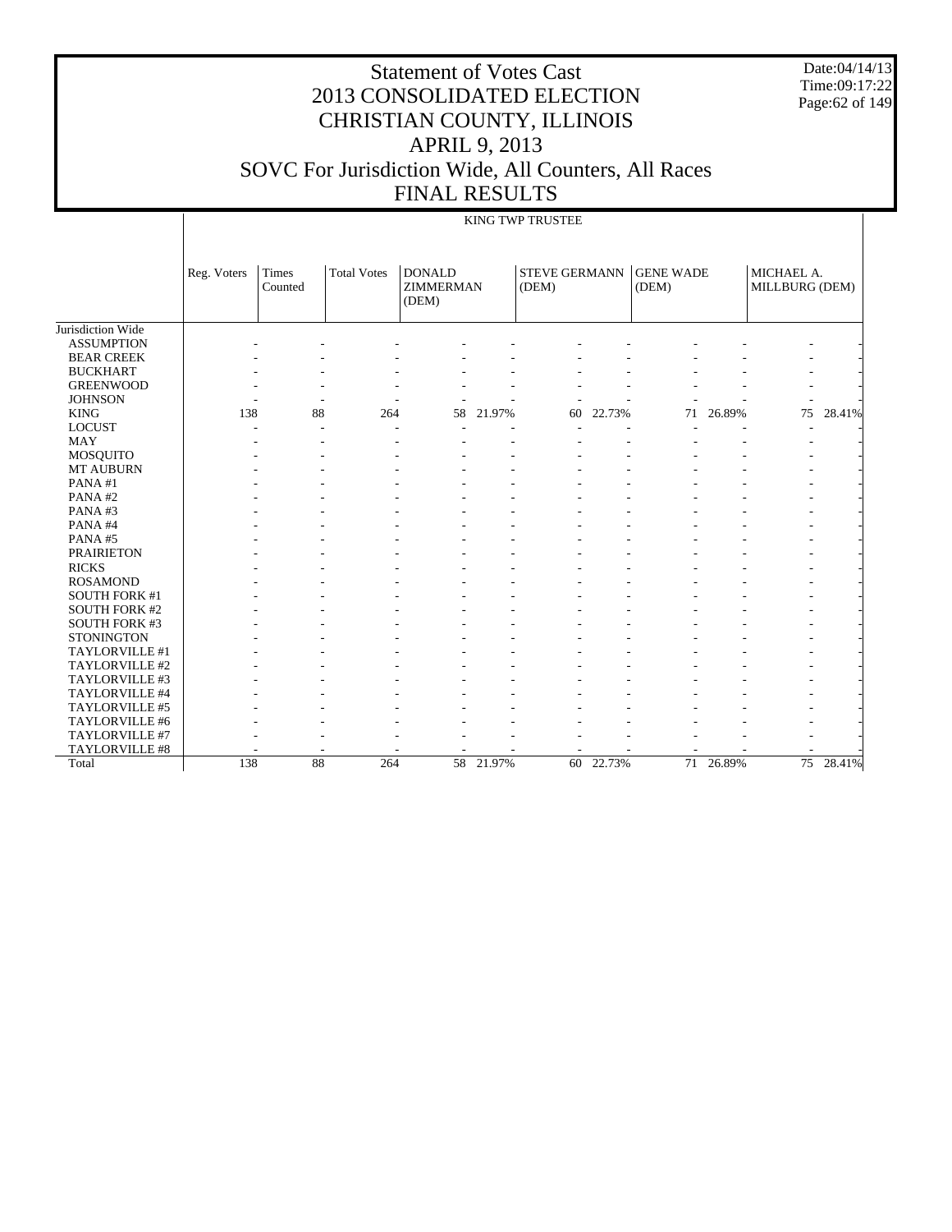# Statement of Votes Cast
# 2013 CONSOLIDATED ELECTION
# CHRISTIAN COUNTY, ILLINOIS
# APRIL 9, 2013
# SOVC For Jurisdiction Wide, All Counters, All Races
# FINAL RESULTS

Date:04/14/13
Time:09:17:22

| | KING TWP TRUSTEE | | | | | | | | | | |
|---|---|---|---|---|---|---|---|---|---|---|---|
| | Reg. Voters | Times Counted | Total Votes | DONALD ZIMMERMAN (DEM) | | STEVE GERMANN (DEM) | | GENE WADE (DEM) | | MICHAEL A. MILLBURG (DEM) | |
| Jurisdiction Wide | | | | | | | | | | | |
| ASSUMPTION | - | - | - | - | - | - | - | - | - | - | - |
| BEAR CREEK | - | - | - | - | - | - | - | - | - | - | - |
| BUCKHART | - | - | - | - | - | - | - | - | - | - | - |
| GREENWOOD | - | - | - | - | - | - | - | - | - | - | - |
| JOHNSON | - | - | - | - | - | - | - | - | - | - | - |
| KING | 138 | 88 | 264 | 58 | 21.97% | 60 | 22.73% | 71 | 26.89% | 75 | 28.41% |
| LOCUST | - | - | - | - | - | - | - | - | - | - | - |
| MAY | - | - | - | - | - | - | - | - | - | - | - |
| MOSQUITO | - | - | - | - | - | - | - | - | - | - | - |
| MT AUBURN | - | - | - | - | - | - | - | - | - | - | - |
| PANA #1 | - | - | - | - | - | - | - | - | - | - | - |
| PANA #2 | - | - | - | - | - | - | - | - | - | - | - |
| PANA #3 | - | - | - | - | - | - | - | - | - | - | - |
| PANA #4 | - | - | - | - | - | - | - | - | - | - | - |
| PANA #5 | - | - | - | - | - | - | - | - | - | - | - |
| PRAIRIETON | - | - | - | - | - | - | - | - | - | - | - |
| RICKS | - | - | - | - | - | - | - | - | - | - | - |
| ROSAMOND | - | - | - | - | - | - | - | - | - | - | - |
| SOUTH FORK #1 | - | - | - | - | - | - | - | - | - | - | - |
| SOUTH FORK #2 | - | - | - | - | - | - | - | - | - | - | - |
| SOUTH FORK #3 | - | - | - | - | - | - | - | - | - | - | - |
| STONINGTON | - | - | - | - | - | - | - | - | - | - | - |
| TAYLORVILLE #1 | - | - | - | - | - | - | - | - | - | - | - |
| TAYLORVILLE #2 | - | - | - | - | - | - | - | - | - | - | - |
| TAYLORVILLE #3 | - | - | - | - | - | - | - | - | - | - | - |
| TAYLORVILLE #4 | - | - | - | - | - | - | - | - | - | - | - |
| TAYLORVILLE #5 | - | - | - | - | - | - | - | - | - | - | - |
| TAYLORVILLE #6 | - | - | - | - | - | - | - | - | - | - | - |
| TAYLORVILLE #7 | - | - | - | - | - | - | - | - | - | - | - |
| TAYLORVILLE #8 | - | - | - | - | - | - | - | - | - | - | - |
| Total | 138 | 88 | 264 | 58 | 21.97% | 60 | 22.73% | 71 | 26.89% | 75 | 28.41% |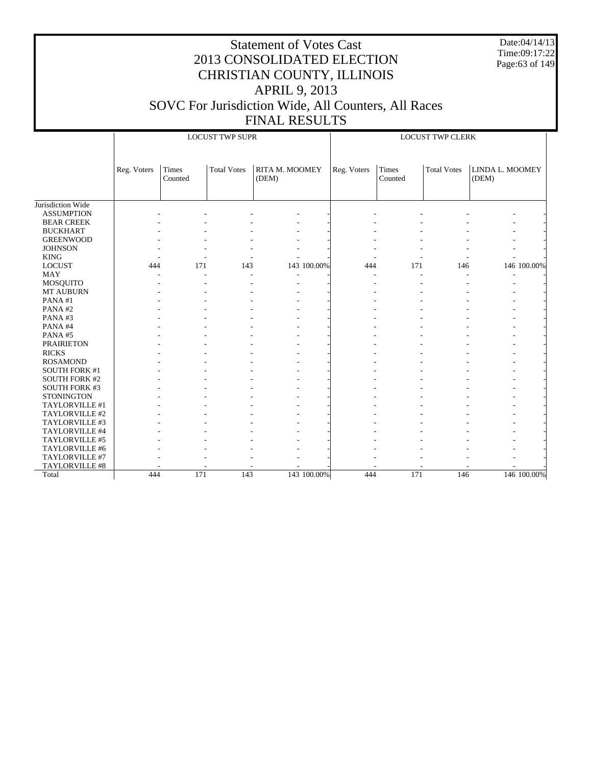# Statement of Votes Cast
## 2013 CONSOLIDATED ELECTION
## CHRISTIAN COUNTY, ILLINOIS
## APRIL 9, 2013
## SOVC For Jurisdiction Wide, All Counters, All Races
## FINAL RESULTS

Date:04/14/13
Time:09:17:22

| | LOCUST TWP SUPR | | | | | LOCUST TWP CLERK | | | | |
|---|---|---|---|---|---|---|---|---|---|---|
| | Reg. Voters | Times Counted | Total Votes | RITA M. MOOMEY (DEM) | | Reg. Voters | Times Counted | Total Votes | LINDA L. MOOMEY (DEM) | |
| Jurisdiction Wide | | | | | | | | | | |
| ASSUMPTION | - | - | - | - | - | - | - | - | - | - |
| BEAR CREEK | - | - | - | - | - | - | - | - | - | - |
| BUCKHART | - | - | - | - | - | - | - | - | - | - |
| GREENWOOD | - | - | - | - | - | - | - | - | - | - |
| JOHNSON | - | - | - | - | - | - | - | - | - | - |
| KING | - | - | - | - | - | - | - | - | - | - |
| LOCUST | 444 | 171 | 143 | 143 | 100.00% | 444 | 171 | 146 | 146 | 100.00% |
| MAY | - | - | - | - | - | - | - | - | - | - |
| MOSQUITO | - | - | - | - | - | - | - | - | - | - |
| MT AUBURN | - | - | - | - | - | - | - | - | - | - |
| PANA #1 | - | - | - | - | - | - | - | - | - | - |
| PANA #2 | - | - | - | - | - | - | - | - | - | - |
| PANA #3 | - | - | - | - | - | - | - | - | - | - |
| PANA #4 | - | - | - | - | - | - | - | - | - | - |
| PANA #5 | - | - | - | - | - | - | - | - | - | - |
| PRAIRIETON | - | - | - | - | - | - | - | - | - | - |
| RICKS | - | - | - | - | - | - | - | - | - | - |
| ROSAMOND | - | - | - | - | - | - | - | - | - | - |
| SOUTH FORK #1 | - | - | - | - | - | - | - | - | - | - |
| SOUTH FORK #2 | - | - | - | - | - | - | - | - | - | - |
| SOUTH FORK #3 | - | - | - | - | - | - | - | - | - | - |
| STONINGTON | - | - | - | - | - | - | - | - | - | - |
| TAYLORVILLE #1 | - | - | - | - | - | - | - | - | - | - |
| TAYLORVILLE #2 | - | - | - | - | - | - | - | - | - | - |
| TAYLORVILLE #3 | - | - | - | - | - | - | - | - | - | - |
| TAYLORVILLE #4 | - | - | - | - | - | - | - | - | - | - |
| TAYLORVILLE #5 | - | - | - | - | - | - | - | - | - | - |
| TAYLORVILLE #6 | - | - | - | - | - | - | - | - | - | - |
| TAYLORVILLE #7 | - | - | - | - | - | - | - | - | - | - |
| TAYLORVILLE #8 | - | - | - | - | - | - | - | - | - | - |
| Total | 444 | 171 | 143 | 143 | 100.00% | 444 | 171 | 146 | 146 | 100.00% |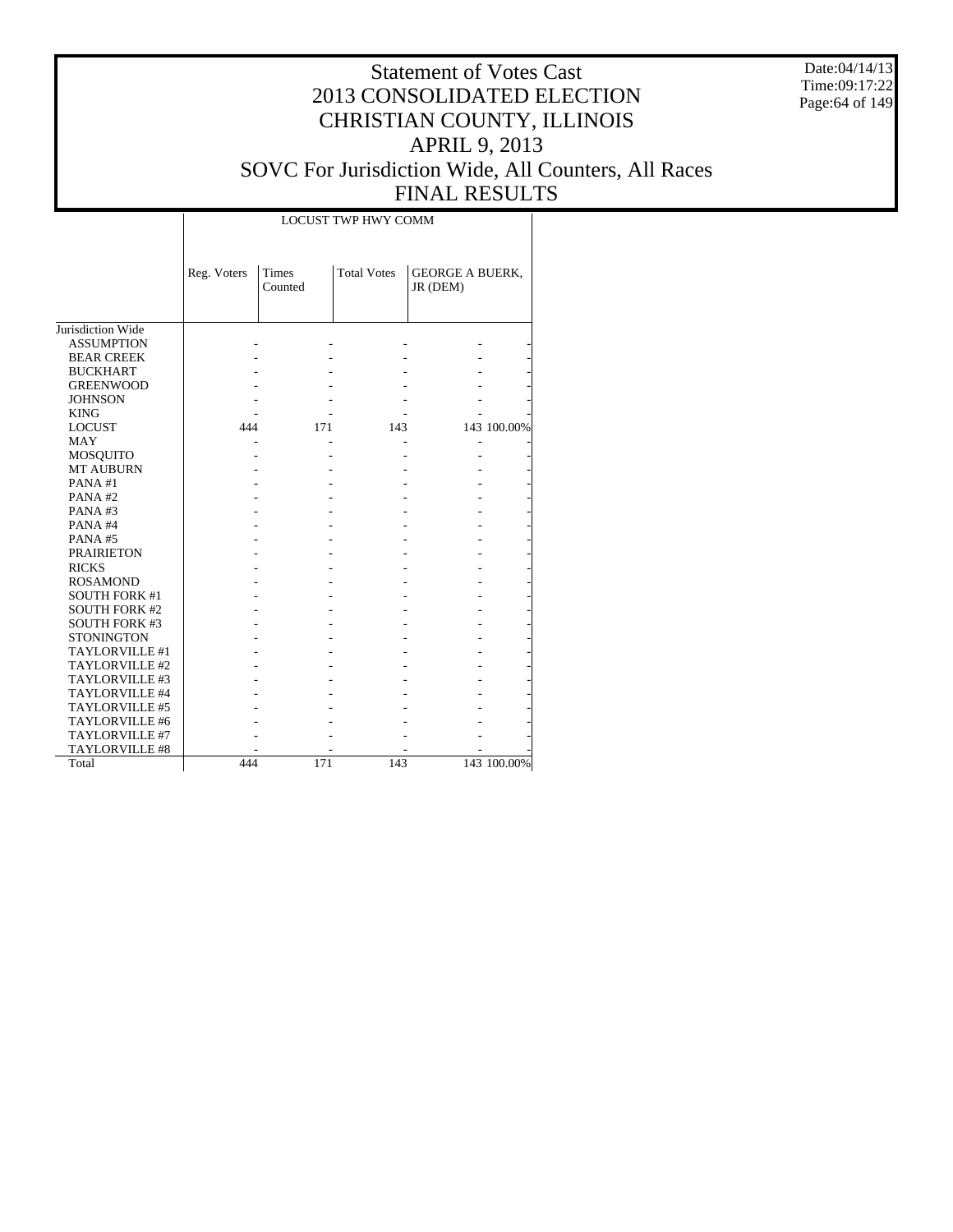# Statement of Votes Cast
# 2013 CONSOLIDATED ELECTION
# CHRISTIAN COUNTY, ILLINOIS
# APRIL 9, 2013
# SOVC For Jurisdiction Wide, All Counters, All Races
# FINAL RESULTS

Date:04/14/13
Time:09:17:22

| | LOCUST TWP HWY COMM | | | | |
|---|---|---|---|---|---|
| | Reg. Voters | Times Counted | Total Votes | GEORGE A BUERK, JR (DEM) | |
| Jurisdiction Wide | | | | | |
| ASSUMPTION | - | - | - | - | - |
| BEAR CREEK | - | - | - | - | - |
| BUCKHART | - | - | - | - | - |
| GREENWOOD | - | - | - | - | - |
| JOHNSON | - | - | - | - | - |
| KING | - | - | - | - | - |
| LOCUST | 444 | 171 | 143 | 143 | 100.00% |
| MAY | - | - | - | - | - |
| MOSQUITO | - | - | - | - | - |
| MT AUBURN | - | - | - | - | - |
| PANA #1 | - | - | - | - | - |
| PANA #2 | - | - | - | - | - |
| PANA #3 | - | - | - | - | - |
| PANA #4 | - | - | - | - | - |
| PANA #5 | - | - | - | - | - |
| PRAIRIETON | - | - | - | - | - |
| RICKS | - | - | - | - | - |
| ROSAMOND | - | - | - | - | - |
| SOUTH FORK #1 | - | - | - | - | - |
| SOUTH FORK #2 | - | - | - | - | - |
| SOUTH FORK #3 | - | - | - | - | - |
| STONINGTON | - | - | - | - | - |
| TAYLORVILLE #1 | - | - | - | - | - |
| TAYLORVILLE #2 | - | - | - | - | - |
| TAYLORVILLE #3 | - | - | - | - | - |
| TAYLORVILLE #4 | - | - | - | - | - |
| TAYLORVILLE #5 | - | - | - | - | - |
| TAYLORVILLE #6 | - | - | - | - | - |
| TAYLORVILLE #7 | - | - | - | - | - |
| TAYLORVILLE #8 | - | - | - | - | - |
| Total | 444 | 171 | 143 | 143 | 100.00% |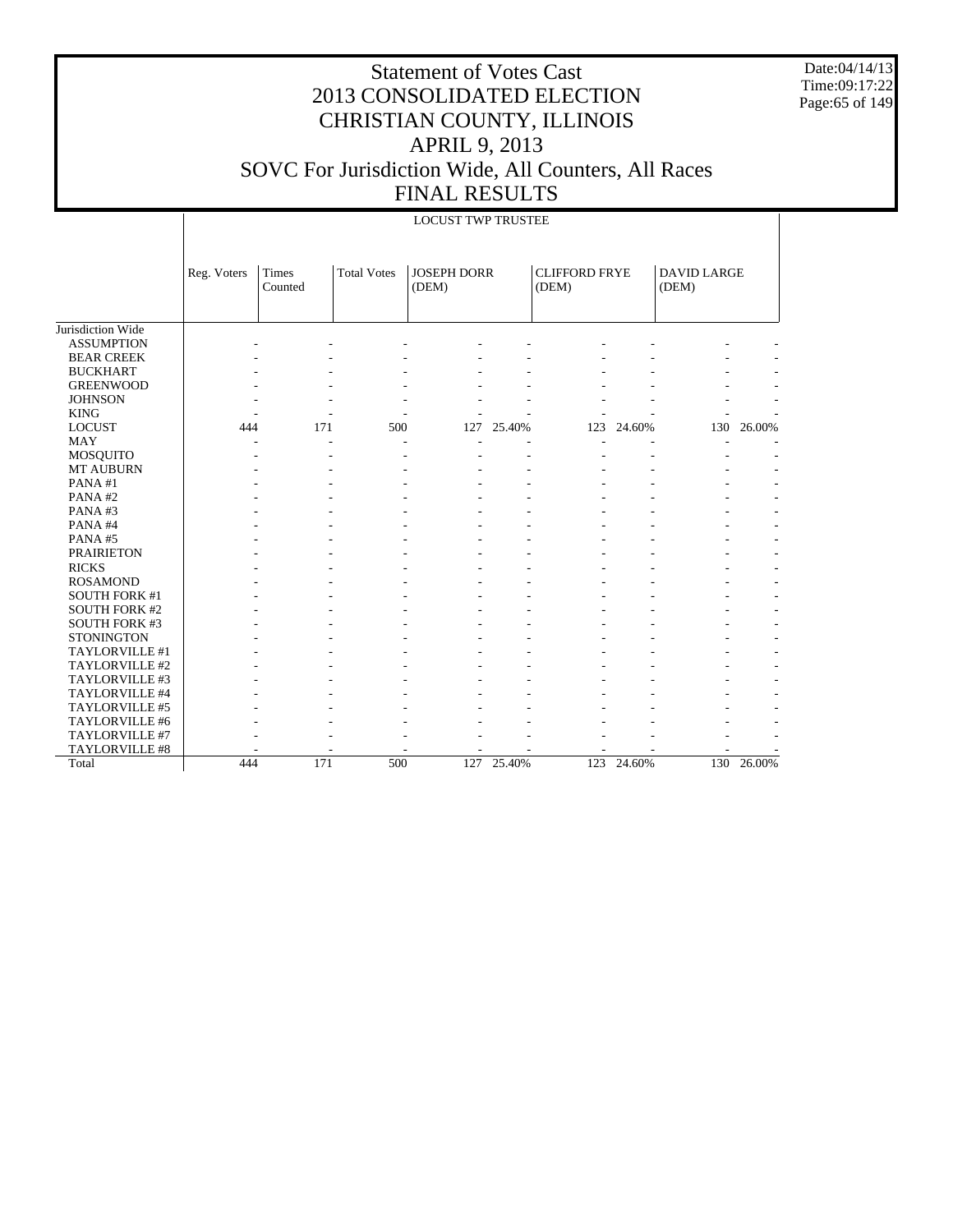# Statement of Votes Cast
# 2013 CONSOLIDATED ELECTION
# CHRISTIAN COUNTY, ILLINOIS
# APRIL 9, 2013
# SOVC For Jurisdiction Wide, All Counters, All Races
# FINAL RESULTS

Date:04/14/13
Time:09:17:22

## LOCUST TWP TRUSTEE

| | Reg. Voters | Times Counted | Total Votes | JOSEPH DORR (DEM) | | CLIFFORD FRYE (DEM) | | DAVID LARGE (DEM) | |
|---|---|---|---|---|---|---|---|---|---|
| Jurisdiction Wide | | | | | | | | | |
| ASSUMPTION | - | - | - | - | - | - | - | - | - |
| BEAR CREEK | - | - | - | - | - | - | - | - | - |
| BUCKHART | - | - | - | - | - | - | - | - | - |
| GREENWOOD | - | - | - | - | - | - | - | - | - |
| JOHNSON | - | - | - | - | - | - | - | - | - |
| KING | - | - | - | - | - | - | - | - | - |
| LOCUST | 444 | 171 | 500 | 127 | 25.40% | 123 | 24.60% | 130 | 26.00% |
| MAY | - | - | - | - | - | - | - | - | - |
| MOSQUITO | - | - | - | - | - | - | - | - | - |
| MT AUBURN | - | - | - | - | - | - | - | - | - |
| PANA #1 | - | - | - | - | - | - | - | - | - |
| PANA #2 | - | - | - | - | - | - | - | - | - |
| PANA #3 | - | - | - | - | - | - | - | - | - |
| PANA #4 | - | - | - | - | - | - | - | - | - |
| PANA #5 | - | - | - | - | - | - | - | - | - |
| PRAIRIETON | - | - | - | - | - | - | - | - | - |
| RICKS | - | - | - | - | - | - | - | - | - |
| ROSAMOND | - | - | - | - | - | - | - | - | - |
| SOUTH FORK #1 | - | - | - | - | - | - | - | - | - |
| SOUTH FORK #2 | - | - | - | - | - | - | - | - | - |
| SOUTH FORK #3 | - | - | - | - | - | - | - | - | - |
| STONINGTON | - | - | - | - | - | - | - | - | - |
| TAYLORVILLE #1 | - | - | - | - | - | - | - | - | - |
| TAYLORVILLE #2 | - | - | - | - | - | - | - | - | - |
| TAYLORVILLE #3 | - | - | - | - | - | - | - | - | - |
| TAYLORVILLE #4 | - | - | - | - | - | - | - | - | - |
| TAYLORVILLE #5 | - | - | - | - | - | - | - | - | - |
| TAYLORVILLE #6 | - | - | - | - | - | - | - | - | - |
| TAYLORVILLE #7 | - | - | - | - | - | - | - | - | - |
| TAYLORVILLE #8 | - | - | - | - | - | - | - | - | - |
| Total | 444 | 171 | 500 | 127 | 25.40% | 123 | 24.60% | 130 | 26.00% |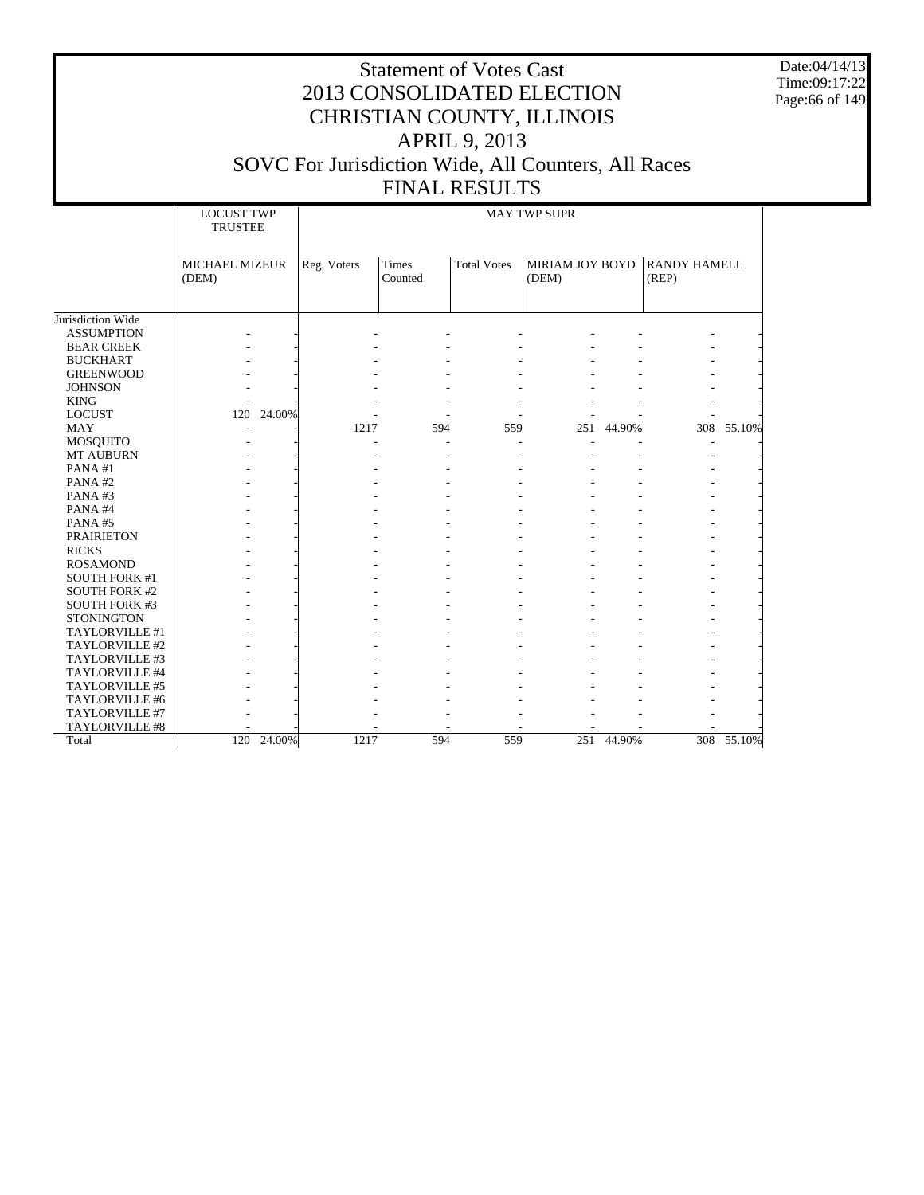# Statement of Votes Cast
# 2013 CONSOLIDATED ELECTION
# CHRISTIAN COUNTY, ILLINOIS
# APRIL 9, 2013
# SOVC For Jurisdiction Wide, All Counters, All Races
# FINAL RESULTS

Date:04/14/13
Time:09:17:22

| | LOCUST TWP TRUSTEE | | MAY TWP SUPR | | | | | | |
|---|---|---|---|---|---|---|---|---|---|
| | MICHAEL MIZEUR (DEM) | | Reg. Voters | Times Counted | Total Votes | MIRIAM JOY BOYD (DEM) | | RANDY HAMELL (REP) | |
| Jurisdiction Wide | | | | | | | | | |
| ASSUMPTION | - | - | - | - | - | - | - | - | - |
| BEAR CREEK | - | - | - | - | - | - | - | - | - |
| BUCKHART | - | - | - | - | - | - | - | - | - |
| GREENWOOD | - | - | - | - | - | - | - | - | - |
| JOHNSON | - | - | - | - | - | - | - | - | - |
| KING | - | - | - | - | - | - | - | - | - |
| LOCUST | 120 | 24.00% | - | - | - | - | - | - | - |
| MAY | - | - | 1217 | 594 | 559 | 251 | 44.90% | 308 | 55.10% |
| MOSQUITO | - | - | - | - | - | - | - | - | - |
| MT AUBURN | - | - | - | - | - | - | - | - | - |
| PANA #1 | - | - | - | - | - | - | - | - | - |
| PANA #2 | - | - | - | - | - | - | - | - | - |
| PANA #3 | - | - | - | - | - | - | - | - | - |
| PANA #4 | - | - | - | - | - | - | - | - | - |
| PANA #5 | - | - | - | - | - | - | - | - | - |
| PRAIRIETON | - | - | - | - | - | - | - | - | - |
| RICKS | - | - | - | - | - | - | - | - | - |
| ROSAMOND | - | - | - | - | - | - | - | - | - |
| SOUTH FORK #1 | - | - | - | - | - | - | - | - | - |
| SOUTH FORK #2 | - | - | - | - | - | - | - | - | - |
| SOUTH FORK #3 | - | - | - | - | - | - | - | - | - |
| STONINGTON | - | - | - | - | - | - | - | - | - |
| TAYLORVILLE #1 | - | - | - | - | - | - | - | - | - |
| TAYLORVILLE #2 | - | - | - | - | - | - | - | - | - |
| TAYLORVILLE #3 | - | - | - | - | - | - | - | - | - |
| TAYLORVILLE #4 | - | - | - | - | - | - | - | - | - |
| TAYLORVILLE #5 | - | - | - | - | - | - | - | - | - |
| TAYLORVILLE #6 | - | - | - | - | - | - | - | - | - |
| TAYLORVILLE #7 | - | - | - | - | - | - | - | - | - |
| TAYLORVILLE #8 | - | - | - | - | - | - | - | - | - |
| Total | 120 | 24.00% | 1217 | 594 | 559 | 251 | 44.90% | 308 | 55.10% |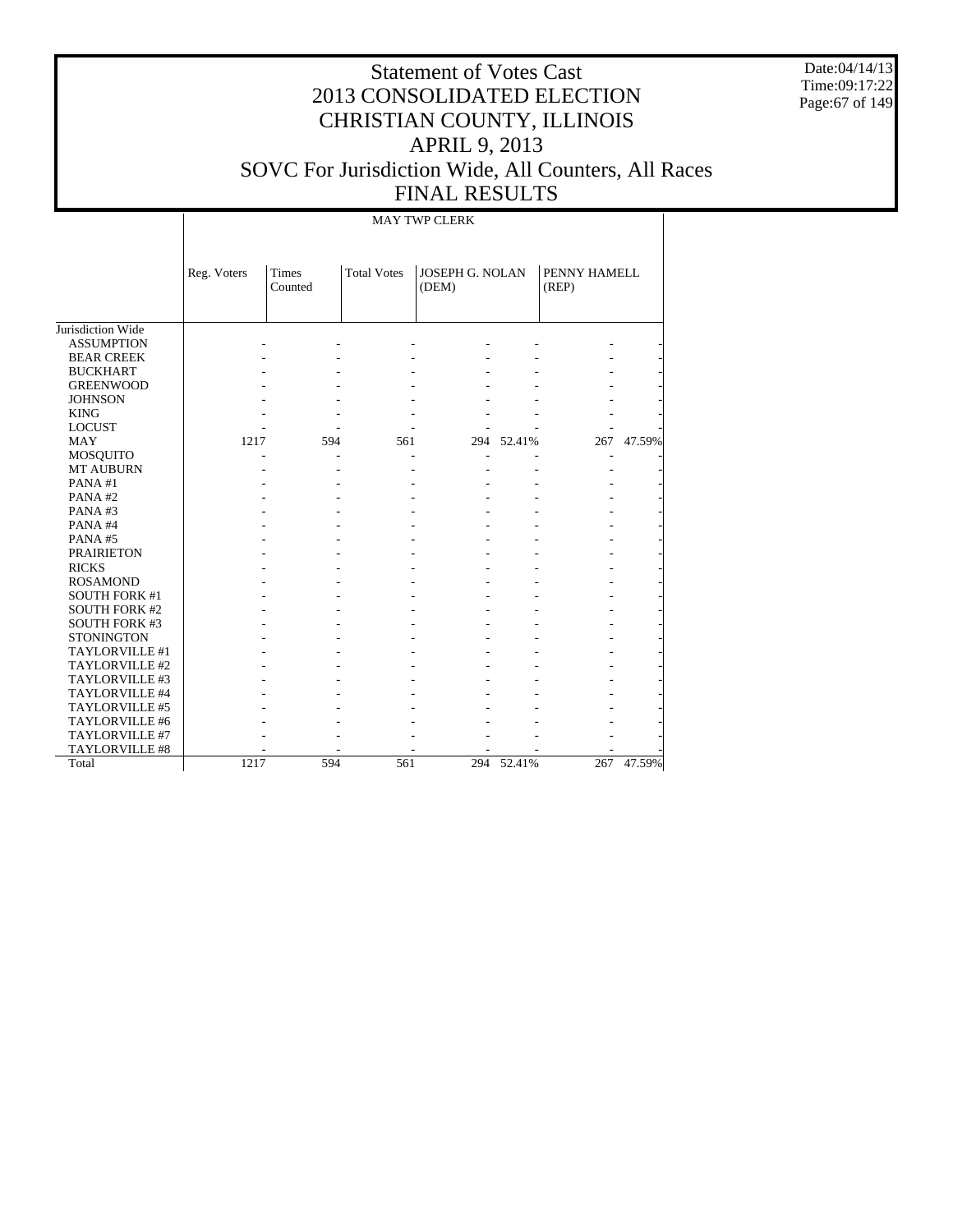# Statement of Votes Cast
# 2013 CONSOLIDATED ELECTION
# CHRISTIAN COUNTY, ILLINOIS
# APRIL 9, 2013
# SOVC For Jurisdiction Wide, All Counters, All Races
# FINAL RESULTS

Date:04/14/13
Time:09:17:22

| | MAY TWP CLERK | | | | | | |
|---|---|---|---|---|---|---|---|
| | Reg. Voters | Times Counted | Total Votes | JOSEPH G. NOLAN (DEM) | | PENNY HAMELL (REP) | |
| Jurisdiction Wide | | | | | | | |
| ASSUMPTION | - | - | - | - | - | - | - |
| BEAR CREEK | - | - | - | - | - | - | - |
| BUCKHART | - | - | - | - | - | - | - |
| GREENWOOD | - | - | - | - | - | - | - |
| JOHNSON | - | - | - | - | - | - | - |
| KING | - | - | - | - | - | - | - |
| LOCUST | - | - | - | - | - | - | - |
| MAY | 1217 | 594 | 561 | 294 | 52.41% | 267 | 47.59% |
| MOSQUITO | - | - | - | - | - | - | - |
| MT AUBURN | - | - | - | - | - | - | - |
| PANA #1 | - | - | - | - | - | - | - |
| PANA #2 | - | - | - | - | - | - | - |
| PANA #3 | - | - | - | - | - | - | - |
| PANA #4 | - | - | - | - | - | - | - |
| PANA #5 | - | - | - | - | - | - | - |
| PRAIRIETON | - | - | - | - | - | - | - |
| RICKS | - | - | - | - | - | - | - |
| ROSAMOND | - | - | - | - | - | - | - |
| SOUTH FORK #1 | - | - | - | - | - | - | - |
| SOUTH FORK #2 | - | - | - | - | - | - | - |
| SOUTH FORK #3 | - | - | - | - | - | - | - |
| STONINGTON | - | - | - | - | - | - | - |
| TAYLORVILLE #1 | - | - | - | - | - | - | - |
| TAYLORVILLE #2 | - | - | - | - | - | - | - |
| TAYLORVILLE #3 | - | - | - | - | - | - | - |
| TAYLORVILLE #4 | - | - | - | - | - | - | - |
| TAYLORVILLE #5 | - | - | - | - | - | - | - |
| TAYLORVILLE #6 | - | - | - | - | - | - | - |
| TAYLORVILLE #7 | - | - | - | - | - | - | - |
| TAYLORVILLE #8 | - | - | - | - | - | - | - |
| Total | 1217 | 594 | 561 | 294 | 52.41% | 267 | 47.59% |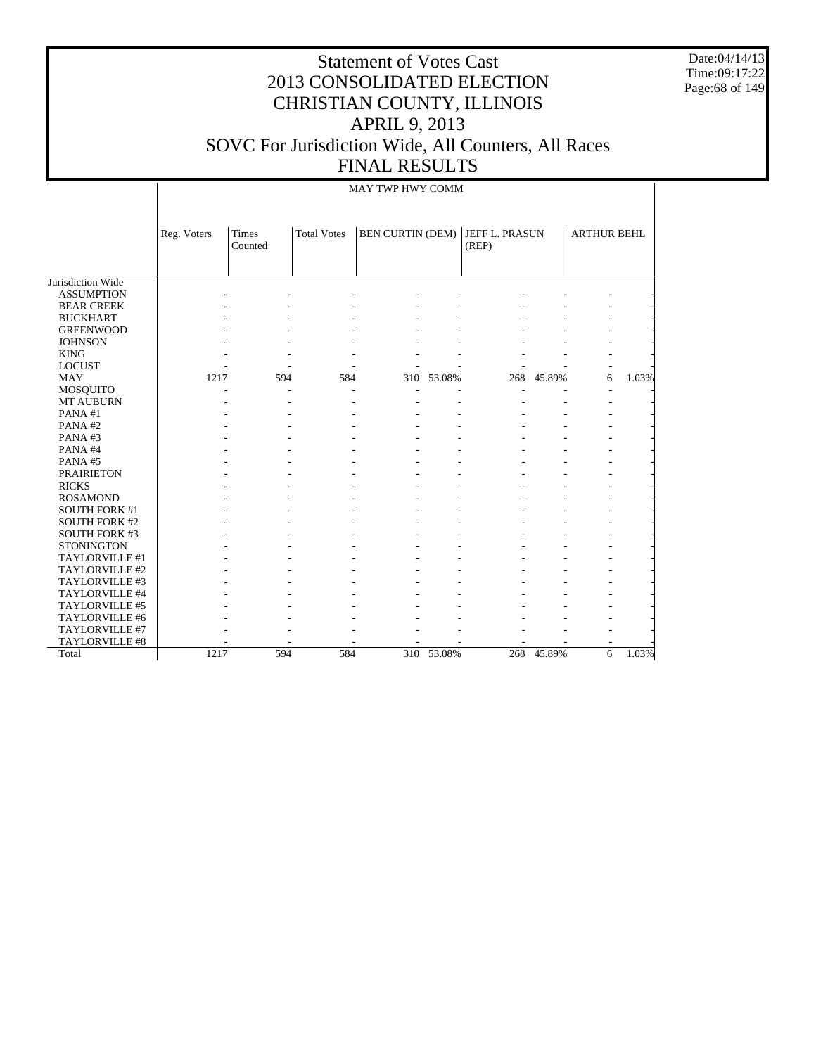# Statement of Votes Cast
# 2013 CONSOLIDATED ELECTION
# CHRISTIAN COUNTY, ILLINOIS
# APRIL 9, 2013
# SOVC For Jurisdiction Wide, All Counters, All Races
# FINAL RESULTS

Date:04/14/13
Time:09:17:22

MAY TWP HWY COMM

| | Reg. Voters | Times Counted | Total Votes | BEN CURTIN (DEM) | | JEFF L. PRASUN (REP) | | ARTHUR BEHL | |
|---|---|---|---|---|---|---|---|---|---|
| Jurisdiction Wide | | | | | | | | | |
| ASSUMPTION | - | - | - | - | - | - | - | - | - |
| BEAR CREEK | - | - | - | - | - | - | - | - | - |
| BUCKHART | - | - | - | - | - | - | - | - | - |
| GREENWOOD | - | - | - | - | - | - | - | - | - |
| JOHNSON | - | - | - | - | - | - | - | - | - |
| KING | - | - | - | - | - | - | - | - | - |
| LOCUST | - | - | - | - | - | - | - | - | - |
| MAY | 1217 | 594 | 584 | 310 | 53.08% | 268 | 45.89% | 6 | 1.03% |
| MOSQUITO | - | - | - | - | - | - | - | - | - |
| MT AUBURN | - | - | - | - | - | - | - | - | - |
| PANA #1 | - | - | - | - | - | - | - | - | - |
| PANA #2 | - | - | - | - | - | - | - | - | - |
| PANA #3 | - | - | - | - | - | - | - | - | - |
| PANA #4 | - | - | - | - | - | - | - | - | - |
| PANA #5 | - | - | - | - | - | - | - | - | - |
| PRAIRIETON | - | - | - | - | - | - | - | - | - |
| RICKS | - | - | - | - | - | - | - | - | - |
| ROSAMOND | - | - | - | - | - | - | - | - | - |
| SOUTH FORK #1 | - | - | - | - | - | - | - | - | - |
| SOUTH FORK #2 | - | - | - | - | - | - | - | - | - |
| SOUTH FORK #3 | - | - | - | - | - | - | - | - | - |
| STONINGTON | - | - | - | - | - | - | - | - | - |
| TAYLORVILLE #1 | - | - | - | - | - | - | - | - | - |
| TAYLORVILLE #2 | - | - | - | - | - | - | - | - | - |
| TAYLORVILLE #3 | - | - | - | - | - | - | - | - | - |
| TAYLORVILLE #4 | - | - | - | - | - | - | - | - | - |
| TAYLORVILLE #5 | - | - | - | - | - | - | - | - | - |
| TAYLORVILLE #6 | - | - | - | - | - | - | - | - | - |
| TAYLORVILLE #7 | - | - | - | - | - | - | - | - | - |
| TAYLORVILLE #8 | - | - | - | - | - | - | - | - | - |
| Total | 1217 | 594 | 584 | 310 | 53.08% | 268 | 45.89% | 6 | 1.03% |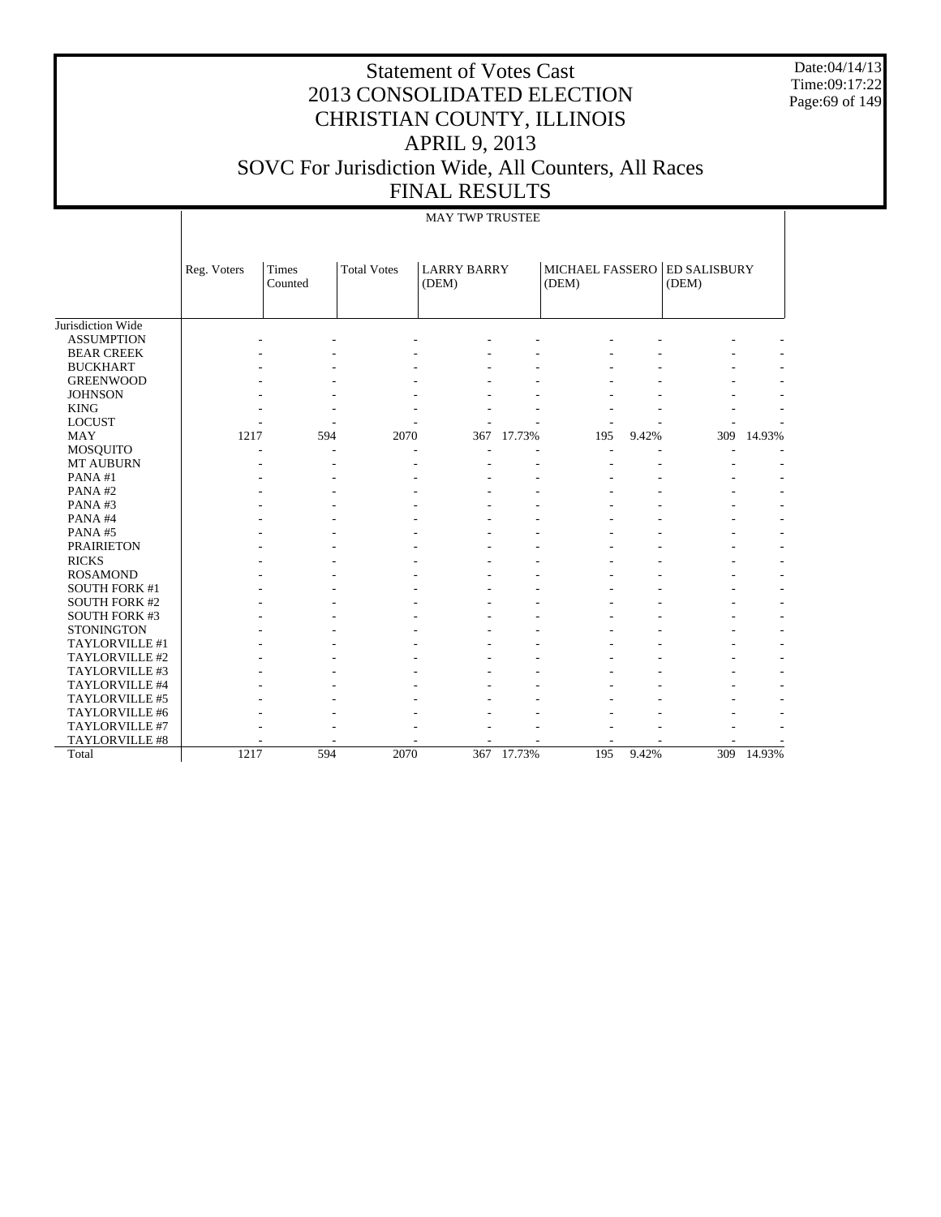# Statement of Votes Cast
# 2013 CONSOLIDATED ELECTION
# CHRISTIAN COUNTY, ILLINOIS
# APRIL 9, 2013
# SOVC For Jurisdiction Wide, All Counters, All Races
# FINAL RESULTS

Date:04/14/13
Time:09:17:22

MAY TWP TRUSTEE

| | Reg. Voters | Times Counted | Total Votes | LARRY BARRY (DEM) | | MICHAEL FASSERO (DEM) | | ED SALISBURY (DEM) | |
|---|---|---|---|---|---|---|---|---|---|
| Jurisdiction Wide | | | | | | | | | |
| ASSUMPTION | - | - | - | - | - | - | - | - | - |
| BEAR CREEK | - | - | - | - | - | - | - | - | - |
| BUCKHART | - | - | - | - | - | - | - | - | - |
| GREENWOOD | - | - | - | - | - | - | - | - | - |
| JOHNSON | - | - | - | - | - | - | - | - | - |
| KING | - | - | - | - | - | - | - | - | - |
| LOCUST | - | - | - | - | - | - | - | - | - |
| MAY | 1217 | 594 | 2070 | 367 | 17.73% | 195 | 9.42% | 309 | 14.93% |
| MOSQUITO | - | - | - | - | - | - | - | - | - |
| MT AUBURN | - | - | - | - | - | - | - | - | - |
| PANA #1 | - | - | - | - | - | - | - | - | - |
| PANA #2 | - | - | - | - | - | - | - | - | - |
| PANA #3 | - | - | - | - | - | - | - | - | - |
| PANA #4 | - | - | - | - | - | - | - | - | - |
| PANA #5 | - | - | - | - | - | - | - | - | - |
| PRAIRIETON | - | - | - | - | - | - | - | - | - |
| RICKS | - | - | - | - | - | - | - | - | - |
| ROSAMOND | - | - | - | - | - | - | - | - | - |
| SOUTH FORK #1 | - | - | - | - | - | - | - | - | - |
| SOUTH FORK #2 | - | - | - | - | - | - | - | - | - |
| SOUTH FORK #3 | - | - | - | - | - | - | - | - | - |
| STONINGTON | - | - | - | - | - | - | - | - | - |
| TAYLORVILLE #1 | - | - | - | - | - | - | - | - | - |
| TAYLORVILLE #2 | - | - | - | - | - | - | - | - | - |
| TAYLORVILLE #3 | - | - | - | - | - | - | - | - | - |
| TAYLORVILLE #4 | - | - | - | - | - | - | - | - | - |
| TAYLORVILLE #5 | - | - | - | - | - | - | - | - | - |
| TAYLORVILLE #6 | - | - | - | - | - | - | - | - | - |
| TAYLORVILLE #7 | - | - | - | - | - | - | - | - | - |
| TAYLORVILLE #8 | - | - | - | - | - | - | - | - | - |
| Total | 1217 | 594 | 2070 | 367 | 17.73% | 195 | 9.42% | 309 | 14.93% |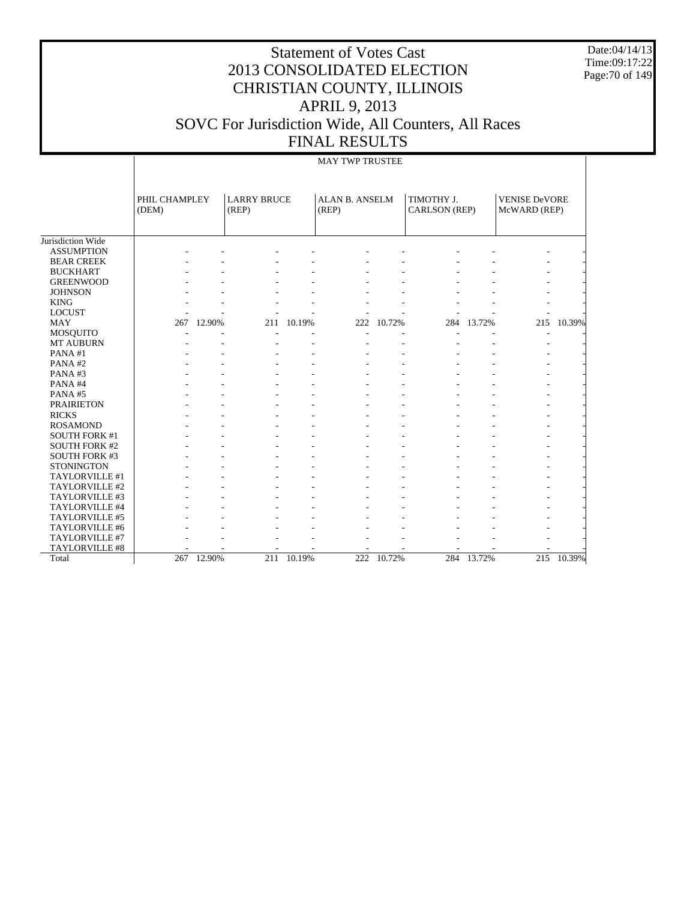# Statement of Votes Cast
# 2013 CONSOLIDATED ELECTION
# CHRISTIAN COUNTY, ILLINOIS
# APRIL 9, 2013
# SOVC For Jurisdiction Wide, All Counters, All Races
# FINAL RESULTS

Date:04/14/13
Time:09:17:22

| | MAY TWP TRUSTEE | | | | | | | | | |
|---|---|---|---|---|---|---|---|---|---|---|
| | PHIL CHAMPLEY (DEM) | | LARRY BRUCE (REP) | | ALAN B. ANSELM (REP) | | TIMOTHY J. CARLSON (REP) | | VENISE DeVORE McWARD (REP) | |
| Jurisdiction Wide | | | | | | | | | | |
| ASSUMPTION | - | - | - | - | - | - | - | - | - | - |
| BEAR CREEK | - | - | - | - | - | - | - | - | - | - |
| BUCKHART | - | - | - | - | - | - | - | - | - | - |
| GREENWOOD | - | - | - | - | - | - | - | - | - | - |
| JOHNSON | - | - | - | - | - | - | - | - | - | - |
| KING | - | - | - | - | - | - | - | - | - | - |
| LOCUST | - | - | - | - | - | - | - | - | - | - |
| MAY | 267 | 12.90% | 211 | 10.19% | 222 | 10.72% | 284 | 13.72% | 215 | 10.39% |
| MOSQUITO | - | - | - | - | - | - | - | - | - | - |
| MT AUBURN | - | - | - | - | - | - | - | - | - | - |
| PANA #1 | - | - | - | - | - | - | - | - | - | - |
| PANA #2 | - | - | - | - | - | - | - | - | - | - |
| PANA #3 | - | - | - | - | - | - | - | - | - | - |
| PANA #4 | - | - | - | - | - | - | - | - | - | - |
| PANA #5 | - | - | - | - | - | - | - | - | - | - |
| PRAIRIETON | - | - | - | - | - | - | - | - | - | - |
| RICKS | - | - | - | - | - | - | - | - | - | - |
| ROSAMOND | - | - | - | - | - | - | - | - | - | - |
| SOUTH FORK #1 | - | - | - | - | - | - | - | - | - | - |
| SOUTH FORK #2 | - | - | - | - | - | - | - | - | - | - |
| SOUTH FORK #3 | - | - | - | - | - | - | - | - | - | - |
| STONINGTON | - | - | - | - | - | - | - | - | - | - |
| TAYLORVILLE #1 | - | - | - | - | - | - | - | - | - | - |
| TAYLORVILLE #2 | - | - | - | - | - | - | - | - | - | - |
| TAYLORVILLE #3 | - | - | - | - | - | - | - | - | - | - |
| TAYLORVILLE #4 | - | - | - | - | - | - | - | - | - | - |
| TAYLORVILLE #5 | - | - | - | - | - | - | - | - | - | - |
| TAYLORVILLE #6 | - | - | - | - | - | - | - | - | - | - |
| TAYLORVILLE #7 | - | - | - | - | - | - | - | - | - | - |
| TAYLORVILLE #8 | - | - | - | - | - | - | - | - | - | - |
| Total | 267 | 12.90% | 211 | 10.19% | 222 | 10.72% | 284 | 13.72% | 215 | 10.39% |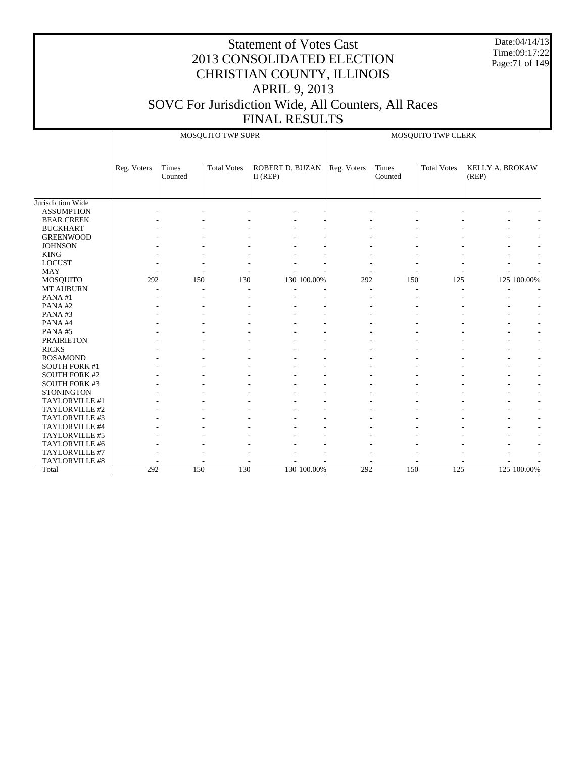# Statement of Votes Cast
## 2013 CONSOLIDATED ELECTION
## CHRISTIAN COUNTY, ILLINOIS
## APRIL 9, 2013
## SOVC For Jurisdiction Wide, All Counters, All Races
## FINAL RESULTS

Date:04/14/13
Time:09:17:22

| | MOSQUITO TWP SUPR | | | | | MOSQUITO TWP CLERK | | | | |
|---|---|---|---|---|---|---|---|---|---|---|
| | Reg. Voters | Times Counted | Total Votes | ROBERT D. BUZAN II (REP) | | Reg. Voters | Times Counted | Total Votes | KELLY A. BROKAW (REP) | |
| Jurisdiction Wide | | | | | | | | | | |
| ASSUMPTION | - | - | - | - | - | - | - | - | - | - |
| BEAR CREEK | - | - | - | - | - | - | - | - | - | - |
| BUCKHART | - | - | - | - | - | - | - | - | - | - |
| GREENWOOD | - | - | - | - | - | - | - | - | - | - |
| JOHNSON | - | - | - | - | - | - | - | - | - | - |
| KING | - | - | - | - | - | - | - | - | - | - |
| LOCUST | - | - | - | - | - | - | - | - | - | - |
| MAY | - | - | - | - | - | - | - | - | - | - |
| MOSQUITO | 292 | 150 | 130 | 130 | 100.00% | 292 | 150 | 125 | 125 | 100.00% |
| MT AUBURN | - | - | - | - | - | - | - | - | - | - |
| PANA #1 | - | - | - | - | - | - | - | - | - | - |
| PANA #2 | - | - | - | - | - | - | - | - | - | - |
| PANA #3 | - | - | - | - | - | - | - | - | - | - |
| PANA #4 | - | - | - | - | - | - | - | - | - | - |
| PANA #5 | - | - | - | - | - | - | - | - | - | - |
| PRAIRIETON | - | - | - | - | - | - | - | - | - | - |
| RICKS | - | - | - | - | - | - | - | - | - | - |
| ROSAMOND | - | - | - | - | - | - | - | - | - | - |
| SOUTH FORK #1 | - | - | - | - | - | - | - | - | - | - |
| SOUTH FORK #2 | - | - | - | - | - | - | - | - | - | - |
| SOUTH FORK #3 | - | - | - | - | - | - | - | - | - | - |
| STONINGTON | - | - | - | - | - | - | - | - | - | - |
| TAYLORVILLE #1 | - | - | - | - | - | - | - | - | - | - |
| TAYLORVILLE #2 | - | - | - | - | - | - | - | - | - | - |
| TAYLORVILLE #3 | - | - | - | - | - | - | - | - | - | - |
| TAYLORVILLE #4 | - | - | - | - | - | - | - | - | - | - |
| TAYLORVILLE #5 | - | - | - | - | - | - | - | - | - | - |
| TAYLORVILLE #6 | - | - | - | - | - | - | - | - | - | - |
| TAYLORVILLE #7 | - | - | - | - | - | - | - | - | - | - |
| TAYLORVILLE #8 | - | - | - | - | - | - | - | - | - | - |
| Total | 292 | 150 | 130 | 130 | 100.00% | 292 | 150 | 125 | 125 | 100.00% |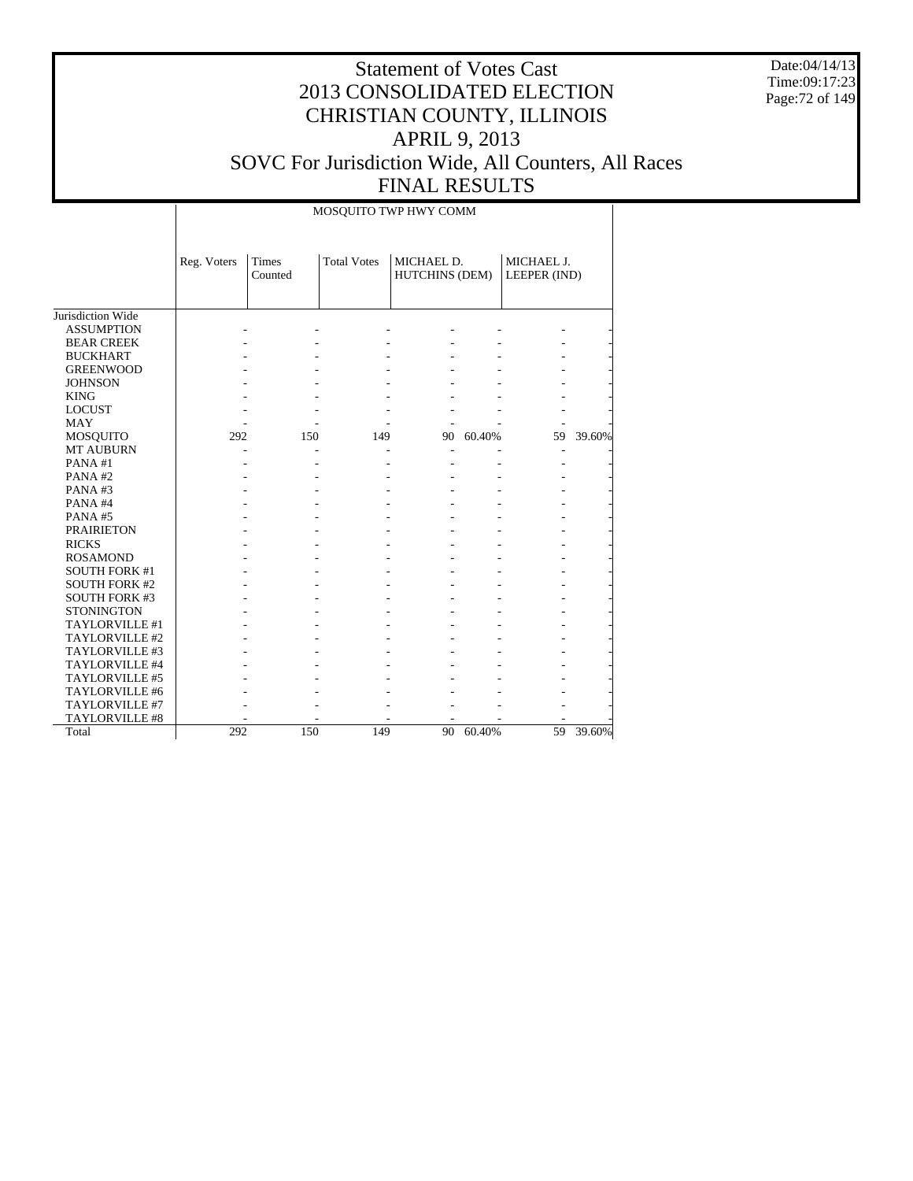# Statement of Votes Cast
# 2013 CONSOLIDATED ELECTION
# CHRISTIAN COUNTY, ILLINOIS
# APRIL 9, 2013
# SOVC For Jurisdiction Wide, All Counters, All Races
# FINAL RESULTS

Date:04/14/13
Time:09:17:23

| | MOSQUITO TWP HWY COMM | | | | | | |
|---|---|---|---|---|---|---|---|
| | Reg. Voters | Times Counted | Total Votes | MICHAEL D. HUTCHINS (DEM) | | MICHAEL J. LEEPER (IND) | |
| Jurisdiction Wide | | | | | | | |
| ASSUMPTION | - | - | - | - | - | - | - |
| BEAR CREEK | - | - | - | - | - | - | - |
| BUCKHART | - | - | - | - | - | - | - |
| GREENWOOD | - | - | - | - | - | - | - |
| JOHNSON | - | - | - | - | - | - | - |
| KING | - | - | - | - | - | - | - |
| LOCUST | - | - | - | - | - | - | - |
| MAY | - | - | - | - | - | - | - |
| MOSQUITO | 292 | 150 | 149 | 90 | 60.40% | 59 | 39.60% |
| MT AUBURN | - | - | - | - | - | - | - |
| PANA #1 | - | - | - | - | - | - | - |
| PANA #2 | - | - | - | - | - | - | - |
| PANA #3 | - | - | - | - | - | - | - |
| PANA #4 | - | - | - | - | - | - | - |
| PANA #5 | - | - | - | - | - | - | - |
| PRAIRIETON | - | - | - | - | - | - | - |
| RICKS | - | - | - | - | - | - | - |
| ROSAMOND | - | - | - | - | - | - | - |
| SOUTH FORK #1 | - | - | - | - | - | - | - |
| SOUTH FORK #2 | - | - | - | - | - | - | - |
| SOUTH FORK #3 | - | - | - | - | - | - | - |
| STONINGTON | - | - | - | - | - | - | - |
| TAYLORVILLE #1 | - | - | - | - | - | - | - |
| TAYLORVILLE #2 | - | - | - | - | - | - | - |
| TAYLORVILLE #3 | - | - | - | - | - | - | - |
| TAYLORVILLE #4 | - | - | - | - | - | - | - |
| TAYLORVILLE #5 | - | - | - | - | - | - | - |
| TAYLORVILLE #6 | - | - | - | - | - | - | - |
| TAYLORVILLE #7 | - | - | - | - | - | - | - |
| TAYLORVILLE #8 | - | - | - | - | - | - | - |
| Total | 292 | 150 | 149 | 90 | 60.40% | 59 | 39.60% |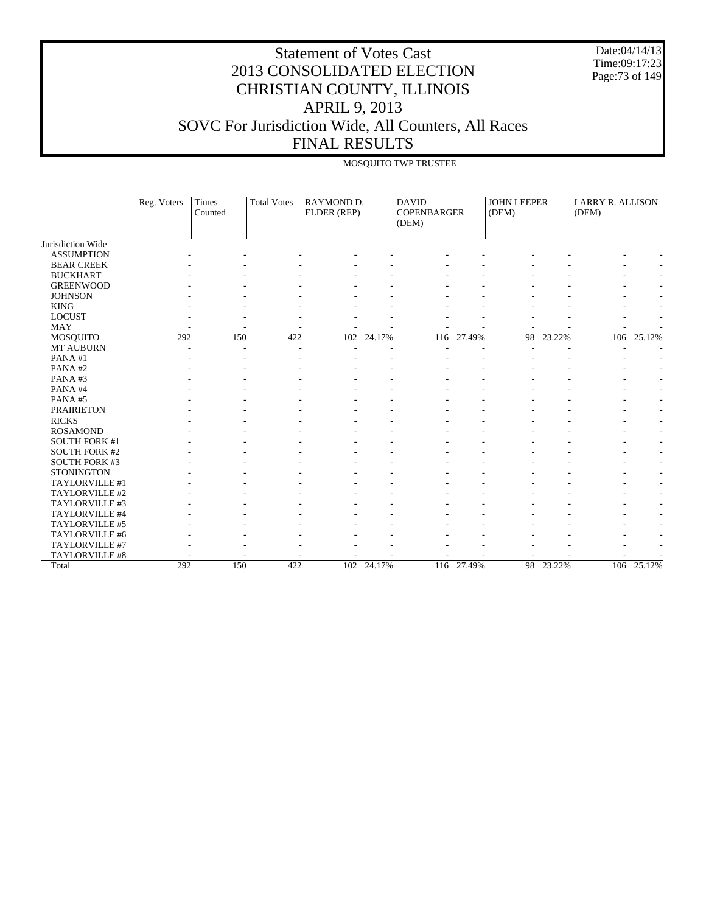# Statement of Votes Cast
# 2013 CONSOLIDATED ELECTION
# CHRISTIAN COUNTY, ILLINOIS
# APRIL 9, 2013
# SOVC For Jurisdiction Wide, All Counters, All Races
# FINAL RESULTS

Date:04/14/13
Time:09:17:23

MOSQUITO TWP TRUSTEE

| | Reg. Voters | Times Counted | Total Votes | RAYMOND D. ELDER (REP) | | DAVID COPENBARGER (DEM) | | JOHN LEEPER (DEM) | | LARRY R. ALLISON (DEM) | |
|---|---|---|---|---|---|---|---|---|---|---|---|
| Jurisdiction Wide | | | | | | | | | | | |
| ASSUMPTION | - | - | - | - | - | - | - | - | - | - | - |
| BEAR CREEK | - | - | - | - | - | - | - | - | - | - | - |
| BUCKHART | - | - | - | - | - | - | - | - | - | - | - |
| GREENWOOD | - | - | - | - | - | - | - | - | - | - | - |
| JOHNSON | - | - | - | - | - | - | - | - | - | - | - |
| KING | - | - | - | - | - | - | - | - | - | - | - |
| LOCUST | - | - | - | - | - | - | - | - | - | - | - |
| MAY | - | - | - | - | - | - | - | - | - | - | - |
| MOSQUITO | 292 | 150 | 422 | 102 | 24.17% | 116 | 27.49% | 98 | 23.22% | 106 | 25.12% |
| MT AUBURN | - | - | - | - | - | - | - | - | - | - | - |
| PANA #1 | - | - | - | - | - | - | - | - | - | - | - |
| PANA #2 | - | - | - | - | - | - | - | - | - | - | - |
| PANA #3 | - | - | - | - | - | - | - | - | - | - | - |
| PANA #4 | - | - | - | - | - | - | - | - | - | - | - |
| PANA #5 | - | - | - | - | - | - | - | - | - | - | - |
| PRAIRIETON | - | - | - | - | - | - | - | - | - | - | - |
| RICKS | - | - | - | - | - | - | - | - | - | - | - |
| ROSAMOND | - | - | - | - | - | - | - | - | - | - | - |
| SOUTH FORK #1 | - | - | - | - | - | - | - | - | - | - | - |
| SOUTH FORK #2 | - | - | - | - | - | - | - | - | - | - | - |
| SOUTH FORK #3 | - | - | - | - | - | - | - | - | - | - | - |
| STONINGTON | - | - | - | - | - | - | - | - | - | - | - |
| TAYLORVILLE #1 | - | - | - | - | - | - | - | - | - | - | - |
| TAYLORVILLE #2 | - | - | - | - | - | - | - | - | - | - | - |
| TAYLORVILLE #3 | - | - | - | - | - | - | - | - | - | - | - |
| TAYLORVILLE #4 | - | - | - | - | - | - | - | - | - | - | - |
| TAYLORVILLE #5 | - | - | - | - | - | - | - | - | - | - | - |
| TAYLORVILLE #6 | - | - | - | - | - | - | - | - | - | - | - |
| TAYLORVILLE #7 | - | - | - | - | - | - | - | - | - | - | - |
| TAYLORVILLE #8 | - | - | - | - | - | - | - | - | - | - | - |
| Total | 292 | 150 | 422 | 102 | 24.17% | 116 | 27.49% | 98 | 23.22% | 106 | 25.12% |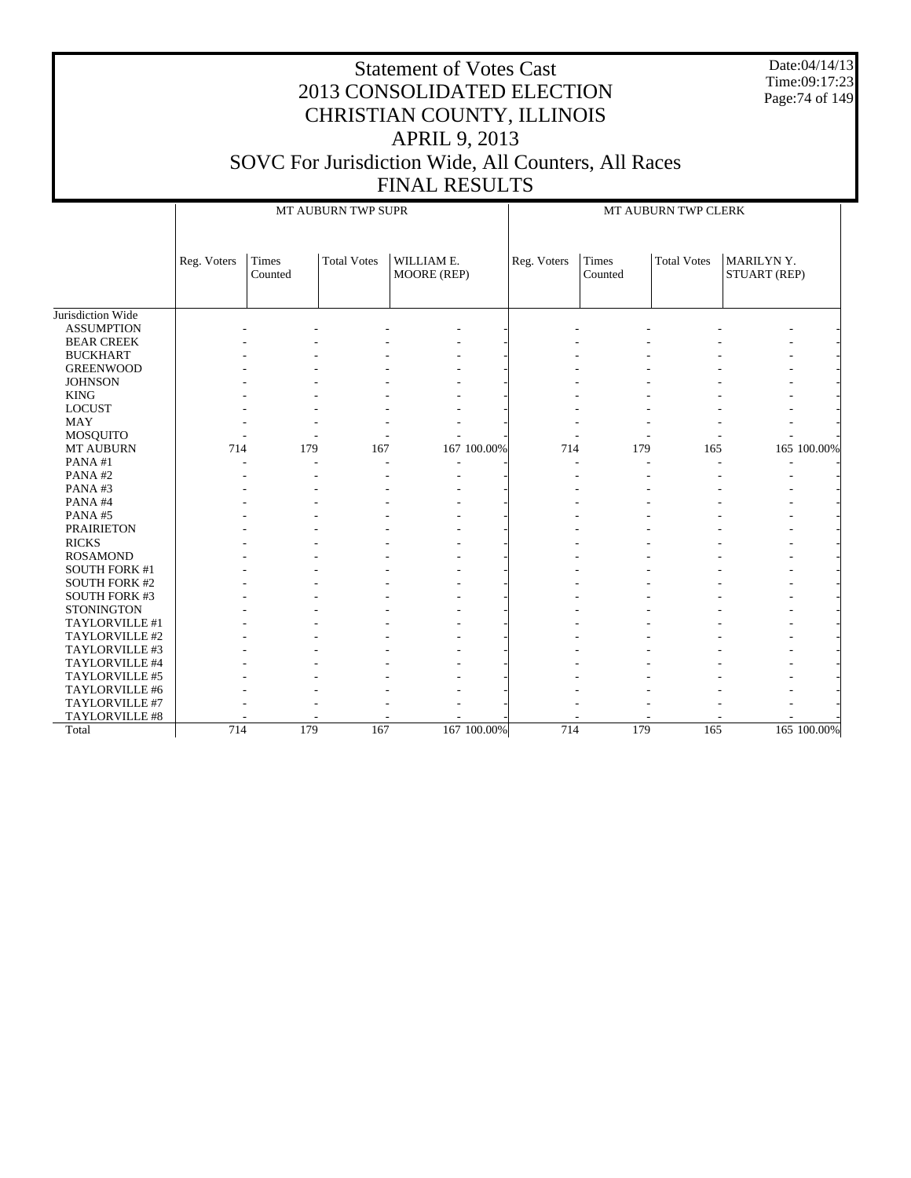# Statement of Votes Cast
## 2013 CONSOLIDATED ELECTION
## CHRISTIAN COUNTY, ILLINOIS
## APRIL 9, 2013
## SOVC For Jurisdiction Wide, All Counters, All Races
## FINAL RESULTS

Date:04/14/13
Time:09:17:23

| | MT AUBURN TWP SUPR | | | | | MT AUBURN TWP CLERK | | | | |
|---|---|---|---|---|---|---|---|---|---|---|
| | Reg. Voters | Times Counted | Total Votes | WILLIAM E. MOORE (REP) | | Reg. Voters | Times Counted | Total Votes | MARILYN Y. STUART (REP) | |
| Jurisdiction Wide | | | | | | | | | | |
| ASSUMPTION | - | - | - | - | - | - | - | - | - | - |
| BEAR CREEK | - | - | - | - | - | - | - | - | - | - |
| BUCKHART | - | - | - | - | - | - | - | - | - | - |
| GREENWOOD | - | - | - | - | - | - | - | - | - | - |
| JOHNSON | - | - | - | - | - | - | - | - | - | - |
| KING | - | - | - | - | - | - | - | - | - | - |
| LOCUST | - | - | - | - | - | - | - | - | - | - |
| MAY | - | - | - | - | - | - | - | - | - | - |
| MOSQUITO | - | - | - | - | - | - | - | - | - | - |
| MT AUBURN | 714 | 179 | 167 | 167 | 100.00% | 714 | 179 | 165 | 165 | 100.00% |
| PANA #1 | - | - | - | - | - | - | - | - | - | - |
| PANA #2 | - | - | - | - | - | - | - | - | - | - |
| PANA #3 | - | - | - | - | - | - | - | - | - | - |
| PANA #4 | - | - | - | - | - | - | - | - | - | - |
| PANA #5 | - | - | - | - | - | - | - | - | - | - |
| PRAIRIETON | - | - | - | - | - | - | - | - | - | - |
| RICKS | - | - | - | - | - | - | - | - | - | - |
| ROSAMOND | - | - | - | - | - | - | - | - | - | - |
| SOUTH FORK #1 | - | - | - | - | - | - | - | - | - | - |
| SOUTH FORK #2 | - | - | - | - | - | - | - | - | - | - |
| SOUTH FORK #3 | - | - | - | - | - | - | - | - | - | - |
| STONINGTON | - | - | - | - | - | - | - | - | - | - |
| TAYLORVILLE #1 | - | - | - | - | - | - | - | - | - | - |
| TAYLORVILLE #2 | - | - | - | - | - | - | - | - | - | - |
| TAYLORVILLE #3 | - | - | - | - | - | - | - | - | - | - |
| TAYLORVILLE #4 | - | - | - | - | - | - | - | - | - | - |
| TAYLORVILLE #5 | - | - | - | - | - | - | - | - | - | - |
| TAYLORVILLE #6 | - | - | - | - | - | - | - | - | - | - |
| TAYLORVILLE #7 | - | - | - | - | - | - | - | - | - | - |
| TAYLORVILLE #8 | - | - | - | - | - | - | - | - | - | - |
| Total | 714 | 179 | 167 | 167 | 100.00% | 714 | 179 | 165 | 165 | 100.00% |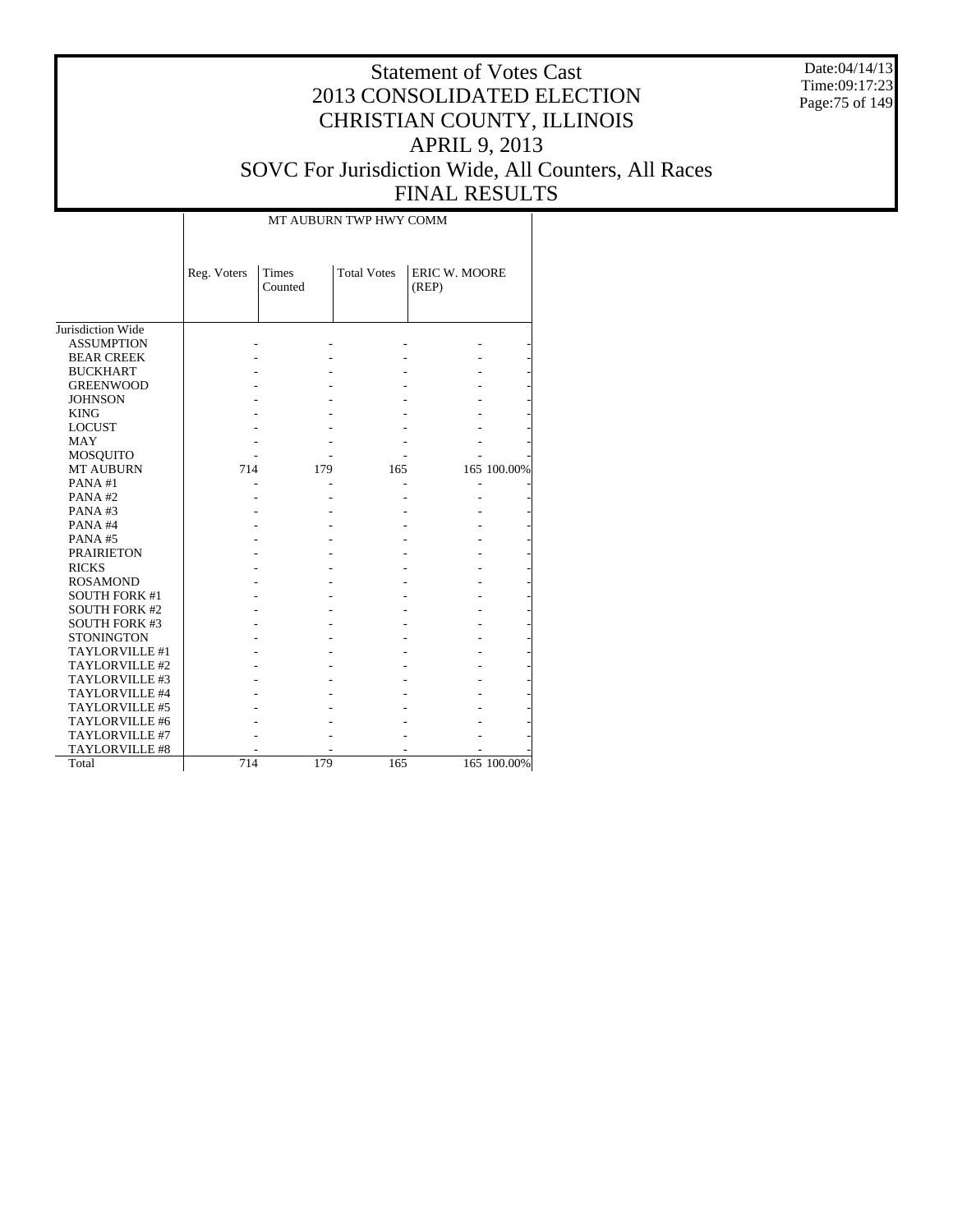# Statement of Votes Cast
## 2013 CONSOLIDATED ELECTION
## CHRISTIAN COUNTY, ILLINOIS
## APRIL 9, 2013
## SOVC For Jurisdiction Wide, All Counters, All Races
## FINAL RESULTS

Date:04/14/13
Time:09:17:23

| | MT AUBURN TWP HWY COMM | | | | |
|---|---|---|---|---|---|
| | Reg. Voters | Times Counted | Total Votes | ERIC W. MOORE (REP) | |
| Jurisdiction Wide | | | | | |
| ASSUMPTION | - | - | - | - | - |
| BEAR CREEK | - | - | - | - | - |
| BUCKHART | - | - | - | - | - |
| GREENWOOD | - | - | - | - | - |
| JOHNSON | - | - | - | - | - |
| KING | - | - | - | - | - |
| LOCUST | - | - | - | - | - |
| MAY | - | - | - | - | - |
| MOSQUITO | - | - | - | - | - |
| MT AUBURN | 714 | 179 | 165 | 165 | 100.00% |
| PANA #1 | - | - | - | - | - |
| PANA #2 | - | - | - | - | - |
| PANA #3 | - | - | - | - | - |
| PANA #4 | - | - | - | - | - |
| PANA #5 | - | - | - | - | - |
| PRAIRIETON | - | - | - | - | - |
| RICKS | - | - | - | - | - |
| ROSAMOND | - | - | - | - | - |
| SOUTH FORK #1 | - | - | - | - | - |
| SOUTH FORK #2 | - | - | - | - | - |
| SOUTH FORK #3 | - | - | - | - | - |
| STONINGTON | - | - | - | - | - |
| TAYLORVILLE #1 | - | - | - | - | - |
| TAYLORVILLE #2 | - | - | - | - | - |
| TAYLORVILLE #3 | - | - | - | - | - |
| TAYLORVILLE #4 | - | - | - | - | - |
| TAYLORVILLE #5 | - | - | - | - | - |
| TAYLORVILLE #6 | - | - | - | - | - |
| TAYLORVILLE #7 | - | - | - | - | - |
| TAYLORVILLE #8 | - | - | - | - | - |
| Total | 714 | 179 | 165 | 165 | 100.00% |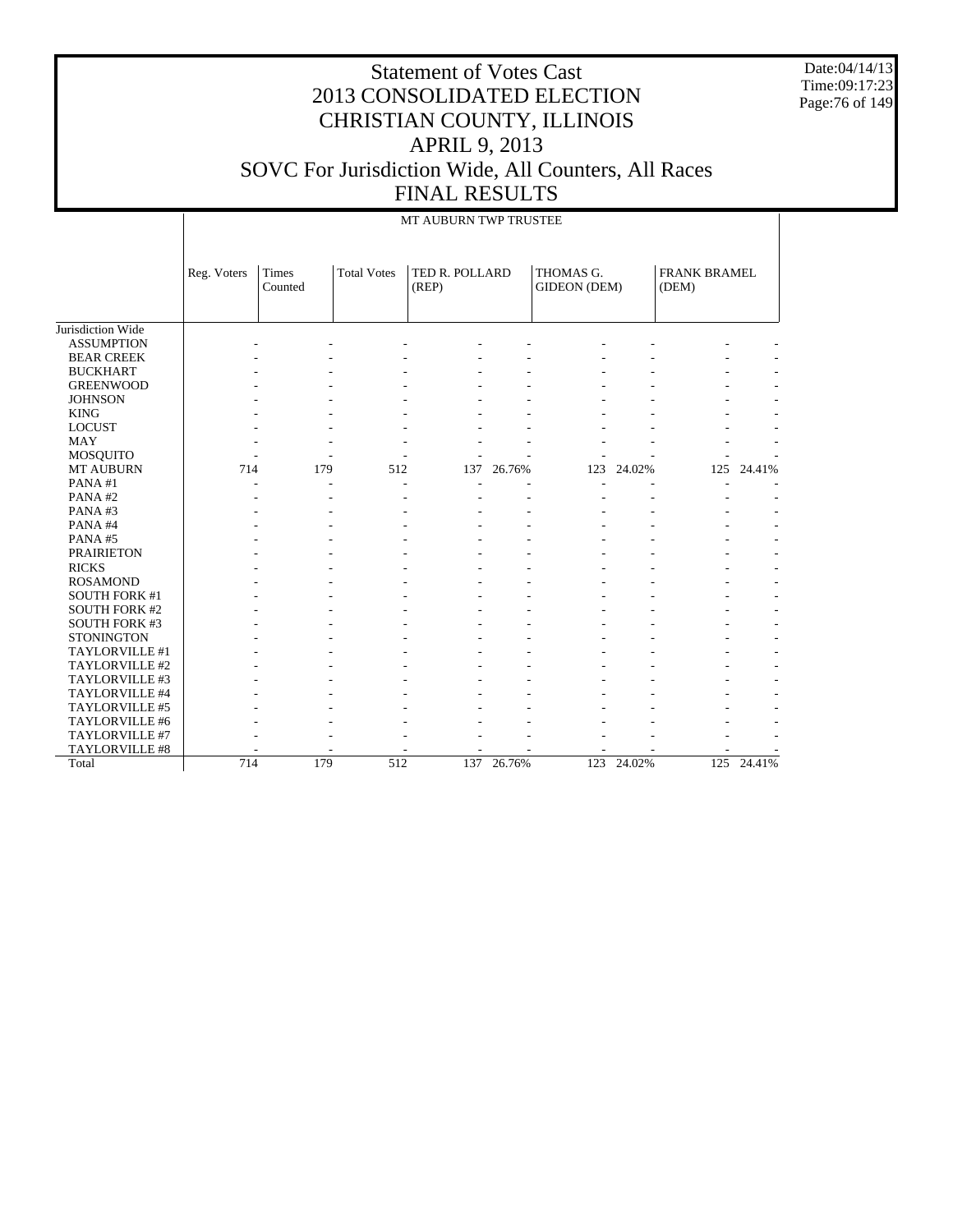# Statement of Votes Cast
## 2013 CONSOLIDATED ELECTION
## CHRISTIAN COUNTY, ILLINOIS
## APRIL 9, 2013
## SOVC For Jurisdiction Wide, All Counters, All Races
## FINAL RESULTS

Date:04/14/13
Time:09:17:23

MT AUBURN TWP TRUSTEE

| | Reg. Voters | Times Counted | Total Votes | TED R. POLLARD (REP) | | THOMAS G. GIDEON (DEM) | | FRANK BRAMEL (DEM) | |
|---|---|---|---|---|---|---|---|---|---|
| Jurisdiction Wide | | | | | | | | | |
| ASSUMPTION | - | - | - | - | - | - | - | - | - |
| BEAR CREEK | - | - | - | - | - | - | - | - | - |
| BUCKHART | - | - | - | - | - | - | - | - | - |
| GREENWOOD | - | - | - | - | - | - | - | - | - |
| JOHNSON | - | - | - | - | - | - | - | - | - |
| KING | - | - | - | - | - | - | - | - | - |
| LOCUST | - | - | - | - | - | - | - | - | - |
| MAY | - | - | - | - | - | - | - | - | - |
| MOSQUITO | - | - | - | - | - | - | - | - | - |
| MT AUBURN | 714 | 179 | 512 | 137 | 26.76% | 123 | 24.02% | 125 | 24.41% |
| PANA #1 | - | - | - | - | - | - | - | - | - |
| PANA #2 | - | - | - | - | - | - | - | - | - |
| PANA #3 | - | - | - | - | - | - | - | - | - |
| PANA #4 | - | - | - | - | - | - | - | - | - |
| PANA #5 | - | - | - | - | - | - | - | - | - |
| PRAIRIETON | - | - | - | - | - | - | - | - | - |
| RICKS | - | - | - | - | - | - | - | - | - |
| ROSAMOND | - | - | - | - | - | - | - | - | - |
| SOUTH FORK #1 | - | - | - | - | - | - | - | - | - |
| SOUTH FORK #2 | - | - | - | - | - | - | - | - | - |
| SOUTH FORK #3 | - | - | - | - | - | - | - | - | - |
| STONINGTON | - | - | - | - | - | - | - | - | - |
| TAYLORVILLE #1 | - | - | - | - | - | - | - | - | - |
| TAYLORVILLE #2 | - | - | - | - | - | - | - | - | - |
| TAYLORVILLE #3 | - | - | - | - | - | - | - | - | - |
| TAYLORVILLE #4 | - | - | - | - | - | - | - | - | - |
| TAYLORVILLE #5 | - | - | - | - | - | - | - | - | - |
| TAYLORVILLE #6 | - | - | - | - | - | - | - | - | - |
| TAYLORVILLE #7 | - | - | - | - | - | - | - | - | - |
| TAYLORVILLE #8 | - | - | - | - | - | - | - | - | - |
| Total | 714 | 179 | 512 | 137 | 26.76% | 123 | 24.02% | 125 | 24.41% |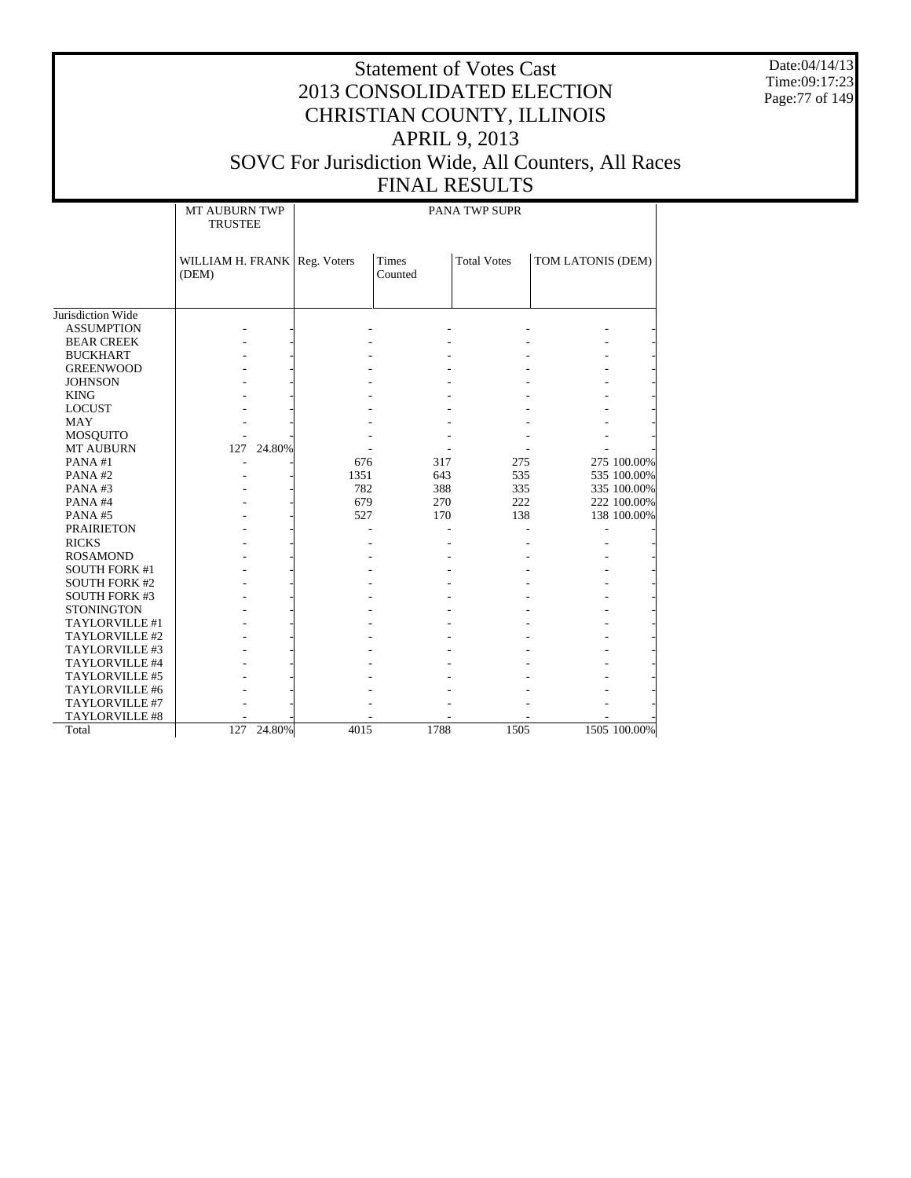# Statement of Votes Cast
## 2013 CONSOLIDATED ELECTION
## CHRISTIAN COUNTY, ILLINOIS
## APRIL 9, 2013
## SOVC For Jurisdiction Wide, All Counters, All Races
## FINAL RESULTS

Date:04/14/13
Time:09:17:23

| | MT AUBURN TWP TRUSTEE | | PANA TWP SUPR | | | | |
|---|---|---|---|---|---|---|---|
| | WILLIAM H. FRANK (DEM) | | Reg. Voters | Times Counted | Total Votes | TOM LATONIS (DEM) | |
| Jurisdiction Wide | | | | | | | |
| ASSUMPTION | - | - | - | - | - | - | - |
| BEAR CREEK | - | - | - | - | - | - | - |
| BUCKHART | - | - | - | - | - | - | - |
| GREENWOOD | - | - | - | - | - | - | - |
| JOHNSON | - | - | - | - | - | - | - |
| KING | - | - | - | - | - | - | - |
| LOCUST | - | - | - | - | - | - | - |
| MAY | - | - | - | - | - | - | - |
| MOSQUITO | - | - | - | - | - | - | - |
| MT AUBURN | 127 | 24.80% | - | - | - | - | - |
| PANA #1 | - | - | 676 | 317 | 275 | 275 | 100.00% |
| PANA #2 | - | - | 1351 | 643 | 535 | 535 | 100.00% |
| PANA #3 | - | - | 782 | 388 | 335 | 335 | 100.00% |
| PANA #4 | - | - | 679 | 270 | 222 | 222 | 100.00% |
| PANA #5 | - | - | 527 | 170 | 138 | 138 | 100.00% |
| PRAIRIETON | - | - | - | - | - | - | - |
| RICKS | - | - | - | - | - | - | - |
| ROSAMOND | - | - | - | - | - | - | - |
| SOUTH FORK #1 | - | - | - | - | - | - | - |
| SOUTH FORK #2 | - | - | - | - | - | - | - |
| SOUTH FORK #3 | - | - | - | - | - | - | - |
| STONINGTON | - | - | - | - | - | - | - |
| TAYLORVILLE #1 | - | - | - | - | - | - | - |
| TAYLORVILLE #2 | - | - | - | - | - | - | - |
| TAYLORVILLE #3 | - | - | - | - | - | - | - |
| TAYLORVILLE #4 | - | - | - | - | - | - | - |
| TAYLORVILLE #5 | - | - | - | - | - | - | - |
| TAYLORVILLE #6 | - | - | - | - | - | - | - |
| TAYLORVILLE #7 | - | - | - | - | - | - | - |
| TAYLORVILLE #8 | - | - | - | - | - | - | - |
| Total | 127 | 24.80% | 4015 | 1788 | 1505 | 1505 | 100.00% |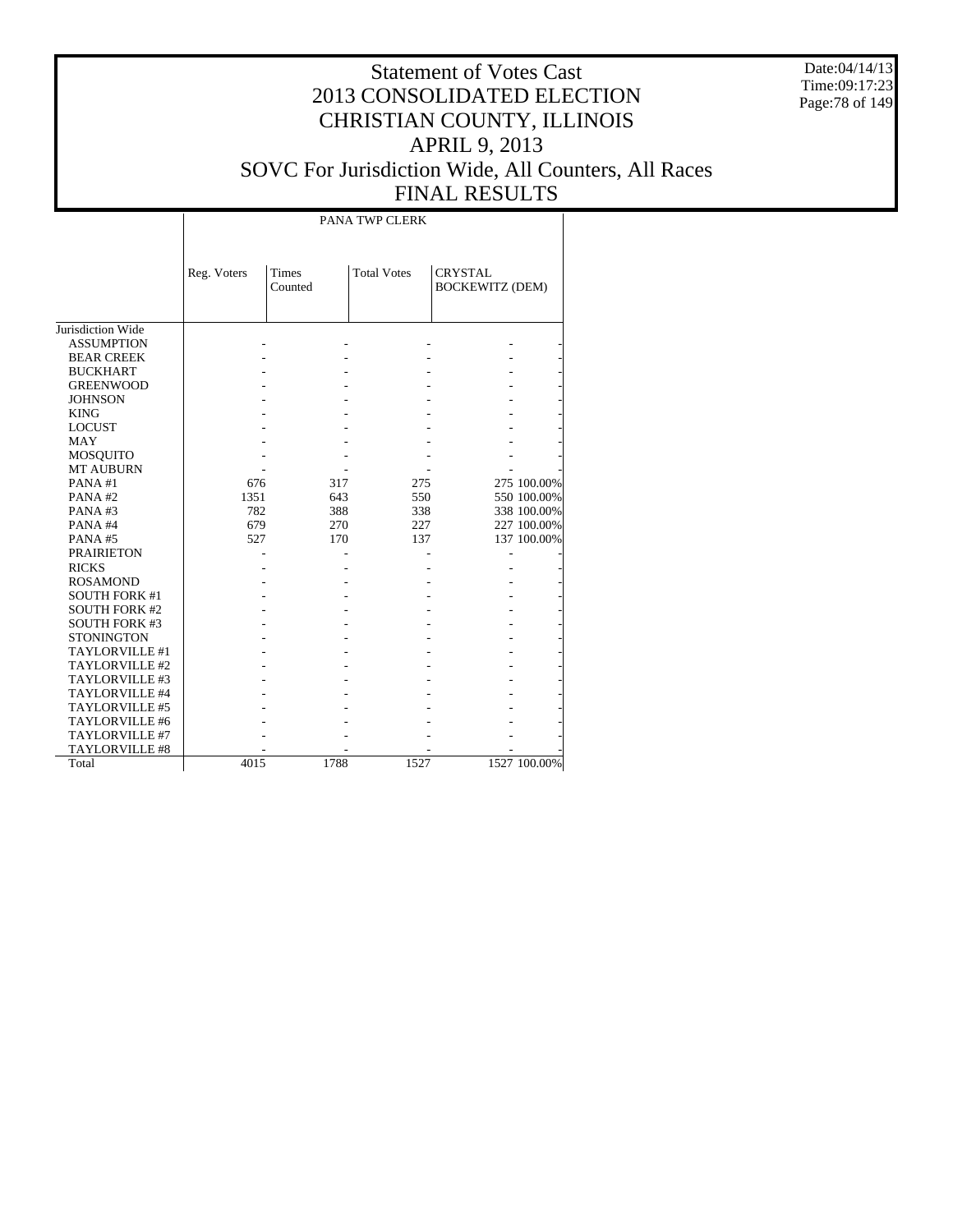# Statement of Votes Cast
# 2013 CONSOLIDATED ELECTION
# CHRISTIAN COUNTY, ILLINOIS
# APRIL 9, 2013
# SOVC For Jurisdiction Wide, All Counters, All Races
# FINAL RESULTS

Date:04/14/13
Time:09:17:23

| | PANA TWP CLERK | | | | |
|---|---|---|---|---|---|
| | Reg. Voters | Times Counted | Total Votes | CRYSTAL BOCKEWITZ (DEM) | |
| Jurisdiction Wide | | | | | |
| ASSUMPTION | - | - | - | - | - |
| BEAR CREEK | - | - | - | - | - |
| BUCKHART | - | - | - | - | - |
| GREENWOOD | - | - | - | - | - |
| JOHNSON | - | - | - | - | - |
| KING | - | - | - | - | - |
| LOCUST | - | - | - | - | - |
| MAY | - | - | - | - | - |
| MOSQUITO | - | - | - | - | - |
| MT AUBURN | - | - | - | - | - |
| PANA #1 | 676 | 317 | 275 | 275 | 100.00% |
| PANA #2 | 1351 | 643 | 550 | 550 | 100.00% |
| PANA #3 | 782 | 388 | 338 | 338 | 100.00% |
| PANA #4 | 679 | 270 | 227 | 227 | 100.00% |
| PANA #5 | 527 | 170 | 137 | 137 | 100.00% |
| PRAIRIETON | - | - | - | - | - |
| RICKS | - | - | - | - | - |
| ROSAMOND | - | - | - | - | - |
| SOUTH FORK #1 | - | - | - | - | - |
| SOUTH FORK #2 | - | - | - | - | - |
| SOUTH FORK #3 | - | - | - | - | - |
| STONINGTON | - | - | - | - | - |
| TAYLORVILLE #1 | - | - | - | - | - |
| TAYLORVILLE #2 | - | - | - | - | - |
| TAYLORVILLE #3 | - | - | - | - | - |
| TAYLORVILLE #4 | - | - | - | - | - |
| TAYLORVILLE #5 | - | - | - | - | - |
| TAYLORVILLE #6 | - | - | - | - | - |
| TAYLORVILLE #7 | - | - | - | - | - |
| TAYLORVILLE #8 | - | - | - | - | - |
| Total | 4015 | 1788 | 1527 | 1527 | 100.00% |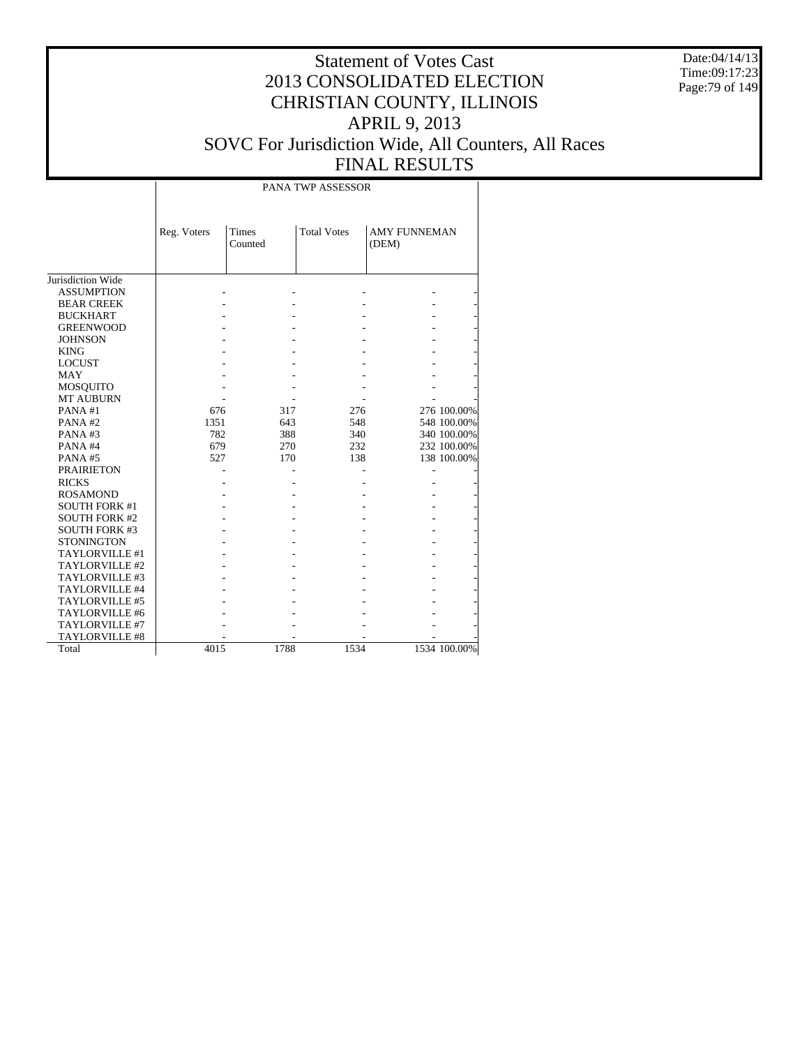# Statement of Votes Cast
# 2013 CONSOLIDATED ELECTION
# CHRISTIAN COUNTY, ILLINOIS
# APRIL 9, 2013
# SOVC For Jurisdiction Wide, All Counters, All Races
# FINAL RESULTS

Date:04/14/13
Time:09:17:23

| | PANA TWP ASSESSOR | | | | |
|---|---|---|---|---|---|
| | Reg. Voters | Times Counted | Total Votes | AMY FUNNEMAN (DEM) | |
| Jurisdiction Wide | | | | | |
| ASSUMPTION | - | - | - | - | - |
| BEAR CREEK | - | - | - | - | - |
| BUCKHART | - | - | - | - | - |
| GREENWOOD | - | - | - | - | - |
| JOHNSON | - | - | - | - | - |
| KING | - | - | - | - | - |
| LOCUST | - | - | - | - | - |
| MAY | - | - | - | - | - |
| MOSQUITO | - | - | - | - | - |
| MT AUBURN | - | - | - | - | - |
| PANA #1 | 676 | 317 | 276 | 276 | 100.00% |
| PANA #2 | 1351 | 643 | 548 | 548 | 100.00% |
| PANA #3 | 782 | 388 | 340 | 340 | 100.00% |
| PANA #4 | 679 | 270 | 232 | 232 | 100.00% |
| PANA #5 | 527 | 170 | 138 | 138 | 100.00% |
| PRAIRIETON | - | - | - | - | - |
| RICKS | - | - | - | - | - |
| ROSAMOND | - | - | - | - | - |
| SOUTH FORK #1 | - | - | - | - | - |
| SOUTH FORK #2 | - | - | - | - | - |
| SOUTH FORK #3 | - | - | - | - | - |
| STONINGTON | - | - | - | - | - |
| TAYLORVILLE #1 | - | - | - | - | - |
| TAYLORVILLE #2 | - | - | - | - | - |
| TAYLORVILLE #3 | - | - | - | - | - |
| TAYLORVILLE #4 | - | - | - | - | - |
| TAYLORVILLE #5 | - | - | - | - | - |
| TAYLORVILLE #6 | - | - | - | - | - |
| TAYLORVILLE #7 | - | - | - | - | - |
| TAYLORVILLE #8 | - | - | - | - | - |
| Total | 4015 | 1788 | 1534 | 1534 | 100.00% |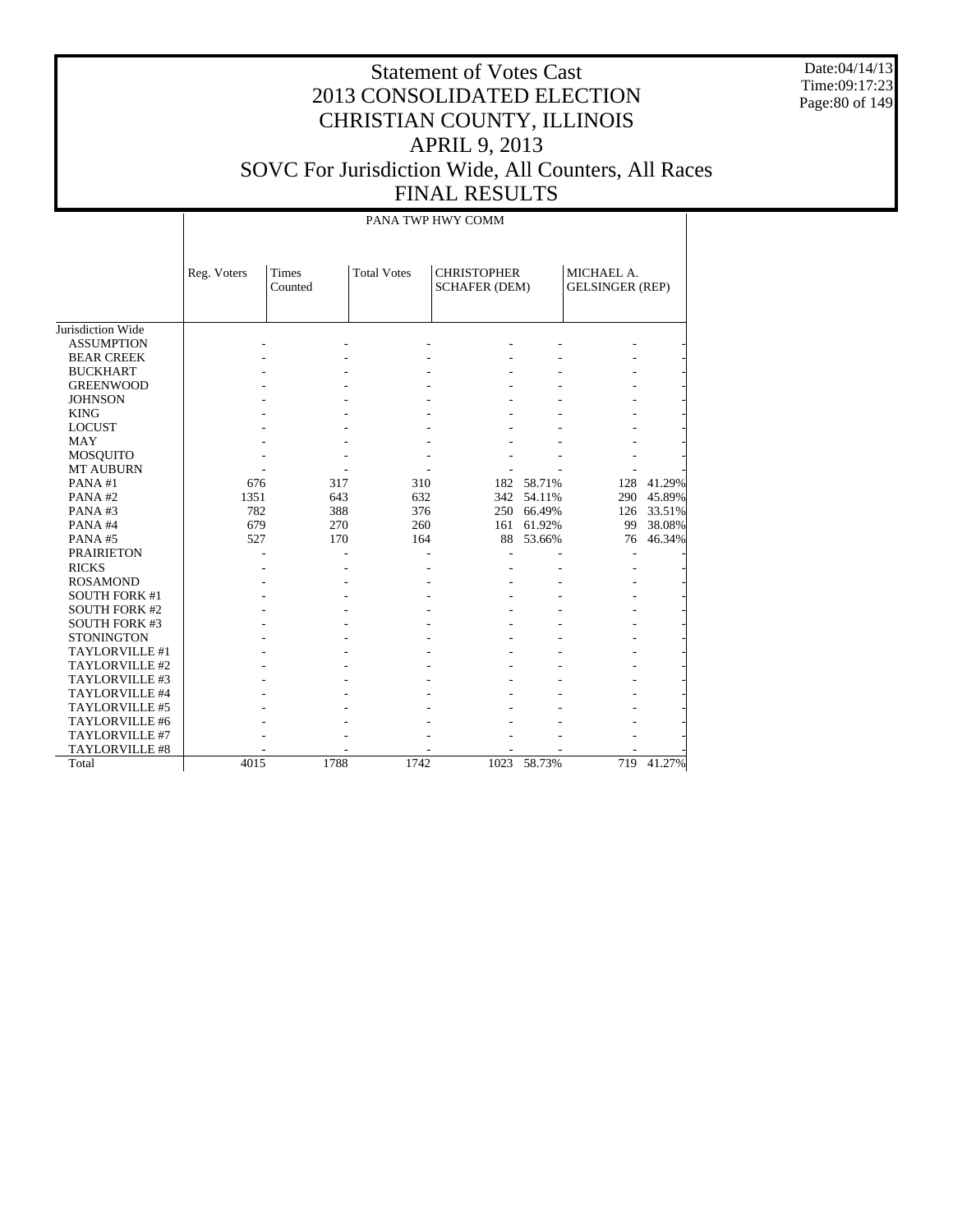# Statement of Votes Cast
# 2013 CONSOLIDATED ELECTION
# CHRISTIAN COUNTY, ILLINOIS
# APRIL 9, 2013
# SOVC For Jurisdiction Wide, All Counters, All Races
# FINAL RESULTS

Date:04/14/13
Time:09:17:23

| | PANA TWP HWY COMM | | | | | | |
|---|---|---|---|---|---|---|---|
| | Reg. Voters | Times Counted | Total Votes | CHRISTOPHER SCHAFER (DEM) | | MICHAEL A. GELSINGER (REP) | |
| Jurisdiction Wide | | | | | | | |
| ASSUMPTION | - | - | - | - | - | - | - |
| BEAR CREEK | - | - | - | - | - | - | - |
| BUCKHART | - | - | - | - | - | - | - |
| GREENWOOD | - | - | - | - | - | - | - |
| JOHNSON | - | - | - | - | - | - | - |
| KING | - | - | - | - | - | - | - |
| LOCUST | - | - | - | - | - | - | - |
| MAY | - | - | - | - | - | - | - |
| MOSQUITO | - | - | - | - | - | - | - |
| MT AUBURN | - | - | - | - | - | - | - |
| PANA #1 | 676 | 317 | 310 | 182 | 58.71% | 128 | 41.29% |
| PANA #2 | 1351 | 643 | 632 | 342 | 54.11% | 290 | 45.89% |
| PANA #3 | 782 | 388 | 376 | 250 | 66.49% | 126 | 33.51% |
| PANA #4 | 679 | 270 | 260 | 161 | 61.92% | 99 | 38.08% |
| PANA #5 | 527 | 170 | 164 | 88 | 53.66% | 76 | 46.34% |
| PRAIRIETON | - | - | - | - | - | - | - |
| RICKS | - | - | - | - | - | - | - |
| ROSAMOND | - | - | - | - | - | - | - |
| SOUTH FORK #1 | - | - | - | - | - | - | - |
| SOUTH FORK #2 | - | - | - | - | - | - | - |
| SOUTH FORK #3 | - | - | - | - | - | - | - |
| STONINGTON | - | - | - | - | - | - | - |
| TAYLORVILLE #1 | - | - | - | - | - | - | - |
| TAYLORVILLE #2 | - | - | - | - | - | - | - |
| TAYLORVILLE #3 | - | - | - | - | - | - | - |
| TAYLORVILLE #4 | - | - | - | - | - | - | - |
| TAYLORVILLE #5 | - | - | - | - | - | - | - |
| TAYLORVILLE #6 | - | - | - | - | - | - | - |
| TAYLORVILLE #7 | - | - | - | - | - | - | - |
| TAYLORVILLE #8 | - | - | - | - | - | - | - |
| Total | 4015 | 1788 | 1742 | 1023 | 58.73% | 719 | 41.27% |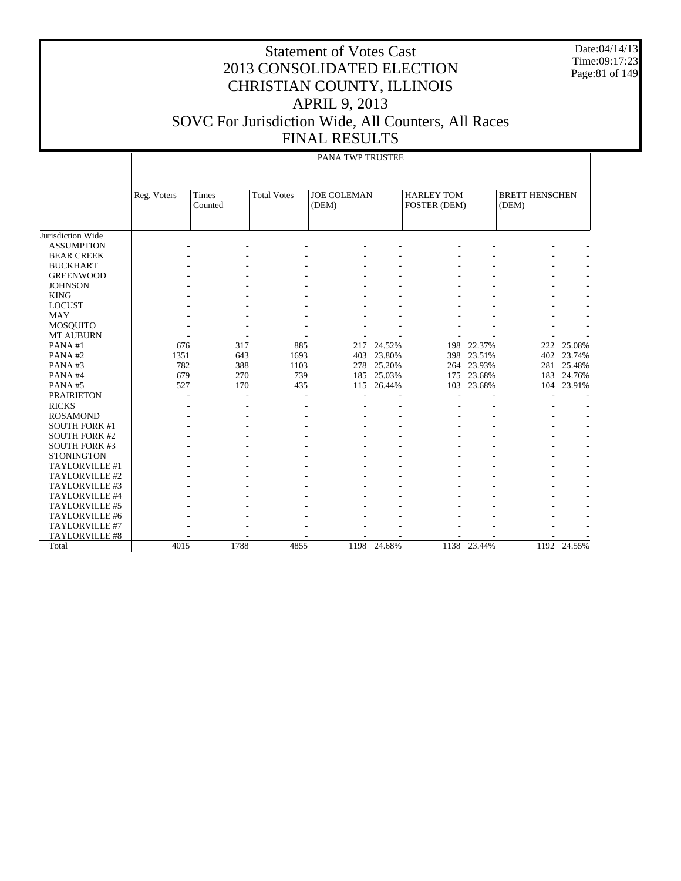# Statement of Votes Cast
# 2013 CONSOLIDATED ELECTION
# CHRISTIAN COUNTY, ILLINOIS
# APRIL 9, 2013
# SOVC For Jurisdiction Wide, All Counters, All Races
# FINAL RESULTS

Date:04/14/13
Time:09:17:23

## PANA TWP TRUSTEE

| | Reg. Voters | Times Counted | Total Votes | JOE COLEMAN (DEM) | | HARLEY TOM FOSTER (DEM) | | BRETT HENSCHEN (DEM) | |
|---|---|---|---|---|---|---|---|---|---|
| Jurisdiction Wide | | | | | | | | | |
| ASSUMPTION | - | - | - | - | - | - | - | - | - |
| BEAR CREEK | - | - | - | - | - | - | - | - | - |
| BUCKHART | - | - | - | - | - | - | - | - | - |
| GREENWOOD | - | - | - | - | - | - | - | - | - |
| JOHNSON | - | - | - | - | - | - | - | - | - |
| KING | - | - | - | - | - | - | - | - | - |
| LOCUST | - | - | - | - | - | - | - | - | - |
| MAY | - | - | - | - | - | - | - | - | - |
| MOSQUITO | - | - | - | - | - | - | - | - | - |
| MT AUBURN | - | - | - | - | - | - | - | - | - |
| PANA #1 | 676 | 317 | 885 | 217 | 24.52% | 198 | 22.37% | 222 | 25.08% |
| PANA #2 | 1351 | 643 | 1693 | 403 | 23.80% | 398 | 23.51% | 402 | 23.74% |
| PANA #3 | 782 | 388 | 1103 | 278 | 25.20% | 264 | 23.93% | 281 | 25.48% |
| PANA #4 | 679 | 270 | 739 | 185 | 25.03% | 175 | 23.68% | 183 | 24.76% |
| PANA #5 | 527 | 170 | 435 | 115 | 26.44% | 103 | 23.68% | 104 | 23.91% |
| PRAIRIETON | - | - | - | - | - | - | - | - | - |
| RICKS | - | - | - | - | - | - | - | - | - |
| ROSAMOND | - | - | - | - | - | - | - | - | - |
| SOUTH FORK #1 | - | - | - | - | - | - | - | - | - |
| SOUTH FORK #2 | - | - | - | - | - | - | - | - | - |
| SOUTH FORK #3 | - | - | - | - | - | - | - | - | - |
| STONINGTON | - | - | - | - | - | - | - | - | - |
| TAYLORVILLE #1 | - | - | - | - | - | - | - | - | - |
| TAYLORVILLE #2 | - | - | - | - | - | - | - | - | - |
| TAYLORVILLE #3 | - | - | - | - | - | - | - | - | - |
| TAYLORVILLE #4 | - | - | - | - | - | - | - | - | - |
| TAYLORVILLE #5 | - | - | - | - | - | - | - | - | - |
| TAYLORVILLE #6 | - | - | - | - | - | - | - | - | - |
| TAYLORVILLE #7 | - | - | - | - | - | - | - | - | - |
| TAYLORVILLE #8 | - | - | - | - | - | - | - | - | - |
| Total | 4015 | 1788 | 4855 | 1198 | 24.68% | 1138 | 23.44% | 1192 | 24.55% |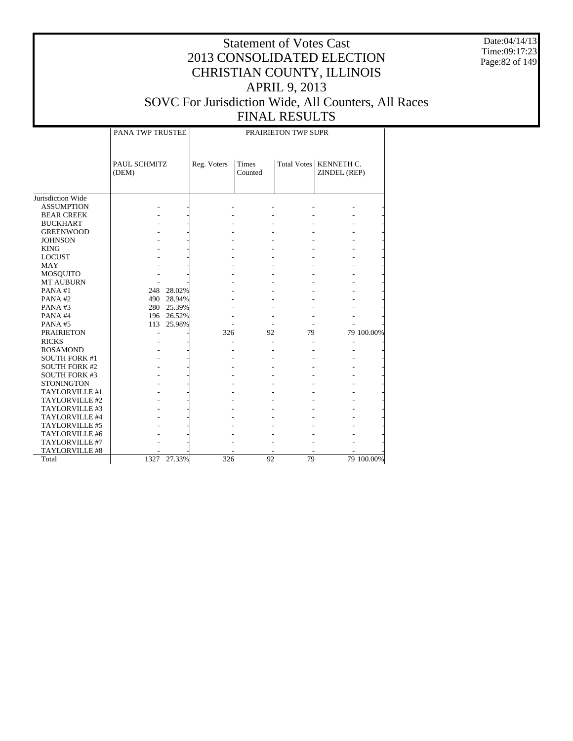# Statement of Votes Cast
# 2013 CONSOLIDATED ELECTION
# CHRISTIAN COUNTY, ILLINOIS
# APRIL 9, 2013
# SOVC For Jurisdiction Wide, All Counters, All Races
# FINAL RESULTS

Date:04/14/13
Time:09:17:23

| | PANA TWP TRUSTEE | | PRAIRIETON TWP SUPR | | | | |
|---|---|---|---|---|---|---|---|
| | PAUL SCHMITZ (DEM) | | Reg. Voters | Times Counted | Total Votes | KENNETH C. ZINDEL (REP) | |
| Jurisdiction Wide | | | | | | | |
| ASSUMPTION | - | - | - | - | - | - | - |
| BEAR CREEK | - | - | - | - | - | - | - |
| BUCKHART | - | - | - | - | - | - | - |
| GREENWOOD | - | - | - | - | - | - | - |
| JOHNSON | - | - | - | - | - | - | - |
| KING | - | - | - | - | - | - | - |
| LOCUST | - | - | - | - | - | - | - |
| MAY | - | - | - | - | - | - | - |
| MOSQUITO | - | - | - | - | - | - | - |
| MT AUBURN | - | - | - | - | - | - | - |
| PANA #1 | 248 | 28.02% | - | - | - | - | - |
| PANA #2 | 490 | 28.94% | - | - | - | - | - |
| PANA #3 | 280 | 25.39% | - | - | - | - | - |
| PANA #4 | 196 | 26.52% | - | - | - | - | - |
| PANA #5 | 113 | 25.98% | - | - | - | - | - |
| PRAIRIETON | - | - | 326 | 92 | 79 | 79 | 100.00% |
| RICKS | - | - | - | - | - | - | - |
| ROSAMOND | - | - | - | - | - | - | - |
| SOUTH FORK #1 | - | - | - | - | - | - | - |
| SOUTH FORK #2 | - | - | - | - | - | - | - |
| SOUTH FORK #3 | - | - | - | - | - | - | - |
| STONINGTON | - | - | - | - | - | - | - |
| TAYLORVILLE #1 | - | - | - | - | - | - | - |
| TAYLORVILLE #2 | - | - | - | - | - | - | - |
| TAYLORVILLE #3 | - | - | - | - | - | - | - |
| TAYLORVILLE #4 | - | - | - | - | - | - | - |
| TAYLORVILLE #5 | - | - | - | - | - | - | - |
| TAYLORVILLE #6 | - | - | - | - | - | - | - |
| TAYLORVILLE #7 | - | - | - | - | - | - | - |
| TAYLORVILLE #8 | - | - | - | - | - | - | - |
| Total | 1327 | 27.33% | 326 | 92 | 79 | 79 | 100.00% |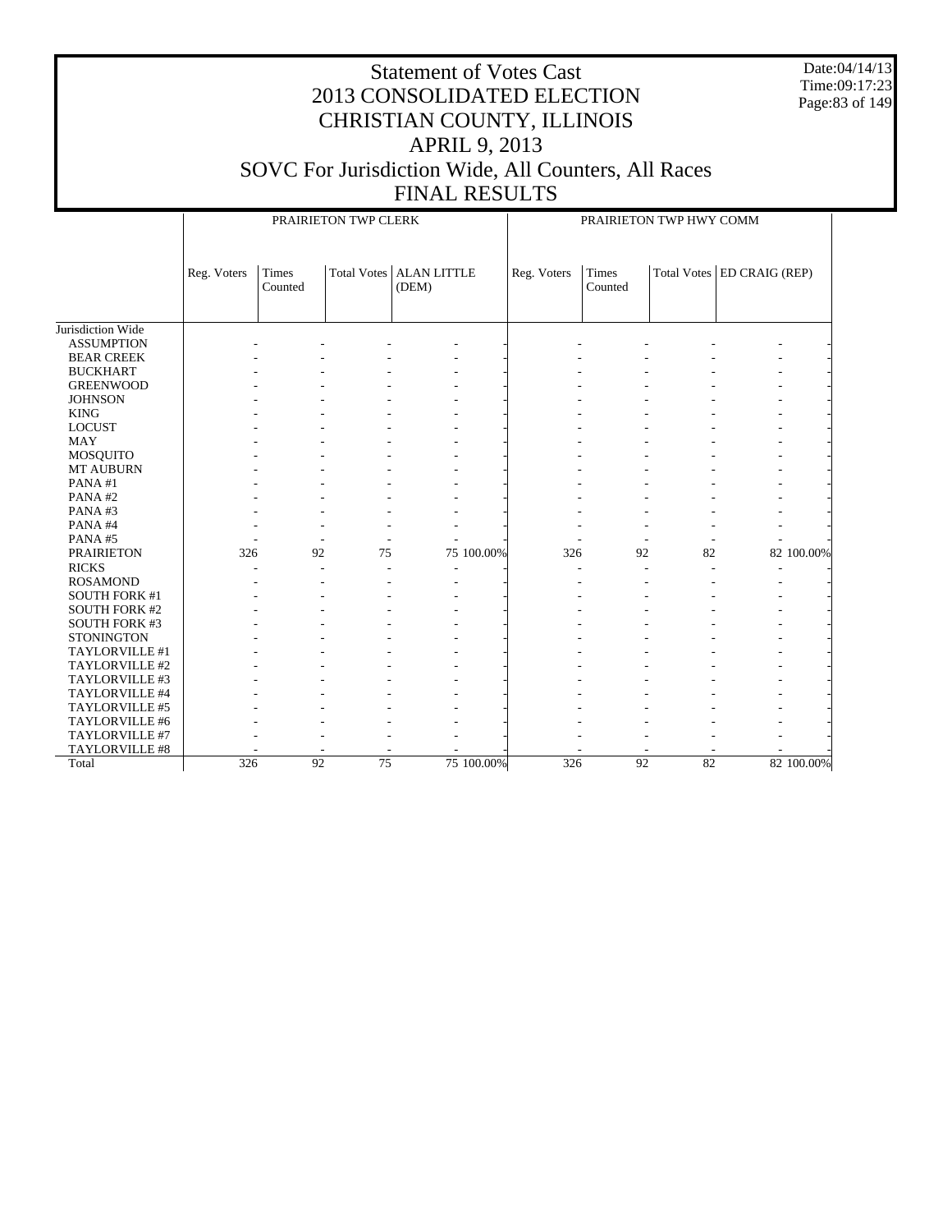# Statement of Votes Cast
# 2013 CONSOLIDATED ELECTION
# CHRISTIAN COUNTY, ILLINOIS
# APRIL 9, 2013
# SOVC For Jurisdiction Wide, All Counters, All Races
# FINAL RESULTS

Date:04/14/13
Time:09:17:23

| | PRAIRIETON TWP CLERK | | | | | PRAIRIETON TWP HWY COMM | | | | |
|---|---|---|---|---|---|---|---|---|---|---|
| | Reg. Voters | Times Counted | Total Votes | ALAN LITTLE (DEM) | | Reg. Voters | Times Counted | Total Votes | ED CRAIG (REP) | |
| Jurisdiction Wide | | | | | | | | | | |
| ASSUMPTION | - | - | - | - | - | - | - | - | - | - |
| BEAR CREEK | - | - | - | - | - | - | - | - | - | - |
| BUCKHART | - | - | - | - | - | - | - | - | - | - |
| GREENWOOD | - | - | - | - | - | - | - | - | - | - |
| JOHNSON | - | - | - | - | - | - | - | - | - | - |
| KING | - | - | - | - | - | - | - | - | - | - |
| LOCUST | - | - | - | - | - | - | - | - | - | - |
| MAY | - | - | - | - | - | - | - | - | - | - |
| MOSQUITO | - | - | - | - | - | - | - | - | - | - |
| MT AUBURN | - | - | - | - | - | - | - | - | - | - |
| PANA #1 | - | - | - | - | - | - | - | - | - | - |
| PANA #2 | - | - | - | - | - | - | - | - | - | - |
| PANA #3 | - | - | - | - | - | - | - | - | - | - |
| PANA #4 | - | - | - | - | - | - | - | - | - | - |
| PANA #5 | - | - | - | - | - | - | - | - | - | - |
| PRAIRIETON | 326 | 92 | 75 | 75 | 100.00% | 326 | 92 | 82 | 82 | 100.00% |
| RICKS | - | - | - | - | - | - | - | - | - | - |
| ROSAMOND | - | - | - | - | - | - | - | - | - | - |
| SOUTH FORK #1 | - | - | - | - | - | - | - | - | - | - |
| SOUTH FORK #2 | - | - | - | - | - | - | - | - | - | - |
| SOUTH FORK #3 | - | - | - | - | - | - | - | - | - | - |
| STONINGTON | - | - | - | - | - | - | - | - | - | - |
| TAYLORVILLE #1 | - | - | - | - | - | - | - | - | - | - |
| TAYLORVILLE #2 | - | - | - | - | - | - | - | - | - | - |
| TAYLORVILLE #3 | - | - | - | - | - | - | - | - | - | - |
| TAYLORVILLE #4 | - | - | - | - | - | - | - | - | - | - |
| TAYLORVILLE #5 | - | - | - | - | - | - | - | - | - | - |
| TAYLORVILLE #6 | - | - | - | - | - | - | - | - | - | - |
| TAYLORVILLE #7 | - | - | - | - | - | - | - | - | - | - |
| TAYLORVILLE #8 | - | - | - | - | - | - | - | - | - | - |
| Total | 326 | 92 | 75 | 75 | 100.00% | 326 | 92 | 82 | 82 | 100.00% |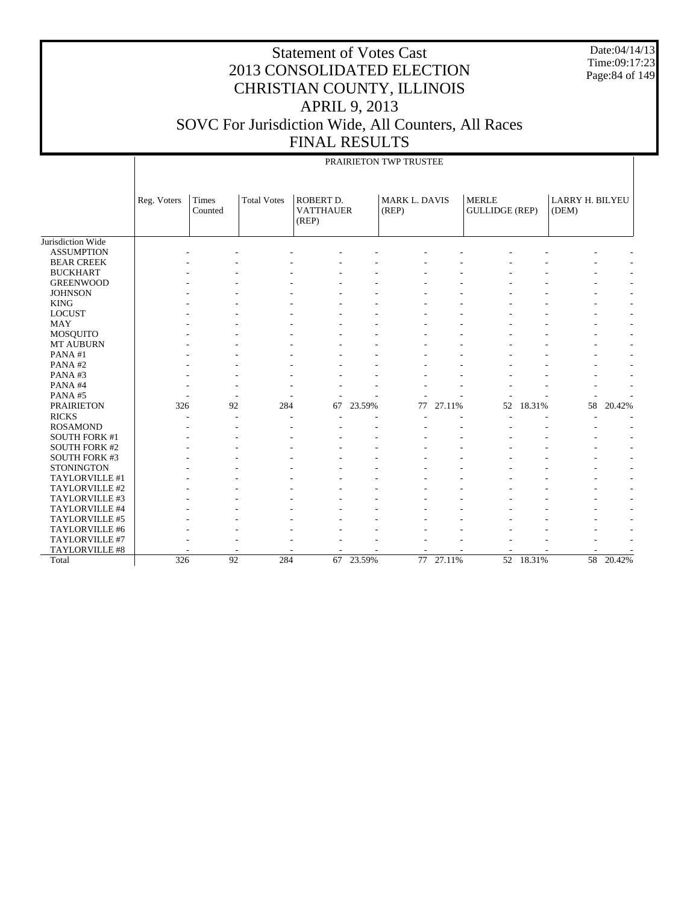# Statement of Votes Cast
# 2013 CONSOLIDATED ELECTION
# CHRISTIAN COUNTY, ILLINOIS
# APRIL 9, 2013
# SOVC For Jurisdiction Wide, All Counters, All Races
# FINAL RESULTS

Date:04/14/13
Time:09:17:23

PRAIRIETON TWP TRUSTEE

| | Reg. Voters | Times Counted | Total Votes | ROBERT D. VATTHAUER (REP) | | MARK L. DAVIS (REP) | | MERLE GULLIDGE (REP) | | LARRY H. BILYEU (DEM) | |
|---|---|---|---|---|---|---|---|---|---|---|---|
| Jurisdiction Wide | | | | | | | | | | | |
| ASSUMPTION | - | - | - | - | - | - | - | - | - | - | - |
| BEAR CREEK | - | - | - | - | - | - | - | - | - | - | - |
| BUCKHART | - | - | - | - | - | - | - | - | - | - | - |
| GREENWOOD | - | - | - | - | - | - | - | - | - | - | - |
| JOHNSON | - | - | - | - | - | - | - | - | - | - | - |
| KING | - | - | - | - | - | - | - | - | - | - | - |
| LOCUST | - | - | - | - | - | - | - | - | - | - | - |
| MAY | - | - | - | - | - | - | - | - | - | - | - |
| MOSQUITO | - | - | - | - | - | - | - | - | - | - | - |
| MT AUBURN | - | - | - | - | - | - | - | - | - | - | - |
| PANA #1 | - | - | - | - | - | - | - | - | - | - | - |
| PANA #2 | - | - | - | - | - | - | - | - | - | - | - |
| PANA #3 | - | - | - | - | - | - | - | - | - | - | - |
| PANA #4 | - | - | - | - | - | - | - | - | - | - | - |
| PANA #5 | - | - | - | - | - | - | - | - | - | - | - |
| PRAIRIETON | 326 | 92 | 284 | 67 | 23.59% | 77 | 27.11% | 52 | 18.31% | 58 | 20.42% |
| RICKS | - | - | - | - | - | - | - | - | - | - | - |
| ROSAMOND | - | - | - | - | - | - | - | - | - | - | - |
| SOUTH FORK #1 | - | - | - | - | - | - | - | - | - | - | - |
| SOUTH FORK #2 | - | - | - | - | - | - | - | - | - | - | - |
| SOUTH FORK #3 | - | - | - | - | - | - | - | - | - | - | - |
| STONINGTON | - | - | - | - | - | - | - | - | - | - | - |
| TAYLORVILLE #1 | - | - | - | - | - | - | - | - | - | - | - |
| TAYLORVILLE #2 | - | - | - | - | - | - | - | - | - | - | - |
| TAYLORVILLE #3 | - | - | - | - | - | - | - | - | - | - | - |
| TAYLORVILLE #4 | - | - | - | - | - | - | - | - | - | - | - |
| TAYLORVILLE #5 | - | - | - | - | - | - | - | - | - | - | - |
| TAYLORVILLE #6 | - | - | - | - | - | - | - | - | - | - | - |
| TAYLORVILLE #7 | - | - | - | - | - | - | - | - | - | - | - |
| TAYLORVILLE #8 | - | - | - | - | - | - | - | - | - | - | - |
| Total | 326 | 92 | 284 | 67 | 23.59% | 77 | 27.11% | 52 | 18.31% | 58 | 20.42% |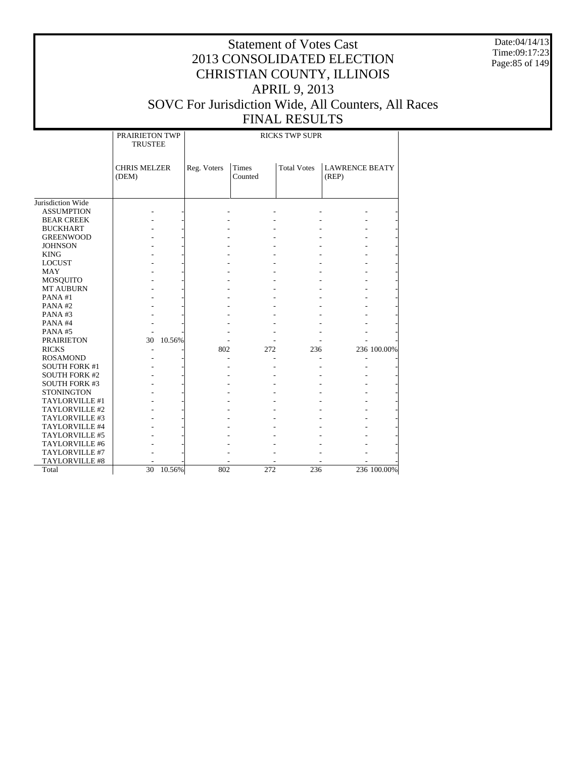# Statement of Votes Cast
## 2013 CONSOLIDATED ELECTION
## CHRISTIAN COUNTY, ILLINOIS
## APRIL 9, 2013
## SOVC For Jurisdiction Wide, All Counters, All Races
## FINAL RESULTS

Date:04/14/13
Time:09:17:23

| | PRAIRIETON TWP TRUSTEE | | RICKS TWP SUPR | | | | |
|---|---|---|---|---|---|---|---|
| | CHRIS MELZER (DEM) | | Reg. Voters | Times Counted | Total Votes | LAWRENCE BEATY (REP) | |
| Jurisdiction Wide | | | | | | | |
| ASSUMPTION | - | - | - | - | - | - | - |
| BEAR CREEK | - | - | - | - | - | - | - |
| BUCKHART | - | - | - | - | - | - | - |
| GREENWOOD | - | - | - | - | - | - | - |
| JOHNSON | - | - | - | - | - | - | - |
| KING | - | - | - | - | - | - | - |
| LOCUST | - | - | - | - | - | - | - |
| MAY | - | - | - | - | - | - | - |
| MOSQUITO | - | - | - | - | - | - | - |
| MT AUBURN | - | - | - | - | - | - | - |
| PANA #1 | - | - | - | - | - | - | - |
| PANA #2 | - | - | - | - | - | - | - |
| PANA #3 | - | - | - | - | - | - | - |
| PANA #4 | - | - | - | - | - | - | - |
| PANA #5 | - | - | - | - | - | - | - |
| PRAIRIETON | 30 | 10.56% | - | - | - | - | - |
| RICKS | - | - | 802 | 272 | 236 | 236 | 100.00% |
| ROSAMOND | - | - | - | - | - | - | - |
| SOUTH FORK #1 | - | - | - | - | - | - | - |
| SOUTH FORK #2 | - | - | - | - | - | - | - |
| SOUTH FORK #3 | - | - | - | - | - | - | - |
| STONINGTON | - | - | - | - | - | - | - |
| TAYLORVILLE #1 | - | - | - | - | - | - | - |
| TAYLORVILLE #2 | - | - | - | - | - | - | - |
| TAYLORVILLE #3 | - | - | - | - | - | - | - |
| TAYLORVILLE #4 | - | - | - | - | - | - | - |
| TAYLORVILLE #5 | - | - | - | - | - | - | - |
| TAYLORVILLE #6 | - | - | - | - | - | - | - |
| TAYLORVILLE #7 | - | - | - | - | - | - | - |
| TAYLORVILLE #8 | - | - | - | - | - | - | - |
| Total | 30 | 10.56% | 802 | 272 | 236 | 236 | 100.00% |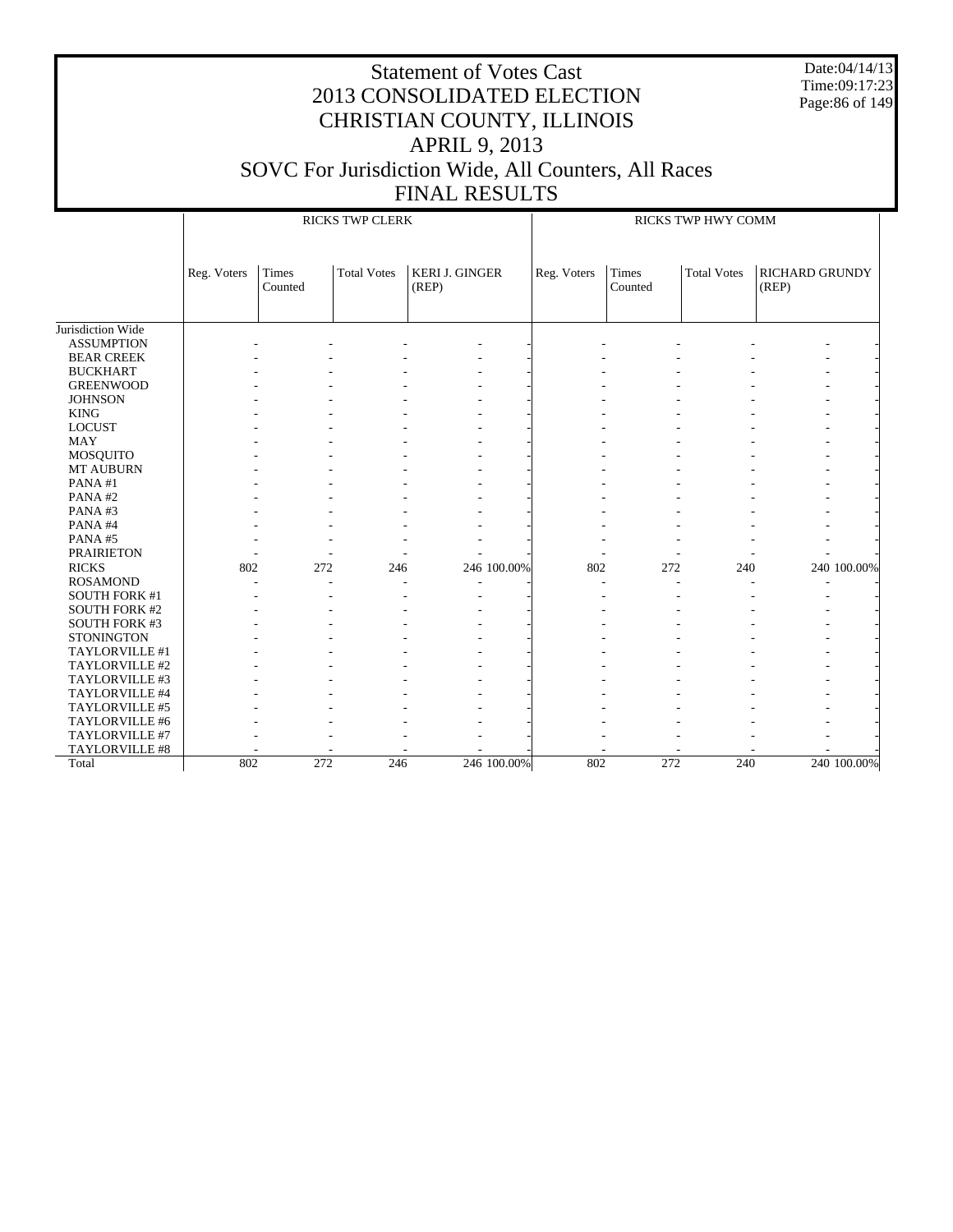# Statement of Votes Cast
# 2013 CONSOLIDATED ELECTION
# CHRISTIAN COUNTY, ILLINOIS
# APRIL 9, 2013
# SOVC For Jurisdiction Wide, All Counters, All Races
# FINAL RESULTS

Date:04/14/13
Time:09:17:23

| | RICKS TWP CLERK | | | | | RICKS TWP HWY COMM | | | | |
|---|---|---|---|---|---|---|---|---|---|---|
| | Reg. Voters | Times Counted | Total Votes | KERI J. GINGER (REP) | | Reg. Voters | Times Counted | Total Votes | RICHARD GRUNDY (REP) | |
| Jurisdiction Wide | | | | | | | | | | |
| ASSUMPTION | - | - | - | - | - | - | - | - | - | - |
| BEAR CREEK | - | - | - | - | - | - | - | - | - | - |
| BUCKHART | - | - | - | - | - | - | - | - | - | - |
| GREENWOOD | - | - | - | - | - | - | - | - | - | - |
| JOHNSON | - | - | - | - | - | - | - | - | - | - |
| KING | - | - | - | - | - | - | - | - | - | - |
| LOCUST | - | - | - | - | - | - | - | - | - | - |
| MAY | - | - | - | - | - | - | - | - | - | - |
| MOSQUITO | - | - | - | - | - | - | - | - | - | - |
| MT AUBURN | - | - | - | - | - | - | - | - | - | - |
| PANA #1 | - | - | - | - | - | - | - | - | - | - |
| PANA #2 | - | - | - | - | - | - | - | - | - | - |
| PANA #3 | - | - | - | - | - | - | - | - | - | - |
| PANA #4 | - | - | - | - | - | - | - | - | - | - |
| PANA #5 | - | - | - | - | - | - | - | - | - | - |
| PRAIRIETON | - | - | - | - | - | - | - | - | - | - |
| RICKS | 802 | 272 | 246 | 246 | 100.00% | 802 | 272 | 240 | 240 | 100.00% |
| ROSAMOND | - | - | - | - | - | - | - | - | - | - |
| SOUTH FORK #1 | - | - | - | - | - | - | - | - | - | - |
| SOUTH FORK #2 | - | - | - | - | - | - | - | - | - | - |
| SOUTH FORK #3 | - | - | - | - | - | - | - | - | - | - |
| STONINGTON | - | - | - | - | - | - | - | - | - | - |
| TAYLORVILLE #1 | - | - | - | - | - | - | - | - | - | - |
| TAYLORVILLE #2 | - | - | - | - | - | - | - | - | - | - |
| TAYLORVILLE #3 | - | - | - | - | - | - | - | - | - | - |
| TAYLORVILLE #4 | - | - | - | - | - | - | - | - | - | - |
| TAYLORVILLE #5 | - | - | - | - | - | - | - | - | - | - |
| TAYLORVILLE #6 | - | - | - | - | - | - | - | - | - | - |
| TAYLORVILLE #7 | - | - | - | - | - | - | - | - | - | - |
| TAYLORVILLE #8 | - | - | - | - | - | - | - | - | - | - |
| Total | 802 | 272 | 246 | 246 | 100.00% | 802 | 272 | 240 | 240 | 100.00% |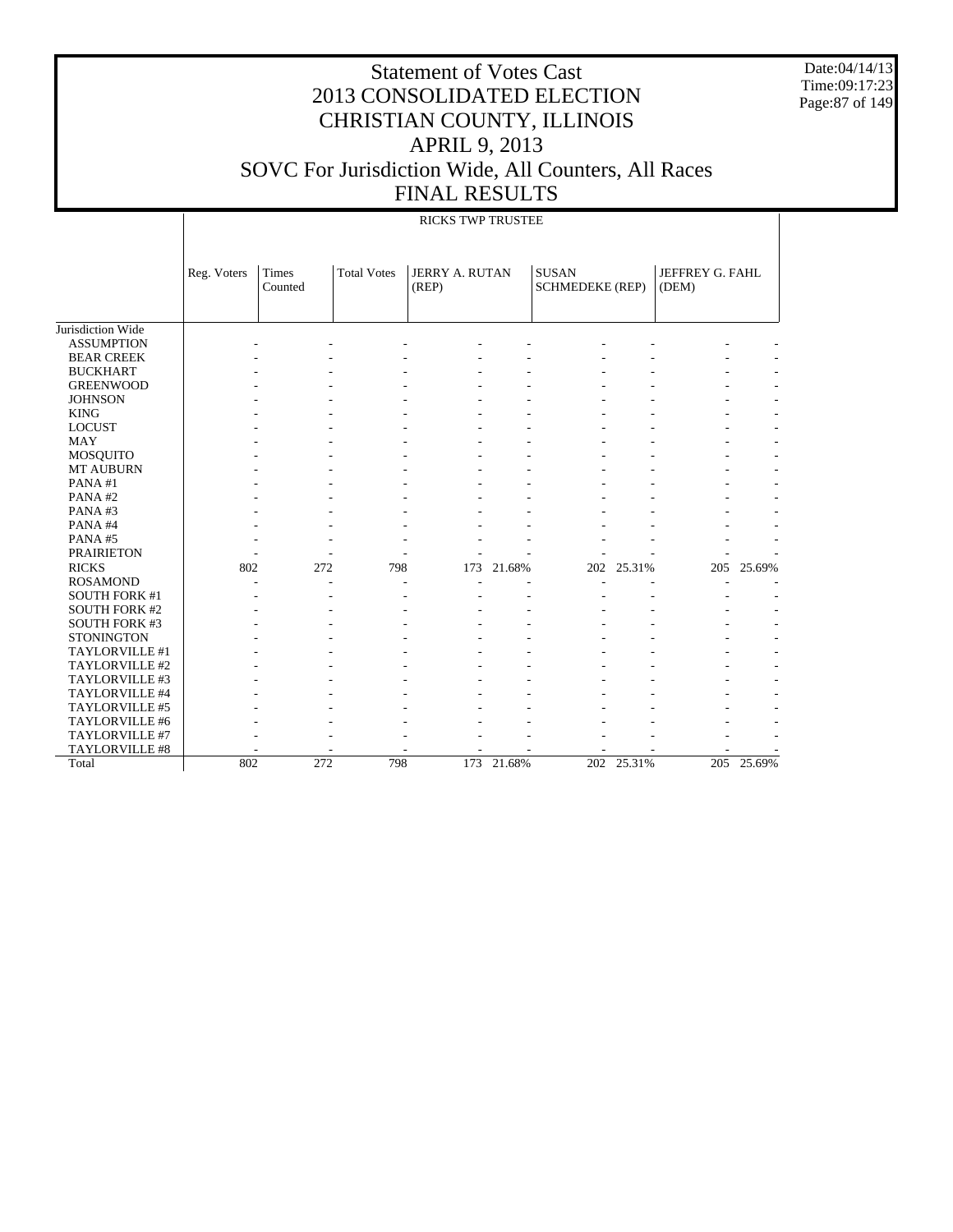# Statement of Votes Cast
## 2013 CONSOLIDATED ELECTION
## CHRISTIAN COUNTY, ILLINOIS
## APRIL 9, 2013
## SOVC For Jurisdiction Wide, All Counters, All Races
## FINAL RESULTS

Date:04/14/13
Time:09:17:23

RICKS TWP TRUSTEE

| | Reg. Voters | Times Counted | Total Votes | JERRY A. RUTAN (REP) | | SUSAN SCHMEDEKE (REP) | | JEFFREY G. FAHL (DEM) | |
|---|---|---|---|---|---|---|---|---|---|
| Jurisdiction Wide | | | | | | | | | |
| ASSUMPTION | - | - | - | - | - | - | - | - | - |
| BEAR CREEK | - | - | - | - | - | - | - | - | - |
| BUCKHART | - | - | - | - | - | - | - | - | - |
| GREENWOOD | - | - | - | - | - | - | - | - | - |
| JOHNSON | - | - | - | - | - | - | - | - | - |
| KING | - | - | - | - | - | - | - | - | - |
| LOCUST | - | - | - | - | - | - | - | - | - |
| MAY | - | - | - | - | - | - | - | - | - |
| MOSQUITO | - | - | - | - | - | - | - | - | - |
| MT AUBURN | - | - | - | - | - | - | - | - | - |
| PANA #1 | - | - | - | - | - | - | - | - | - |
| PANA #2 | - | - | - | - | - | - | - | - | - |
| PANA #3 | - | - | - | - | - | - | - | - | - |
| PANA #4 | - | - | - | - | - | - | - | - | - |
| PANA #5 | - | - | - | - | - | - | - | - | - |
| PRAIRIETON | - | - | - | - | - | - | - | - | - |
| RICKS | 802 | 272 | 798 | 173 | 21.68% | 202 | 25.31% | 205 | 25.69% |
| ROSAMOND | - | - | - | - | - | - | - | - | - |
| SOUTH FORK #1 | - | - | - | - | - | - | - | - | - |
| SOUTH FORK #2 | - | - | - | - | - | - | - | - | - |
| SOUTH FORK #3 | - | - | - | - | - | - | - | - | - |
| STONINGTON | - | - | - | - | - | - | - | - | - |
| TAYLORVILLE #1 | - | - | - | - | - | - | - | - | - |
| TAYLORVILLE #2 | - | - | - | - | - | - | - | - | - |
| TAYLORVILLE #3 | - | - | - | - | - | - | - | - | - |
| TAYLORVILLE #4 | - | - | - | - | - | - | - | - | - |
| TAYLORVILLE #5 | - | - | - | - | - | - | - | - | - |
| TAYLORVILLE #6 | - | - | - | - | - | - | - | - | - |
| TAYLORVILLE #7 | - | - | - | - | - | - | - | - | - |
| TAYLORVILLE #8 | - | - | - | - | - | - | - | - | - |
| Total | 802 | 272 | 798 | 173 | 21.68% | 202 | 25.31% | 205 | 25.69% |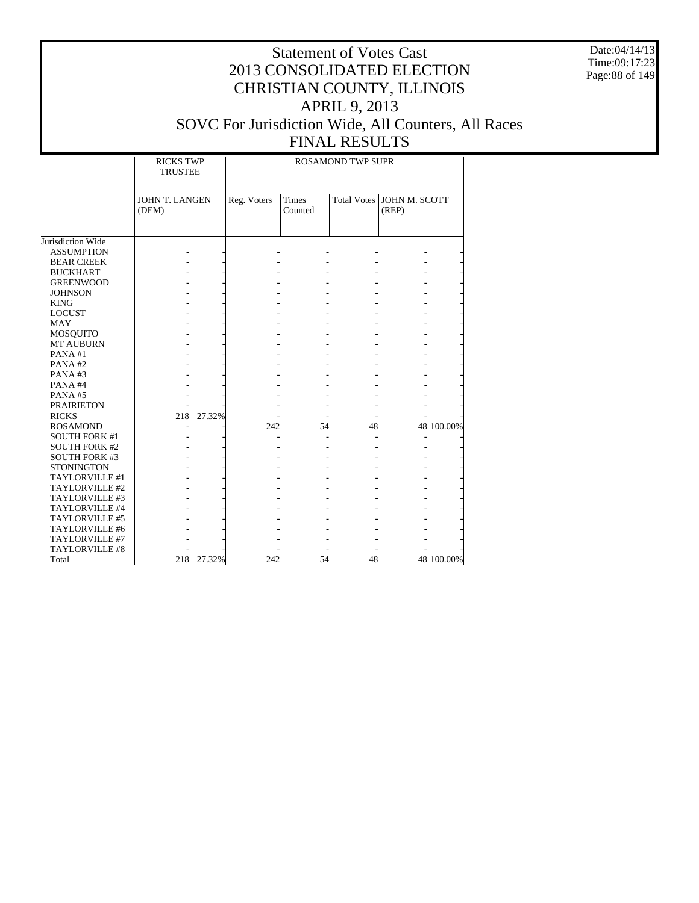# Statement of Votes Cast
# 2013 CONSOLIDATED ELECTION
# CHRISTIAN COUNTY, ILLINOIS
# APRIL 9, 2013
# SOVC For Jurisdiction Wide, All Counters, All Races
# FINAL RESULTS

Date:04/14/13
Time:09:17:23

| | RICKS TWP TRUSTEE | | ROSAMOND TWP SUPR | | | | |
|---|---|---|---|---|---|---|---|
| | JOHN T. LANGEN (DEM) | | Reg. Voters | Times Counted | Total Votes | JOHN M. SCOTT (REP) | |
| Jurisdiction Wide | | | | | | | |
| ASSUMPTION | - | - | - | - | - | - | - |
| BEAR CREEK | - | - | - | - | - | - | - |
| BUCKHART | - | - | - | - | - | - | - |
| GREENWOOD | - | - | - | - | - | - | - |
| JOHNSON | - | - | - | - | - | - | - |
| KING | - | - | - | - | - | - | - |
| LOCUST | - | - | - | - | - | - | - |
| MAY | - | - | - | - | - | - | - |
| MOSQUITO | - | - | - | - | - | - | - |
| MT AUBURN | - | - | - | - | - | - | - |
| PANA #1 | - | - | - | - | - | - | - |
| PANA #2 | - | - | - | - | - | - | - |
| PANA #3 | - | - | - | - | - | - | - |
| PANA #4 | - | - | - | - | - | - | - |
| PANA #5 | - | - | - | - | - | - | - |
| PRAIRIETON | - | - | - | - | - | - | - |
| RICKS | 218 | 27.32% | - | - | - | - | - |
| ROSAMOND | - | - | 242 | 54 | 48 | 48 | 100.00% |
| SOUTH FORK #1 | - | - | - | - | - | - | - |
| SOUTH FORK #2 | - | - | - | - | - | - | - |
| SOUTH FORK #3 | - | - | - | - | - | - | - |
| STONINGTON | - | - | - | - | - | - | - |
| TAYLORVILLE #1 | - | - | - | - | - | - | - |
| TAYLORVILLE #2 | - | - | - | - | - | - | - |
| TAYLORVILLE #3 | - | - | - | - | - | - | - |
| TAYLORVILLE #4 | - | - | - | - | - | - | - |
| TAYLORVILLE #5 | - | - | - | - | - | - | - |
| TAYLORVILLE #6 | - | - | - | - | - | - | - |
| TAYLORVILLE #7 | - | - | - | - | - | - | - |
| TAYLORVILLE #8 | - | - | - | - | - | - | - |
| Total | 218 | 27.32% | 242 | 54 | 48 | 48 | 100.00% |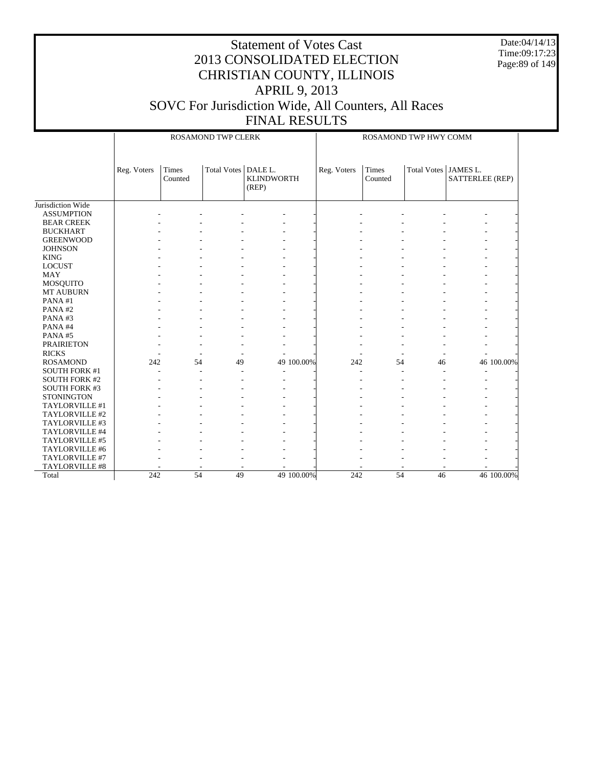# Statement of Votes Cast
# 2013 CONSOLIDATED ELECTION
# CHRISTIAN COUNTY, ILLINOIS
# APRIL 9, 2013
# SOVC For Jurisdiction Wide, All Counters, All Races
# FINAL RESULTS

Date:04/14/13
Time:09:17:23

| | ROSAMOND TWP CLERK | | | | | ROSAMOND TWP HWY COMM | | | | |
|---|---|---|---|---|---|---|---|---|---|---|
| | Reg. Voters | Times Counted | Total Votes | DALE L. KLINDWORTH (REP) | | Reg. Voters | Times Counted | Total Votes | JAMES L. SATTERLEE (REP) | |
| Jurisdiction Wide | | | | | | | | | | |
| ASSUMPTION | - | - | - | - | - | - | - | - | - | - |
| BEAR CREEK | - | - | - | - | - | - | - | - | - | - |
| BUCKHART | - | - | - | - | - | - | - | - | - | - |
| GREENWOOD | - | - | - | - | - | - | - | - | - | - |
| JOHNSON | - | - | - | - | - | - | - | - | - | - |
| KING | - | - | - | - | - | - | - | - | - | - |
| LOCUST | - | - | - | - | - | - | - | - | - | - |
| MAY | - | - | - | - | - | - | - | - | - | - |
| MOSQUITO | - | - | - | - | - | - | - | - | - | - |
| MT AUBURN | - | - | - | - | - | - | - | - | - | - |
| PANA #1 | - | - | - | - | - | - | - | - | - | - |
| PANA #2 | - | - | - | - | - | - | - | - | - | - |
| PANA #3 | - | - | - | - | - | - | - | - | - | - |
| PANA #4 | - | - | - | - | - | - | - | - | - | - |
| PANA #5 | - | - | - | - | - | - | - | - | - | - |
| PRAIRIETON | - | - | - | - | - | - | - | - | - | - |
| RICKS | - | - | - | - | - | - | - | - | - | - |
| ROSAMOND | 242 | 54 | 49 | 49 | 100.00% | 242 | 54 | 46 | 46 | 100.00% |
| SOUTH FORK #1 | - | - | - | - | - | - | - | - | - | - |
| SOUTH FORK #2 | - | - | - | - | - | - | - | - | - | - |
| SOUTH FORK #3 | - | - | - | - | - | - | - | - | - | - |
| STONINGTON | - | - | - | - | - | - | - | - | - | - |
| TAYLORVILLE #1 | - | - | - | - | - | - | - | - | - | - |
| TAYLORVILLE #2 | - | - | - | - | - | - | - | - | - | - |
| TAYLORVILLE #3 | - | - | - | - | - | - | - | - | - | - |
| TAYLORVILLE #4 | - | - | - | - | - | - | - | - | - | - |
| TAYLORVILLE #5 | - | - | - | - | - | - | - | - | - | - |
| TAYLORVILLE #6 | - | - | - | - | - | - | - | - | - | - |
| TAYLORVILLE #7 | - | - | - | - | - | - | - | - | - | - |
| TAYLORVILLE #8 | - | - | - | - | - | - | - | - | - | - |
| Total | 242 | 54 | 49 | 49 | 100.00% | 242 | 54 | 46 | 46 | 100.00% |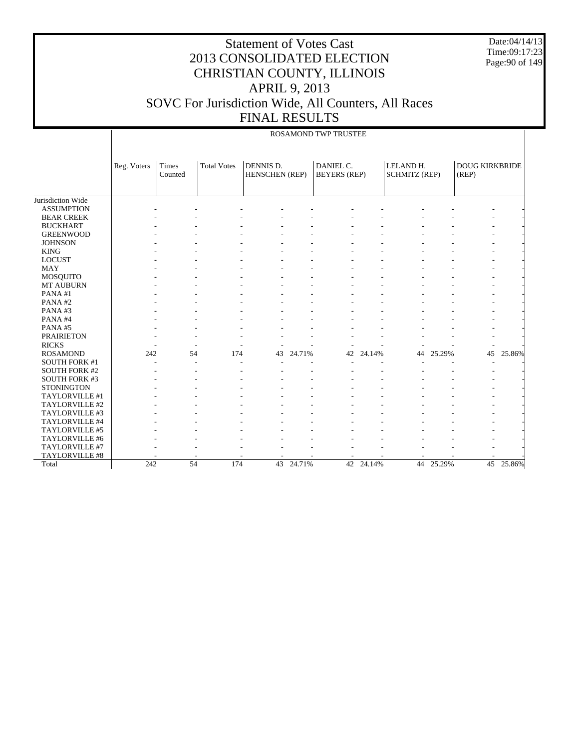# Statement of Votes Cast
# 2013 CONSOLIDATED ELECTION
# CHRISTIAN COUNTY, ILLINOIS
# APRIL 9, 2013
# SOVC For Jurisdiction Wide, All Counters, All Races
# FINAL RESULTS

Date:04/14/13
Time:09:17:23

ROSAMOND TWP TRUSTEE

| | Reg. Voters | Times Counted | Total Votes | DENNIS D. HENSCHEN (REP) | | DANIEL C. BEYERS (REP) | | LELAND H. SCHMITZ (REP) | | DOUG KIRKBRIDE (REP) | |
|---|---|---|---|---|---|---|---|---|---|---|---|
| Jurisdiction Wide | | | | | | | | | | | |
| ASSUMPTION | - | - | - | - | - | - | - | - | - | - | - |
| BEAR CREEK | - | - | - | - | - | - | - | - | - | - | - |
| BUCKHART | - | - | - | - | - | - | - | - | - | - | - |
| GREENWOOD | - | - | - | - | - | - | - | - | - | - | - |
| JOHNSON | - | - | - | - | - | - | - | - | - | - | - |
| KING | - | - | - | - | - | - | - | - | - | - | - |
| LOCUST | - | - | - | - | - | - | - | - | - | - | - |
| MAY | - | - | - | - | - | - | - | - | - | - | - |
| MOSQUITO | - | - | - | - | - | - | - | - | - | - | - |
| MT AUBURN | - | - | - | - | - | - | - | - | - | - | - |
| PANA #1 | - | - | - | - | - | - | - | - | - | - | - |
| PANA #2 | - | - | - | - | - | - | - | - | - | - | - |
| PANA #3 | - | - | - | - | - | - | - | - | - | - | - |
| PANA #4 | - | - | - | - | - | - | - | - | - | - | - |
| PANA #5 | - | - | - | - | - | - | - | - | - | - | - |
| PRAIRIETON | - | - | - | - | - | - | - | - | - | - | - |
| RICKS | - | - | - | - | - | - | - | - | - | - | - |
| ROSAMOND | 242 | 54 | 174 | 43 | 24.71% | 42 | 24.14% | 44 | 25.29% | 45 | 25.86% |
| SOUTH FORK #1 | - | - | - | - | - | - | - | - | - | - | - |
| SOUTH FORK #2 | - | - | - | - | - | - | - | - | - | - | - |
| SOUTH FORK #3 | - | - | - | - | - | - | - | - | - | - | - |
| STONINGTON | - | - | - | - | - | - | - | - | - | - | - |
| TAYLORVILLE #1 | - | - | - | - | - | - | - | - | - | - | - |
| TAYLORVILLE #2 | - | - | - | - | - | - | - | - | - | - | - |
| TAYLORVILLE #3 | - | - | - | - | - | - | - | - | - | - | - |
| TAYLORVILLE #4 | - | - | - | - | - | - | - | - | - | - | - |
| TAYLORVILLE #5 | - | - | - | - | - | - | - | - | - | - | - |
| TAYLORVILLE #6 | - | - | - | - | - | - | - | - | - | - | - |
| TAYLORVILLE #7 | - | - | - | - | - | - | - | - | - | - | - |
| TAYLORVILLE #8 | - | - | - | - | - | - | - | - | - | - | - |
| Total | 242 | 54 | 174 | 43 | 24.71% | 42 | 24.14% | 44 | 25.29% | 45 | 25.86% |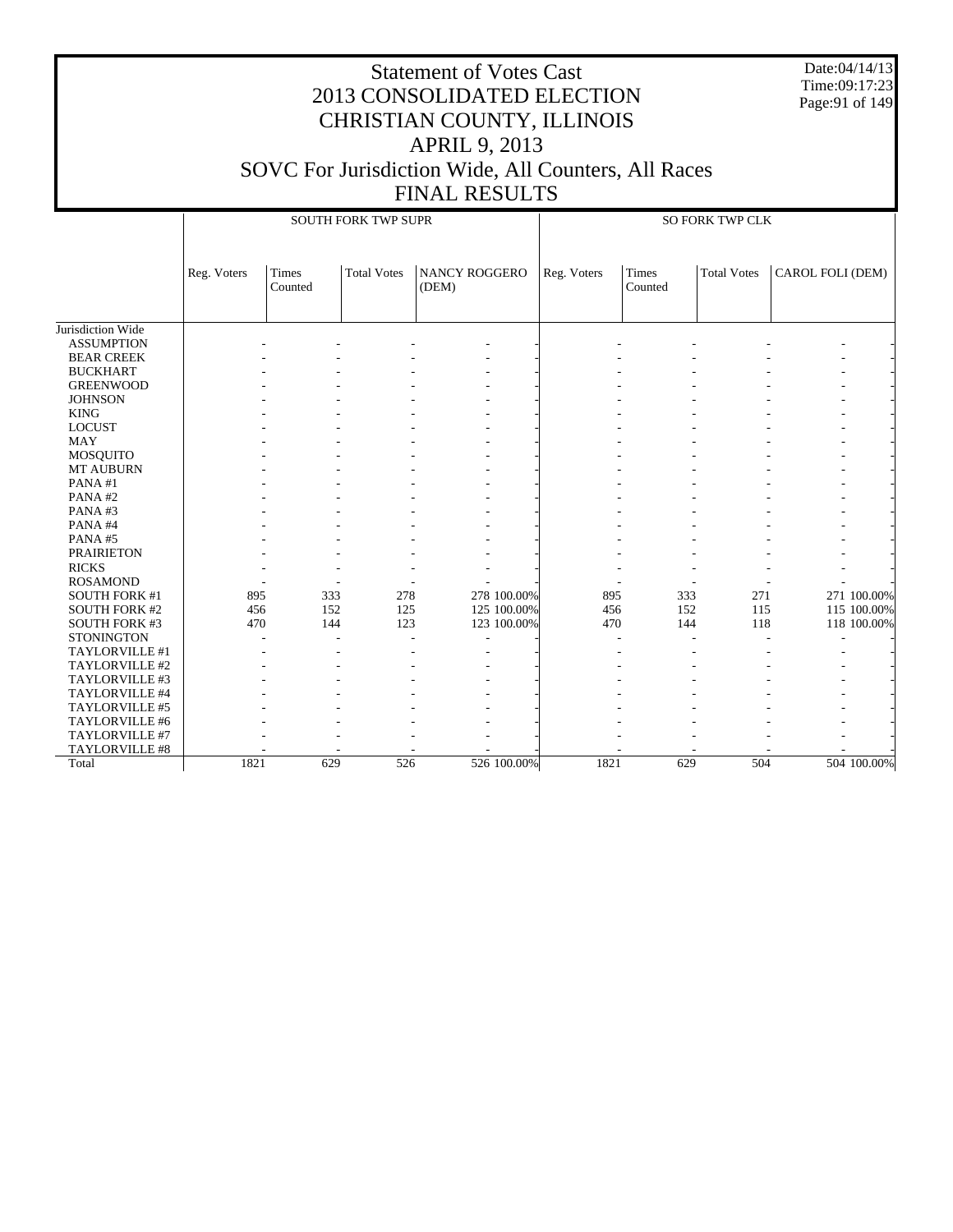# Statement of Votes Cast
# 2013 CONSOLIDATED ELECTION
# CHRISTIAN COUNTY, ILLINOIS
# APRIL 9, 2013
# SOVC For Jurisdiction Wide, All Counters, All Races
# FINAL RESULTS

Date:04/14/13
Time:09:17:23

| | SOUTH FORK TWP SUPR | | | | | SO FORK TWP CLK | | | | |
|---|---|---|---|---|---|---|---|---|---|---|
| | Reg. Voters | Times Counted | Total Votes | NANCY ROGGERO (DEM) | | Reg. Voters | Times Counted | Total Votes | CAROL FOLI (DEM) | |
| Jurisdiction Wide | | | | | | | | | | |
| ASSUMPTION | - | - | - | - | - | - | - | - | - | - |
| BEAR CREEK | - | - | - | - | - | - | - | - | - | - |
| BUCKHART | - | - | - | - | - | - | - | - | - | - |
| GREENWOOD | - | - | - | - | - | - | - | - | - | - |
| JOHNSON | - | - | - | - | - | - | - | - | - | - |
| KING | - | - | - | - | - | - | - | - | - | - |
| LOCUST | - | - | - | - | - | - | - | - | - | - |
| MAY | - | - | - | - | - | - | - | - | - | - |
| MOSQUITO | - | - | - | - | - | - | - | - | - | - |
| MT AUBURN | - | - | - | - | - | - | - | - | - | - |
| PANA #1 | - | - | - | - | - | - | - | - | - | - |
| PANA #2 | - | - | - | - | - | - | - | - | - | - |
| PANA #3 | - | - | - | - | - | - | - | - | - | - |
| PANA #4 | - | - | - | - | - | - | - | - | - | - |
| PANA #5 | - | - | - | - | - | - | - | - | - | - |
| PRAIRIETON | - | - | - | - | - | - | - | - | - | - |
| RICKS | - | - | - | - | - | - | - | - | - | - |
| ROSAMOND | - | - | - | - | - | - | - | - | - | - |
| SOUTH FORK #1 | 895 | 333 | 278 | 278 | 100.00% | 895 | 333 | 271 | 271 | 100.00% |
| SOUTH FORK #2 | 456 | 152 | 125 | 125 | 100.00% | 456 | 152 | 115 | 115 | 100.00% |
| SOUTH FORK #3 | 470 | 144 | 123 | 123 | 100.00% | 470 | 144 | 118 | 118 | 100.00% |
| STONINGTON | - | - | - | - | - | - | - | - | - | - |
| TAYLORVILLE #1 | - | - | - | - | - | - | - | - | - | - |
| TAYLORVILLE #2 | - | - | - | - | - | - | - | - | - | - |
| TAYLORVILLE #3 | - | - | - | - | - | - | - | - | - | - |
| TAYLORVILLE #4 | - | - | - | - | - | - | - | - | - | - |
| TAYLORVILLE #5 | - | - | - | - | - | - | - | - | - | - |
| TAYLORVILLE #6 | - | - | - | - | - | - | - | - | - | - |
| TAYLORVILLE #7 | - | - | - | - | - | - | - | - | - | - |
| TAYLORVILLE #8 | - | - | - | - | - | - | - | - | - | - |
| Total | 1821 | 629 | 526 | 526 | 100.00% | 1821 | 629 | 504 | 504 | 100.00% |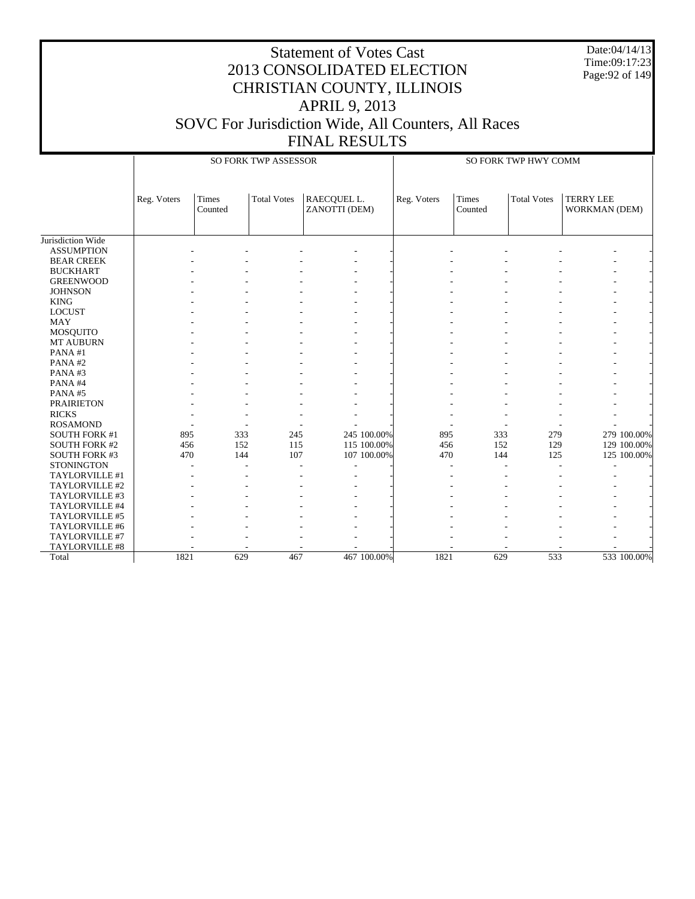# Statement of Votes Cast
## 2013 CONSOLIDATED ELECTION
## CHRISTIAN COUNTY, ILLINOIS
## APRIL 9, 2013
## SOVC For Jurisdiction Wide, All Counters, All Races
## FINAL RESULTS

Date:04/14/13
Time:09:17:23

| | SO FORK TWP ASSESSOR | | | | | SO FORK TWP HWY COMM | | | | |
|---|---|---|---|---|---|---|---|---|---|---|
| | Reg. Voters | Times Counted | Total Votes | RAECQUEL L. ZANOTTI (DEM) | | Reg. Voters | Times Counted | Total Votes | TERRY LEE WORKMAN (DEM) | |
| Jurisdiction Wide | | | | | | | | | | |
| ASSUMPTION | - | - | - | - | - | - | - | - | - | - |
| BEAR CREEK | - | - | - | - | - | - | - | - | - | - |
| BUCKHART | - | - | - | - | - | - | - | - | - | - |
| GREENWOOD | - | - | - | - | - | - | - | - | - | - |
| JOHNSON | - | - | - | - | - | - | - | - | - | - |
| KING | - | - | - | - | - | - | - | - | - | - |
| LOCUST | - | - | - | - | - | - | - | - | - | - |
| MAY | - | - | - | - | - | - | - | - | - | - |
| MOSQUITO | - | - | - | - | - | - | - | - | - | - |
| MT AUBURN | - | - | - | - | - | - | - | - | - | - |
| PANA #1 | - | - | - | - | - | - | - | - | - | - |
| PANA #2 | - | - | - | - | - | - | - | - | - | - |
| PANA #3 | - | - | - | - | - | - | - | - | - | - |
| PANA #4 | - | - | - | - | - | - | - | - | - | - |
| PANA #5 | - | - | - | - | - | - | - | - | - | - |
| PRAIRIETON | - | - | - | - | - | - | - | - | - | - |
| RICKS | - | - | - | - | - | - | - | - | - | - |
| ROSAMOND | - | - | - | - | - | - | - | - | - | - |
| SOUTH FORK #1 | 895 | 333 | 245 | 245 | 100.00% | 895 | 333 | 279 | 279 | 100.00% |
| SOUTH FORK #2 | 456 | 152 | 115 | 115 | 100.00% | 456 | 152 | 129 | 129 | 100.00% |
| SOUTH FORK #3 | 470 | 144 | 107 | 107 | 100.00% | 470 | 144 | 125 | 125 | 100.00% |
| STONINGTON | - | - | - | - | - | - | - | - | - | - |
| TAYLORVILLE #1 | - | - | - | - | - | - | - | - | - | - |
| TAYLORVILLE #2 | - | - | - | - | - | - | - | - | - | - |
| TAYLORVILLE #3 | - | - | - | - | - | - | - | - | - | - |
| TAYLORVILLE #4 | - | - | - | - | - | - | - | - | - | - |
| TAYLORVILLE #5 | - | - | - | - | - | - | - | - | - | - |
| TAYLORVILLE #6 | - | - | - | - | - | - | - | - | - | - |
| TAYLORVILLE #7 | - | - | - | - | - | - | - | - | - | - |
| TAYLORVILLE #8 | - | - | - | - | - | - | - | - | - | - |
| Total | 1821 | 629 | 467 | 467 | 100.00% | 1821 | 629 | 533 | 533 | 100.00% |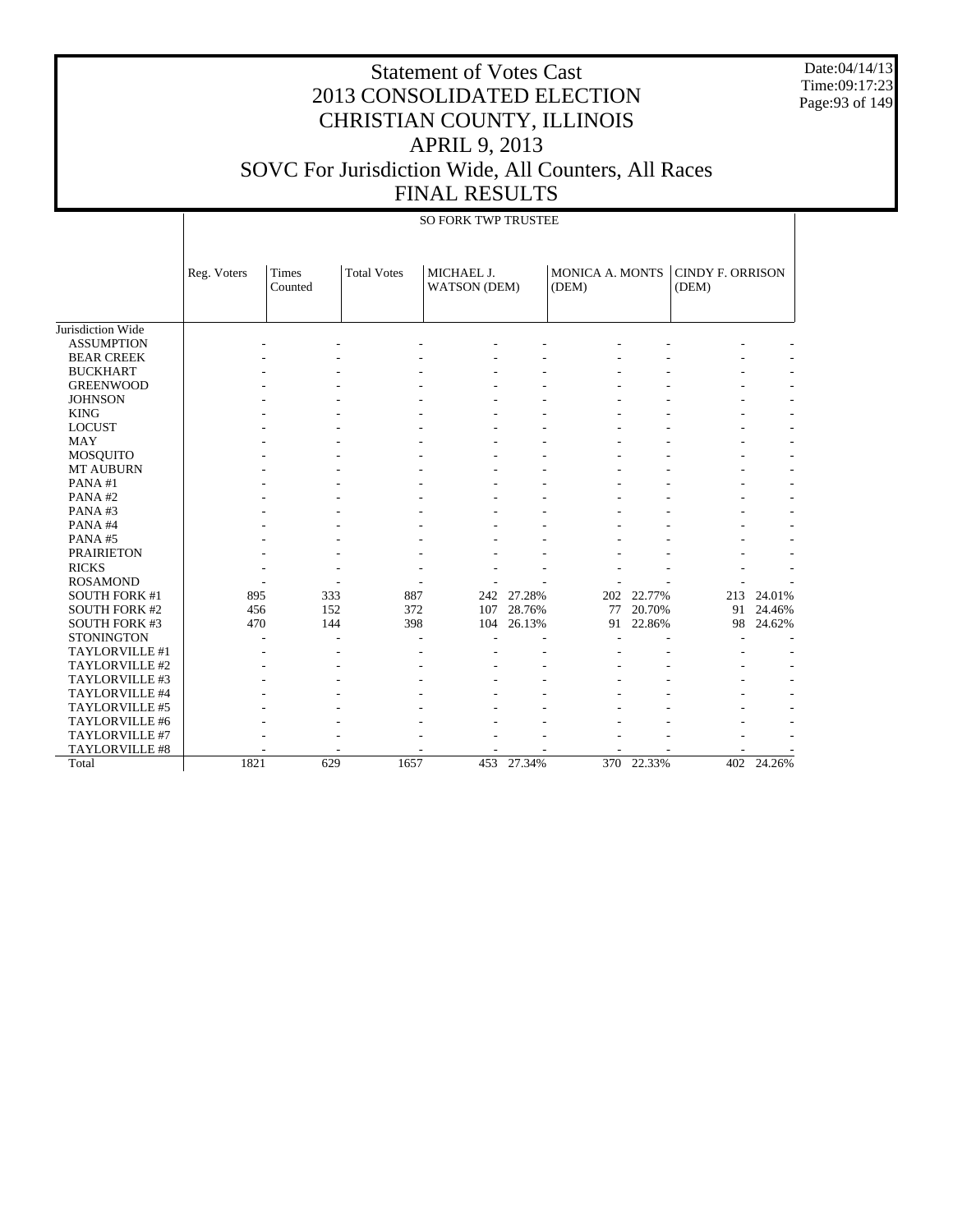# Statement of Votes Cast
# 2013 CONSOLIDATED ELECTION
# CHRISTIAN COUNTY, ILLINOIS
# APRIL 9, 2013
# SOVC For Jurisdiction Wide, All Counters, All Races
# FINAL RESULTS

Date:04/14/13
Time:09:17:23

| | SO FORK TWP TRUSTEE | | | | | | | | |
|---|---|---|---|---|---|---|---|---|---|
| | Reg. Voters | Times Counted | Total Votes | MICHAEL J. WATSON (DEM) | | MONICA A. MONTS (DEM) | | CINDY F. ORRISON (DEM) | |
| Jurisdiction Wide | | | | | | | | | |
| ASSUMPTION | - | - | - | - | - | - | - | - | - |
| BEAR CREEK | - | - | - | - | - | - | - | - | - |
| BUCKHART | - | - | - | - | - | - | - | - | - |
| GREENWOOD | - | - | - | - | - | - | - | - | - |
| JOHNSON | - | - | - | - | - | - | - | - | - |
| KING | - | - | - | - | - | - | - | - | - |
| LOCUST | - | - | - | - | - | - | - | - | - |
| MAY | - | - | - | - | - | - | - | - | - |
| MOSQUITO | - | - | - | - | - | - | - | - | - |
| MT AUBURN | - | - | - | - | - | - | - | - | - |
| PANA #1 | - | - | - | - | - | - | - | - | - |
| PANA #2 | - | - | - | - | - | - | - | - | - |
| PANA #3 | - | - | - | - | - | - | - | - | - |
| PANA #4 | - | - | - | - | - | - | - | - | - |
| PANA #5 | - | - | - | - | - | - | - | - | - |
| PRAIRIETON | - | - | - | - | - | - | - | - | - |
| RICKS | - | - | - | - | - | - | - | - | - |
| ROSAMOND | - | - | - | - | - | - | - | - | - |
| SOUTH FORK #1 | 895 | 333 | 887 | 242 | 27.28% | 202 | 22.77% | 213 | 24.01% |
| SOUTH FORK #2 | 456 | 152 | 372 | 107 | 28.76% | 77 | 20.70% | 91 | 24.46% |
| SOUTH FORK #3 | 470 | 144 | 398 | 104 | 26.13% | 91 | 22.86% | 98 | 24.62% |
| STONINGTON | - | - | - | - | - | - | - | - | - |
| TAYLORVILLE #1 | - | - | - | - | - | - | - | - | - |
| TAYLORVILLE #2 | - | - | - | - | - | - | - | - | - |
| TAYLORVILLE #3 | - | - | - | - | - | - | - | - | - |
| TAYLORVILLE #4 | - | - | - | - | - | - | - | - | - |
| TAYLORVILLE #5 | - | - | - | - | - | - | - | - | - |
| TAYLORVILLE #6 | - | - | - | - | - | - | - | - | - |
| TAYLORVILLE #7 | - | - | - | - | - | - | - | - | - |
| TAYLORVILLE #8 | - | - | - | - | - | - | - | - | - |
| Total | 1821 | 629 | 1657 | 453 | 27.34% | 370 | 22.33% | 402 | 24.26% |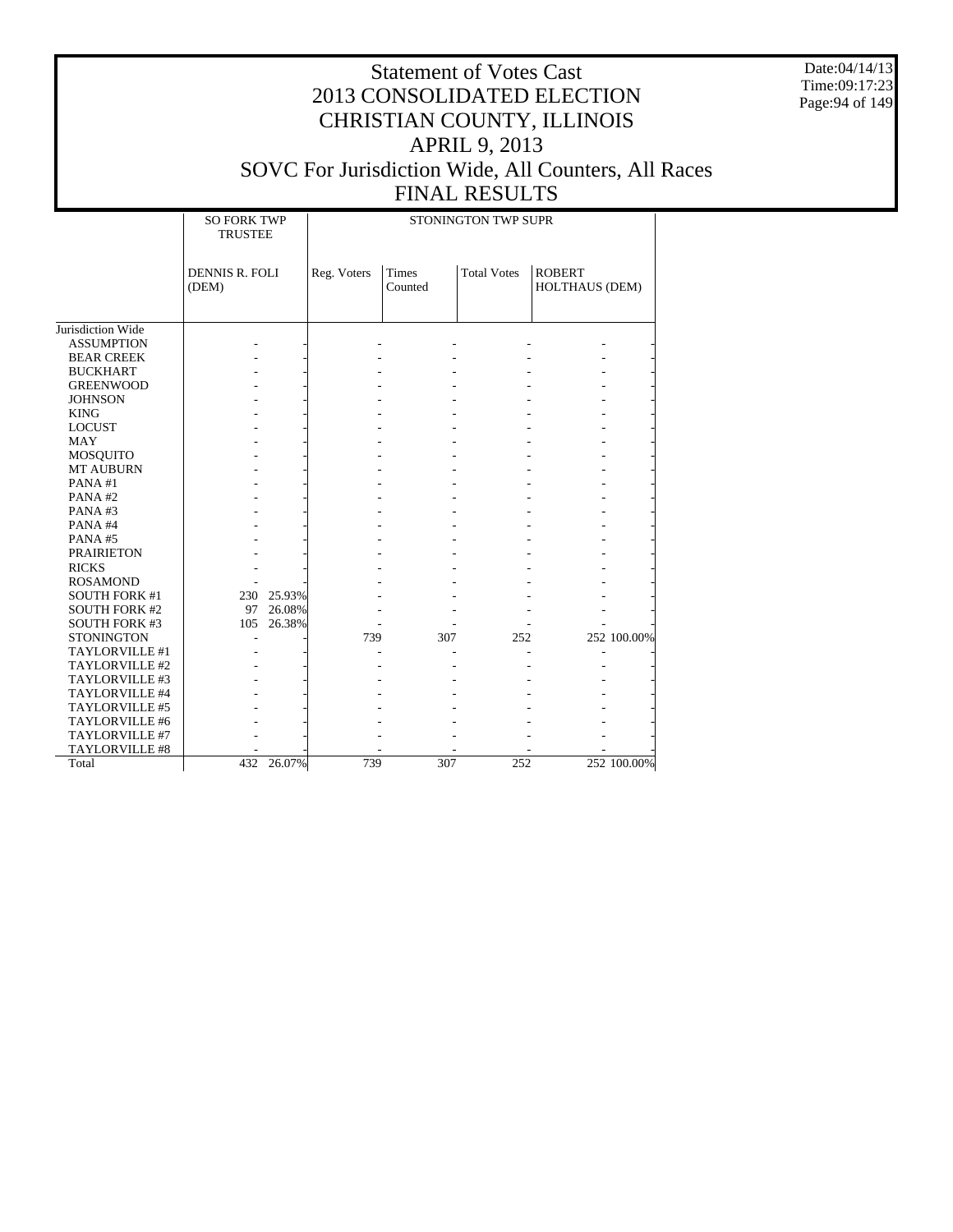# Statement of Votes Cast
# 2013 CONSOLIDATED ELECTION
# CHRISTIAN COUNTY, ILLINOIS
# APRIL 9, 2013
# SOVC For Jurisdiction Wide, All Counters, All Races
# FINAL RESULTS

Date:04/14/13
Time:09:17:23

| | SO FORK TWP TRUSTEE | | STONINGTON TWP SUPR | | | | |
|---|---|---|---|---|---|---|---|
| | DENNIS R. FOLI (DEM) | | Reg. Voters | Times Counted | Total Votes | ROBERT HOLTHAUS (DEM) | |
| Jurisdiction Wide | | | | | | | |
| ASSUMPTION | - | - | - | - | - | - | - |
| BEAR CREEK | - | - | - | - | - | - | - |
| BUCKHART | - | - | - | - | - | - | - |
| GREENWOOD | - | - | - | - | - | - | - |
| JOHNSON | - | - | - | - | - | - | - |
| KING | - | - | - | - | - | - | - |
| LOCUST | - | - | - | - | - | - | - |
| MAY | - | - | - | - | - | - | - |
| MOSQUITO | - | - | - | - | - | - | - |
| MT AUBURN | - | - | - | - | - | - | - |
| PANA #1 | - | - | - | - | - | - | - |
| PANA #2 | - | - | - | - | - | - | - |
| PANA #3 | - | - | - | - | - | - | - |
| PANA #4 | - | - | - | - | - | - | - |
| PANA #5 | - | - | - | - | - | - | - |
| PRAIRIETON | - | - | - | - | - | - | - |
| RICKS | - | - | - | - | - | - | - |
| ROSAMOND | - | - | - | - | - | - | - |
| SOUTH FORK #1 | 230 | 25.93% | - | - | - | - | - |
| SOUTH FORK #2 | 97 | 26.08% | - | - | - | - | - |
| SOUTH FORK #3 | 105 | 26.38% | - | - | - | - | - |
| STONINGTON | - | - | 739 | 307 | 252 | 252 | 100.00% |
| TAYLORVILLE #1 | - | - | - | - | - | - | - |
| TAYLORVILLE #2 | - | - | - | - | - | - | - |
| TAYLORVILLE #3 | - | - | - | - | - | - | - |
| TAYLORVILLE #4 | - | - | - | - | - | - | - |
| TAYLORVILLE #5 | - | - | - | - | - | - | - |
| TAYLORVILLE #6 | - | - | - | - | - | - | - |
| TAYLORVILLE #7 | - | - | - | - | - | - | - |
| TAYLORVILLE #8 | - | - | - | - | - | - | - |
| Total | 432 | 26.07% | 739 | 307 | 252 | 252 | 100.00% |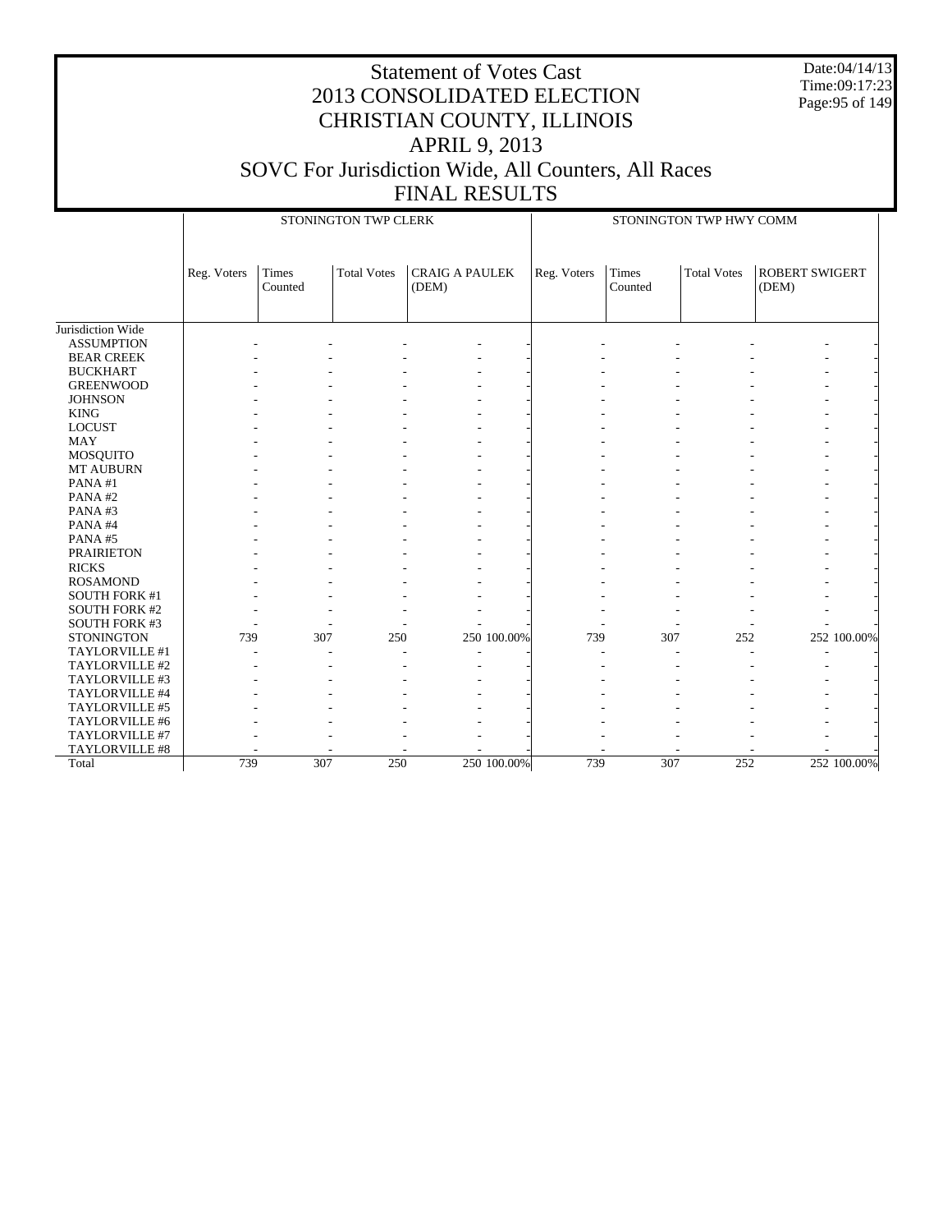# Statement of Votes Cast
# 2013 CONSOLIDATED ELECTION
# CHRISTIAN COUNTY, ILLINOIS
# APRIL 9, 2013
# SOVC For Jurisdiction Wide, All Counters, All Races
# FINAL RESULTS

Date:04/14/13
Time:09:17:23

| | STONINGTON TWP CLERK | | | | | STONINGTON TWP HWY COMM | | | | |
|---|---|---|---|---|---|---|---|---|---|---|
| | Reg. Voters | Times Counted | Total Votes | CRAIG A PAULEK (DEM) | | Reg. Voters | Times Counted | Total Votes | ROBERT SWIGERT (DEM) | |
| Jurisdiction Wide | | | | | | | | | | |
| ASSUMPTION | - | - | - | - | - | - | - | - | - | - |
| BEAR CREEK | - | - | - | - | - | - | - | - | - | - |
| BUCKHART | - | - | - | - | - | - | - | - | - | - |
| GREENWOOD | - | - | - | - | - | - | - | - | - | - |
| JOHNSON | - | - | - | - | - | - | - | - | - | - |
| KING | - | - | - | - | - | - | - | - | - | - |
| LOCUST | - | - | - | - | - | - | - | - | - | - |
| MAY | - | - | - | - | - | - | - | - | - | - |
| MOSQUITO | - | - | - | - | - | - | - | - | - | - |
| MT AUBURN | - | - | - | - | - | - | - | - | - | - |
| PANA #1 | - | - | - | - | - | - | - | - | - | - |
| PANA #2 | - | - | - | - | - | - | - | - | - | - |
| PANA #3 | - | - | - | - | - | - | - | - | - | - |
| PANA #4 | - | - | - | - | - | - | - | - | - | - |
| PANA #5 | - | - | - | - | - | - | - | - | - | - |
| PRAIRIETON | - | - | - | - | - | - | - | - | - | - |
| RICKS | - | - | - | - | - | - | - | - | - | - |
| ROSAMOND | - | - | - | - | - | - | - | - | - | - |
| SOUTH FORK #1 | - | - | - | - | - | - | - | - | - | - |
| SOUTH FORK #2 | - | - | - | - | - | - | - | - | - | - |
| SOUTH FORK #3 | - | - | - | - | - | - | - | - | - | - |
| STONINGTON | 739 | 307 | 250 | 250 | 100.00% | 739 | 307 | 252 | 252 | 100.00% |
| TAYLORVILLE #1 | - | - | - | - | - | - | - | - | - | - |
| TAYLORVILLE #2 | - | - | - | - | - | - | - | - | - | - |
| TAYLORVILLE #3 | - | - | - | - | - | - | - | - | - | - |
| TAYLORVILLE #4 | - | - | - | - | - | - | - | - | - | - |
| TAYLORVILLE #5 | - | - | - | - | - | - | - | - | - | - |
| TAYLORVILLE #6 | - | - | - | - | - | - | - | - | - | - |
| TAYLORVILLE #7 | - | - | - | - | - | - | - | - | - | - |
| TAYLORVILLE #8 | - | - | - | - | - | - | - | - | - | - |
| Total | 739 | 307 | 250 | 250 | 100.00% | 739 | 307 | 252 | 252 | 100.00% |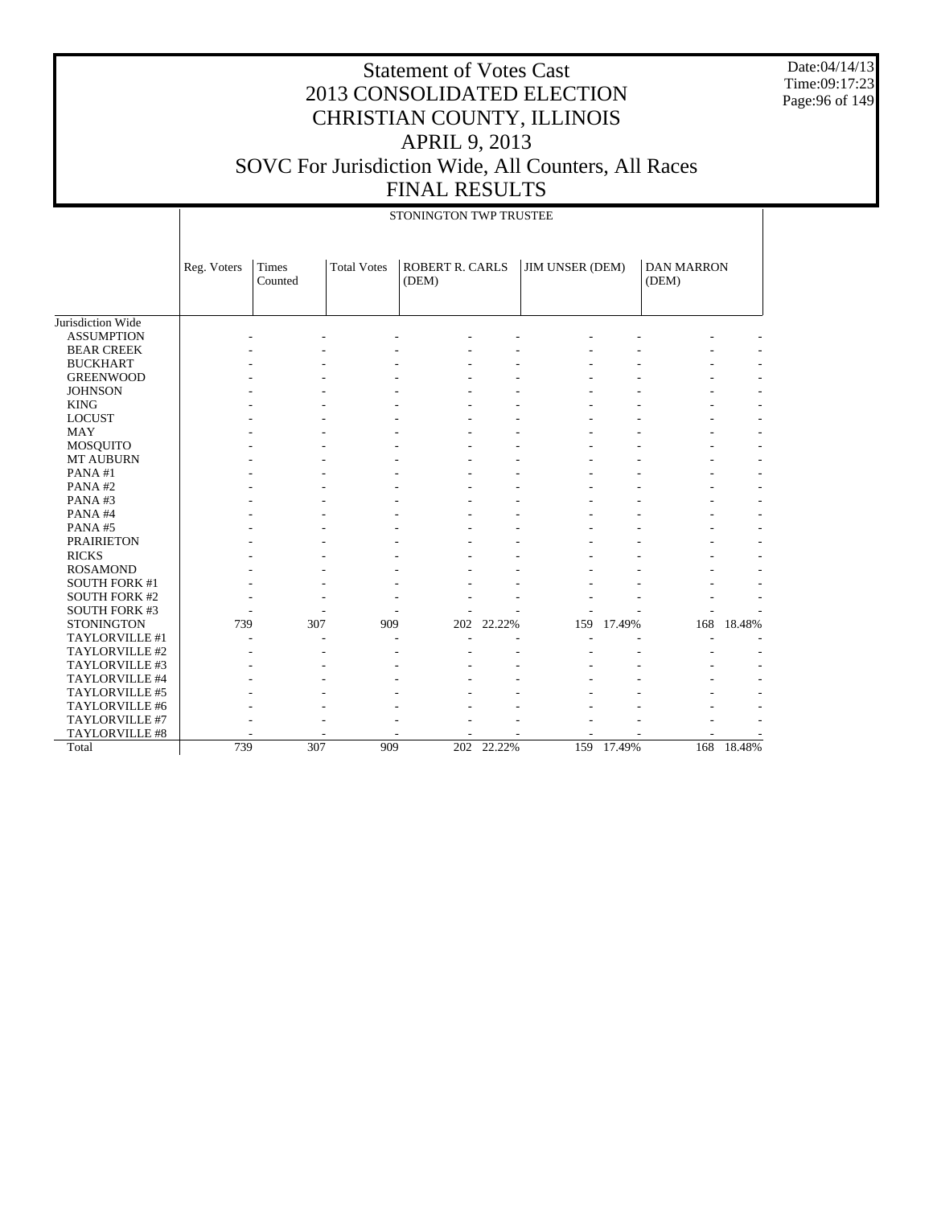# Statement of Votes Cast
# 2013 CONSOLIDATED ELECTION
# CHRISTIAN COUNTY, ILLINOIS
# APRIL 9, 2013
# SOVC For Jurisdiction Wide, All Counters, All Races
# FINAL RESULTS

Date:04/14/13
Time:09:17:23

## STONINGTON TWP TRUSTEE

| | Reg. Voters | Times Counted | Total Votes | ROBERT R. CARLS (DEM) | | JIM UNSER (DEM) | | DAN MARRON (DEM) | |
|---|---|---|---|---|---|---|---|---|---|
| Jurisdiction Wide | | | | | | | | | |
| ASSUMPTION | - | - | - | - | - | - | - | - | - |
| BEAR CREEK | - | - | - | - | - | - | - | - | - |
| BUCKHART | - | - | - | - | - | - | - | - | - |
| GREENWOOD | - | - | - | - | - | - | - | - | - |
| JOHNSON | - | - | - | - | - | - | - | - | - |
| KING | - | - | - | - | - | - | - | - | - |
| LOCUST | - | - | - | - | - | - | - | - | - |
| MAY | - | - | - | - | - | - | - | - | - |
| MOSQUITO | - | - | - | - | - | - | - | - | - |
| MT AUBURN | - | - | - | - | - | - | - | - | - |
| PANA #1 | - | - | - | - | - | - | - | - | - |
| PANA #2 | - | - | - | - | - | - | - | - | - |
| PANA #3 | - | - | - | - | - | - | - | - | - |
| PANA #4 | - | - | - | - | - | - | - | - | - |
| PANA #5 | - | - | - | - | - | - | - | - | - |
| PRAIRIETON | - | - | - | - | - | - | - | - | - |
| RICKS | - | - | - | - | - | - | - | - | - |
| ROSAMOND | - | - | - | - | - | - | - | - | - |
| SOUTH FORK #1 | - | - | - | - | - | - | - | - | - |
| SOUTH FORK #2 | - | - | - | - | - | - | - | - | - |
| SOUTH FORK #3 | - | - | - | - | - | - | - | - | - |
| STONINGTON | 739 | 307 | 909 | 202 | 22.22% | 159 | 17.49% | 168 | 18.48% |
| TAYLORVILLE #1 | - | - | - | - | - | - | - | - | - |
| TAYLORVILLE #2 | - | - | - | - | - | - | - | - | - |
| TAYLORVILLE #3 | - | - | - | - | - | - | - | - | - |
| TAYLORVILLE #4 | - | - | - | - | - | - | - | - | - |
| TAYLORVILLE #5 | - | - | - | - | - | - | - | - | - |
| TAYLORVILLE #6 | - | - | - | - | - | - | - | - | - |
| TAYLORVILLE #7 | - | - | - | - | - | - | - | - | - |
| TAYLORVILLE #8 | - | - | - | - | - | - | - | - | - |
| Total | 739 | 307 | 909 | 202 | 22.22% | 159 | 17.49% | 168 | 18.48% |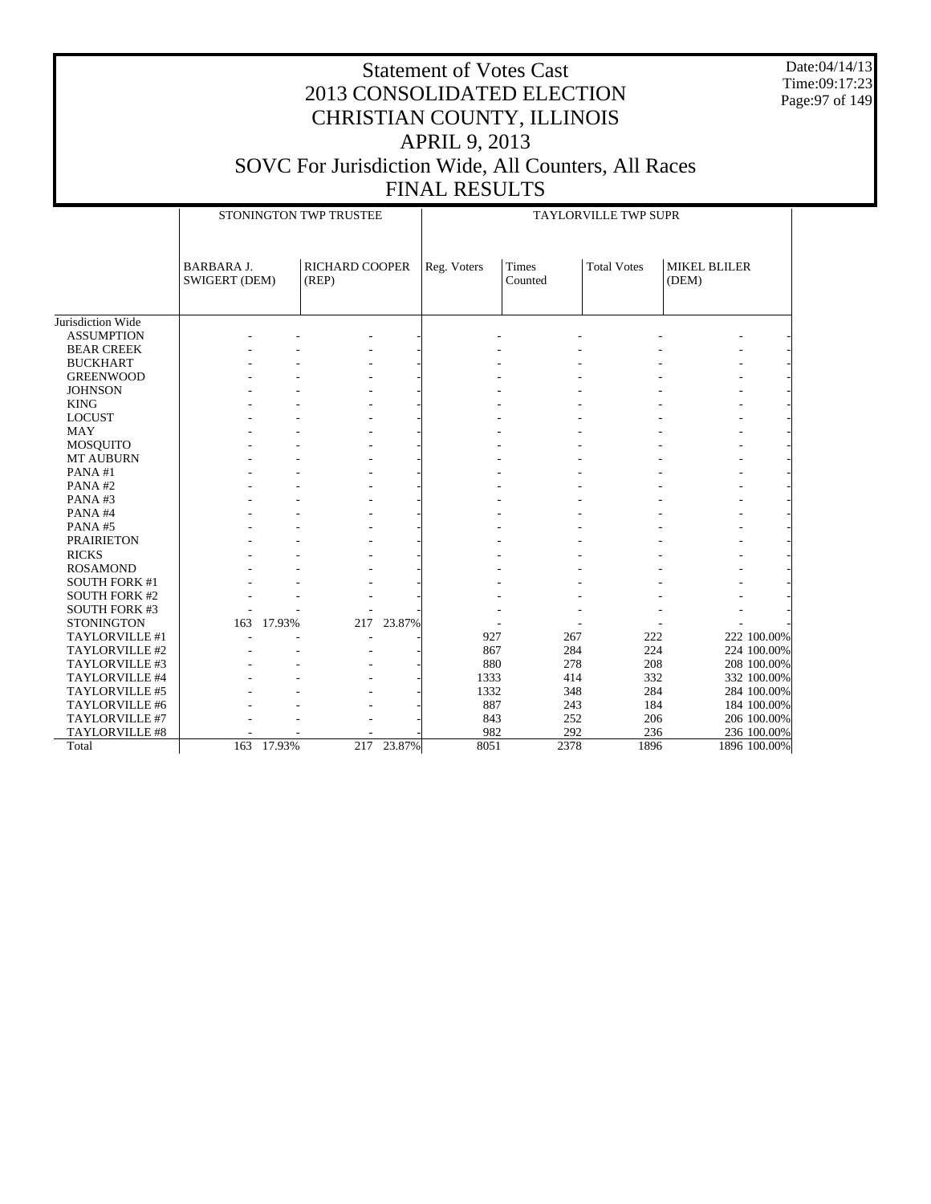# Statement of Votes Cast
# 2013 CONSOLIDATED ELECTION
# CHRISTIAN COUNTY, ILLINOIS
# APRIL 9, 2013
# SOVC For Jurisdiction Wide, All Counters, All Races
# FINAL RESULTS

Date:04/14/13
Time:09:17:23

| | STONINGTON TWP TRUSTEE | | | | TAYLORVILLE TWP SUPR | | | | |
|---|---|---|---|---|---|---|---|---|---|
| | BARBARA J. SWIGERT (DEM) | | RICHARD COOPER (REP) | | Reg. Voters | Times Counted | Total Votes | MIKEL BLILER (DEM) | |
| Jurisdiction Wide | | | | | | | | | |
| ASSUMPTION | - | - | - | - | - | - | - | - | - |
| BEAR CREEK | - | - | - | - | - | - | - | - | - |
| BUCKHART | - | - | - | - | - | - | - | - | - |
| GREENWOOD | - | - | - | - | - | - | - | - | - |
| JOHNSON | - | - | - | - | - | - | - | - | - |
| KING | - | - | - | - | - | - | - | - | - |
| LOCUST | - | - | - | - | - | - | - | - | - |
| MAY | - | - | - | - | - | - | - | - | - |
| MOSQUITO | - | - | - | - | - | - | - | - | - |
| MT AUBURN | - | - | - | - | - | - | - | - | - |
| PANA #1 | - | - | - | - | - | - | - | - | - |
| PANA #2 | - | - | - | - | - | - | - | - | - |
| PANA #3 | - | - | - | - | - | - | - | - | - |
| PANA #4 | - | - | - | - | - | - | - | - | - |
| PANA #5 | - | - | - | - | - | - | - | - | - |
| PRAIRIETON | - | - | - | - | - | - | - | - | - |
| RICKS | - | - | - | - | - | - | - | - | - |
| ROSAMOND | - | - | - | - | - | - | - | - | - |
| SOUTH FORK #1 | - | - | - | - | - | - | - | - | - |
| SOUTH FORK #2 | - | - | - | - | - | - | - | - | - |
| SOUTH FORK #3 | - | - | - | - | - | - | - | - | - |
| STONINGTON | 163 | 17.93% | 217 | 23.87% | - | - | - | - | - |
| TAYLORVILLE #1 | - | - | - | - | 927 | 267 | 222 | 222 | 100.00% |
| TAYLORVILLE #2 | - | - | - | - | 867 | 284 | 224 | 224 | 100.00% |
| TAYLORVILLE #3 | - | - | - | - | 880 | 278 | 208 | 208 | 100.00% |
| TAYLORVILLE #4 | - | - | - | - | 1333 | 414 | 332 | 332 | 100.00% |
| TAYLORVILLE #5 | - | - | - | - | 1332 | 348 | 284 | 284 | 100.00% |
| TAYLORVILLE #6 | - | - | - | - | 887 | 243 | 184 | 184 | 100.00% |
| TAYLORVILLE #7 | - | - | - | - | 843 | 252 | 206 | 206 | 100.00% |
| TAYLORVILLE #8 | - | - | - | - | 982 | 292 | 236 | 236 | 100.00% |
| Total | 163 | 17.93% | 217 | 23.87% | 8051 | 2378 | 1896 | 1896 | 100.00% |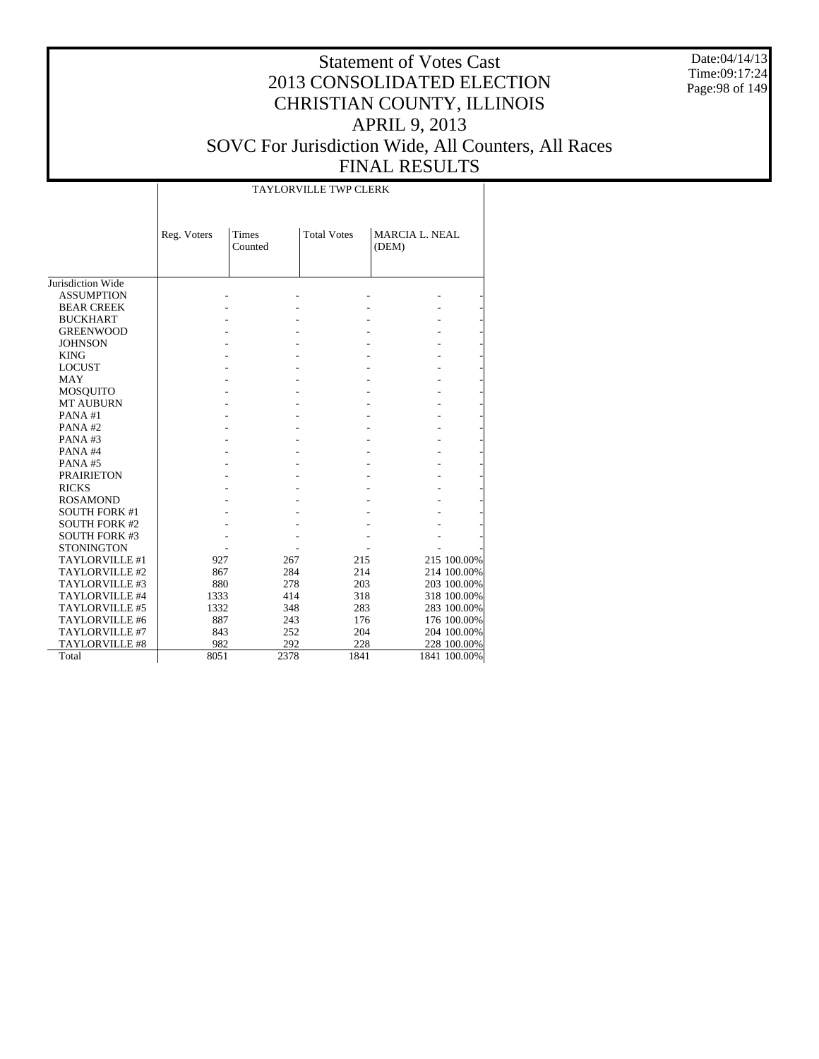# Statement of Votes Cast
# 2013 CONSOLIDATED ELECTION
# CHRISTIAN COUNTY, ILLINOIS
# APRIL 9, 2013
# SOVC For Jurisdiction Wide, All Counters, All Races
# FINAL RESULTS

Date:04/14/13
Time:09:17:24

| | TAYLORVILLE TWP CLERK | | | | |
|---|---|---|---|---|---|
| | Reg. Voters | Times Counted | Total Votes | MARCIA L. NEAL (DEM) | |
| Jurisdiction Wide | | | | | |
| ASSUMPTION | - | - | - | - | - |
| BEAR CREEK | - | - | - | - | - |
| BUCKHART | - | - | - | - | - |
| GREENWOOD | - | - | - | - | - |
| JOHNSON | - | - | - | - | - |
| KING | - | - | - | - | - |
| LOCUST | - | - | - | - | - |
| MAY | - | - | - | - | - |
| MOSQUITO | - | - | - | - | - |
| MT AUBURN | - | - | - | - | - |
| PANA #1 | - | - | - | - | - |
| PANA #2 | - | - | - | - | - |
| PANA #3 | - | - | - | - | - |
| PANA #4 | - | - | - | - | - |
| PANA #5 | - | - | - | - | - |
| PRAIRIETON | - | - | - | - | - |
| RICKS | - | - | - | - | - |
| ROSAMOND | - | - | - | - | - |
| SOUTH FORK #1 | - | - | - | - | - |
| SOUTH FORK #2 | - | - | - | - | - |
| SOUTH FORK #3 | - | - | - | - | - |
| STONINGTON | - | - | - | - | - |
| TAYLORVILLE #1 | 927 | 267 | 215 | 215 | 100.00% |
| TAYLORVILLE #2 | 867 | 284 | 214 | 214 | 100.00% |
| TAYLORVILLE #3 | 880 | 278 | 203 | 203 | 100.00% |
| TAYLORVILLE #4 | 1333 | 414 | 318 | 318 | 100.00% |
| TAYLORVILLE #5 | 1332 | 348 | 283 | 283 | 100.00% |
| TAYLORVILLE #6 | 887 | 243 | 176 | 176 | 100.00% |
| TAYLORVILLE #7 | 843 | 252 | 204 | 204 | 100.00% |
| TAYLORVILLE #8 | 982 | 292 | 228 | 228 | 100.00% |
| Total | 8051 | 2378 | 1841 | 1841 | 100.00% |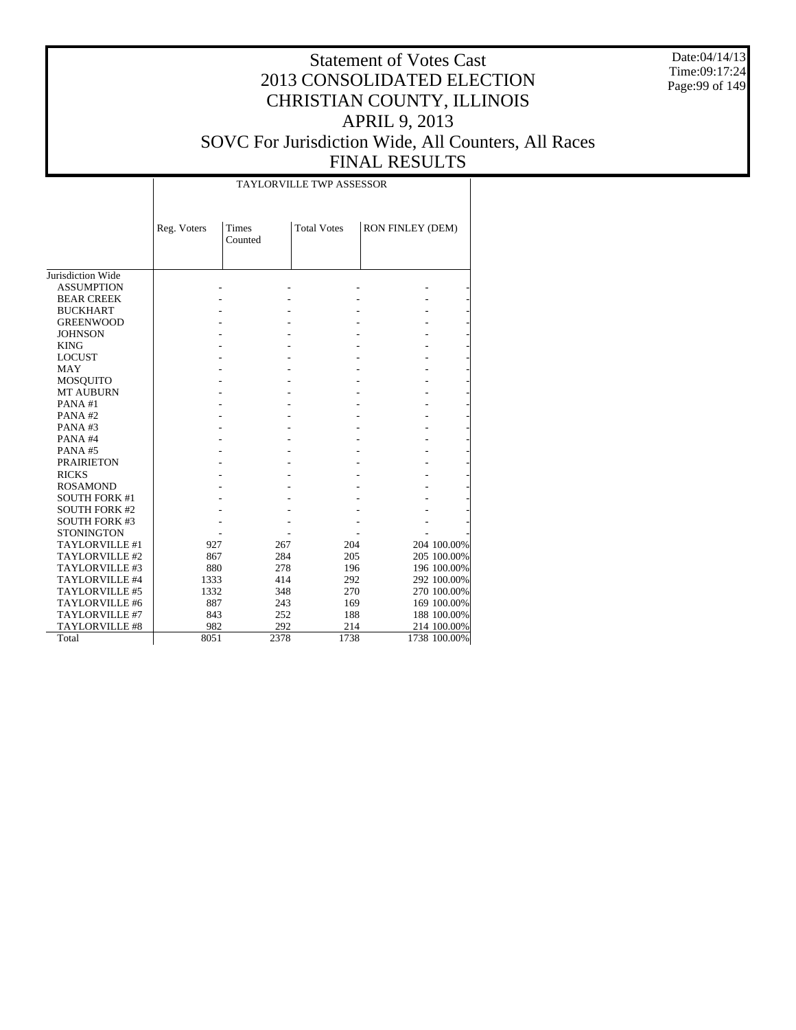# Statement of Votes Cast
# 2013 CONSOLIDATED ELECTION
# CHRISTIAN COUNTY, ILLINOIS
# APRIL 9, 2013
# SOVC For Jurisdiction Wide, All Counters, All Races
# FINAL RESULTS

Date:04/14/13
Time:09:17:24

| | TAYLORVILLE TWP ASSESSOR | | | | |
|---|---|---|---|---|---|
| | Reg. Voters | Times Counted | Total Votes | RON FINLEY (DEM) | |
| Jurisdiction Wide | | | | | |
| ASSUMPTION | - | - | - | - | - |
| BEAR CREEK | - | - | - | - | - |
| BUCKHART | - | - | - | - | - |
| GREENWOOD | - | - | - | - | - |
| JOHNSON | - | - | - | - | - |
| KING | - | - | - | - | - |
| LOCUST | - | - | - | - | - |
| MAY | - | - | - | - | - |
| MOSQUITO | - | - | - | - | - |
| MT AUBURN | - | - | - | - | - |
| PANA #1 | - | - | - | - | - |
| PANA #2 | - | - | - | - | - |
| PANA #3 | - | - | - | - | - |
| PANA #4 | - | - | - | - | - |
| PANA #5 | - | - | - | - | - |
| PRAIRIETON | - | - | - | - | - |
| RICKS | - | - | - | - | - |
| ROSAMOND | - | - | - | - | - |
| SOUTH FORK #1 | - | - | - | - | - |
| SOUTH FORK #2 | - | - | - | - | - |
| SOUTH FORK #3 | - | - | - | - | - |
| STONINGTON | - | - | - | - | - |
| TAYLORVILLE #1 | 927 | 267 | 204 | 204 | 100.00% |
| TAYLORVILLE #2 | 867 | 284 | 205 | 205 | 100.00% |
| TAYLORVILLE #3 | 880 | 278 | 196 | 196 | 100.00% |
| TAYLORVILLE #4 | 1333 | 414 | 292 | 292 | 100.00% |
| TAYLORVILLE #5 | 1332 | 348 | 270 | 270 | 100.00% |
| TAYLORVILLE #6 | 887 | 243 | 169 | 169 | 100.00% |
| TAYLORVILLE #7 | 843 | 252 | 188 | 188 | 100.00% |
| TAYLORVILLE #8 | 982 | 292 | 214 | 214 | 100.00% |
| Total | 8051 | 2378 | 1738 | 1738 | 100.00% |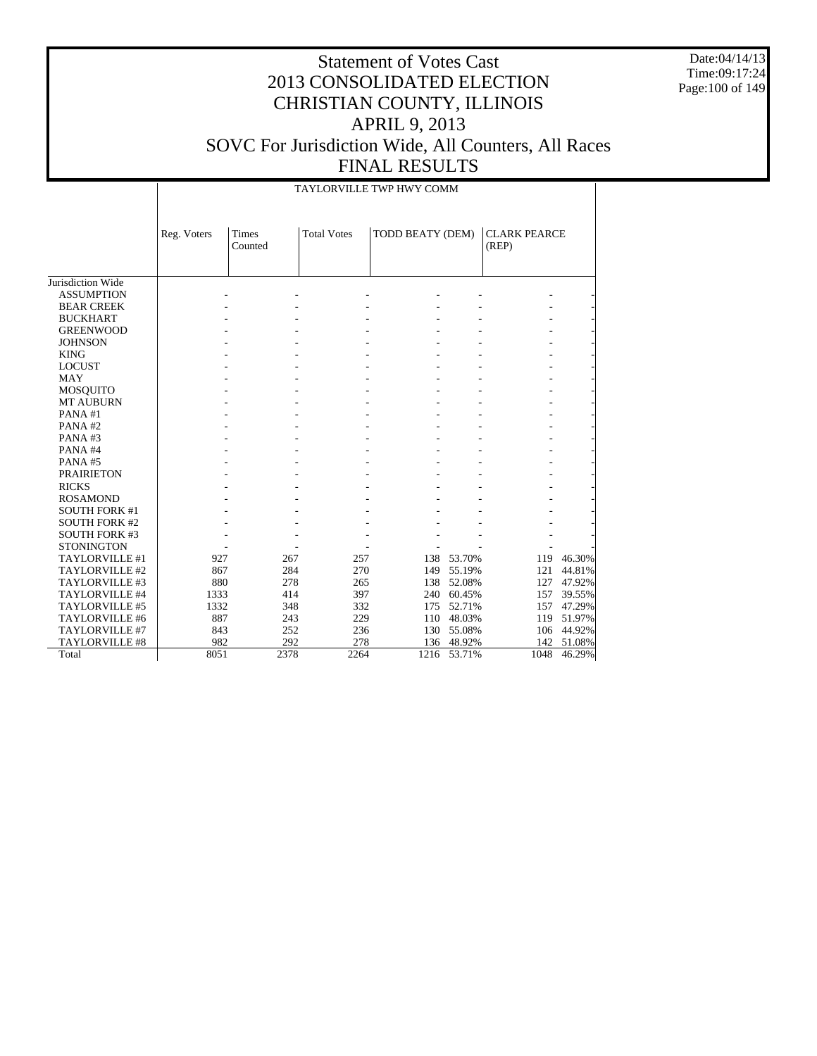# Statement of Votes Cast
# 2013 CONSOLIDATED ELECTION
# CHRISTIAN COUNTY, ILLINOIS
# APRIL 9, 2013
# SOVC For Jurisdiction Wide, All Counters, All Races
# FINAL RESULTS

Date:04/14/13
Time:09:17:24

| | TAYLORVILLE TWP HWY COMM | | | | | | |
|---|---|---|---|---|---|---|---|
| | Reg. Voters | Times Counted | Total Votes | TODD BEATY (DEM) | | CLARK PEARCE (REP) | |
| Jurisdiction Wide | | | | | | | |
| ASSUMPTION | - | - | - | - | - | - | - |
| BEAR CREEK | - | - | - | - | - | - | - |
| BUCKHART | - | - | - | - | - | - | - |
| GREENWOOD | - | - | - | - | - | - | - |
| JOHNSON | - | - | - | - | - | - | - |
| KING | - | - | - | - | - | - | - |
| LOCUST | - | - | - | - | - | - | - |
| MAY | - | - | - | - | - | - | - |
| MOSQUITO | - | - | - | - | - | - | - |
| MT AUBURN | - | - | - | - | - | - | - |
| PANA #1 | - | - | - | - | - | - | - |
| PANA #2 | - | - | - | - | - | - | - |
| PANA #3 | - | - | - | - | - | - | - |
| PANA #4 | - | - | - | - | - | - | - |
| PANA #5 | - | - | - | - | - | - | - |
| PRAIRIETON | - | - | - | - | - | - | - |
| RICKS | - | - | - | - | - | - | - |
| ROSAMOND | - | - | - | - | - | - | - |
| SOUTH FORK #1 | - | - | - | - | - | - | - |
| SOUTH FORK #2 | - | - | - | - | - | - | - |
| SOUTH FORK #3 | - | - | - | - | - | - | - |
| STONINGTON | - | - | - | - | - | - | - |
| TAYLORVILLE #1 | 927 | 267 | 257 | 138 | 53.70% | 119 | 46.30% |
| TAYLORVILLE #2 | 867 | 284 | 270 | 149 | 55.19% | 121 | 44.81% |
| TAYLORVILLE #3 | 880 | 278 | 265 | 138 | 52.08% | 127 | 47.92% |
| TAYLORVILLE #4 | 1333 | 414 | 397 | 240 | 60.45% | 157 | 39.55% |
| TAYLORVILLE #5 | 1332 | 348 | 332 | 175 | 52.71% | 157 | 47.29% |
| TAYLORVILLE #6 | 887 | 243 | 229 | 110 | 48.03% | 119 | 51.97% |
| TAYLORVILLE #7 | 843 | 252 | 236 | 130 | 55.08% | 106 | 44.92% |
| TAYLORVILLE #8 | 982 | 292 | 278 | 136 | 48.92% | 142 | 51.08% |
| Total | 8051 | 2378 | 2264 | 1216 | 53.71% | 1048 | 46.29% |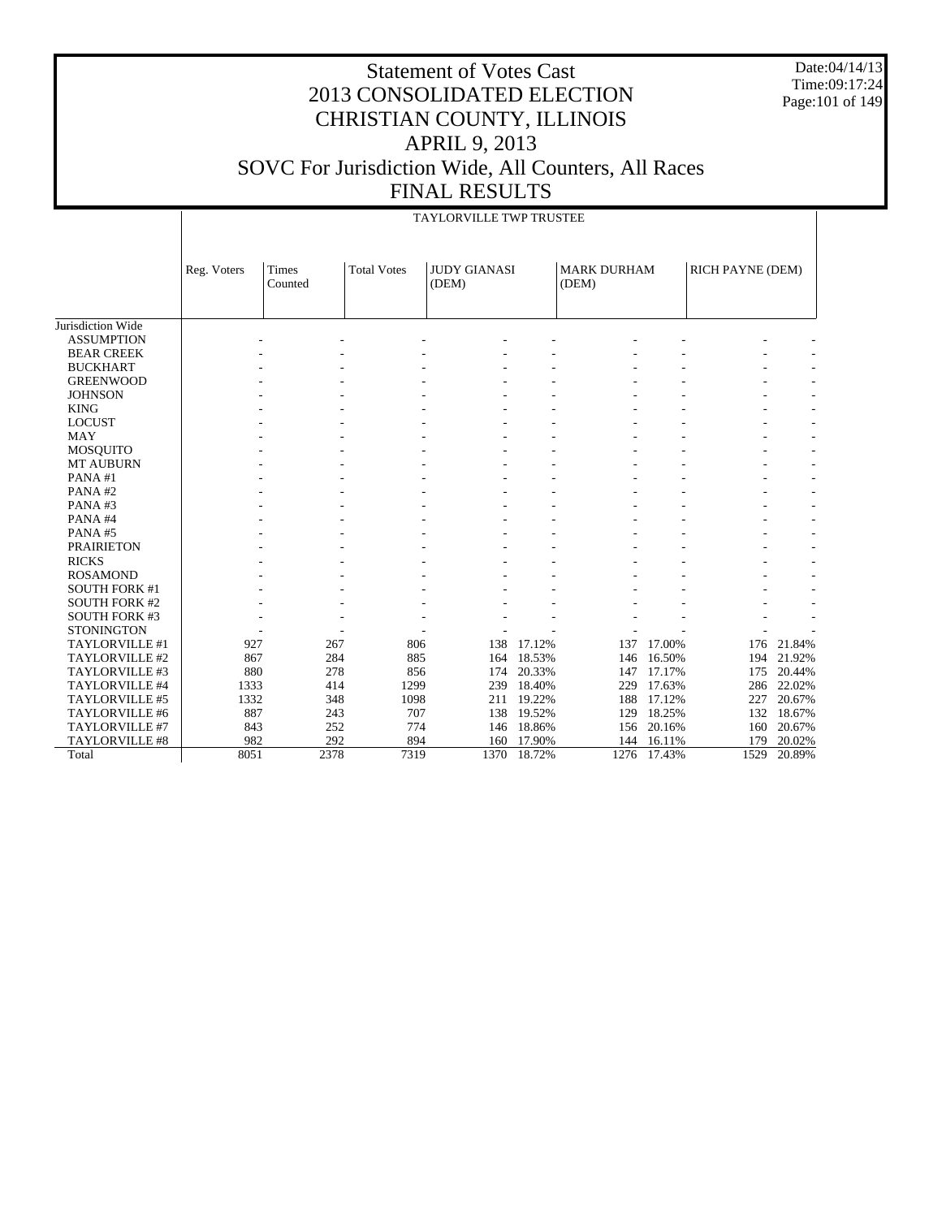# Statement of Votes Cast
# 2013 CONSOLIDATED ELECTION
# CHRISTIAN COUNTY, ILLINOIS
# APRIL 9, 2013
# SOVC For Jurisdiction Wide, All Counters, All Races
# FINAL RESULTS

Date:04/14/13
Time:09:17:24

## TAYLORVILLE TWP TRUSTEE

| | Reg. Voters | Times Counted | Total Votes | JUDY GIANASI (DEM) | | MARK DURHAM (DEM) | | RICH PAYNE (DEM) | |
|---|---|---|---|---|---|---|---|---|---|
| Jurisdiction Wide | | | | | | | | | |
| ASSUMPTION | - | - | - | - | - | - | - | - | - |
| BEAR CREEK | - | - | - | - | - | - | - | - | - |
| BUCKHART | - | - | - | - | - | - | - | - | - |
| GREENWOOD | - | - | - | - | - | - | - | - | - |
| JOHNSON | - | - | - | - | - | - | - | - | - |
| KING | - | - | - | - | - | - | - | - | - |
| LOCUST | - | - | - | - | - | - | - | - | - |
| MAY | - | - | - | - | - | - | - | - | - |
| MOSQUITO | - | - | - | - | - | - | - | - | - |
| MT AUBURN | - | - | - | - | - | - | - | - | - |
| PANA #1 | - | - | - | - | - | - | - | - | - |
| PANA #2 | - | - | - | - | - | - | - | - | - |
| PANA #3 | - | - | - | - | - | - | - | - | - |
| PANA #4 | - | - | - | - | - | - | - | - | - |
| PANA #5 | - | - | - | - | - | - | - | - | - |
| PRAIRIETON | - | - | - | - | - | - | - | - | - |
| RICKS | - | - | - | - | - | - | - | - | - |
| ROSAMOND | - | - | - | - | - | - | - | - | - |
| SOUTH FORK #1 | - | - | - | - | - | - | - | - | - |
| SOUTH FORK #2 | - | - | - | - | - | - | - | - | - |
| SOUTH FORK #3 | - | - | - | - | - | - | - | - | - |
| STONINGTON | - | - | - | - | - | - | - | - | - |
| TAYLORVILLE #1 | 927 | 267 | 806 | 138 | 17.12% | 137 | 17.00% | 176 | 21.84% |
| TAYLORVILLE #2 | 867 | 284 | 885 | 164 | 18.53% | 146 | 16.50% | 194 | 21.92% |
| TAYLORVILLE #3 | 880 | 278 | 856 | 174 | 20.33% | 147 | 17.17% | 175 | 20.44% |
| TAYLORVILLE #4 | 1333 | 414 | 1299 | 239 | 18.40% | 229 | 17.63% | 286 | 22.02% |
| TAYLORVILLE #5 | 1332 | 348 | 1098 | 211 | 19.22% | 188 | 17.12% | 227 | 20.67% |
| TAYLORVILLE #6 | 887 | 243 | 707 | 138 | 19.52% | 129 | 18.25% | 132 | 18.67% |
| TAYLORVILLE #7 | 843 | 252 | 774 | 146 | 18.86% | 156 | 20.16% | 160 | 20.67% |
| TAYLORVILLE #8 | 982 | 292 | 894 | 160 | 17.90% | 144 | 16.11% | 179 | 20.02% |
| Total | 8051 | 2378 | 7319 | 1370 | 18.72% | 1276 | 17.43% | 1529 | 20.89% |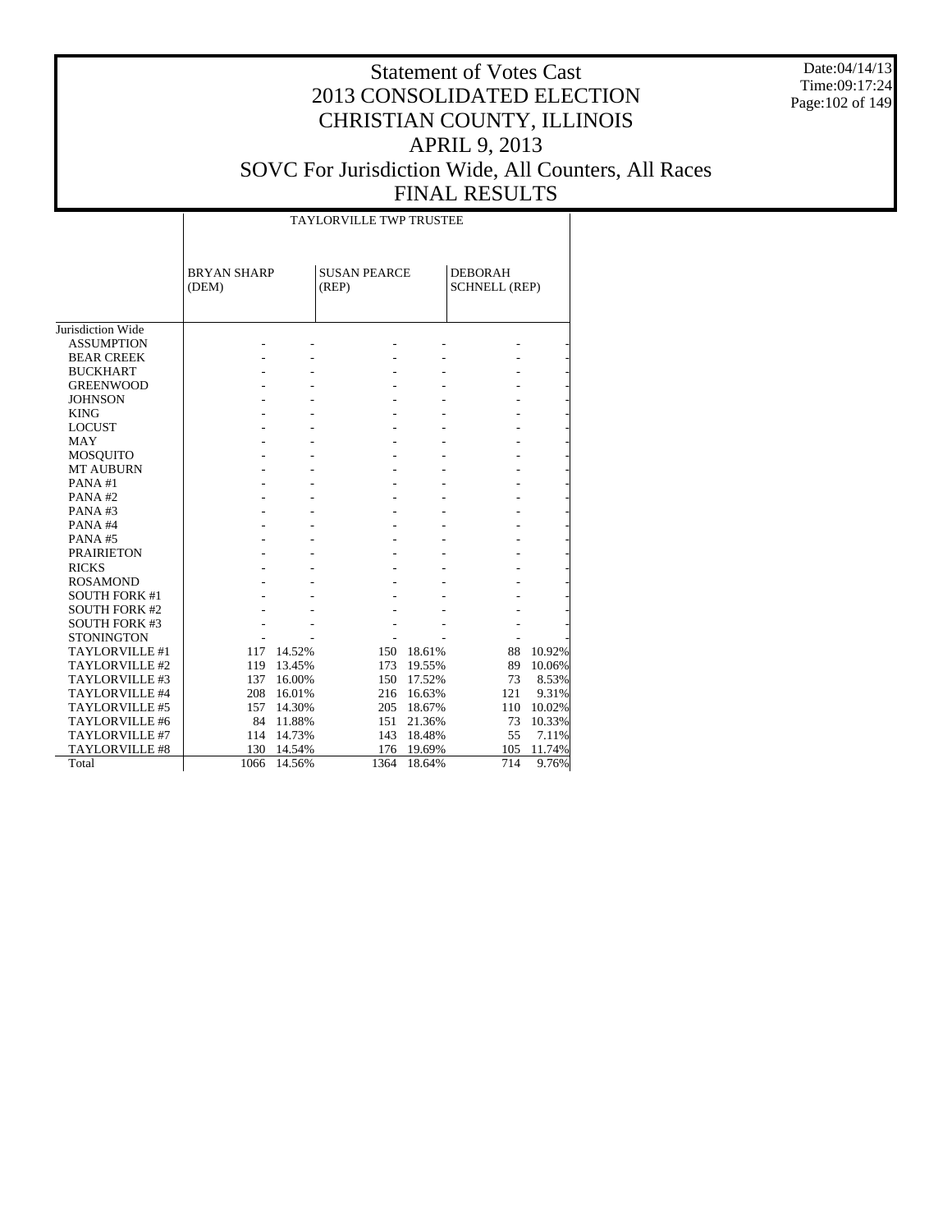# Statement of Votes Cast
# 2013 CONSOLIDATED ELECTION
# CHRISTIAN COUNTY, ILLINOIS
# APRIL 9, 2013
# SOVC For Jurisdiction Wide, All Counters, All Races
# FINAL RESULTS

Date:04/14/13
Time:09:17:24

| | TAYLORVILLE TWP TRUSTEE | | | | | |
|---|---|---|---|---|---|---|
| | BRYAN SHARP (DEM) | | SUSAN PEARCE (REP) | | DEBORAH SCHNELL (REP) | |
| Jurisdiction Wide | | | | | | |
| ASSUMPTION | - | - | - | - | - | - |
| BEAR CREEK | - | - | - | - | - | - |
| BUCKHART | - | - | - | - | - | - |
| GREENWOOD | - | - | - | - | - | - |
| JOHNSON | - | - | - | - | - | - |
| KING | - | - | - | - | - | - |
| LOCUST | - | - | - | - | - | - |
| MAY | - | - | - | - | - | - |
| MOSQUITO | - | - | - | - | - | - |
| MT AUBURN | - | - | - | - | - | - |
| PANA #1 | - | - | - | - | - | - |
| PANA #2 | - | - | - | - | - | - |
| PANA #3 | - | - | - | - | - | - |
| PANA #4 | - | - | - | - | - | - |
| PANA #5 | - | - | - | - | - | - |
| PRAIRIETON | - | - | - | - | - | - |
| RICKS | - | - | - | - | - | - |
| ROSAMOND | - | - | - | - | - | - |
| SOUTH FORK #1 | - | - | - | - | - | - |
| SOUTH FORK #2 | - | - | - | - | - | - |
| SOUTH FORK #3 | - | - | - | - | - | - |
| STONINGTON | - | - | - | - | - | - |
| TAYLORVILLE #1 | 117 | 14.52% | 150 | 18.61% | 88 | 10.92% |
| TAYLORVILLE #2 | 119 | 13.45% | 173 | 19.55% | 89 | 10.06% |
| TAYLORVILLE #3 | 137 | 16.00% | 150 | 17.52% | 73 | 8.53% |
| TAYLORVILLE #4 | 208 | 16.01% | 216 | 16.63% | 121 | 9.31% |
| TAYLORVILLE #5 | 157 | 14.30% | 205 | 18.67% | 110 | 10.02% |
| TAYLORVILLE #6 | 84 | 11.88% | 151 | 21.36% | 73 | 10.33% |
| TAYLORVILLE #7 | 114 | 14.73% | 143 | 18.48% | 55 | 7.11% |
| TAYLORVILLE #8 | 130 | 14.54% | 176 | 19.69% | 105 | 11.74% |
| Total | 1066 | 14.56% | 1364 | 18.64% | 714 | 9.76% |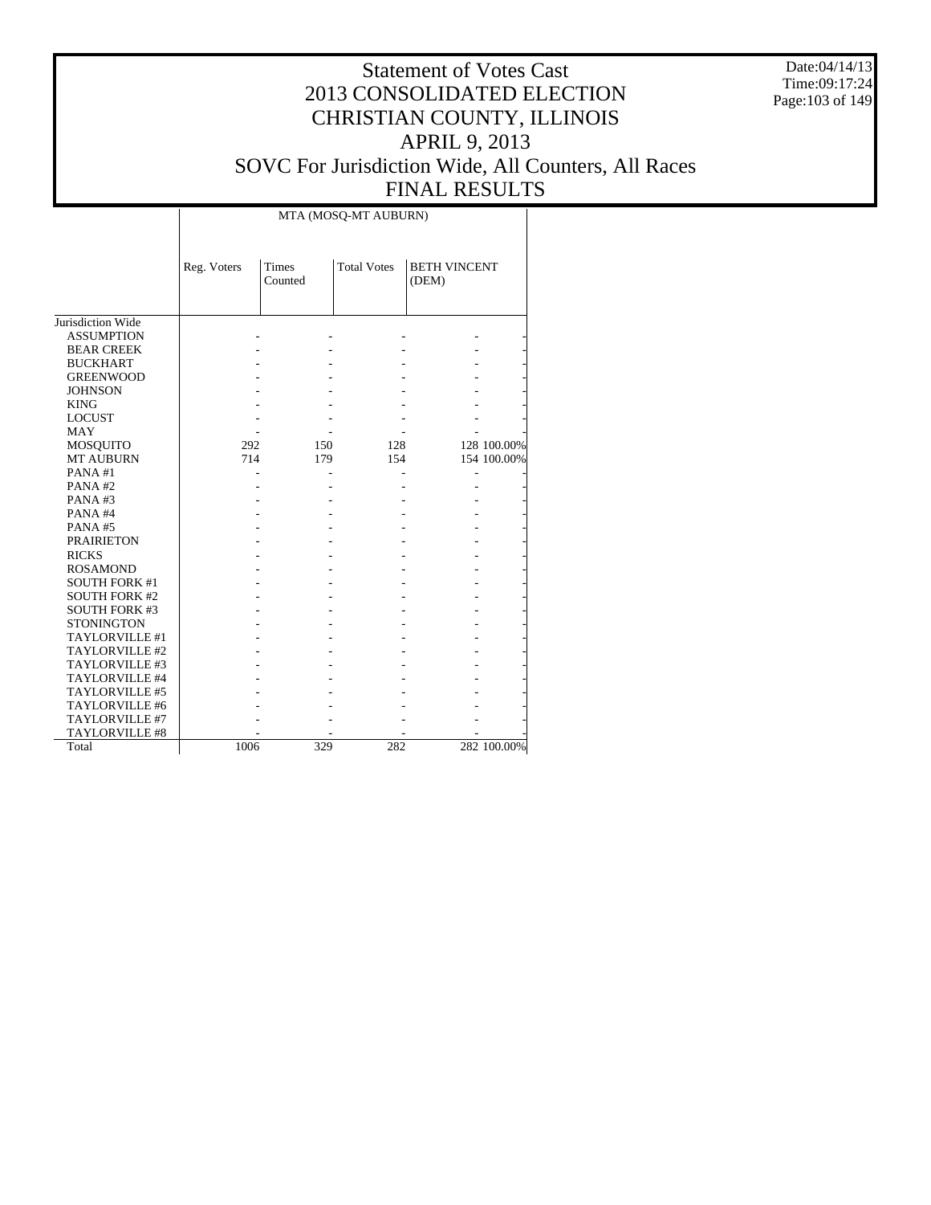# Statement of Votes Cast
# 2013 CONSOLIDATED ELECTION
# CHRISTIAN COUNTY, ILLINOIS
# APRIL 9, 2013
# SOVC For Jurisdiction Wide, All Counters, All Races
# FINAL RESULTS

Date:04/14/13
Time:09:17:24

| | MTA (MOSQ-MT AUBURN) | | | | |
|---|---|---|---|---|---|
| | Reg. Voters | Times Counted | Total Votes | BETH VINCENT (DEM) | |
| Jurisdiction Wide | | | | | |
| ASSUMPTION | - | - | - | - | - |
| BEAR CREEK | - | - | - | - | - |
| BUCKHART | - | - | - | - | - |
| GREENWOOD | - | - | - | - | - |
| JOHNSON | - | - | - | - | - |
| KING | - | - | - | - | - |
| LOCUST | - | - | - | - | - |
| MAY | - | - | - | - | - |
| MOSQUITO | 292 | 150 | 128 | 128 | 100.00% |
| MT AUBURN | 714 | 179 | 154 | 154 | 100.00% |
| PANA #1 | - | - | - | - | - |
| PANA #2 | - | - | - | - | - |
| PANA #3 | - | - | - | - | - |
| PANA #4 | - | - | - | - | - |
| PANA #5 | - | - | - | - | - |
| PRAIRIETON | - | - | - | - | - |
| RICKS | - | - | - | - | - |
| ROSAMOND | - | - | - | - | - |
| SOUTH FORK #1 | - | - | - | - | - |
| SOUTH FORK #2 | - | - | - | - | - |
| SOUTH FORK #3 | - | - | - | - | - |
| STONINGTON | - | - | - | - | - |
| TAYLORVILLE #1 | - | - | - | - | - |
| TAYLORVILLE #2 | - | - | - | - | - |
| TAYLORVILLE #3 | - | - | - | - | - |
| TAYLORVILLE #4 | - | - | - | - | - |
| TAYLORVILLE #5 | - | - | - | - | - |
| TAYLORVILLE #6 | - | - | - | - | - |
| TAYLORVILLE #7 | - | - | - | - | - |
| TAYLORVILLE #8 | - | - | - | - | - |
| Total | 1006 | 329 | 282 | 282 | 100.00% |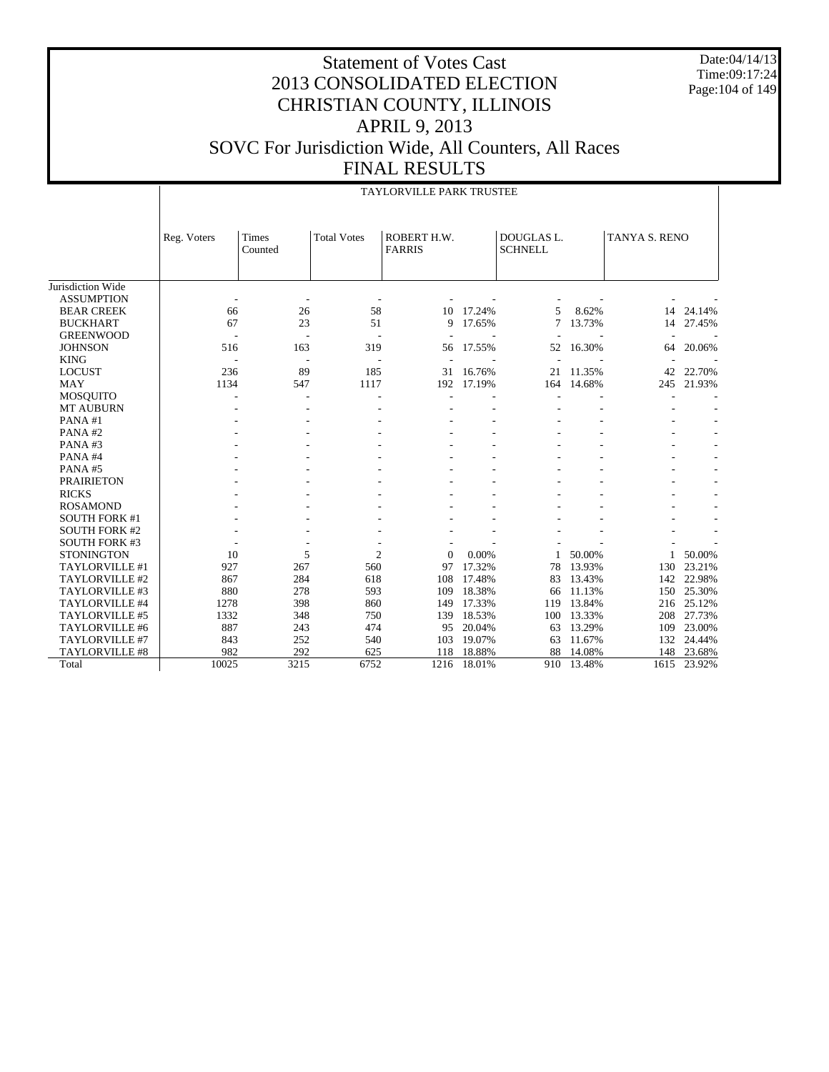# Statement of Votes Cast
# 2013 CONSOLIDATED ELECTION
# CHRISTIAN COUNTY, ILLINOIS
# APRIL 9, 2013
# SOVC For Jurisdiction Wide, All Counters, All Races
# FINAL RESULTS

Date:04/14/13
Time:09:17:24

## TAYLORVILLE PARK TRUSTEE

| | Reg. Voters | Times Counted | Total Votes | ROBERT H.W. FARRIS | | DOUGLAS L. SCHNELL | | TANYA S. RENO | |
|---|---|---|---|---|---|---|---|---|---|
| Jurisdiction Wide | | | | | | | | | |
| ASSUMPTION | - | - | - | - | - | - | - | - | - |
| BEAR CREEK | 66 | 26 | 58 | 10 | 17.24% | 5 | 8.62% | 14 | 24.14% |
| BUCKHART | 67 | 23 | 51 | 9 | 17.65% | 7 | 13.73% | 14 | 27.45% |
| GREENWOOD | - | - | - | - | - | - | - | - | - |
| JOHNSON | 516 | 163 | 319 | 56 | 17.55% | 52 | 16.30% | 64 | 20.06% |
| KING | - | - | - | - | - | - | - | - | - |
| LOCUST | 236 | 89 | 185 | 31 | 16.76% | 21 | 11.35% | 42 | 22.70% |
| MAY | 1134 | 547 | 1117 | 192 | 17.19% | 164 | 14.68% | 245 | 21.93% |
| MOSQUITO | - | - | - | - | - | - | - | - | - |
| MT AUBURN | - | - | - | - | - | - | - | - | - |
| PANA #1 | - | - | - | - | - | - | - | - | - |
| PANA #2 | - | - | - | - | - | - | - | - | - |
| PANA #3 | - | - | - | - | - | - | - | - | - |
| PANA #4 | - | - | - | - | - | - | - | - | - |
| PANA #5 | - | - | - | - | - | - | - | - | - |
| PRAIRIETON | - | - | - | - | - | - | - | - | - |
| RICKS | - | - | - | - | - | - | - | - | - |
| ROSAMOND | - | - | - | - | - | - | - | - | - |
| SOUTH FORK #1 | - | - | - | - | - | - | - | - | - |
| SOUTH FORK #2 | - | - | - | - | - | - | - | - | - |
| SOUTH FORK #3 | - | - | - | - | - | - | - | - | - |
| STONINGTON | 10 | 5 | 2 | 0 | 0.00% | 1 | 50.00% | 1 | 50.00% |
| TAYLORVILLE #1 | 927 | 267 | 560 | 97 | 17.32% | 78 | 13.93% | 130 | 23.21% |
| TAYLORVILLE #2 | 867 | 284 | 618 | 108 | 17.48% | 83 | 13.43% | 142 | 22.98% |
| TAYLORVILLE #3 | 880 | 278 | 593 | 109 | 18.38% | 66 | 11.13% | 150 | 25.30% |
| TAYLORVILLE #4 | 1278 | 398 | 860 | 149 | 17.33% | 119 | 13.84% | 216 | 25.12% |
| TAYLORVILLE #5 | 1332 | 348 | 750 | 139 | 18.53% | 100 | 13.33% | 208 | 27.73% |
| TAYLORVILLE #6 | 887 | 243 | 474 | 95 | 20.04% | 63 | 13.29% | 109 | 23.00% |
| TAYLORVILLE #7 | 843 | 252 | 540 | 103 | 19.07% | 63 | 11.67% | 132 | 24.44% |
| TAYLORVILLE #8 | 982 | 292 | 625 | 118 | 18.88% | 88 | 14.08% | 148 | 23.68% |
| Total | 10025 | 3215 | 6752 | 1216 | 18.01% | 910 | 13.48% | 1615 | 23.92% |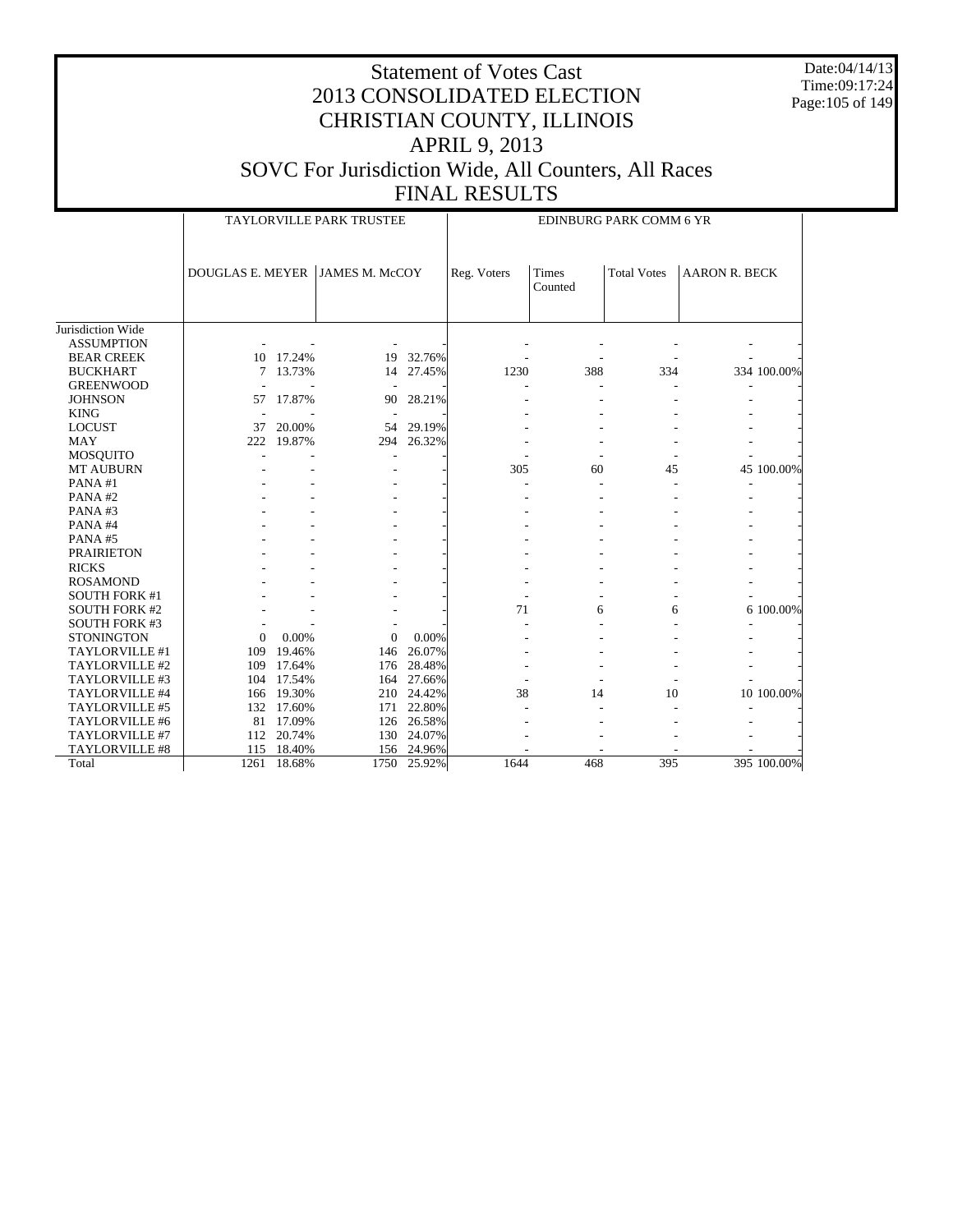# Statement of Votes Cast
# 2013 CONSOLIDATED ELECTION
# CHRISTIAN COUNTY, ILLINOIS
# APRIL 9, 2013
# SOVC For Jurisdiction Wide, All Counters, All Races
# FINAL RESULTS

Date:04/14/13
Time:09:17:24

| | TAYLORVILLE PARK TRUSTEE | | | | EDINBURG PARK COMM 6 YR | | | | |
|---|---|---|---|---|---|---|---|---|---|
| | DOUGLAS E. MEYER | | JAMES M. McCOY | | Reg. Voters | Times Counted | Total Votes | AARON R. BECK | |
| Jurisdiction Wide | | | | | | | | | |
| ASSUMPTION | - | - | - | - | - | - | - | - | - |
| BEAR CREEK | 10 | 17.24% | 19 | 32.76% | - | - | - | - | - |
| BUCKHART | 7 | 13.73% | 14 | 27.45% | 1230 | 388 | 334 | 334 | 100.00% |
| GREENWOOD | - | - | - | - | - | - | - | - | - |
| JOHNSON | 57 | 17.87% | 90 | 28.21% | - | - | - | - | - |
| KING | - | - | - | - | - | - | - | - | - |
| LOCUST | 37 | 20.00% | 54 | 29.19% | - | - | - | - | - |
| MAY | 222 | 19.87% | 294 | 26.32% | - | - | - | - | - |
| MOSQUITO | - | - | - | - | - | - | - | - | - |
| MT AUBURN | - | - | - | - | 305 | 60 | 45 | 45 | 100.00% |
| PANA #1 | - | - | - | - | - | - | - | - | - |
| PANA #2 | - | - | - | - | - | - | - | - | - |
| PANA #3 | - | - | - | - | - | - | - | - | - |
| PANA #4 | - | - | - | - | - | - | - | - | - |
| PANA #5 | - | - | - | - | - | - | - | - | - |
| PRAIRIETON | - | - | - | - | - | - | - | - | - |
| RICKS | - | - | - | - | - | - | - | - | - |
| ROSAMOND | - | - | - | - | - | - | - | - | - |
| SOUTH FORK #1 | - | - | - | - | - | - | - | - | - |
| SOUTH FORK #2 | - | - | - | - | 71 | 6 | 6 | 6 | 100.00% |
| SOUTH FORK #3 | - | - | - | - | - | - | - | - | - |
| STONINGTON | 0 | 0.00% | 0 | 0.00% | - | - | - | - | - |
| TAYLORVILLE #1 | 109 | 19.46% | 146 | 26.07% | - | - | - | - | - |
| TAYLORVILLE #2 | 109 | 17.64% | 176 | 28.48% | - | - | - | - | - |
| TAYLORVILLE #3 | 104 | 17.54% | 164 | 27.66% | - | - | - | - | - |
| TAYLORVILLE #4 | 166 | 19.30% | 210 | 24.42% | 38 | 14 | 10 | 10 | 100.00% |
| TAYLORVILLE #5 | 132 | 17.60% | 171 | 22.80% | - | - | - | - | - |
| TAYLORVILLE #6 | 81 | 17.09% | 126 | 26.58% | - | - | - | - | - |
| TAYLORVILLE #7 | 112 | 20.74% | 130 | 24.07% | - | - | - | - | - |
| TAYLORVILLE #8 | 115 | 18.40% | 156 | 24.96% | - | - | - | - | - |
| Total | 1261 | 18.68% | 1750 | 25.92% | 1644 | 468 | 395 | 395 | 100.00% |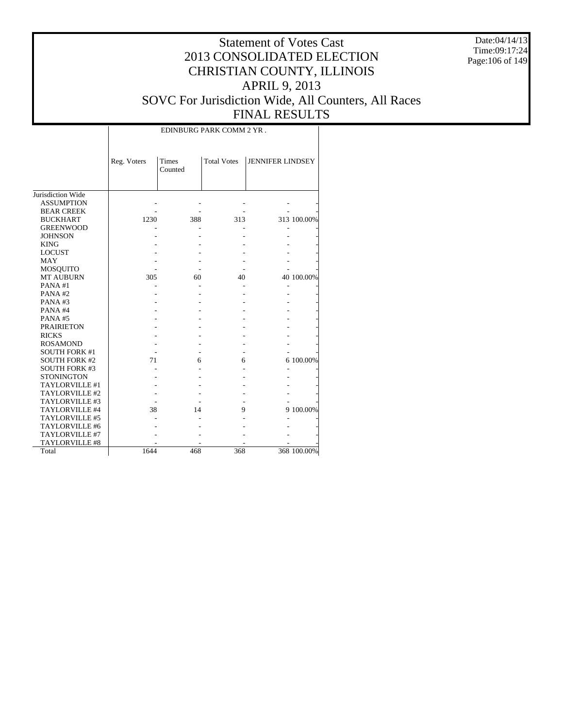# Statement of Votes Cast
# 2013 CONSOLIDATED ELECTION
# CHRISTIAN COUNTY, ILLINOIS
# APRIL 9, 2013
# SOVC For Jurisdiction Wide, All Counters, All Races
# FINAL RESULTS

Date:04/14/13
Time:09:17:24

| | EDINBURG PARK COMM 2 YR . | | | | |
|---|---|---|---|---|---|
| | Reg. Voters | Times Counted | Total Votes | JENNIFER LINDSEY | |
| Jurisdiction Wide | | | | | |
| ASSUMPTION | - | - | - | - | - |
| BEAR CREEK | - | - | - | - | - |
| BUCKHART | 1230 | 388 | 313 | 313 | 100.00% |
| GREENWOOD | - | - | - | - | - |
| JOHNSON | - | - | - | - | - |
| KING | - | - | - | - | - |
| LOCUST | - | - | - | - | - |
| MAY | - | - | - | - | - |
| MOSQUITO | - | - | - | - | - |
| MT AUBURN | 305 | 60 | 40 | 40 | 100.00% |
| PANA #1 | - | - | - | - | - |
| PANA #2 | - | - | - | - | - |
| PANA #3 | - | - | - | - | - |
| PANA #4 | - | - | - | - | - |
| PANA #5 | - | - | - | - | - |
| PRAIRIETON | - | - | - | - | - |
| RICKS | - | - | - | - | - |
| ROSAMOND | - | - | - | - | - |
| SOUTH FORK #1 | - | - | - | - | - |
| SOUTH FORK #2 | 71 | 6 | 6 | 6 | 100.00% |
| SOUTH FORK #3 | - | - | - | - | - |
| STONINGTON | - | - | - | - | - |
| TAYLORVILLE #1 | - | - | - | - | - |
| TAYLORVILLE #2 | - | - | - | - | - |
| TAYLORVILLE #3 | - | - | - | - | - |
| TAYLORVILLE #4 | 38 | 14 | 9 | 9 | 100.00% |
| TAYLORVILLE #5 | - | - | - | - | - |
| TAYLORVILLE #6 | - | - | - | - | - |
| TAYLORVILLE #7 | - | - | - | - | - |
| TAYLORVILLE #8 | - | - | - | - | - |
| Total | 1644 | 468 | 368 | 368 | 100.00% |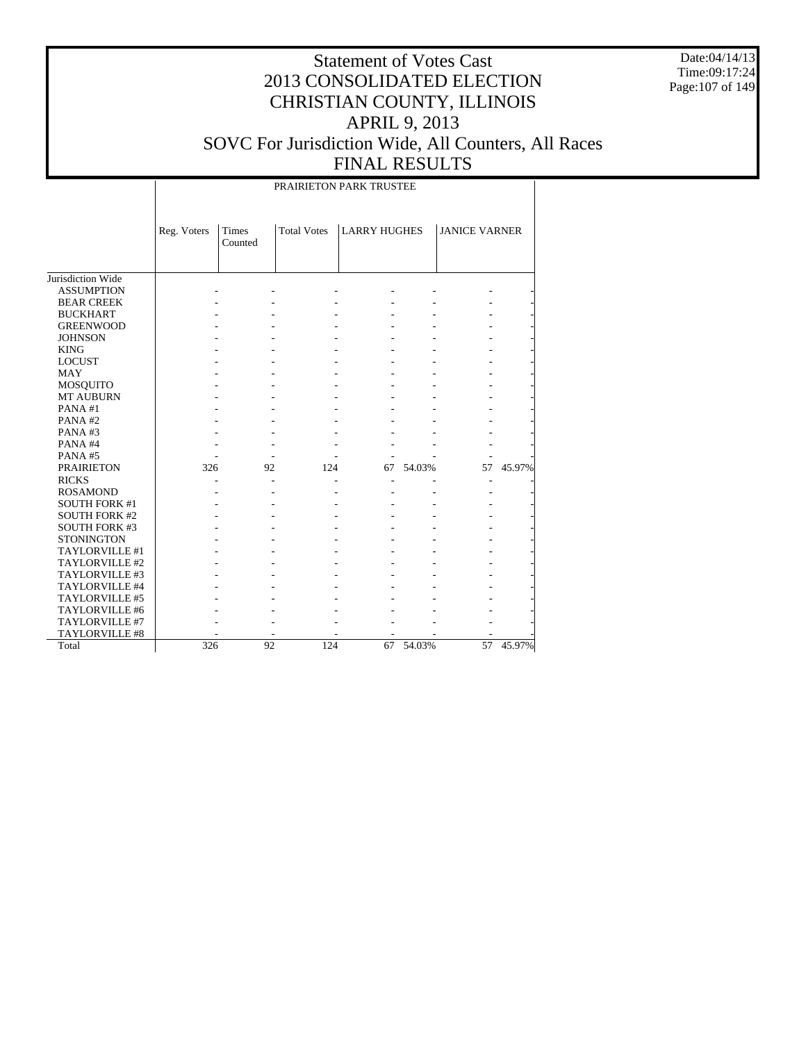# Statement of Votes Cast
# 2013 CONSOLIDATED ELECTION
# CHRISTIAN COUNTY, ILLINOIS
# APRIL 9, 2013
# SOVC For Jurisdiction Wide, All Counters, All Races
# FINAL RESULTS

Date:04/14/13
Time:09:17:24

| | PRAIRIETON PARK TRUSTEE | | | | | | |
|---|---|---|---|---|---|---|---|
| | Reg. Voters | Times Counted | Total Votes | LARRY HUGHES | | JANICE VARNER | |
| Jurisdiction Wide | | | | | | | |
| ASSUMPTION | - | - | - | - | - | - | - |
| BEAR CREEK | - | - | - | - | - | - | - |
| BUCKHART | - | - | - | - | - | - | - |
| GREENWOOD | - | - | - | - | - | - | - |
| JOHNSON | - | - | - | - | - | - | - |
| KING | - | - | - | - | - | - | - |
| LOCUST | - | - | - | - | - | - | - |
| MAY | - | - | - | - | - | - | - |
| MOSQUITO | - | - | - | - | - | - | - |
| MT AUBURN | - | - | - | - | - | - | - |
| PANA #1 | - | - | - | - | - | - | - |
| PANA #2 | - | - | - | - | - | - | - |
| PANA #3 | - | - | - | - | - | - | - |
| PANA #4 | - | - | - | - | - | - | - |
| PANA #5 | - | - | - | - | - | - | - |
| PRAIRIETON | 326 | 92 | 124 | 67 | 54.03% | 57 | 45.97% |
| RICKS | - | - | - | - | - | - | - |
| ROSAMOND | - | - | - | - | - | - | - |
| SOUTH FORK #1 | - | - | - | - | - | - | - |
| SOUTH FORK #2 | - | - | - | - | - | - | - |
| SOUTH FORK #3 | - | - | - | - | - | - | - |
| STONINGTON | - | - | - | - | - | - | - |
| TAYLORVILLE #1 | - | - | - | - | - | - | - |
| TAYLORVILLE #2 | - | - | - | - | - | - | - |
| TAYLORVILLE #3 | - | - | - | - | - | - | - |
| TAYLORVILLE #4 | - | - | - | - | - | - | - |
| TAYLORVILLE #5 | - | - | - | - | - | - | - |
| TAYLORVILLE #6 | - | - | - | - | - | - | - |
| TAYLORVILLE #7 | - | - | - | - | - | - | - |
| TAYLORVILLE #8 | - | - | - | - | - | - | - |
| Total | 326 | 92 | 124 | 67 | 54.03% | 57 | 45.97% |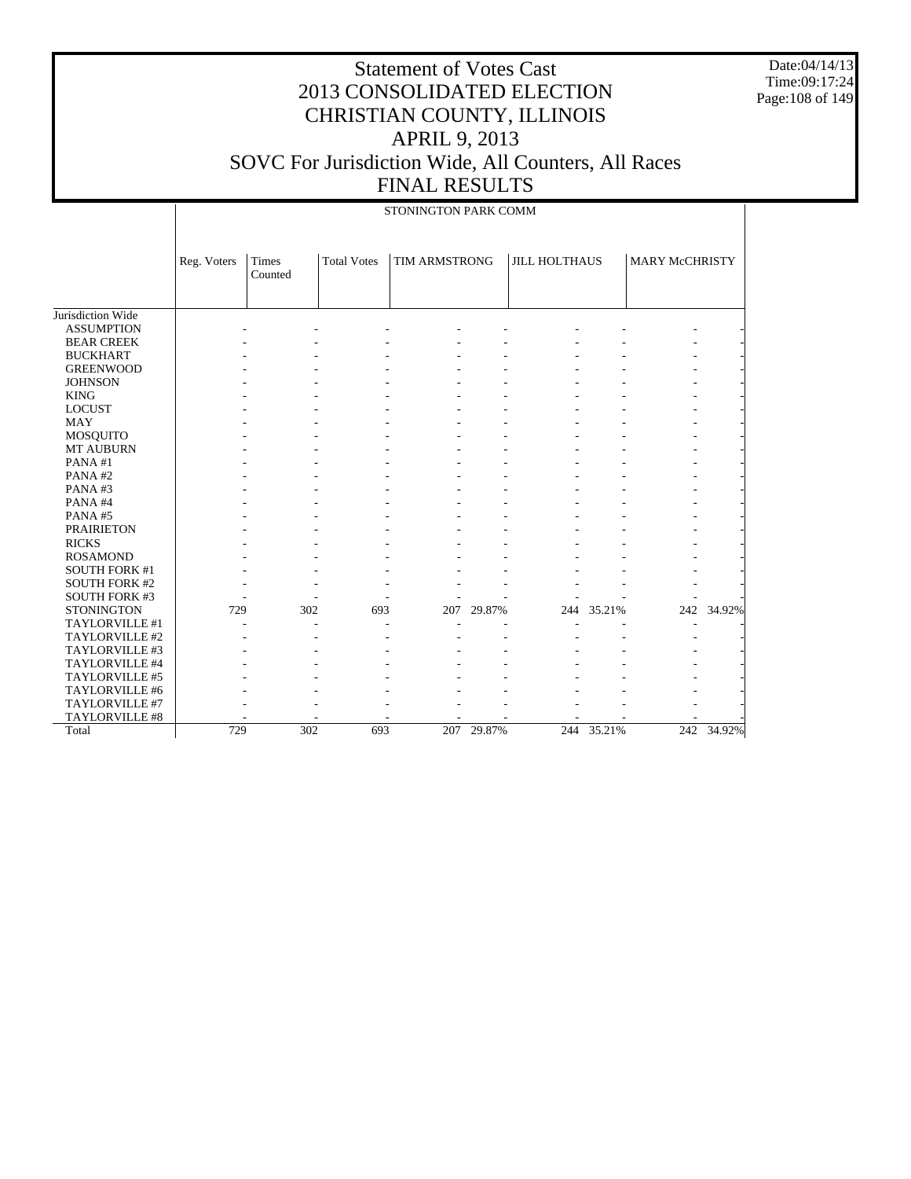# Statement of Votes Cast
# 2013 CONSOLIDATED ELECTION
# CHRISTIAN COUNTY, ILLINOIS
# APRIL 9, 2013
# SOVC For Jurisdiction Wide, All Counters, All Races
# FINAL RESULTS

Date:04/14/13
Time:09:17:24

STONINGTON PARK COMM

| | Reg. Voters | Times Counted | Total Votes | TIM ARMSTRONG | | JILL HOLTHAUS | | MARY McCHRISTY | |
|---|---|---|---|---|---|---|---|---|---|
| Jurisdiction Wide | | | | | | | | | |
| ASSUMPTION | - | - | - | - | - | - | - | - | - |
| BEAR CREEK | - | - | - | - | - | - | - | - | - |
| BUCKHART | - | - | - | - | - | - | - | - | - |
| GREENWOOD | - | - | - | - | - | - | - | - | - |
| JOHNSON | - | - | - | - | - | - | - | - | - |
| KING | - | - | - | - | - | - | - | - | - |
| LOCUST | - | - | - | - | - | - | - | - | - |
| MAY | - | - | - | - | - | - | - | - | - |
| MOSQUITO | - | - | - | - | - | - | - | - | - |
| MT AUBURN | - | - | - | - | - | - | - | - | - |
| PANA #1 | - | - | - | - | - | - | - | - | - |
| PANA #2 | - | - | - | - | - | - | - | - | - |
| PANA #3 | - | - | - | - | - | - | - | - | - |
| PANA #4 | - | - | - | - | - | - | - | - | - |
| PANA #5 | - | - | - | - | - | - | - | - | - |
| PRAIRIETON | - | - | - | - | - | - | - | - | - |
| RICKS | - | - | - | - | - | - | - | - | - |
| ROSAMOND | - | - | - | - | - | - | - | - | - |
| SOUTH FORK #1 | - | - | - | - | - | - | - | - | - |
| SOUTH FORK #2 | - | - | - | - | - | - | - | - | - |
| SOUTH FORK #3 | - | - | - | - | - | - | - | - | - |
| STONINGTON | 729 | 302 | 693 | 207 | 29.87% | 244 | 35.21% | 242 | 34.92% |
| TAYLORVILLE #1 | - | - | - | - | - | - | - | - | - |
| TAYLORVILLE #2 | - | - | - | - | - | - | - | - | - |
| TAYLORVILLE #3 | - | - | - | - | - | - | - | - | - |
| TAYLORVILLE #4 | - | - | - | - | - | - | - | - | - |
| TAYLORVILLE #5 | - | - | - | - | - | - | - | - | - |
| TAYLORVILLE #6 | - | - | - | - | - | - | - | - | - |
| TAYLORVILLE #7 | - | - | - | - | - | - | - | - | - |
| TAYLORVILLE #8 | - | - | - | - | - | - | - | - | - |
| Total | 729 | 302 | 693 | 207 | 29.87% | 244 | 35.21% | 242 | 34.92% |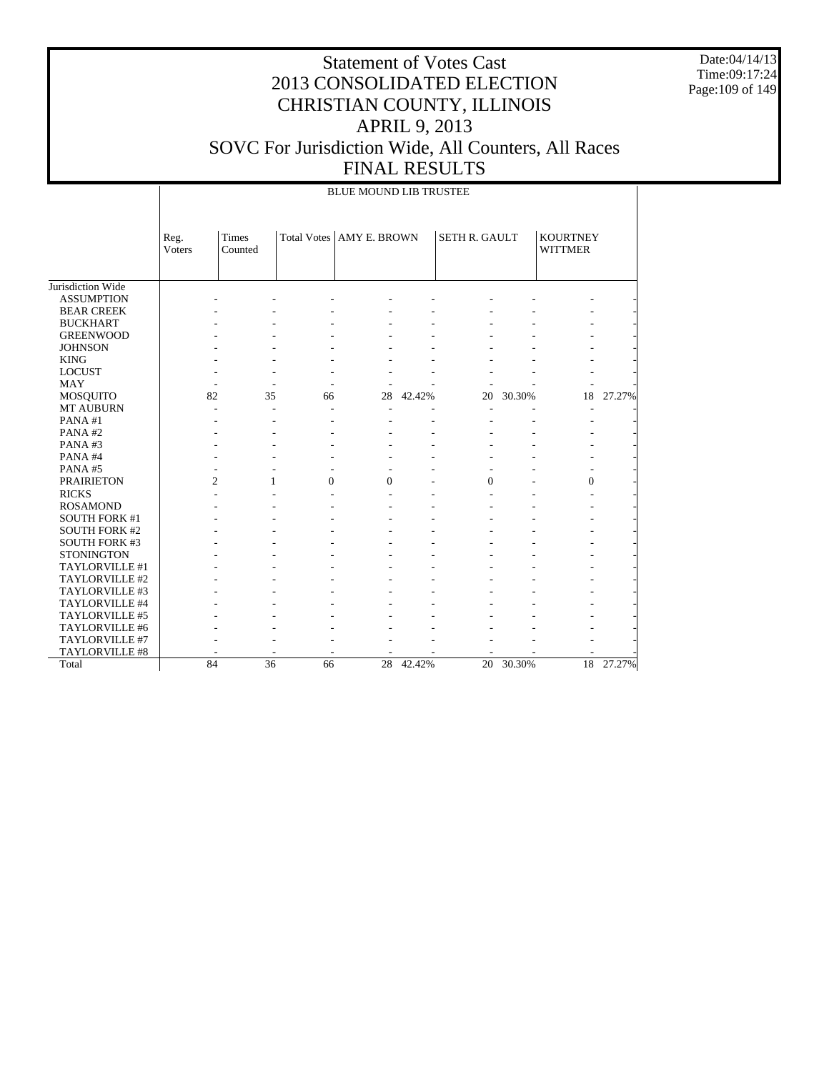# Statement of Votes Cast
# 2013 CONSOLIDATED ELECTION
# CHRISTIAN COUNTY, ILLINOIS
# APRIL 9, 2013
# SOVC For Jurisdiction Wide, All Counters, All Races
# FINAL RESULTS

Date:04/14/13
Time:09:17:24

BLUE MOUND LIB TRUSTEE

| | Reg. Voters | Times Counted | Total Votes | AMY E. BROWN | | SETH R. GAULT | | KOURTNEY WITTMER | |
|---|---|---|---|---|---|---|---|---|---|
| Jurisdiction Wide | | | | | | | | | |
| ASSUMPTION | - | - | - | - | - | - | - | - | - |
| BEAR CREEK | - | - | - | - | - | - | - | - | - |
| BUCKHART | - | - | - | - | - | - | - | - | - |
| GREENWOOD | - | - | - | - | - | - | - | - | - |
| JOHNSON | - | - | - | - | - | - | - | - | - |
| KING | - | - | - | - | - | - | - | - | - |
| LOCUST | - | - | - | - | - | - | - | - | - |
| MAY | - | - | - | - | - | - | - | - | - |
| MOSQUITO | 82 | 35 | 66 | 28 | 42.42% | 20 | 30.30% | 18 | 27.27% |
| MT AUBURN | - | - | - | - | - | - | - | - | - |
| PANA #1 | - | - | - | - | - | - | - | - | - |
| PANA #2 | - | - | - | - | - | - | - | - | - |
| PANA #3 | - | - | - | - | - | - | - | - | - |
| PANA #4 | - | - | - | - | - | - | - | - | - |
| PANA #5 | - | - | - | - | - | - | - | - | - |
| PRAIRIETON | 2 | 1 | 0 | 0 | - | 0 | - | 0 | - |
| RICKS | - | - | - | - | - | - | - | - | - |
| ROSAMOND | - | - | - | - | - | - | - | - | - |
| SOUTH FORK #1 | - | - | - | - | - | - | - | - | - |
| SOUTH FORK #2 | - | - | - | - | - | - | - | - | - |
| SOUTH FORK #3 | - | - | - | - | - | - | - | - | - |
| STONINGTON | - | - | - | - | - | - | - | - | - |
| TAYLORVILLE #1 | - | - | - | - | - | - | - | - | - |
| TAYLORVILLE #2 | - | - | - | - | - | - | - | - | - |
| TAYLORVILLE #3 | - | - | - | - | - | - | - | - | - |
| TAYLORVILLE #4 | - | - | - | - | - | - | - | - | - |
| TAYLORVILLE #5 | - | - | - | - | - | - | - | - | - |
| TAYLORVILLE #6 | - | - | - | - | - | - | - | - | - |
| TAYLORVILLE #7 | - | - | - | - | - | - | - | - | - |
| TAYLORVILLE #8 | - | - | - | - | - | - | - | - | - |
| Total | 84 | 36 | 66 | 28 | 42.42% | 20 | 30.30% | 18 | 27.27% |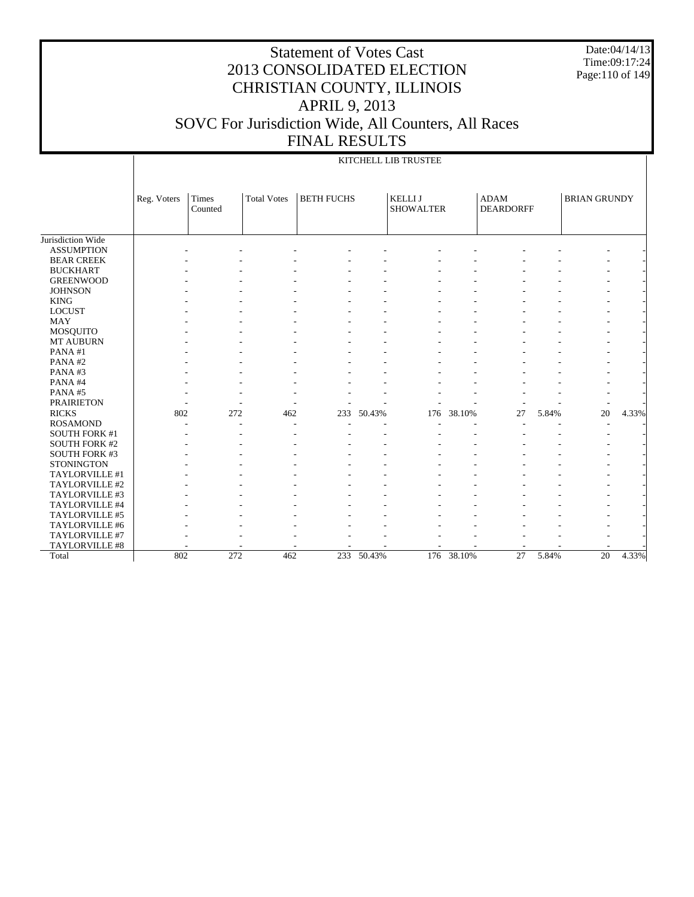# Statement of Votes Cast
# 2013 CONSOLIDATED ELECTION
# CHRISTIAN COUNTY, ILLINOIS
# APRIL 9, 2013
# SOVC For Jurisdiction Wide, All Counters, All Races
# FINAL RESULTS

Date:04/14/13
Time:09:17:24

| | KITCHELL LIB TRUSTEE | | | | | | | | | | |
|---|---|---|---|---|---|---|---|---|---|---|---|
| | Reg. Voters | Times Counted | Total Votes | BETH FUCHS | | KELLI J SHOWALTER | | ADAM DEARDORFF | | BRIAN GRUNDY | |
| Jurisdiction Wide | | | | | | | | | | | |
| ASSUMPTION | - | - | - | - | - | - | - | - | - | - | - |
| BEAR CREEK | - | - | - | - | - | - | - | - | - | - | - |
| BUCKHART | - | - | - | - | - | - | - | - | - | - | - |
| GREENWOOD | - | - | - | - | - | - | - | - | - | - | - |
| JOHNSON | - | - | - | - | - | - | - | - | - | - | - |
| KING | - | - | - | - | - | - | - | - | - | - | - |
| LOCUST | - | - | - | - | - | - | - | - | - | - | - |
| MAY | - | - | - | - | - | - | - | - | - | - | - |
| MOSQUITO | - | - | - | - | - | - | - | - | - | - | - |
| MT AUBURN | - | - | - | - | - | - | - | - | - | - | - |
| PANA #1 | - | - | - | - | - | - | - | - | - | - | - |
| PANA #2 | - | - | - | - | - | - | - | - | - | - | - |
| PANA #3 | - | - | - | - | - | - | - | - | - | - | - |
| PANA #4 | - | - | - | - | - | - | - | - | - | - | - |
| PANA #5 | - | - | - | - | - | - | - | - | - | - | - |
| PRAIRIETON | - | - | - | - | - | - | - | - | - | - | - |
| RICKS | 802 | 272 | 462 | 233 | 50.43% | 176 | 38.10% | 27 | 5.84% | 20 | 4.33% |
| ROSAMOND | - | - | - | - | - | - | - | - | - | - | - |
| SOUTH FORK #1 | - | - | - | - | - | - | - | - | - | - | - |
| SOUTH FORK #2 | - | - | - | - | - | - | - | - | - | - | - |
| SOUTH FORK #3 | - | - | - | - | - | - | - | - | - | - | - |
| STONINGTON | - | - | - | - | - | - | - | - | - | - | - |
| TAYLORVILLE #1 | - | - | - | - | - | - | - | - | - | - | - |
| TAYLORVILLE #2 | - | - | - | - | - | - | - | - | - | - | - |
| TAYLORVILLE #3 | - | - | - | - | - | - | - | - | - | - | - |
| TAYLORVILLE #4 | - | - | - | - | - | - | - | - | - | - | - |
| TAYLORVILLE #5 | - | - | - | - | - | - | - | - | - | - | - |
| TAYLORVILLE #6 | - | - | - | - | - | - | - | - | - | - | - |
| TAYLORVILLE #7 | - | - | - | - | - | - | - | - | - | - | - |
| TAYLORVILLE #8 | - | - | - | - | - | - | - | - | - | - | - |
| Total | 802 | 272 | 462 | 233 | 50.43% | 176 | 38.10% | 27 | 5.84% | 20 | 4.33% |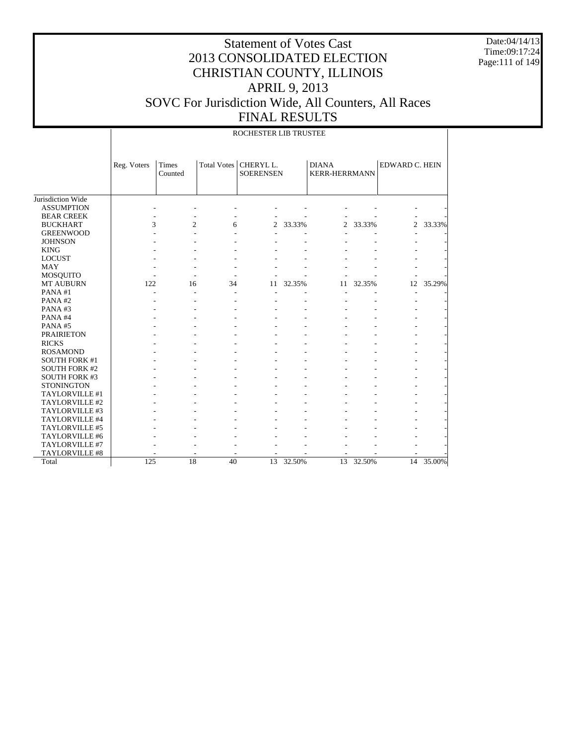# Statement of Votes Cast
# 2013 CONSOLIDATED ELECTION
# CHRISTIAN COUNTY, ILLINOIS
# APRIL 9, 2013
# SOVC For Jurisdiction Wide, All Counters, All Races
# FINAL RESULTS

Date:04/14/13
Time:09:17:24

ROCHESTER LIB TRUSTEE

| | Reg. Voters | Times Counted | Total Votes | CHERYL L. SOERENSEN | | DIANA KERR-HERRMANN | | EDWARD C. HEIN | |
|---|---|---|---|---|---|---|---|---|---|
| Jurisdiction Wide | | | | | | | | | |
| ASSUMPTION | - | - | - | - | - | - | - | - | - |
| BEAR CREEK | - | - | - | - | - | - | - | - | - |
| BUCKHART | 3 | 2 | 6 | 2 | 33.33% | 2 | 33.33% | 2 | 33.33% |
| GREENWOOD | - | - | - | - | - | - | - | - | - |
| JOHNSON | - | - | - | - | - | - | - | - | - |
| KING | - | - | - | - | - | - | - | - | - |
| LOCUST | - | - | - | - | - | - | - | - | - |
| MAY | - | - | - | - | - | - | - | - | - |
| MOSQUITO | - | - | - | - | - | - | - | - | - |
| MT AUBURN | 122 | 16 | 34 | 11 | 32.35% | 11 | 32.35% | 12 | 35.29% |
| PANA #1 | - | - | - | - | - | - | - | - | - |
| PANA #2 | - | - | - | - | - | - | - | - | - |
| PANA #3 | - | - | - | - | - | - | - | - | - |
| PANA #4 | - | - | - | - | - | - | - | - | - |
| PANA #5 | - | - | - | - | - | - | - | - | - |
| PRAIRIETON | - | - | - | - | - | - | - | - | - |
| RICKS | - | - | - | - | - | - | - | - | - |
| ROSAMOND | - | - | - | - | - | - | - | - | - |
| SOUTH FORK #1 | - | - | - | - | - | - | - | - | - |
| SOUTH FORK #2 | - | - | - | - | - | - | - | - | - |
| SOUTH FORK #3 | - | - | - | - | - | - | - | - | - |
| STONINGTON | - | - | - | - | - | - | - | - | - |
| TAYLORVILLE #1 | - | - | - | - | - | - | - | - | - |
| TAYLORVILLE #2 | - | - | - | - | - | - | - | - | - |
| TAYLORVILLE #3 | - | - | - | - | - | - | - | - | - |
| TAYLORVILLE #4 | - | - | - | - | - | - | - | - | - |
| TAYLORVILLE #5 | - | - | - | - | - | - | - | - | - |
| TAYLORVILLE #6 | - | - | - | - | - | - | - | - | - |
| TAYLORVILLE #7 | - | - | - | - | - | - | - | - | - |
| TAYLORVILLE #8 | - | - | - | - | - | - | - | - | - |
| Total | 125 | 18 | 40 | 13 | 32.50% | 13 | 32.50% | 14 | 35.00% |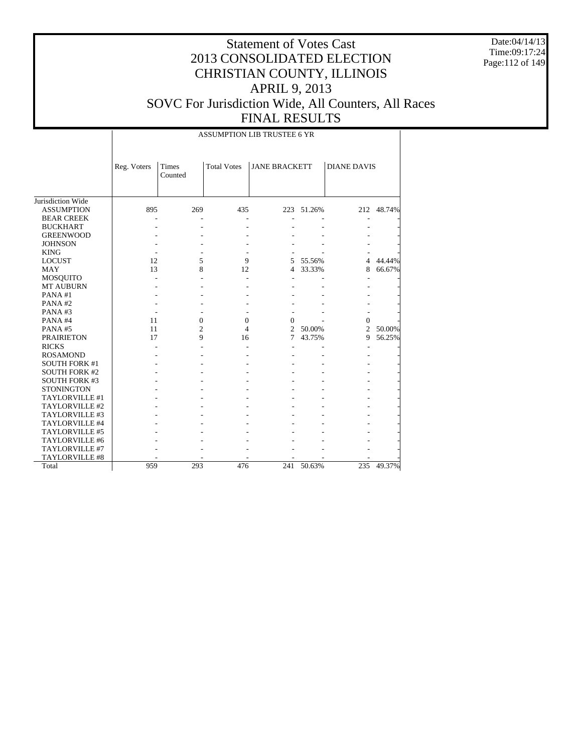# Statement of Votes Cast
# 2013 CONSOLIDATED ELECTION
# CHRISTIAN COUNTY, ILLINOIS
# APRIL 9, 2013
# SOVC For Jurisdiction Wide, All Counters, All Races
# FINAL RESULTS

Date:04/14/13
Time:09:17:24

| | ASSUMPTION LIB TRUSTEE 6 YR | | | | | | |
|---|---|---|---|---|---|---|---|
| | Reg. Voters | Times Counted | Total Votes | JANE BRACKETT | | DIANE DAVIS | |
| Jurisdiction Wide | | | | | | | |
| ASSUMPTION | 895 | 269 | 435 | 223 | 51.26% | 212 | 48.74% |
| BEAR CREEK | - | - | - | - | - | - | - |
| BUCKHART | - | - | - | - | - | - | - |
| GREENWOOD | - | - | - | - | - | - | - |
| JOHNSON | - | - | - | - | - | - | - |
| KING | - | - | - | - | - | - | - |
| LOCUST | 12 | 5 | 9 | 5 | 55.56% | 4 | 44.44% |
| MAY | 13 | 8 | 12 | 4 | 33.33% | 8 | 66.67% |
| MOSQUITO | - | - | - | - | - | - | - |
| MT AUBURN | - | - | - | - | - | - | - |
| PANA #1 | - | - | - | - | - | - | - |
| PANA #2 | - | - | - | - | - | - | - |
| PANA #3 | - | - | - | - | - | - | - |
| PANA #4 | 11 | 0 | 0 | 0 | - | 0 | - |
| PANA #5 | 11 | 2 | 4 | 2 | 50.00% | 2 | 50.00% |
| PRAIRIETON | 17 | 9 | 16 | 7 | 43.75% | 9 | 56.25% |
| RICKS | - | - | - | - | - | - | - |
| ROSAMOND | - | - | - | - | - | - | - |
| SOUTH FORK #1 | - | - | - | - | - | - | - |
| SOUTH FORK #2 | - | - | - | - | - | - | - |
| SOUTH FORK #3 | - | - | - | - | - | - | - |
| STONINGTON | - | - | - | - | - | - | - |
| TAYLORVILLE #1 | - | - | - | - | - | - | - |
| TAYLORVILLE #2 | - | - | - | - | - | - | - |
| TAYLORVILLE #3 | - | - | - | - | - | - | - |
| TAYLORVILLE #4 | - | - | - | - | - | - | - |
| TAYLORVILLE #5 | - | - | - | - | - | - | - |
| TAYLORVILLE #6 | - | - | - | - | - | - | - |
| TAYLORVILLE #7 | - | - | - | - | - | - | - |
| TAYLORVILLE #8 | - | - | - | - | - | - | - |
| Total | 959 | 293 | 476 | 241 | 50.63% | 235 | 49.37% |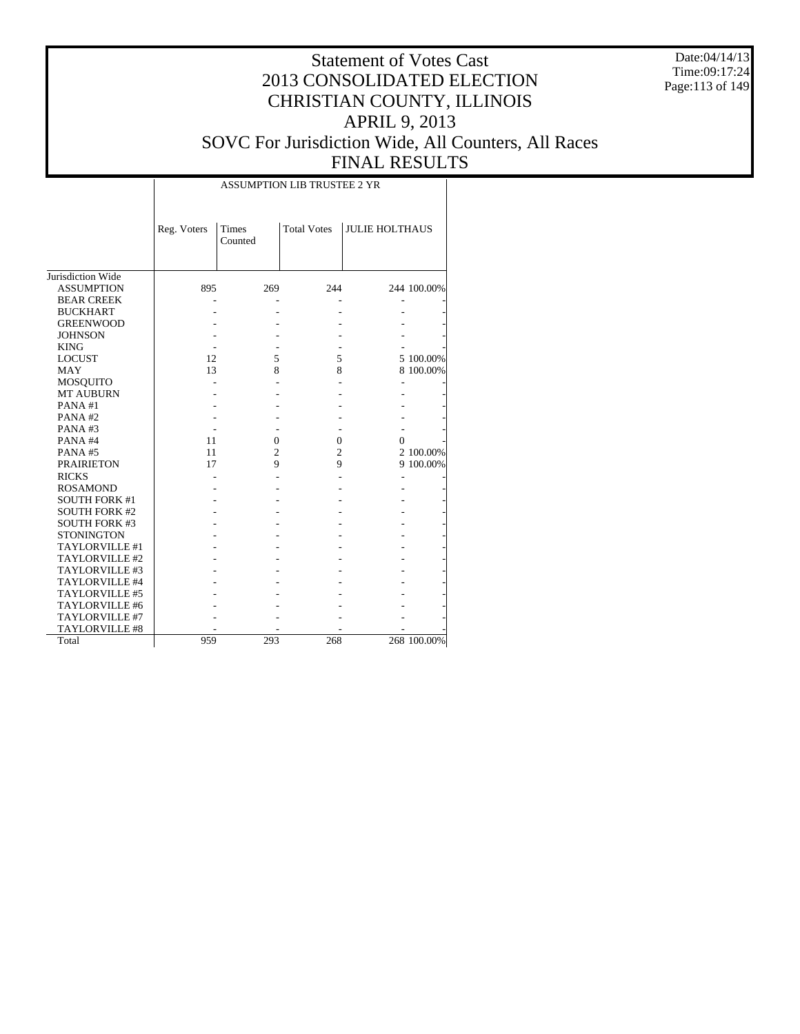# Statement of Votes Cast
# 2013 CONSOLIDATED ELECTION
# CHRISTIAN COUNTY, ILLINOIS
# APRIL 9, 2013
# SOVC For Jurisdiction Wide, All Counters, All Races
# FINAL RESULTS

Date:04/14/13
Time:09:17:24

| | ASSUMPTION LIB TRUSTEE 2 YR | | | | |
|---|---|---|---|---|---|
| | Reg. Voters | Times Counted | Total Votes | JULIE HOLTHAUS | |
| Jurisdiction Wide | | | | | |
| ASSUMPTION | 895 | 269 | 244 | 244 | 100.00% |
| BEAR CREEK | - | - | - | - | - |
| BUCKHART | - | - | - | - | - |
| GREENWOOD | - | - | - | - | - |
| JOHNSON | - | - | - | - | - |
| KING | - | - | - | - | - |
| LOCUST | 12 | 5 | 5 | 5 | 100.00% |
| MAY | 13 | 8 | 8 | 8 | 100.00% |
| MOSQUITO | - | - | - | - | - |
| MT AUBURN | - | - | - | - | - |
| PANA #1 | - | - | - | - | - |
| PANA #2 | - | - | - | - | - |
| PANA #3 | - | - | - | - | - |
| PANA #4 | 11 | 0 | 0 | 0 | - |
| PANA #5 | 11 | 2 | 2 | 2 | 100.00% |
| PRAIRIETON | 17 | 9 | 9 | 9 | 100.00% |
| RICKS | - | - | - | - | - |
| ROSAMOND | - | - | - | - | - |
| SOUTH FORK #1 | - | - | - | - | - |
| SOUTH FORK #2 | - | - | - | - | - |
| SOUTH FORK #3 | - | - | - | - | - |
| STONINGTON | - | - | - | - | - |
| TAYLORVILLE #1 | - | - | - | - | - |
| TAYLORVILLE #2 | - | - | - | - | - |
| TAYLORVILLE #3 | - | - | - | - | - |
| TAYLORVILLE #4 | - | - | - | - | - |
| TAYLORVILLE #5 | - | - | - | - | - |
| TAYLORVILLE #6 | - | - | - | - | - |
| TAYLORVILLE #7 | - | - | - | - | - |
| TAYLORVILLE #8 | - | - | - | - | - |
| Total | 959 | 293 | 268 | 268 | 100.00% |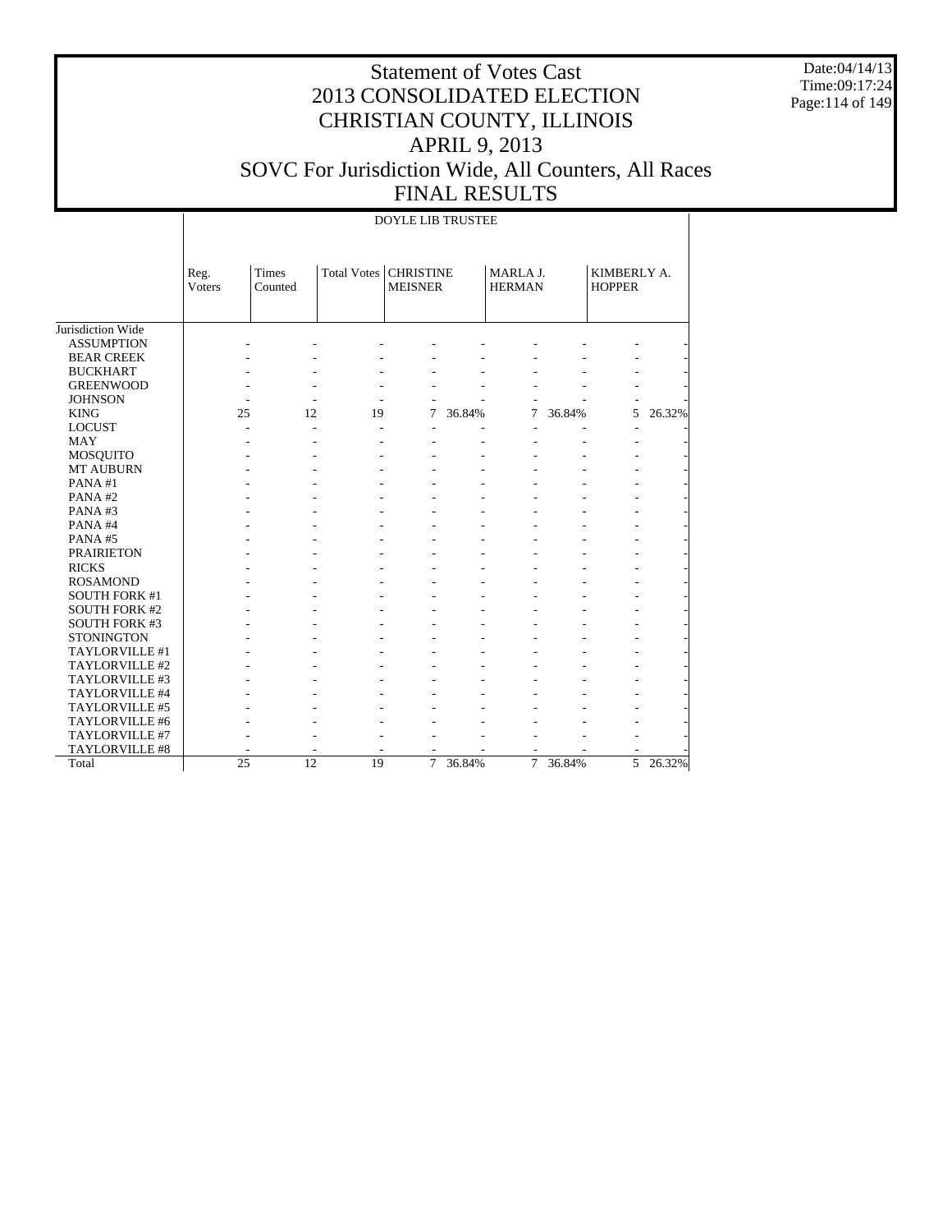# Statement of Votes Cast
# 2013 CONSOLIDATED ELECTION
# CHRISTIAN COUNTY, ILLINOIS
# APRIL 9, 2013
# SOVC For Jurisdiction Wide, All Counters, All Races
# FINAL RESULTS

Date:04/14/13
Time:09:17:24

| | DOYLE LIB TRUSTEE | | | | | | | | |
|---|---|---|---|---|---|---|---|---|---|
| | Reg. Voters | Times Counted | Total Votes | CHRISTINE MEISNER | | MARLA J. HERMAN | | KIMBERLY A. HOPPER | |
| Jurisdiction Wide | | | | | | | | | |
| ASSUMPTION | - | - | - | - | - | - | - | - | - |
| BEAR CREEK | - | - | - | - | - | - | - | - | - |
| BUCKHART | - | - | - | - | - | - | - | - | - |
| GREENWOOD | - | - | - | - | - | - | - | - | - |
| JOHNSON | - | - | - | - | - | - | - | - | - |
| KING | 25 | 12 | 19 | 7 | 36.84% | 7 | 36.84% | 5 | 26.32% |
| LOCUST | - | - | - | - | - | - | - | - | - |
| MAY | - | - | - | - | - | - | - | - | - |
| MOSQUITO | - | - | - | - | - | - | - | - | - |
| MT AUBURN | - | - | - | - | - | - | - | - | - |
| PANA #1 | - | - | - | - | - | - | - | - | - |
| PANA #2 | - | - | - | - | - | - | - | - | - |
| PANA #3 | - | - | - | - | - | - | - | - | - |
| PANA #4 | - | - | - | - | - | - | - | - | - |
| PANA #5 | - | - | - | - | - | - | - | - | - |
| PRAIRIETON | - | - | - | - | - | - | - | - | - |
| RICKS | - | - | - | - | - | - | - | - | - |
| ROSAMOND | - | - | - | - | - | - | - | - | - |
| SOUTH FORK #1 | - | - | - | - | - | - | - | - | - |
| SOUTH FORK #2 | - | - | - | - | - | - | - | - | - |
| SOUTH FORK #3 | - | - | - | - | - | - | - | - | - |
| STONINGTON | - | - | - | - | - | - | - | - | - |
| TAYLORVILLE #1 | - | - | - | - | - | - | - | - | - |
| TAYLORVILLE #2 | - | - | - | - | - | - | - | - | - |
| TAYLORVILLE #3 | - | - | - | - | - | - | - | - | - |
| TAYLORVILLE #4 | - | - | - | - | - | - | - | - | - |
| TAYLORVILLE #5 | - | - | - | - | - | - | - | - | - |
| TAYLORVILLE #6 | - | - | - | - | - | - | - | - | - |
| TAYLORVILLE #7 | - | - | - | - | - | - | - | - | - |
| TAYLORVILLE #8 | - | - | - | - | - | - | - | - | - |
| Total | 25 | 12 | 19 | 7 | 36.84% | 7 | 36.84% | 5 | 26.32% |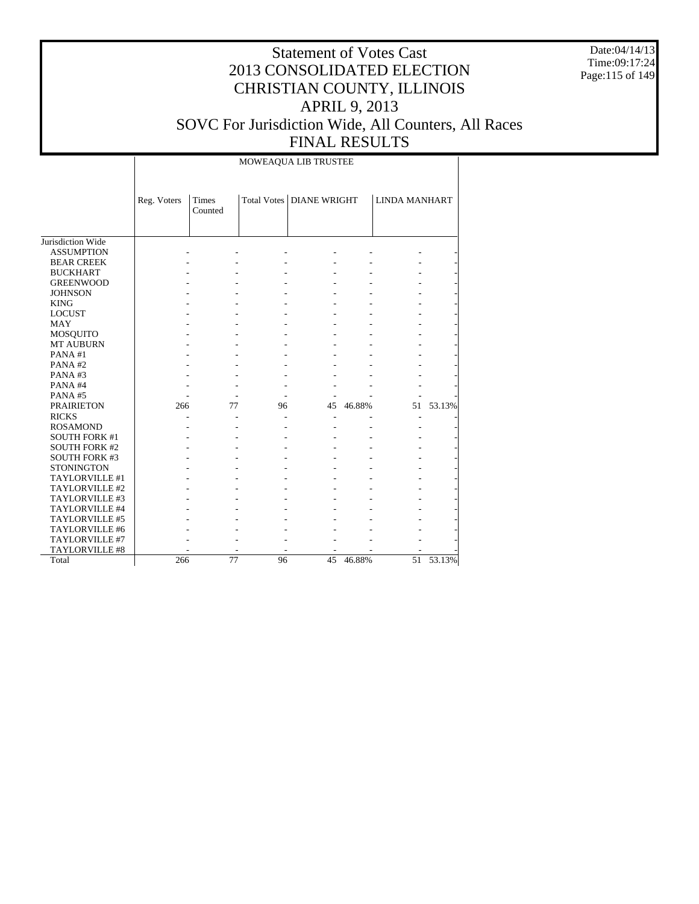# Statement of Votes Cast
# 2013 CONSOLIDATED ELECTION
# CHRISTIAN COUNTY, ILLINOIS
# APRIL 9, 2013
# SOVC For Jurisdiction Wide, All Counters, All Races
# FINAL RESULTS

Date:04/14/13
Time:09:17:24

| | MOWEAQUA LIB TRUSTEE | | | | | | |
|---|---|---|---|---|---|---|---|
| | Reg. Voters | Times Counted | Total Votes | DIANE WRIGHT | | LINDA MANHART | |
| Jurisdiction Wide | | | | | | | |
| ASSUMPTION | - | - | - | - | - | - | - |
| BEAR CREEK | - | - | - | - | - | - | - |
| BUCKHART | - | - | - | - | - | - | - |
| GREENWOOD | - | - | - | - | - | - | - |
| JOHNSON | - | - | - | - | - | - | - |
| KING | - | - | - | - | - | - | - |
| LOCUST | - | - | - | - | - | - | - |
| MAY | - | - | - | - | - | - | - |
| MOSQUITO | - | - | - | - | - | - | - |
| MT AUBURN | - | - | - | - | - | - | - |
| PANA #1 | - | - | - | - | - | - | - |
| PANA #2 | - | - | - | - | - | - | - |
| PANA #3 | - | - | - | - | - | - | - |
| PANA #4 | - | - | - | - | - | - | - |
| PANA #5 | - | - | - | - | - | - | - |
| PRAIRIETON | 266 | 77 | 96 | 45 | 46.88% | 51 | 53.13% |
| RICKS | - | - | - | - | - | - | - |
| ROSAMOND | - | - | - | - | - | - | - |
| SOUTH FORK #1 | - | - | - | - | - | - | - |
| SOUTH FORK #2 | - | - | - | - | - | - | - |
| SOUTH FORK #3 | - | - | - | - | - | - | - |
| STONINGTON | - | - | - | - | - | - | - |
| TAYLORVILLE #1 | - | - | - | - | - | - | - |
| TAYLORVILLE #2 | - | - | - | - | - | - | - |
| TAYLORVILLE #3 | - | - | - | - | - | - | - |
| TAYLORVILLE #4 | - | - | - | - | - | - | - |
| TAYLORVILLE #5 | - | - | - | - | - | - | - |
| TAYLORVILLE #6 | - | - | - | - | - | - | - |
| TAYLORVILLE #7 | - | - | - | - | - | - | - |
| TAYLORVILLE #8 | - | - | - | - | - | - | - |
| Total | 266 | 77 | 96 | 45 | 46.88% | 51 | 53.13% |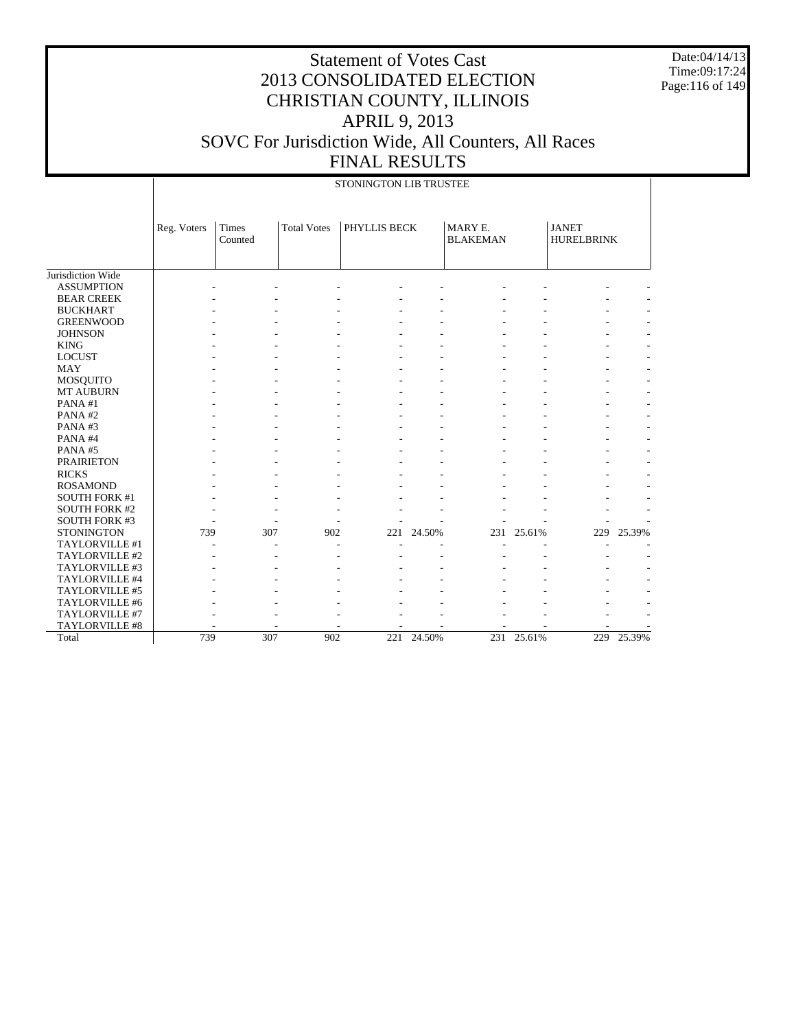# Statement of Votes Cast
## 2013 CONSOLIDATED ELECTION
## CHRISTIAN COUNTY, ILLINOIS
## APRIL 9, 2013
## SOVC For Jurisdiction Wide, All Counters, All Races
## FINAL RESULTS

Date:04/14/13
Time:09:17:24

| | STONINGTON LIB TRUSTEE | | | | | | | | |
|---|---|---|---|---|---|---|---|---|---|
| | Reg. Voters | Times Counted | Total Votes | PHYLLIS BECK | | MARY E. BLAKEMAN | | JANET HURELBRINK | |
| Jurisdiction Wide | | | | | | | | | |
| ASSUMPTION | - | - | - | - | - | - | - | - | - |
| BEAR CREEK | - | - | - | - | - | - | - | - | - |
| BUCKHART | - | - | - | - | - | - | - | - | - |
| GREENWOOD | - | - | - | - | - | - | - | - | - |
| JOHNSON | - | - | - | - | - | - | - | - | - |
| KING | - | - | - | - | - | - | - | - | - |
| LOCUST | - | - | - | - | - | - | - | - | - |
| MAY | - | - | - | - | - | - | - | - | - |
| MOSQUITO | - | - | - | - | - | - | - | - | - |
| MT AUBURN | - | - | - | - | - | - | - | - | - |
| PANA #1 | - | - | - | - | - | - | - | - | - |
| PANA #2 | - | - | - | - | - | - | - | - | - |
| PANA #3 | - | - | - | - | - | - | - | - | - |
| PANA #4 | - | - | - | - | - | - | - | - | - |
| PANA #5 | - | - | - | - | - | - | - | - | - |
| PRAIRIETON | - | - | - | - | - | - | - | - | - |
| RICKS | - | - | - | - | - | - | - | - | - |
| ROSAMOND | - | - | - | - | - | - | - | - | - |
| SOUTH FORK #1 | - | - | - | - | - | - | - | - | - |
| SOUTH FORK #2 | - | - | - | - | - | - | - | - | - |
| SOUTH FORK #3 | - | - | - | - | - | - | - | - | - |
| STONINGTON | 739 | 307 | 902 | 221 | 24.50% | 231 | 25.61% | 229 | 25.39% |
| TAYLORVILLE #1 | - | - | - | - | - | - | - | - | - |
| TAYLORVILLE #2 | - | - | - | - | - | - | - | - | - |
| TAYLORVILLE #3 | - | - | - | - | - | - | - | - | - |
| TAYLORVILLE #4 | - | - | - | - | - | - | - | - | - |
| TAYLORVILLE #5 | - | - | - | - | - | - | - | - | - |
| TAYLORVILLE #6 | - | - | - | - | - | - | - | - | - |
| TAYLORVILLE #7 | - | - | - | - | - | - | - | - | - |
| TAYLORVILLE #8 | - | - | - | - | - | - | - | - | - |
| Total | 739 | 307 | 902 | 221 | 24.50% | 231 | 25.61% | 229 | 25.39% |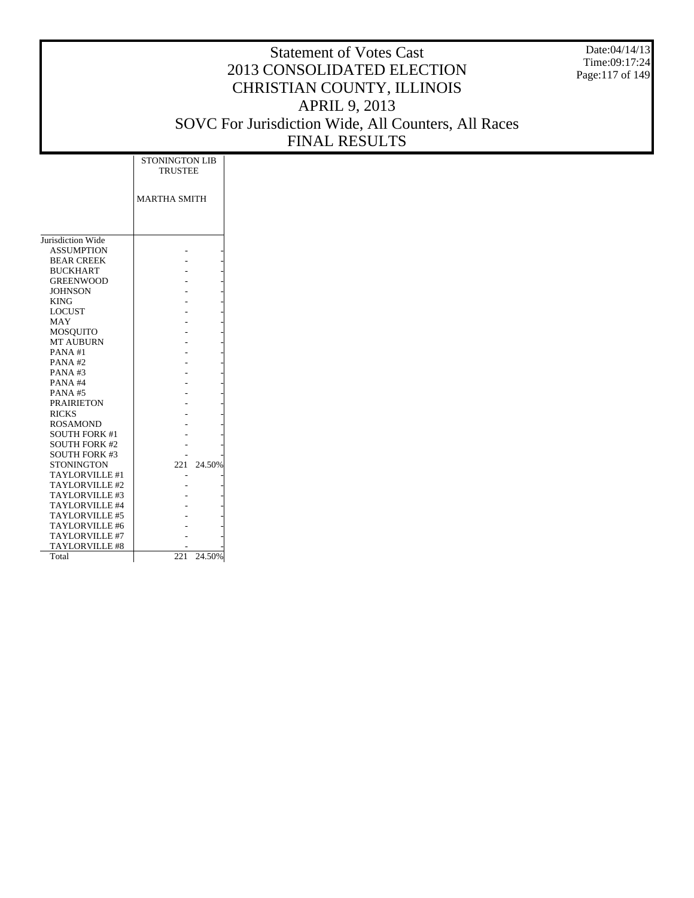# Statement of Votes Cast
# 2013 CONSOLIDATED ELECTION
# CHRISTIAN COUNTY, ILLINOIS
# APRIL 9, 2013
# SOVC For Jurisdiction Wide, All Counters, All Races
# FINAL RESULTS

Date:04/14/13
Time:09:17:24

| | STONINGTON LIB TRUSTEE | |
|---|---|---|
| | MARTHA SMITH | |
| Jurisdiction Wide | | |
| ASSUMPTION | - | - |
| BEAR CREEK | - | - |
| BUCKHART | - | - |
| GREENWOOD | - | - |
| JOHNSON | - | - |
| KING | - | - |
| LOCUST | - | - |
| MAY | - | - |
| MOSQUITO | - | - |
| MT AUBURN | - | - |
| PANA #1 | - | - |
| PANA #2 | - | - |
| PANA #3 | - | - |
| PANA #4 | - | - |
| PANA #5 | - | - |
| PRAIRIETON | - | - |
| RICKS | - | - |
| ROSAMOND | - | - |
| SOUTH FORK #1 | - | - |
| SOUTH FORK #2 | - | - |
| SOUTH FORK #3 | - | - |
| STONINGTON | 221 | 24.50% |
| TAYLORVILLE #1 | - | - |
| TAYLORVILLE #2 | - | - |
| TAYLORVILLE #3 | - | - |
| TAYLORVILLE #4 | - | - |
| TAYLORVILLE #5 | - | - |
| TAYLORVILLE #6 | - | - |
| TAYLORVILLE #7 | - | - |
| TAYLORVILLE #8 | - | - |
| Total | 221 | 24.50% |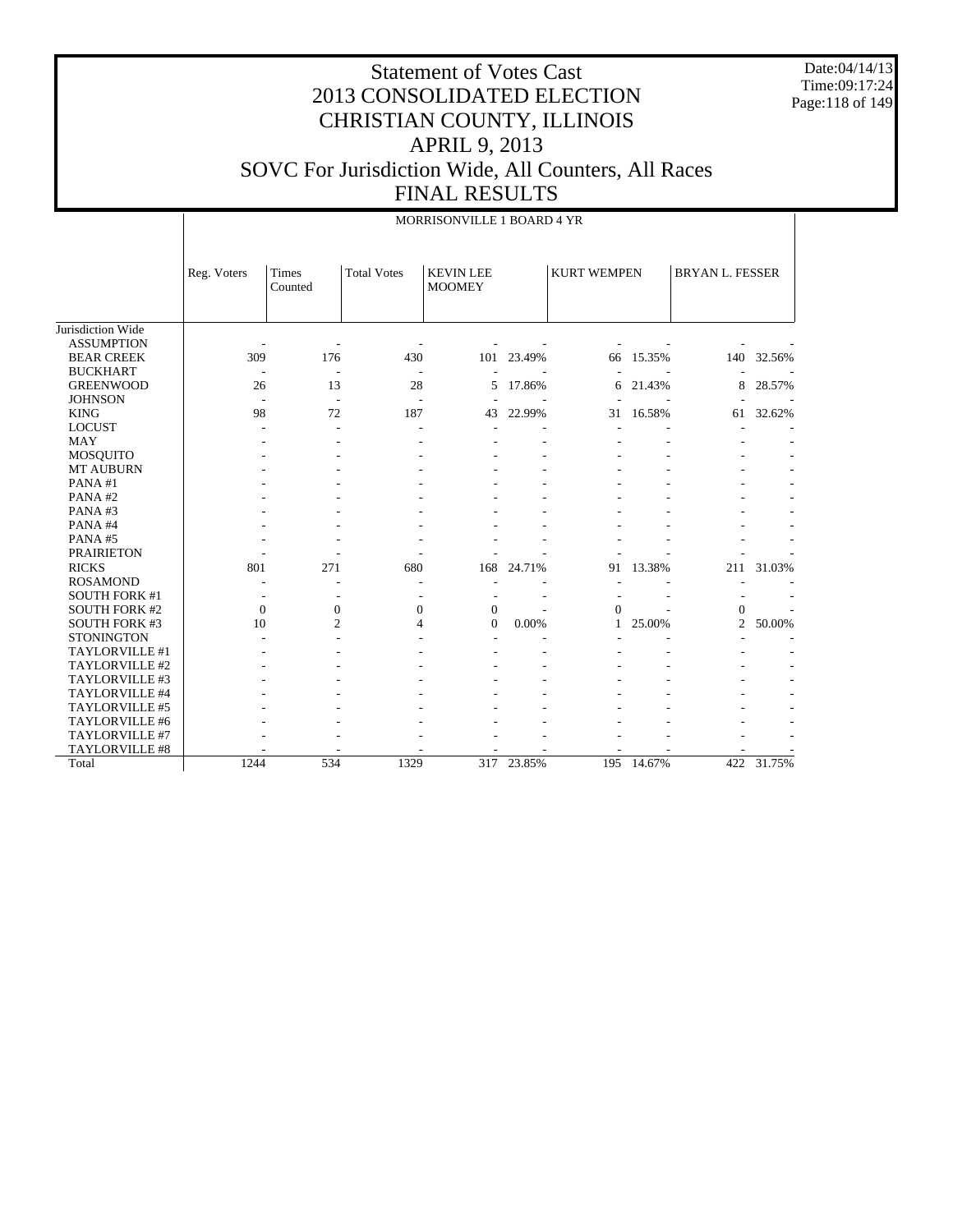# Statement of Votes Cast
# 2013 CONSOLIDATED ELECTION
# CHRISTIAN COUNTY, ILLINOIS
# APRIL 9, 2013
# SOVC For Jurisdiction Wide, All Counters, All Races
# FINAL RESULTS

Date:04/14/13
Time:09:17:24

MORRISONVILLE 1 BOARD 4 YR

| | Reg. Voters | Times Counted | Total Votes | KEVIN LEE MOOMEY | | KURT WEMPEN | | BRYAN L. FESSER | |
|---|---|---|---|---|---|---|---|---|---|
| Jurisdiction Wide | | | | | | | | | |
| ASSUMPTION | - | - | - | - | - | - | - | - | - |
| BEAR CREEK | 309 | 176 | 430 | 101 | 23.49% | 66 | 15.35% | 140 | 32.56% |
| BUCKHART | - | - | - | - | - | - | - | - | - |
| GREENWOOD | 26 | 13 | 28 | 5 | 17.86% | 6 | 21.43% | 8 | 28.57% |
| JOHNSON | - | - | - | - | - | - | - | - | - |
| KING | 98 | 72 | 187 | 43 | 22.99% | 31 | 16.58% | 61 | 32.62% |
| LOCUST | - | - | - | - | - | - | - | - | - |
| MAY | - | - | - | - | - | - | - | - | - |
| MOSQUITO | - | - | - | - | - | - | - | - | - |
| MT AUBURN | - | - | - | - | - | - | - | - | - |
| PANA #1 | - | - | - | - | - | - | - | - | - |
| PANA #2 | - | - | - | - | - | - | - | - | - |
| PANA #3 | - | - | - | - | - | - | - | - | - |
| PANA #4 | - | - | - | - | - | - | - | - | - |
| PANA #5 | - | - | - | - | - | - | - | - | - |
| PRAIRIETON | - | - | - | - | - | - | - | - | - |
| RICKS | 801 | 271 | 680 | 168 | 24.71% | 91 | 13.38% | 211 | 31.03% |
| ROSAMOND | - | - | - | - | - | - | - | - | - |
| SOUTH FORK #1 | - | - | - | - | - | - | - | - | - |
| SOUTH FORK #2 | 0 | 0 | 0 | 0 | - | 0 | - | 0 | - |
| SOUTH FORK #3 | 10 | 2 | 4 | 0 | 0.00% | 1 | 25.00% | 2 | 50.00% |
| STONINGTON | - | - | - | - | - | - | - | - | - |
| TAYLORVILLE #1 | - | - | - | - | - | - | - | - | - |
| TAYLORVILLE #2 | - | - | - | - | - | - | - | - | - |
| TAYLORVILLE #3 | - | - | - | - | - | - | - | - | - |
| TAYLORVILLE #4 | - | - | - | - | - | - | - | - | - |
| TAYLORVILLE #5 | - | - | - | - | - | - | - | - | - |
| TAYLORVILLE #6 | - | - | - | - | - | - | - | - | - |
| TAYLORVILLE #7 | - | - | - | - | - | - | - | - | - |
| TAYLORVILLE #8 | - | - | - | - | - | - | - | - | - |
| Total | 1244 | 534 | 1329 | 317 | 23.85% | 195 | 14.67% | 422 | 31.75% |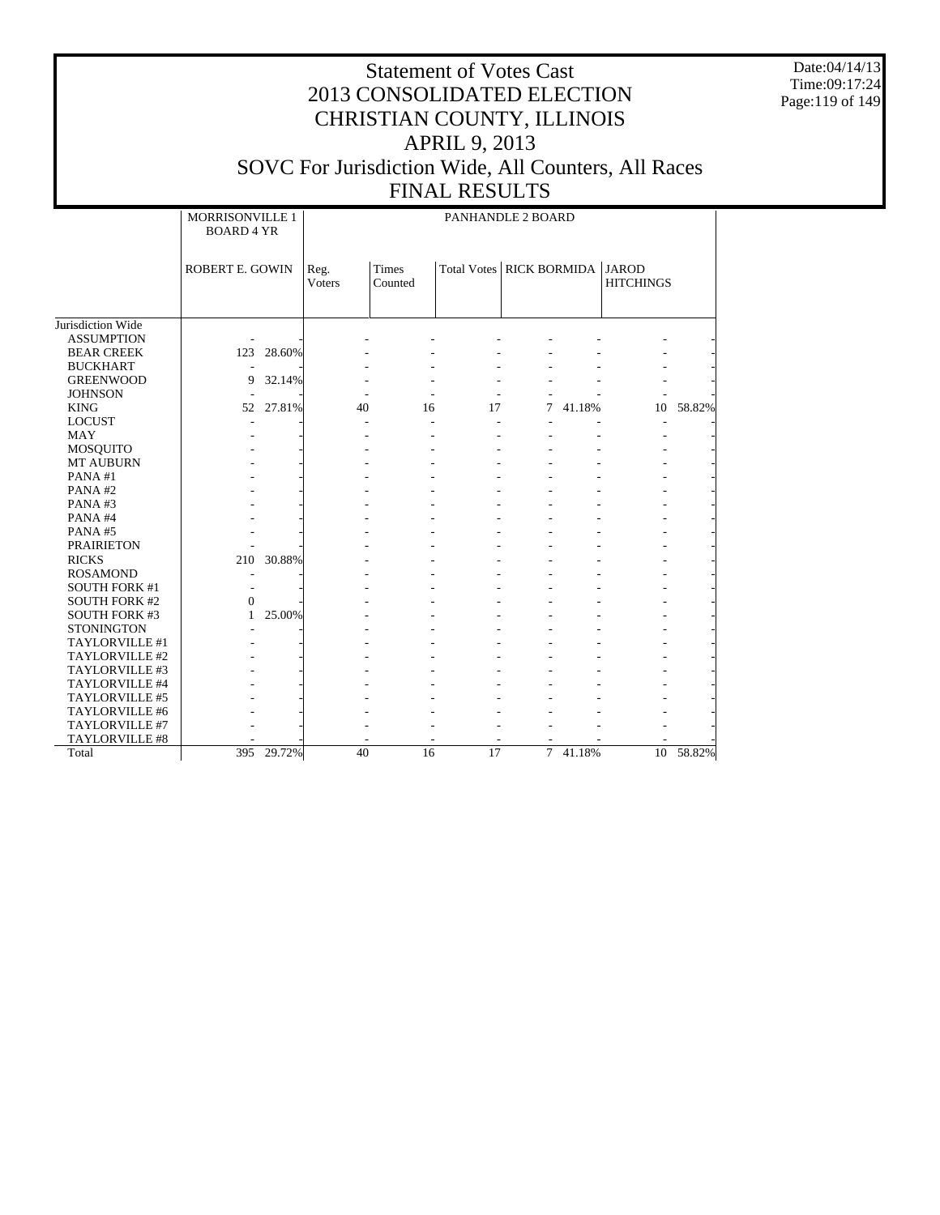# Statement of Votes Cast
# 2013 CONSOLIDATED ELECTION
# CHRISTIAN COUNTY, ILLINOIS
# APRIL 9, 2013
# SOVC For Jurisdiction Wide, All Counters, All Races
# FINAL RESULTS

Date:04/14/13
Time:09:17:24

| | MORRISONVILLE 1 BOARD 4 YR | | PANHANDLE 2 BOARD | | | | | | |
|---|---|---|---|---|---|---|---|---|---|
| | ROBERT E. GOWIN | | Reg. Voters | Times Counted | Total Votes | RICK BORMIDA | | JAROD HITCHINGS | |
| Jurisdiction Wide | | | | | | | | | |
| ASSUMPTION | - | - | - | - | - | - | - | - | - |
| BEAR CREEK | 123 | 28.60% | - | - | - | - | - | - | - |
| BUCKHART | - | - | - | - | - | - | - | - | - |
| GREENWOOD | 9 | 32.14% | - | - | - | - | - | - | - |
| JOHNSON | - | - | - | - | - | - | - | - | - |
| KING | 52 | 27.81% | 40 | 16 | 17 | 7 | 41.18% | 10 | 58.82% |
| LOCUST | - | - | - | - | - | - | - | - | - |
| MAY | - | - | - | - | - | - | - | - | - |
| MOSQUITO | - | - | - | - | - | - | - | - | - |
| MT AUBURN | - | - | - | - | - | - | - | - | - |
| PANA #1 | - | - | - | - | - | - | - | - | - |
| PANA #2 | - | - | - | - | - | - | - | - | - |
| PANA #3 | - | - | - | - | - | - | - | - | - |
| PANA #4 | - | - | - | - | - | - | - | - | - |
| PANA #5 | - | - | - | - | - | - | - | - | - |
| PRAIRIETON | - | - | - | - | - | - | - | - | - |
| RICKS | 210 | 30.88% | - | - | - | - | - | - | - |
| ROSAMOND | - | - | - | - | - | - | - | - | - |
| SOUTH FORK #1 | - | - | - | - | - | - | - | - | - |
| SOUTH FORK #2 | 0 | - | - | - | - | - | - | - | - |
| SOUTH FORK #3 | 1 | 25.00% | - | - | - | - | - | - | - |
| STONINGTON | - | - | - | - | - | - | - | - | - |
| TAYLORVILLE #1 | - | - | - | - | - | - | - | - | - |
| TAYLORVILLE #2 | - | - | - | - | - | - | - | - | - |
| TAYLORVILLE #3 | - | - | - | - | - | - | - | - | - |
| TAYLORVILLE #4 | - | - | - | - | - | - | - | - | - |
| TAYLORVILLE #5 | - | - | - | - | - | - | - | - | - |
| TAYLORVILLE #6 | - | - | - | - | - | - | - | - | - |
| TAYLORVILLE #7 | - | - | - | - | - | - | - | - | - |
| TAYLORVILLE #8 | - | - | - | - | - | - | - | - | - |
| Total | 395 | 29.72% | 40 | 16 | 17 | 7 | 41.18% | 10 | 58.82% |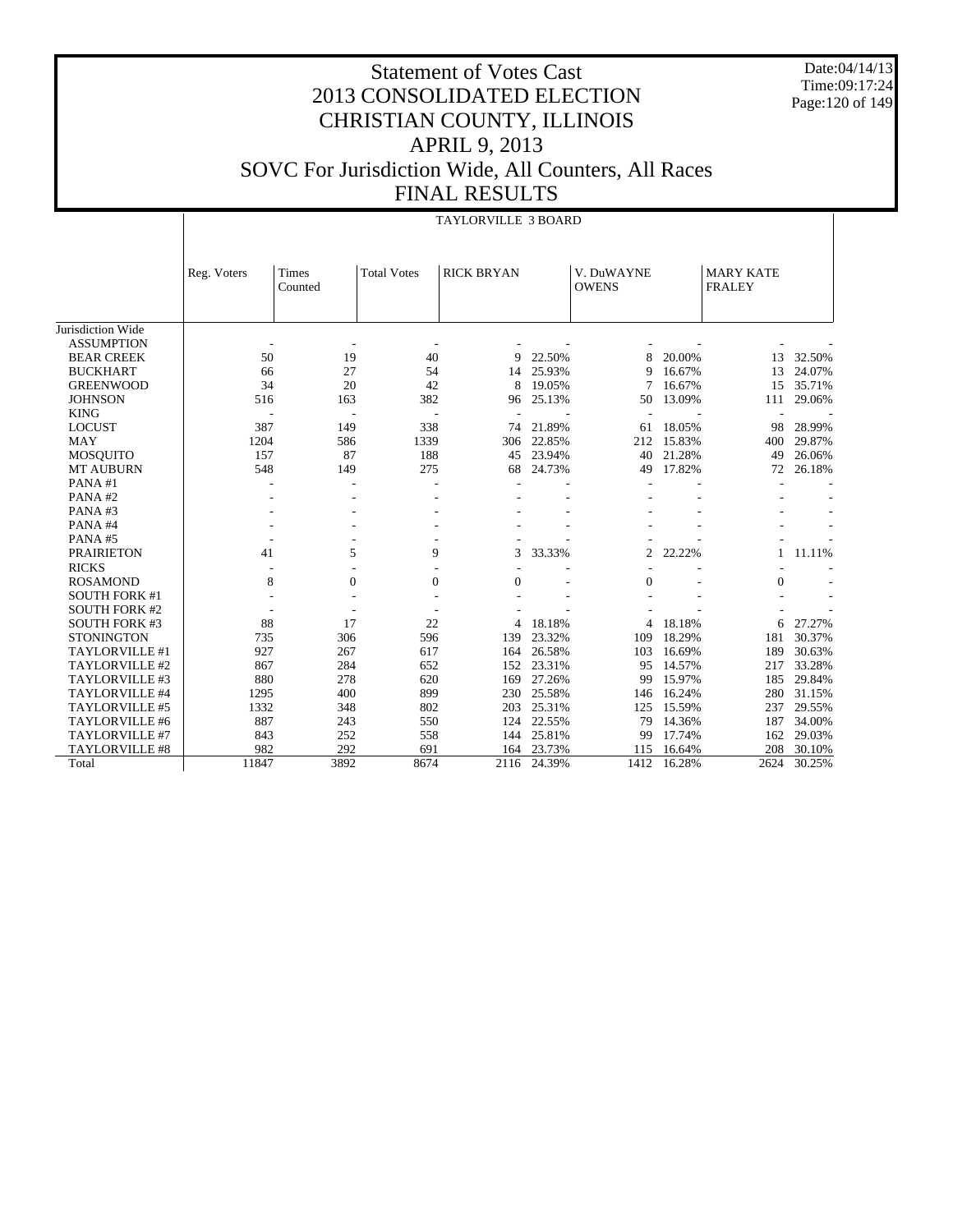# Statement of Votes Cast
# 2013 CONSOLIDATED ELECTION
# CHRISTIAN COUNTY, ILLINOIS
# APRIL 9, 2013
# SOVC For Jurisdiction Wide, All Counters, All Races
# FINAL RESULTS

Date:04/14/13
Time:09:17:24

## TAYLORVILLE 3 BOARD

| | Reg. Voters | Times Counted | Total Votes | RICK BRYAN | | V. DuWAYNE OWENS | | MARY KATE FRALEY | |
|---|---|---|---|---|---|---|---|---|---|
| Jurisdiction Wide | | | | | | | | | |
| ASSUMPTION | - | - | - | - | - | - | - | - | - |
| BEAR CREEK | 50 | 19 | 40 | 9 | 22.50% | 8 | 20.00% | 13 | 32.50% |
| BUCKHART | 66 | 27 | 54 | 14 | 25.93% | 9 | 16.67% | 13 | 24.07% |
| GREENWOOD | 34 | 20 | 42 | 8 | 19.05% | 7 | 16.67% | 15 | 35.71% |
| JOHNSON | 516 | 163 | 382 | 96 | 25.13% | 50 | 13.09% | 111 | 29.06% |
| KING | - | - | - | - | - | - | - | - | - |
| LOCUST | 387 | 149 | 338 | 74 | 21.89% | 61 | 18.05% | 98 | 28.99% |
| MAY | 1204 | 586 | 1339 | 306 | 22.85% | 212 | 15.83% | 400 | 29.87% |
| MOSQUITO | 157 | 87 | 188 | 45 | 23.94% | 40 | 21.28% | 49 | 26.06% |
| MT AUBURN | 548 | 149 | 275 | 68 | 24.73% | 49 | 17.82% | 72 | 26.18% |
| PANA #1 | - | - | - | - | - | - | - | - | - |
| PANA #2 | - | - | - | - | - | - | - | - | - |
| PANA #3 | - | - | - | - | - | - | - | - | - |
| PANA #4 | - | - | - | - | - | - | - | - | - |
| PANA #5 | - | - | - | - | - | - | - | - | - |
| PRAIRIETON | 41 | 5 | 9 | 3 | 33.33% | 2 | 22.22% | 1 | 11.11% |
| RICKS | - | - | - | - | - | - | - | - | - |
| ROSAMOND | 8 | 0 | 0 | 0 | - | 0 | - | 0 | - |
| SOUTH FORK #1 | - | - | - | - | - | - | - | - | - |
| SOUTH FORK #2 | - | - | - | - | - | - | - | - | - |
| SOUTH FORK #3 | 88 | 17 | 22 | 4 | 18.18% | 4 | 18.18% | 6 | 27.27% |
| STONINGTON | 735 | 306 | 596 | 139 | 23.32% | 109 | 18.29% | 181 | 30.37% |
| TAYLORVILLE #1 | 927 | 267 | 617 | 164 | 26.58% | 103 | 16.69% | 189 | 30.63% |
| TAYLORVILLE #2 | 867 | 284 | 652 | 152 | 23.31% | 95 | 14.57% | 217 | 33.28% |
| TAYLORVILLE #3 | 880 | 278 | 620 | 169 | 27.26% | 99 | 15.97% | 185 | 29.84% |
| TAYLORVILLE #4 | 1295 | 400 | 899 | 230 | 25.58% | 146 | 16.24% | 280 | 31.15% |
| TAYLORVILLE #5 | 1332 | 348 | 802 | 203 | 25.31% | 125 | 15.59% | 237 | 29.55% |
| TAYLORVILLE #6 | 887 | 243 | 550 | 124 | 22.55% | 79 | 14.36% | 187 | 34.00% |
| TAYLORVILLE #7 | 843 | 252 | 558 | 144 | 25.81% | 99 | 17.74% | 162 | 29.03% |
| TAYLORVILLE #8 | 982 | 292 | 691 | 164 | 23.73% | 115 | 16.64% | 208 | 30.10% |
| Total | 11847 | 3892 | 8674 | 2116 | 24.39% | 1412 | 16.28% | 2624 | 30.25% |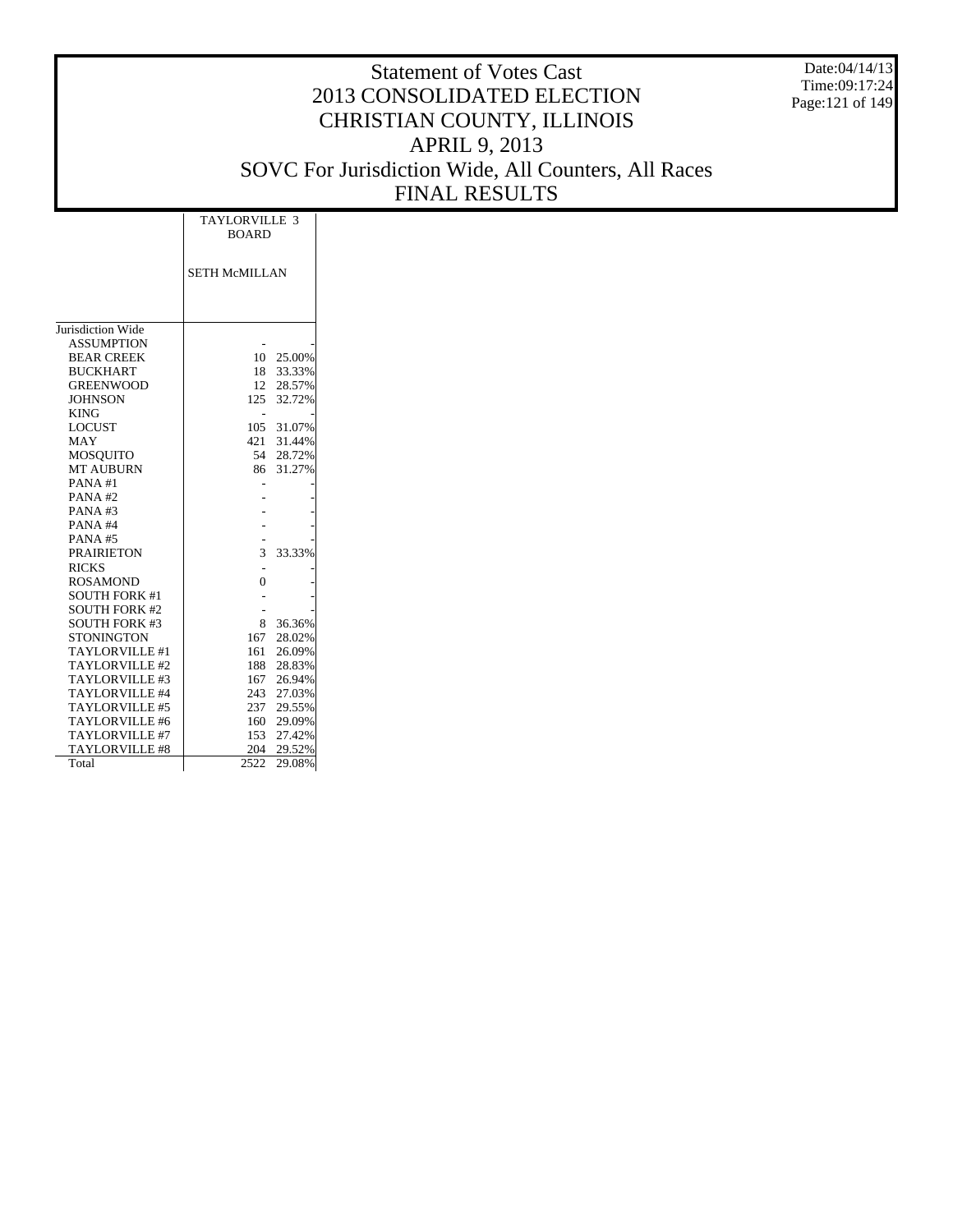# Statement of Votes Cast
# 2013 CONSOLIDATED ELECTION
# CHRISTIAN COUNTY, ILLINOIS
# APRIL 9, 2013
# SOVC For Jurisdiction Wide, All Counters, All Races
# FINAL RESULTS

| | TAYLORVILLE 3 BOARD | |
|---|---|---|
| | SETH McMILLAN | |
| Jurisdiction Wide | | |
| ASSUMPTION | - | - |
| BEAR CREEK | 10 | 25.00% |
| BUCKHART | 18 | 33.33% |
| GREENWOOD | 12 | 28.57% |
| JOHNSON | 125 | 32.72% |
| KING | - | - |
| LOCUST | 105 | 31.07% |
| MAY | 421 | 31.44% |
| MOSQUITO | 54 | 28.72% |
| MT AUBURN | 86 | 31.27% |
| PANA #1 | - | - |
| PANA #2 | - | - |
| PANA #3 | - | - |
| PANA #4 | - | - |
| PANA #5 | - | - |
| PRAIRIETON | 3 | 33.33% |
| RICKS | - | - |
| ROSAMOND | 0 | - |
| SOUTH FORK #1 | - | - |
| SOUTH FORK #2 | - | - |
| SOUTH FORK #3 | 8 | 36.36% |
| STONINGTON | 167 | 28.02% |
| TAYLORVILLE #1 | 161 | 26.09% |
| TAYLORVILLE #2 | 188 | 28.83% |
| TAYLORVILLE #3 | 167 | 26.94% |
| TAYLORVILLE #4 | 243 | 27.03% |
| TAYLORVILLE #5 | 237 | 29.55% |
| TAYLORVILLE #6 | 160 | 29.09% |
| TAYLORVILLE #7 | 153 | 27.42% |
| TAYLORVILLE #8 | 204 | 29.52% |
| Total | 2522 | 29.08% |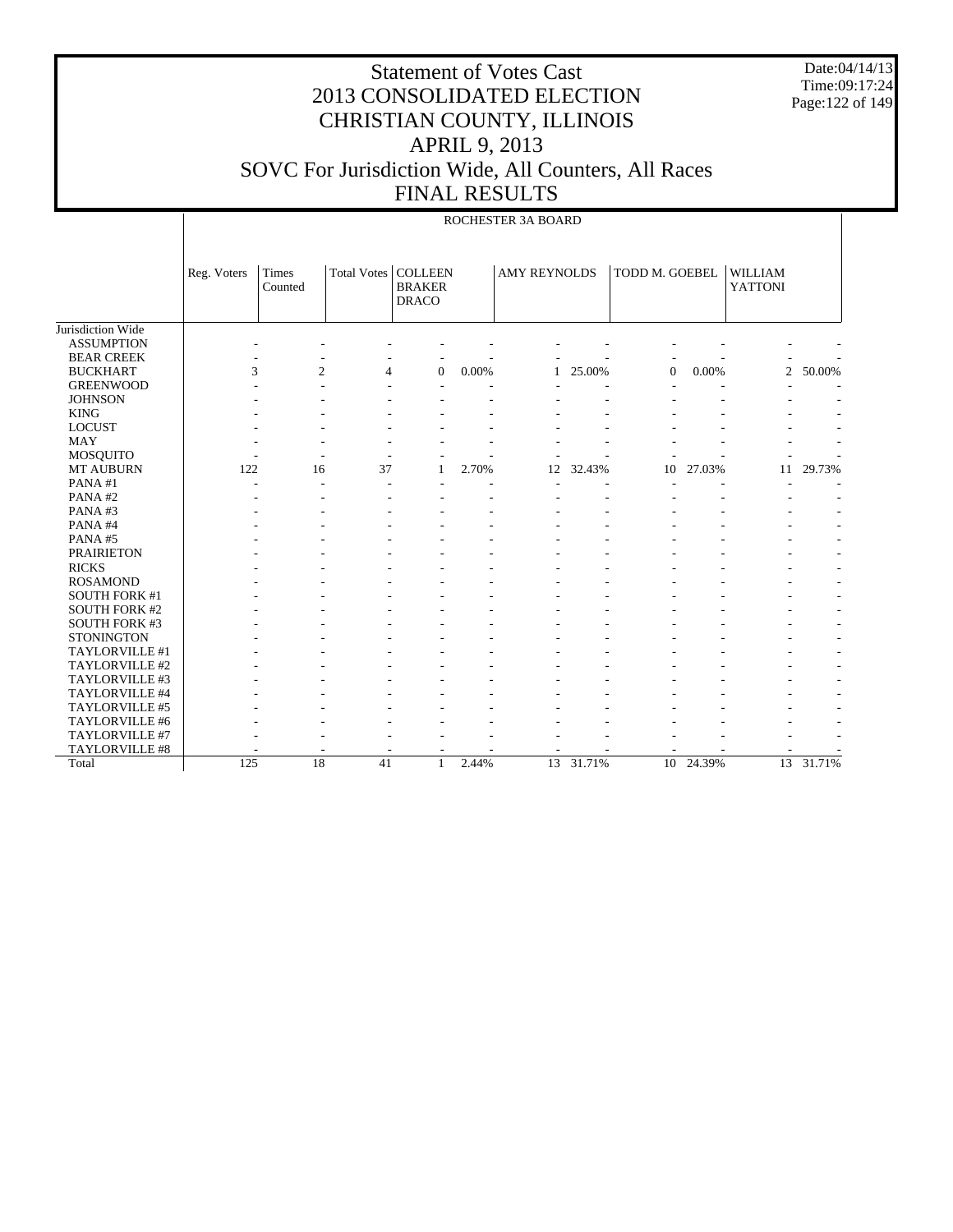# Statement of Votes Cast
# 2013 CONSOLIDATED ELECTION
# CHRISTIAN COUNTY, ILLINOIS
# APRIL 9, 2013
# SOVC For Jurisdiction Wide, All Counters, All Races
# FINAL RESULTS

Date:04/14/13
Time:09:17:24

## ROCHESTER 3A BOARD

| | Reg. Voters | Times Counted | Total Votes | COLLEEN BRAKER DRACO | | AMY REYNOLDS | | TODD M. GOEBEL | | WILLIAM YATTONI | |
|---|---|---|---|---|---|---|---|---|---|---|---|
| Jurisdiction Wide | | | | | | | | | | | |
| ASSUMPTION | - | - | - | - | - | - | - | - | - | - | - |
| BEAR CREEK | - | - | - | - | - | - | - | - | - | - | - |
| BUCKHART | 3 | 2 | 4 | 0 | 0.00% | 1 | 25.00% | 0 | 0.00% | 2 | 50.00% |
| GREENWOOD | - | - | - | - | - | - | - | - | - | - | - |
| JOHNSON | - | - | - | - | - | - | - | - | - | - | - |
| KING | - | - | - | - | - | - | - | - | - | - | - |
| LOCUST | - | - | - | - | - | - | - | - | - | - | - |
| MAY | - | - | - | - | - | - | - | - | - | - | - |
| MOSQUITO | - | - | - | - | - | - | - | - | - | - | - |
| MT AUBURN | 122 | 16 | 37 | 1 | 2.70% | 12 | 32.43% | 10 | 27.03% | 11 | 29.73% |
| PANA #1 | - | - | - | - | - | - | - | - | - | - | - |
| PANA #2 | - | - | - | - | - | - | - | - | - | - | - |
| PANA #3 | - | - | - | - | - | - | - | - | - | - | - |
| PANA #4 | - | - | - | - | - | - | - | - | - | - | - |
| PANA #5 | - | - | - | - | - | - | - | - | - | - | - |
| PRAIRIETON | - | - | - | - | - | - | - | - | - | - | - |
| RICKS | - | - | - | - | - | - | - | - | - | - | - |
| ROSAMOND | - | - | - | - | - | - | - | - | - | - | - |
| SOUTH FORK #1 | - | - | - | - | - | - | - | - | - | - | - |
| SOUTH FORK #2 | - | - | - | - | - | - | - | - | - | - | - |
| SOUTH FORK #3 | - | - | - | - | - | - | - | - | - | - | - |
| STONINGTON | - | - | - | - | - | - | - | - | - | - | - |
| TAYLORVILLE #1 | - | - | - | - | - | - | - | - | - | - | - |
| TAYLORVILLE #2 | - | - | - | - | - | - | - | - | - | - | - |
| TAYLORVILLE #3 | - | - | - | - | - | - | - | - | - | - | - |
| TAYLORVILLE #4 | - | - | - | - | - | - | - | - | - | - | - |
| TAYLORVILLE #5 | - | - | - | - | - | - | - | - | - | - | - |
| TAYLORVILLE #6 | - | - | - | - | - | - | - | - | - | - | - |
| TAYLORVILLE #7 | - | - | - | - | - | - | - | - | - | - | - |
| TAYLORVILLE #8 | - | - | - | - | - | - | - | - | - | - | - |
| Total | 125 | 18 | 41 | 1 | 2.44% | 13 | 31.71% | 10 | 24.39% | 13 | 31.71% |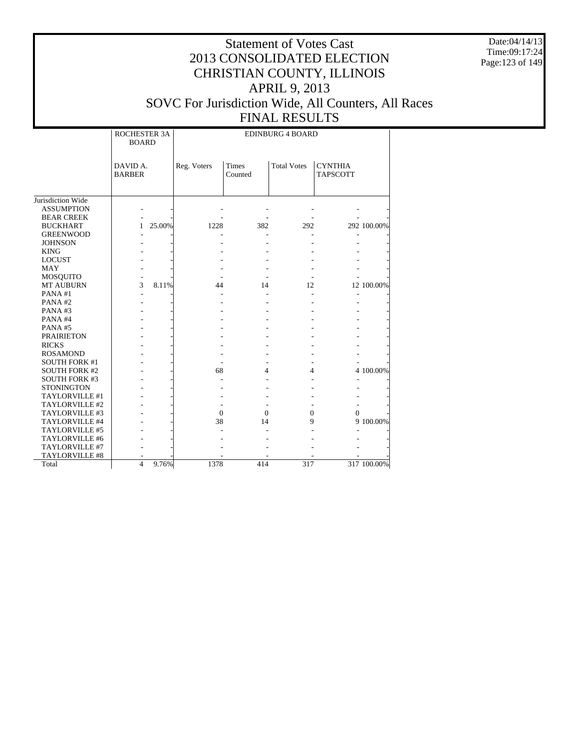# Statement of Votes Cast
# 2013 CONSOLIDATED ELECTION
# CHRISTIAN COUNTY, ILLINOIS
# APRIL 9, 2013
# SOVC For Jurisdiction Wide, All Counters, All Races
# FINAL RESULTS

Date:04/14/13
Time:09:17:24

| | ROCHESTER 3A BOARD | | EDINBURG 4 BOARD | | | | |
|---|---|---|---|---|---|---|---|
| | DAVID A. BARBER | | Reg. Voters | Times Counted | Total Votes | CYNTHIA TAPSCOTT | |
| Jurisdiction Wide | | | | | | | |
| ASSUMPTION | - | - | - | - | - | - | - |
| BEAR CREEK | - | - | - | - | - | - | - |
| BUCKHART | 1 | 25.00% | 1228 | 382 | 292 | 292 | 100.00% |
| GREENWOOD | - | - | - | - | - | - | - |
| JOHNSON | - | - | - | - | - | - | - |
| KING | - | - | - | - | - | - | - |
| LOCUST | - | - | - | - | - | - | - |
| MAY | - | - | - | - | - | - | - |
| MOSQUITO | - | - | - | - | - | - | - |
| MT AUBURN | 3 | 8.11% | 44 | 14 | 12 | 12 | 100.00% |
| PANA #1 | - | - | - | - | - | - | - |
| PANA #2 | - | - | - | - | - | - | - |
| PANA #3 | - | - | - | - | - | - | - |
| PANA #4 | - | - | - | - | - | - | - |
| PANA #5 | - | - | - | - | - | - | - |
| PRAIRIETON | - | - | - | - | - | - | - |
| RICKS | - | - | - | - | - | - | - |
| ROSAMOND | - | - | - | - | - | - | - |
| SOUTH FORK #1 | - | - | - | - | - | - | - |
| SOUTH FORK #2 | - | - | 68 | 4 | 4 | 4 | 100.00% |
| SOUTH FORK #3 | - | - | - | - | - | - | - |
| STONINGTON | - | - | - | - | - | - | - |
| TAYLORVILLE #1 | - | - | - | - | - | - | - |
| TAYLORVILLE #2 | - | - | - | - | - | - | - |
| TAYLORVILLE #3 | - | - | 0 | 0 | 0 | 0 | - |
| TAYLORVILLE #4 | - | - | 38 | 14 | 9 | 9 | 100.00% |
| TAYLORVILLE #5 | - | - | - | - | - | - | - |
| TAYLORVILLE #6 | - | - | - | - | - | - | - |
| TAYLORVILLE #7 | - | - | - | - | - | - | - |
| TAYLORVILLE #8 | - | - | - | - | - | - | - |
| Total | 4 | 9.76% | 1378 | 414 | 317 | 317 | 100.00% |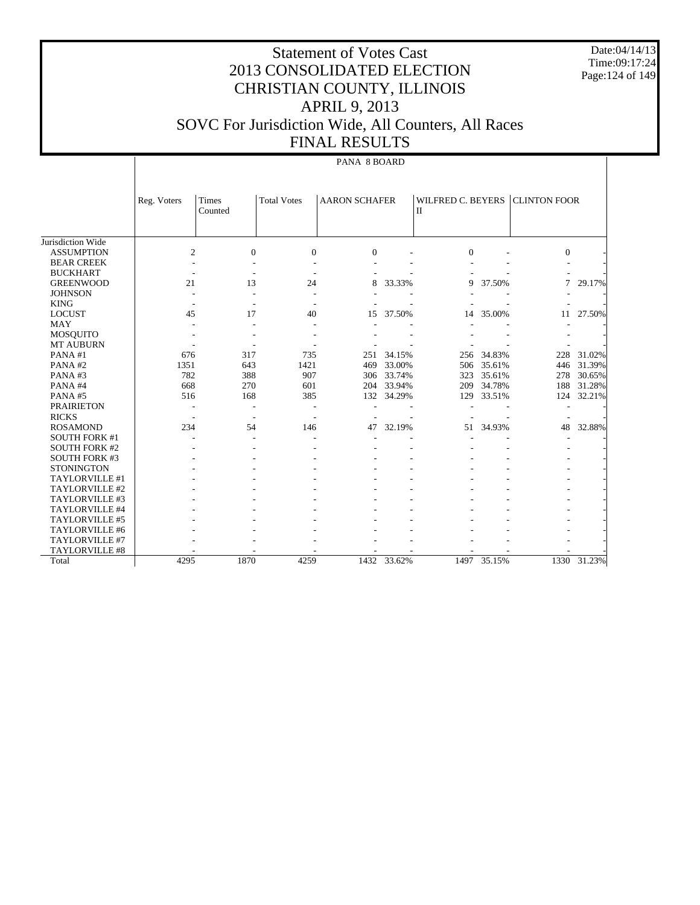# Statement of Votes Cast
# 2013 CONSOLIDATED ELECTION
# CHRISTIAN COUNTY, ILLINOIS
# APRIL 9, 2013
# SOVC For Jurisdiction Wide, All Counters, All Races
# FINAL RESULTS

Date:04/14/13
Time:09:17:24

PANA 8 BOARD

| | Reg. Voters | Times Counted | Total Votes | AARON SCHAFER | | WILFRED C. BEYERS II | | CLINTON FOOR | |
|---|---|---|---|---|---|---|---|---|---|
| Jurisdiction Wide | | | | | | | | | |
| ASSUMPTION | 2 | 0 | 0 | 0 | - | 0 | - | 0 | - |
| BEAR CREEK | - | - | - | - | - | - | - | - | - |
| BUCKHART | - | - | - | - | - | - | - | - | - |
| GREENWOOD | 21 | 13 | 24 | 8 | 33.33% | 9 | 37.50% | 7 | 29.17% |
| JOHNSON | - | - | - | - | - | - | - | - | - |
| KING | - | - | - | - | - | - | - | - | - |
| LOCUST | 45 | 17 | 40 | 15 | 37.50% | 14 | 35.00% | 11 | 27.50% |
| MAY | - | - | - | - | - | - | - | - | - |
| MOSQUITO | - | - | - | - | - | - | - | - | - |
| MT AUBURN | - | - | - | - | - | - | - | - | - |
| PANA #1 | 676 | 317 | 735 | 251 | 34.15% | 256 | 34.83% | 228 | 31.02% |
| PANA #2 | 1351 | 643 | 1421 | 469 | 33.00% | 506 | 35.61% | 446 | 31.39% |
| PANA #3 | 782 | 388 | 907 | 306 | 33.74% | 323 | 35.61% | 278 | 30.65% |
| PANA #4 | 668 | 270 | 601 | 204 | 33.94% | 209 | 34.78% | 188 | 31.28% |
| PANA #5 | 516 | 168 | 385 | 132 | 34.29% | 129 | 33.51% | 124 | 32.21% |
| PRAIRIETON | - | - | - | - | - | - | - | - | - |
| RICKS | - | - | - | - | - | - | - | - | - |
| ROSAMOND | 234 | 54 | 146 | 47 | 32.19% | 51 | 34.93% | 48 | 32.88% |
| SOUTH FORK #1 | - | - | - | - | - | - | - | - | - |
| SOUTH FORK #2 | - | - | - | - | - | - | - | - | - |
| SOUTH FORK #3 | - | - | - | - | - | - | - | - | - |
| STONINGTON | - | - | - | - | - | - | - | - | - |
| TAYLORVILLE #1 | - | - | - | - | - | - | - | - | - |
| TAYLORVILLE #2 | - | - | - | - | - | - | - | - | - |
| TAYLORVILLE #3 | - | - | - | - | - | - | - | - | - |
| TAYLORVILLE #4 | - | - | - | - | - | - | - | - | - |
| TAYLORVILLE #5 | - | - | - | - | - | - | - | - | - |
| TAYLORVILLE #6 | - | - | - | - | - | - | - | - | - |
| TAYLORVILLE #7 | - | - | - | - | - | - | - | - | - |
| TAYLORVILLE #8 | - | - | - | - | - | - | - | - | - |
| Total | 4295 | 1870 | 4259 | 1432 | 33.62% | 1497 | 35.15% | 1330 | 31.23% |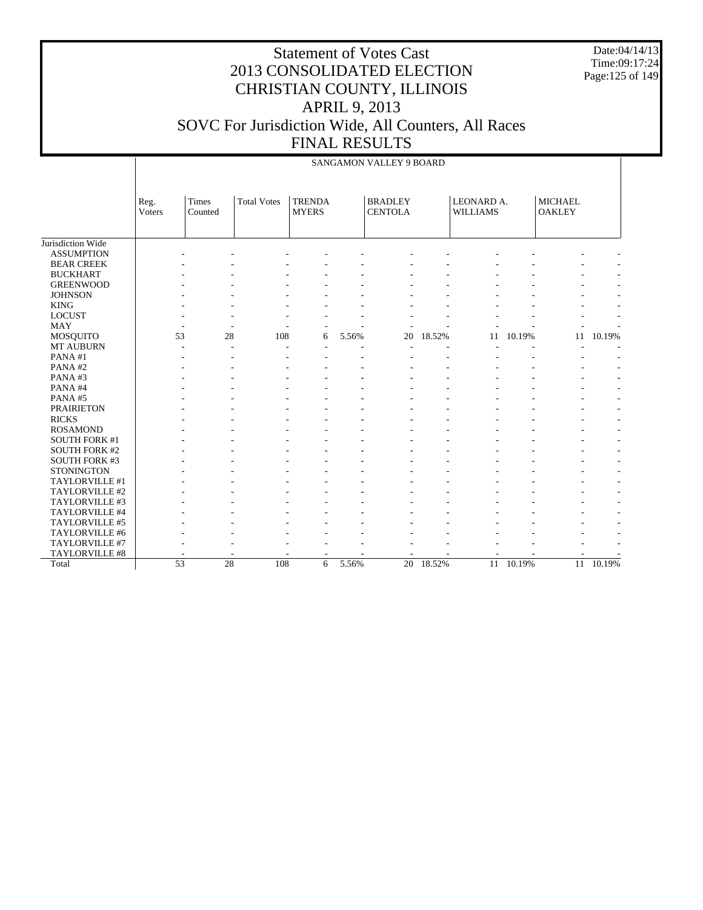# Statement of Votes Cast
# 2013 CONSOLIDATED ELECTION
# CHRISTIAN COUNTY, ILLINOIS
# APRIL 9, 2013
# SOVC For Jurisdiction Wide, All Counters, All Races
# FINAL RESULTS

Date:04/14/13
Time:09:17:24

SANGAMON VALLEY 9 BOARD

| | Reg. Voters | Times Counted | Total Votes | TRENDA MYERS | | BRADLEY CENTOLA | | LEONARD A. WILLIAMS | | MICHAEL OAKLEY | |
|---|---|---|---|---|---|---|---|---|---|---|---|
| Jurisdiction Wide | | | | | | | | | | | |
| ASSUMPTION | - | - | - | - | - | - | - | - | - | - | - |
| BEAR CREEK | - | - | - | - | - | - | - | - | - | - | - |
| BUCKHART | - | - | - | - | - | - | - | - | - | - | - |
| GREENWOOD | - | - | - | - | - | - | - | - | - | - | - |
| JOHNSON | - | - | - | - | - | - | - | - | - | - | - |
| KING | - | - | - | - | - | - | - | - | - | - | - |
| LOCUST | - | - | - | - | - | - | - | - | - | - | - |
| MAY | - | - | - | - | - | - | - | - | - | - | - |
| MOSQUITO | 53 | 28 | 108 | 6 | 5.56% | 20 | 18.52% | 11 | 10.19% | 11 | 10.19% |
| MT AUBURN | - | - | - | - | - | - | - | - | - | - | - |
| PANA #1 | - | - | - | - | - | - | - | - | - | - | - |
| PANA #2 | - | - | - | - | - | - | - | - | - | - | - |
| PANA #3 | - | - | - | - | - | - | - | - | - | - | - |
| PANA #4 | - | - | - | - | - | - | - | - | - | - | - |
| PANA #5 | - | - | - | - | - | - | - | - | - | - | - |
| PRAIRIETON | - | - | - | - | - | - | - | - | - | - | - |
| RICKS | - | - | - | - | - | - | - | - | - | - | - |
| ROSAMOND | - | - | - | - | - | - | - | - | - | - | - |
| SOUTH FORK #1 | - | - | - | - | - | - | - | - | - | - | - |
| SOUTH FORK #2 | - | - | - | - | - | - | - | - | - | - | - |
| SOUTH FORK #3 | - | - | - | - | - | - | - | - | - | - | - |
| STONINGTON | - | - | - | - | - | - | - | - | - | - | - |
| TAYLORVILLE #1 | - | - | - | - | - | - | - | - | - | - | - |
| TAYLORVILLE #2 | - | - | - | - | - | - | - | - | - | - | - |
| TAYLORVILLE #3 | - | - | - | - | - | - | - | - | - | - | - |
| TAYLORVILLE #4 | - | - | - | - | - | - | - | - | - | - | - |
| TAYLORVILLE #5 | - | - | - | - | - | - | - | - | - | - | - |
| TAYLORVILLE #6 | - | - | - | - | - | - | - | - | - | - | - |
| TAYLORVILLE #7 | - | - | - | - | - | - | - | - | - | - | - |
| TAYLORVILLE #8 | - | - | - | - | - | - | - | - | - | - | - |
| Total | 53 | 28 | 108 | 6 | 5.56% | 20 | 18.52% | 11 | 10.19% | 11 | 10.19% |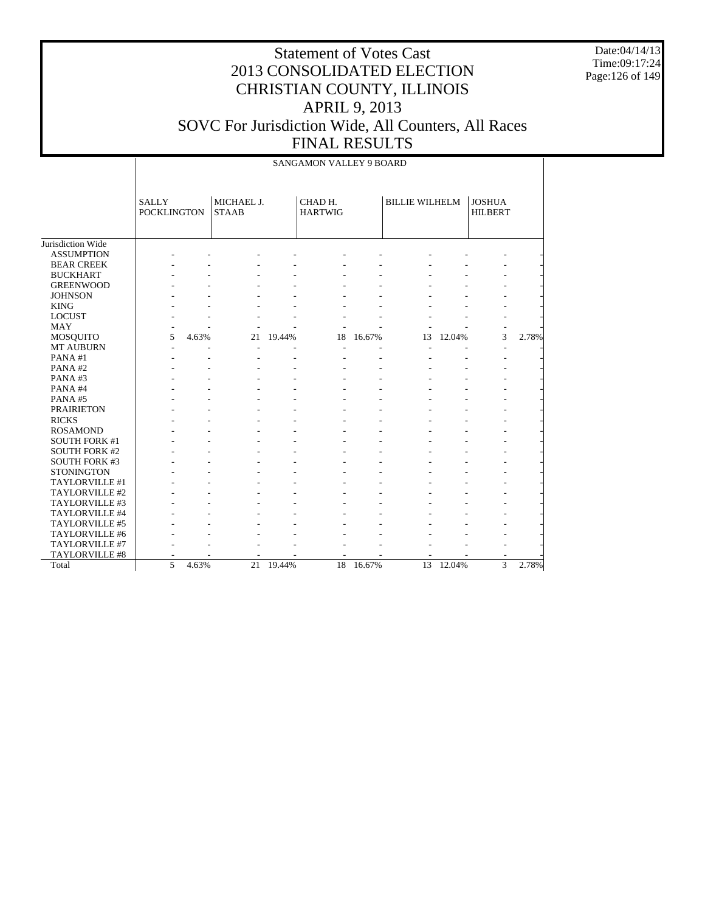# Statement of Votes Cast
# 2013 CONSOLIDATED ELECTION
# CHRISTIAN COUNTY, ILLINOIS
# APRIL 9, 2013
# SOVC For Jurisdiction Wide, All Counters, All Races
# FINAL RESULTS

Date:04/14/13
Time:09:17:24

| | SANGAMON VALLEY 9 BOARD | | | | | | | | | |
|---|---|---|---|---|---|---|---|---|---|---|
| | SALLY POCKLINGTON | | MICHAEL J. STAAB | | CHAD H. HARTWIG | | BILLIE WILHELM | | JOSHUA HILBERT | |
| Jurisdiction Wide | | | | | | | | | | |
| ASSUMPTION | - | - | - | - | - | - | - | - | - | - |
| BEAR CREEK | - | - | - | - | - | - | - | - | - | - |
| BUCKHART | - | - | - | - | - | - | - | - | - | - |
| GREENWOOD | - | - | - | - | - | - | - | - | - | - |
| JOHNSON | - | - | - | - | - | - | - | - | - | - |
| KING | - | - | - | - | - | - | - | - | - | - |
| LOCUST | - | - | - | - | - | - | - | - | - | - |
| MAY | - | - | - | - | - | - | - | - | - | - |
| MOSQUITO | 5 | 4.63% | 21 | 19.44% | 18 | 16.67% | 13 | 12.04% | 3 | 2.78% |
| MT AUBURN | - | - | - | - | - | - | - | - | - | - |
| PANA #1 | - | - | - | - | - | - | - | - | - | - |
| PANA #2 | - | - | - | - | - | - | - | - | - | - |
| PANA #3 | - | - | - | - | - | - | - | - | - | - |
| PANA #4 | - | - | - | - | - | - | - | - | - | - |
| PANA #5 | - | - | - | - | - | - | - | - | - | - |
| PRAIRIETON | - | - | - | - | - | - | - | - | - | - |
| RICKS | - | - | - | - | - | - | - | - | - | - |
| ROSAMOND | - | - | - | - | - | - | - | - | - | - |
| SOUTH FORK #1 | - | - | - | - | - | - | - | - | - | - |
| SOUTH FORK #2 | - | - | - | - | - | - | - | - | - | - |
| SOUTH FORK #3 | - | - | - | - | - | - | - | - | - | - |
| STONINGTON | - | - | - | - | - | - | - | - | - | - |
| TAYLORVILLE #1 | - | - | - | - | - | - | - | - | - | - |
| TAYLORVILLE #2 | - | - | - | - | - | - | - | - | - | - |
| TAYLORVILLE #3 | - | - | - | - | - | - | - | - | - | - |
| TAYLORVILLE #4 | - | - | - | - | - | - | - | - | - | - |
| TAYLORVILLE #5 | - | - | - | - | - | - | - | - | - | - |
| TAYLORVILLE #6 | - | - | - | - | - | - | - | - | - | - |
| TAYLORVILLE #7 | - | - | - | - | - | - | - | - | - | - |
| TAYLORVILLE #8 | - | - | - | - | - | - | - | - | - | - |
| Total | 5 | 4.63% | 21 | 19.44% | 18 | 16.67% | 13 | 12.04% | 3 | 2.78% |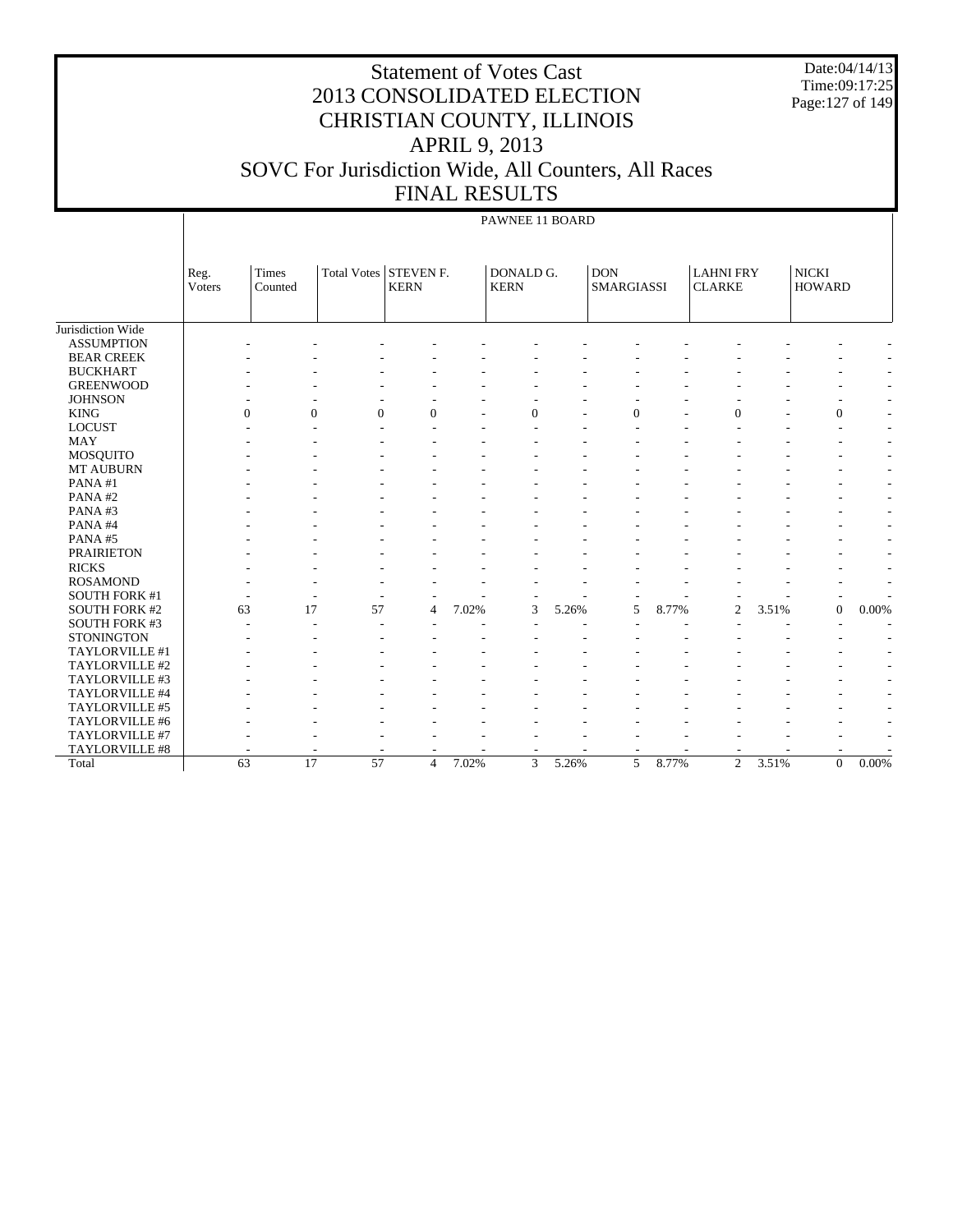# Statement of Votes Cast
# 2013 CONSOLIDATED ELECTION
# CHRISTIAN COUNTY, ILLINOIS
# APRIL 9, 2013
# SOVC For Jurisdiction Wide, All Counters, All Races
# FINAL RESULTS

Date:04/14/13
Time:09:17:25

PAWNEE 11 BOARD

| | Reg. Voters | Times Counted | Total Votes | STEVEN F. KERN | | DONALD G. KERN | | DON SMARGIASSI | | LAHNI FRY CLARKE | | NICKI HOWARD | |
|---|---|---|---|---|---|---|---|---|---|---|---|---|---|
| Jurisdiction Wide | | | | | | | | | | | | | |
| ASSUMPTION | - | - | - | - | - | - | - | - | - | - | - | - | - |
| BEAR CREEK | - | - | - | - | - | - | - | - | - | - | - | - | - |
| BUCKHART | - | - | - | - | - | - | - | - | - | - | - | - | - |
| GREENWOOD | - | - | - | - | - | - | - | - | - | - | - | - | - |
| JOHNSON | - | - | - | - | - | - | - | - | - | - | - | - | - |
| KING | 0 | 0 | 0 | 0 | - | 0 | - | 0 | - | 0 | - | 0 | - |
| LOCUST | - | - | - | - | - | - | - | - | - | - | - | - | - |
| MAY | - | - | - | - | - | - | - | - | - | - | - | - | - |
| MOSQUITO | - | - | - | - | - | - | - | - | - | - | - | - | - |
| MT AUBURN | - | - | - | - | - | - | - | - | - | - | - | - | - |
| PANA #1 | - | - | - | - | - | - | - | - | - | - | - | - | - |
| PANA #2 | - | - | - | - | - | - | - | - | - | - | - | - | - |
| PANA #3 | - | - | - | - | - | - | - | - | - | - | - | - | - |
| PANA #4 | - | - | - | - | - | - | - | - | - | - | - | - | - |
| PANA #5 | - | - | - | - | - | - | - | - | - | - | - | - | - |
| PRAIRIETON | - | - | - | - | - | - | - | - | - | - | - | - | - |
| RICKS | - | - | - | - | - | - | - | - | - | - | - | - | - |
| ROSAMOND | - | - | - | - | - | - | - | - | - | - | - | - | - |
| SOUTH FORK #1 | - | - | - | - | - | - | - | - | - | - | - | - | - |
| SOUTH FORK #2 | 63 | 17 | 57 | 4 | 7.02% | 3 | 5.26% | 5 | 8.77% | 2 | 3.51% | 0 | 0.00% |
| SOUTH FORK #3 | - | - | - | - | - | - | - | - | - | - | - | - | - |
| STONINGTON | - | - | - | - | - | - | - | - | - | - | - | - | - |
| TAYLORVILLE #1 | - | - | - | - | - | - | - | - | - | - | - | - | - |
| TAYLORVILLE #2 | - | - | - | - | - | - | - | - | - | - | - | - | - |
| TAYLORVILLE #3 | - | - | - | - | - | - | - | - | - | - | - | - | - |
| TAYLORVILLE #4 | - | - | - | - | - | - | - | - | - | - | - | - | - |
| TAYLORVILLE #5 | - | - | - | - | - | - | - | - | - | - | - | - | - |
| TAYLORVILLE #6 | - | - | - | - | - | - | - | - | - | - | - | - | - |
| TAYLORVILLE #7 | - | - | - | - | - | - | - | - | - | - | - | - | - |
| TAYLORVILLE #8 | - | - | - | - | - | - | - | - | - | - | - | - | - |
| Total | 63 | 17 | 57 | 4 | 7.02% | 3 | 5.26% | 5 | 8.77% | 2 | 3.51% | 0 | 0.00% |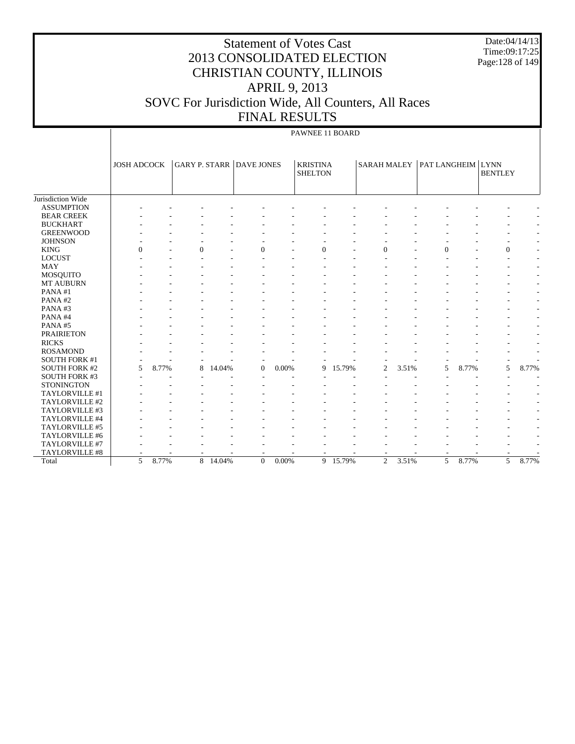# Statement of Votes Cast
# 2013 CONSOLIDATED ELECTION
# CHRISTIAN COUNTY, ILLINOIS
# APRIL 9, 2013
# SOVC For Jurisdiction Wide, All Counters, All Races
# FINAL RESULTS

Date:04/14/13
Time:09:17:25

PAWNEE 11 BOARD

| | JOSH ADCOCK | | GARY P. STARR | | DAVE JONES | | KRISTINA SHELTON | | SARAH MALEY | | PAT LANGHEIM | | LYNN BENTLEY | |
|---|---|---|---|---|---|---|---|---|---|---|---|---|---|---|
| Jurisdiction Wide | | | | | | | | | | | | | | |
| ASSUMPTION | - | - | - | - | - | - | - | - | - | - | - | - | - | - |
| BEAR CREEK | - | - | - | - | - | - | - | - | - | - | - | - | - | - |
| BUCKHART | - | - | - | - | - | - | - | - | - | - | - | - | - | - |
| GREENWOOD | - | - | - | - | - | - | - | - | - | - | - | - | - | - |
| JOHNSON | - | - | - | - | - | - | - | - | - | - | - | - | - | - |
| KING | 0 | - | 0 | - | 0 | - | 0 | - | 0 | - | 0 | - | 0 | - |
| LOCUST | - | - | - | - | - | - | - | - | - | - | - | - | - | - |
| MAY | - | - | - | - | - | - | - | - | - | - | - | - | - | - |
| MOSQUITO | - | - | - | - | - | - | - | - | - | - | - | - | - | - |
| MT AUBURN | - | - | - | - | - | - | - | - | - | - | - | - | - | - |
| PANA #1 | - | - | - | - | - | - | - | - | - | - | - | - | - | - |
| PANA #2 | - | - | - | - | - | - | - | - | - | - | - | - | - | - |
| PANA #3 | - | - | - | - | - | - | - | - | - | - | - | - | - | - |
| PANA #4 | - | - | - | - | - | - | - | - | - | - | - | - | - | - |
| PANA #5 | - | - | - | - | - | - | - | - | - | - | - | - | - | - |
| PRAIRIETON | - | - | - | - | - | - | - | - | - | - | - | - | - | - |
| RICKS | - | - | - | - | - | - | - | - | - | - | - | - | - | - |
| ROSAMOND | - | - | - | - | - | - | - | - | - | - | - | - | - | - |
| SOUTH FORK #1 | - | - | - | - | - | - | - | - | - | - | - | - | - | - |
| SOUTH FORK #2 | 5 | 8.77% | 8 | 14.04% | 0 | 0.00% | 9 | 15.79% | 2 | 3.51% | 5 | 8.77% | 5 | 8.77% |
| SOUTH FORK #3 | - | - | - | - | - | - | - | - | - | - | - | - | - | - |
| STONINGTON | - | - | - | - | - | - | - | - | - | - | - | - | - | - |
| TAYLORVILLE #1 | - | - | - | - | - | - | - | - | - | - | - | - | - | - |
| TAYLORVILLE #2 | - | - | - | - | - | - | - | - | - | - | - | - | - | - |
| TAYLORVILLE #3 | - | - | - | - | - | - | - | - | - | - | - | - | - | - |
| TAYLORVILLE #4 | - | - | - | - | - | - | - | - | - | - | - | - | - | - |
| TAYLORVILLE #5 | - | - | - | - | - | - | - | - | - | - | - | - | - | - |
| TAYLORVILLE #6 | - | - | - | - | - | - | - | - | - | - | - | - | - | - |
| TAYLORVILLE #7 | - | - | - | - | - | - | - | - | - | - | - | - | - | - |
| TAYLORVILLE #8 | - | - | - | - | - | - | - | - | - | - | - | - | - | - |
| Total | 5 | 8.77% | 8 | 14.04% | 0 | 0.00% | 9 | 15.79% | 2 | 3.51% | 5 | 8.77% | 5 | 8.77% |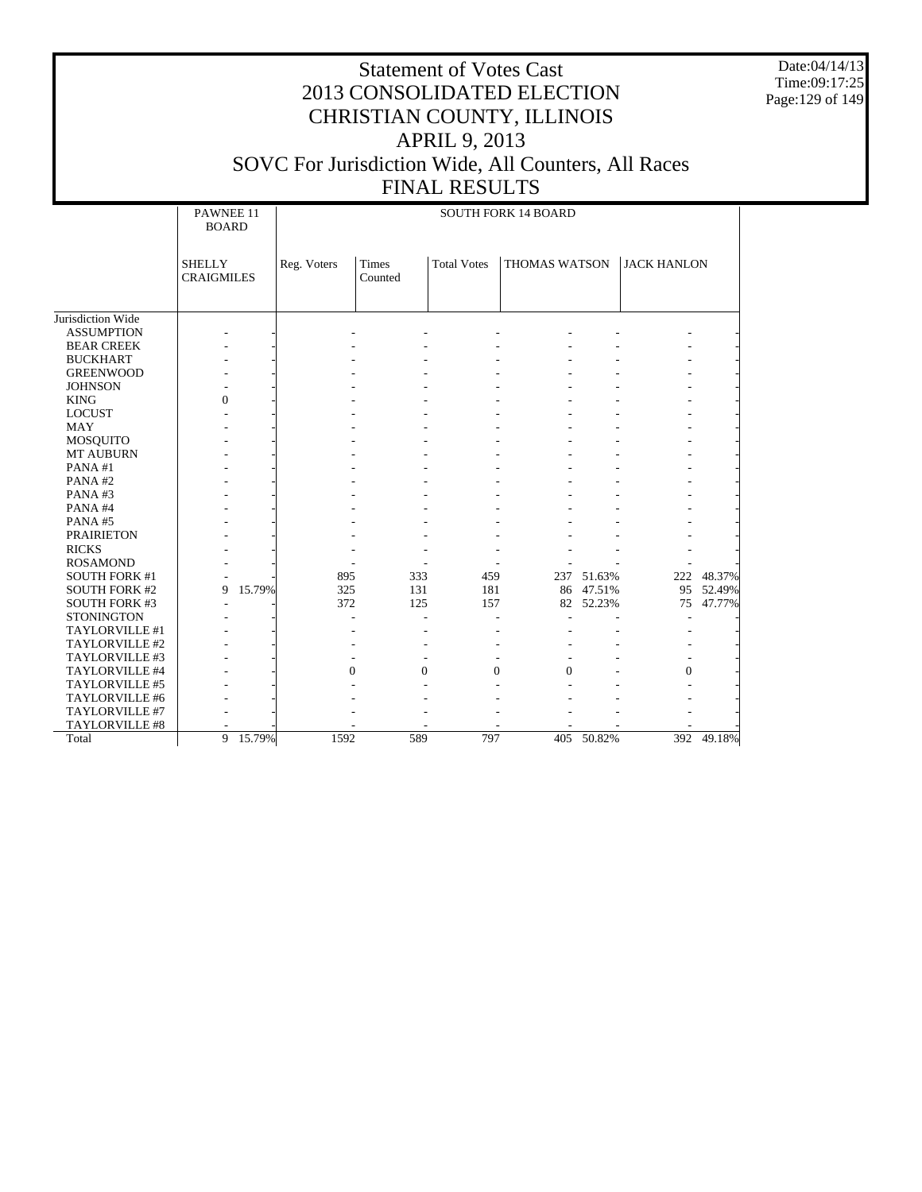# Statement of Votes Cast
# 2013 CONSOLIDATED ELECTION
# CHRISTIAN COUNTY, ILLINOIS
# APRIL 9, 2013
# SOVC For Jurisdiction Wide, All Counters, All Races
# FINAL RESULTS

Date:04/14/13
Time:09:17:25

| | PAWNEE 11 BOARD | | SOUTH FORK 14 BOARD | | | | | | |
|---|---|---|---|---|---|---|---|---|---|
| | SHELLY CRAIGMILES | | Reg. Voters | Times Counted | Total Votes | THOMAS WATSON | | JACK HANLON | |
| Jurisdiction Wide | | | | | | | | | |
| ASSUMPTION | - | - | - | - | - | - | - | - | - |
| BEAR CREEK | - | - | - | - | - | - | - | - | - |
| BUCKHART | - | - | - | - | - | - | - | - | - |
| GREENWOOD | - | - | - | - | - | - | - | - | - |
| JOHNSON | - | - | - | - | - | - | - | - | - |
| KING | 0 | - | - | - | - | - | - | - | - |
| LOCUST | - | - | - | - | - | - | - | - | - |
| MAY | - | - | - | - | - | - | - | - | - |
| MOSQUITO | - | - | - | - | - | - | - | - | - |
| MT AUBURN | - | - | - | - | - | - | - | - | - |
| PANA #1 | - | - | - | - | - | - | - | - | - |
| PANA #2 | - | - | - | - | - | - | - | - | - |
| PANA #3 | - | - | - | - | - | - | - | - | - |
| PANA #4 | - | - | - | - | - | - | - | - | - |
| PANA #5 | - | - | - | - | - | - | - | - | - |
| PRAIRIETON | - | - | - | - | - | - | - | - | - |
| RICKS | - | - | - | - | - | - | - | - | - |
| ROSAMOND | - | - | - | - | - | - | - | - | - |
| SOUTH FORK #1 | - | - | 895 | 333 | 459 | 237 | 51.63% | 222 | 48.37% |
| SOUTH FORK #2 | 9 | 15.79% | 325 | 131 | 181 | 86 | 47.51% | 95 | 52.49% |
| SOUTH FORK #3 | - | - | 372 | 125 | 157 | 82 | 52.23% | 75 | 47.77% |
| STONINGTON | - | - | - | - | - | - | - | - | - |
| TAYLORVILLE #1 | - | - | - | - | - | - | - | - | - |
| TAYLORVILLE #2 | - | - | - | - | - | - | - | - | - |
| TAYLORVILLE #3 | - | - | - | - | - | - | - | - | - |
| TAYLORVILLE #4 | - | - | 0 | 0 | 0 | 0 | - | 0 | - |
| TAYLORVILLE #5 | - | - | - | - | - | - | - | - | - |
| TAYLORVILLE #6 | - | - | - | - | - | - | - | - | - |
| TAYLORVILLE #7 | - | - | - | - | - | - | - | - | - |
| TAYLORVILLE #8 | - | - | - | - | - | - | - | - | - |
| Total | 9 | 15.79% | 1592 | 589 | 797 | 405 | 50.82% | 392 | 49.18% |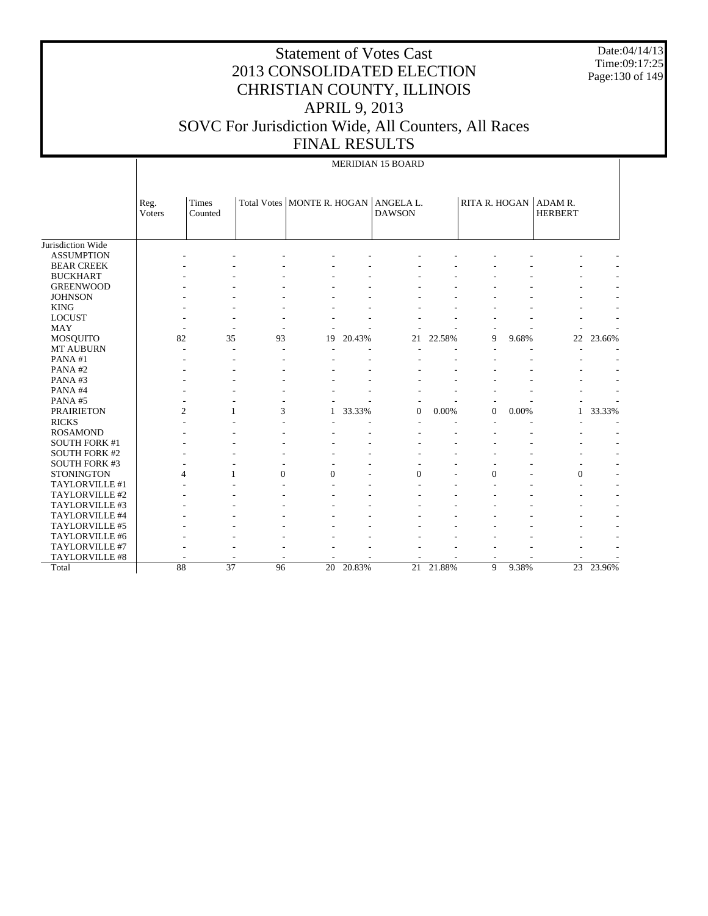# Statement of Votes Cast
# 2013 CONSOLIDATED ELECTION
# CHRISTIAN COUNTY, ILLINOIS
# APRIL 9, 2013
# SOVC For Jurisdiction Wide, All Counters, All Races
# FINAL RESULTS

Date:04/14/13
Time:09:17:25

| | MERIDIAN 15 BOARD | | | | | | | | | | |
|---|---|---|---|---|---|---|---|---|---|---|---|
| | Reg. Voters | Times Counted | Total Votes | MONTE R. HOGAN | | ANGELA L. DAWSON | | RITA R. HOGAN | | ADAM R. HERBERT | |
| Jurisdiction Wide | | | | | | | | | | | |
| ASSUMPTION | - | - | - | - | - | - | - | - | - | - | - |
| BEAR CREEK | - | - | - | - | - | - | - | - | - | - | - |
| BUCKHART | - | - | - | - | - | - | - | - | - | - | - |
| GREENWOOD | - | - | - | - | - | - | - | - | - | - | - |
| JOHNSON | - | - | - | - | - | - | - | - | - | - | - |
| KING | - | - | - | - | - | - | - | - | - | - | - |
| LOCUST | - | - | - | - | - | - | - | - | - | - | - |
| MAY | - | - | - | - | - | - | - | - | - | - | - |
| MOSQUITO | 82 | 35 | 93 | 19 | 20.43% | 21 | 22.58% | 9 | 9.68% | 22 | 23.66% |
| MT AUBURN | - | - | - | - | - | - | - | - | - | - | - |
| PANA #1 | - | - | - | - | - | - | - | - | - | - | - |
| PANA #2 | - | - | - | - | - | - | - | - | - | - | - |
| PANA #3 | - | - | - | - | - | - | - | - | - | - | - |
| PANA #4 | - | - | - | - | - | - | - | - | - | - | - |
| PANA #5 | - | - | - | - | - | - | - | - | - | - | - |
| PRAIRIETON | 2 | 1 | 3 | 1 | 33.33% | 0 | 0.00% | 0 | 0.00% | 1 | 33.33% |
| RICKS | - | - | - | - | - | - | - | - | - | - | - |
| ROSAMOND | - | - | - | - | - | - | - | - | - | - | - |
| SOUTH FORK #1 | - | - | - | - | - | - | - | - | - | - | - |
| SOUTH FORK #2 | - | - | - | - | - | - | - | - | - | - | - |
| SOUTH FORK #3 | - | - | - | - | - | - | - | - | - | - | - |
| STONINGTON | 4 | 1 | 0 | 0 | - | 0 | - | 0 | - | 0 | - |
| TAYLORVILLE #1 | - | - | - | - | - | - | - | - | - | - | - |
| TAYLORVILLE #2 | - | - | - | - | - | - | - | - | - | - | - |
| TAYLORVILLE #3 | - | - | - | - | - | - | - | - | - | - | - |
| TAYLORVILLE #4 | - | - | - | - | - | - | - | - | - | - | - |
| TAYLORVILLE #5 | - | - | - | - | - | - | - | - | - | - | - |
| TAYLORVILLE #6 | - | - | - | - | - | - | - | - | - | - | - |
| TAYLORVILLE #7 | - | - | - | - | - | - | - | - | - | - | - |
| TAYLORVILLE #8 | - | - | - | - | - | - | - | - | - | - | - |
| Total | 88 | 37 | 96 | 20 | 20.83% | 21 | 21.88% | 9 | 9.38% | 23 | 23.96% |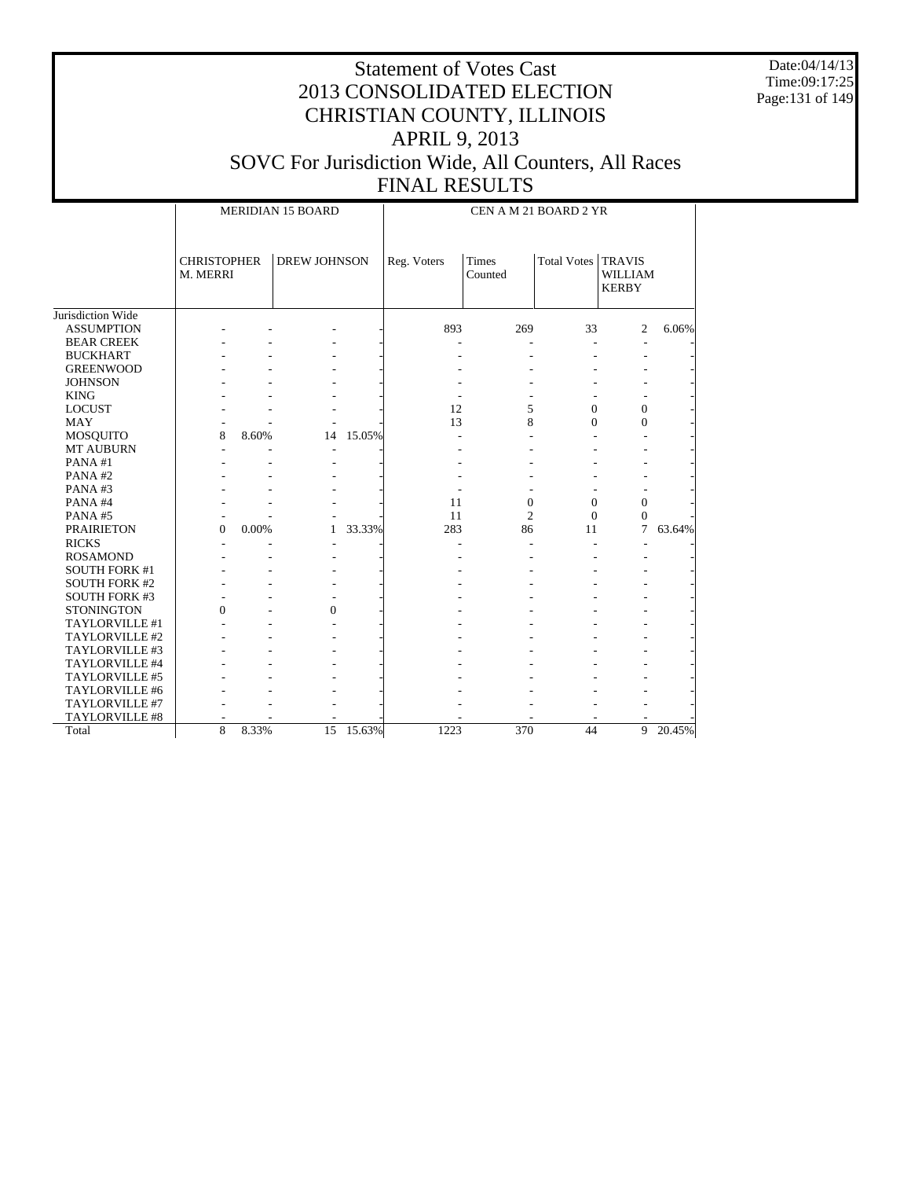# Statement of Votes Cast
# 2013 CONSOLIDATED ELECTION
# CHRISTIAN COUNTY, ILLINOIS
# APRIL 9, 2013
# SOVC For Jurisdiction Wide, All Counters, All Races
# FINAL RESULTS

Date:04/14/13
Time:09:17:25

| | MERIDIAN 15 BOARD | | | | CEN A M 21 BOARD 2 YR | | | | |
|---|---|---|---|---|---|---|---|---|---|
| | CHRISTOPHER M. MERRI | | DREW JOHNSON | | Reg. Voters | Times Counted | Total Votes | TRAVIS WILLIAM KERBY | |
| Jurisdiction Wide | | | | | | | | | |
| ASSUMPTION | - | - | - | - | 893 | 269 | 33 | 2 | 6.06% |
| BEAR CREEK | - | - | - | - | - | - | - | - | - |
| BUCKHART | - | - | - | - | - | - | - | - | - |
| GREENWOOD | - | - | - | - | - | - | - | - | - |
| JOHNSON | - | - | - | - | - | - | - | - | - |
| KING | - | - | - | - | - | - | - | - | - |
| LOCUST | - | - | - | - | 12 | 5 | 0 | 0 | - |
| MAY | - | - | - | - | 13 | 8 | 0 | 0 | - |
| MOSQUITO | 8 | 8.60% | 14 | 15.05% | - | - | - | - | - |
| MT AUBURN | - | - | - | - | - | - | - | - | - |
| PANA #1 | - | - | - | - | - | - | - | - | - |
| PANA #2 | - | - | - | - | - | - | - | - | - |
| PANA #3 | - | - | - | - | - | - | - | - | - |
| PANA #4 | - | - | - | - | 11 | 0 | 0 | 0 | - |
| PANA #5 | - | - | - | - | 11 | 2 | 0 | 0 | - |
| PRAIRIETON | 0 | 0.00% | 1 | 33.33% | 283 | 86 | 11 | 7 | 63.64% |
| RICKS | - | - | - | - | - | - | - | - | - |
| ROSAMOND | - | - | - | - | - | - | - | - | - |
| SOUTH FORK #1 | - | - | - | - | - | - | - | - | - |
| SOUTH FORK #2 | - | - | - | - | - | - | - | - | - |
| SOUTH FORK #3 | - | - | - | - | - | - | - | - | - |
| STONINGTON | 0 | - | 0 | - | - | - | - | - | - |
| TAYLORVILLE #1 | - | - | - | - | - | - | - | - | - |
| TAYLORVILLE #2 | - | - | - | - | - | - | - | - | - |
| TAYLORVILLE #3 | - | - | - | - | - | - | - | - | - |
| TAYLORVILLE #4 | - | - | - | - | - | - | - | - | - |
| TAYLORVILLE #5 | - | - | - | - | - | - | - | - | - |
| TAYLORVILLE #6 | - | - | - | - | - | - | - | - | - |
| TAYLORVILLE #7 | - | - | - | - | - | - | - | - | - |
| TAYLORVILLE #8 | - | - | - | - | - | - | - | - | - |
| Total | 8 | 8.33% | 15 | 15.63% | 1223 | 370 | 44 | 9 | 20.45% |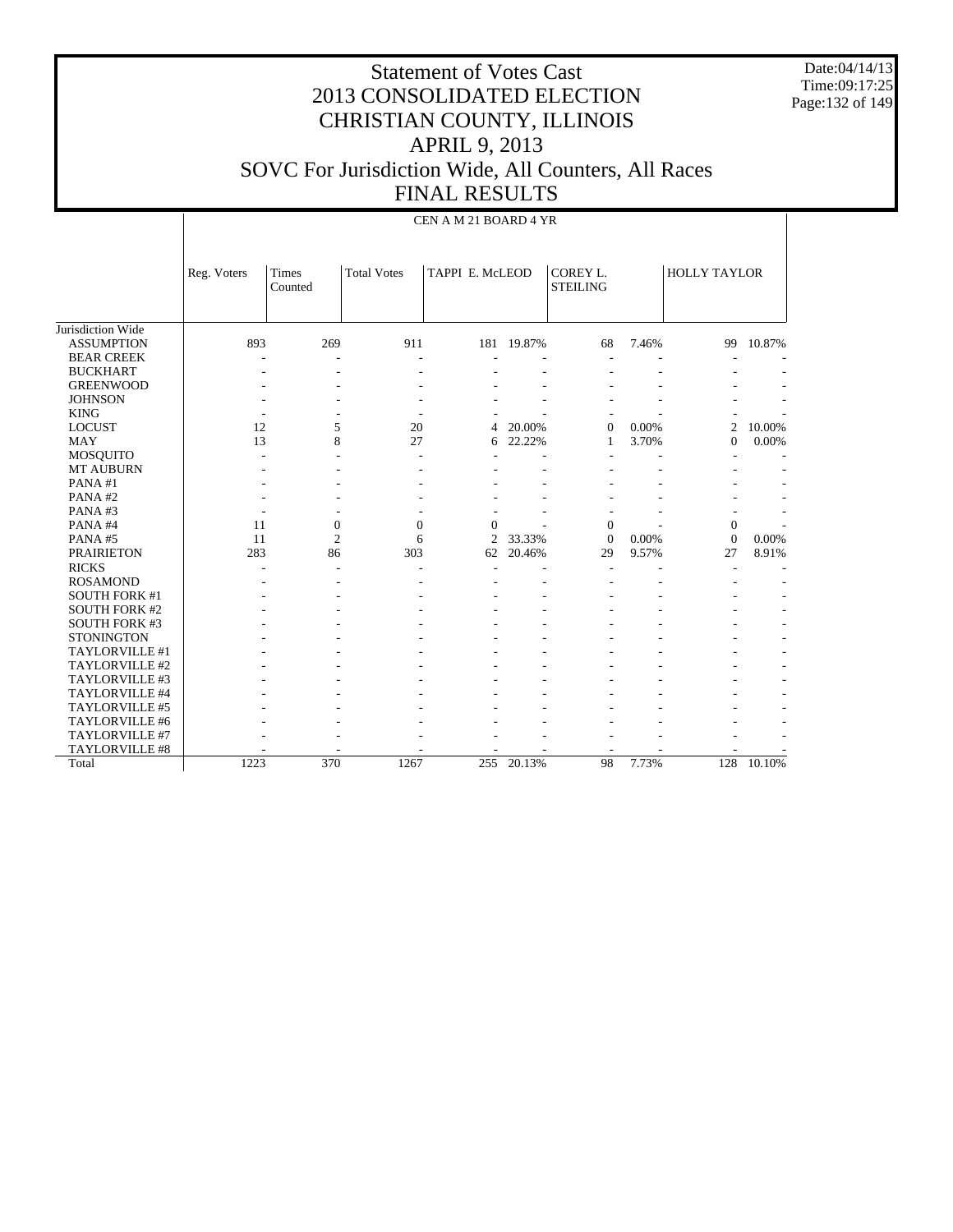# Statement of Votes Cast
# 2013 CONSOLIDATED ELECTION
# CHRISTIAN COUNTY, ILLINOIS
# APRIL 9, 2013
# SOVC For Jurisdiction Wide, All Counters, All Races
# FINAL RESULTS

Date:04/14/13
Time:09:17:25

CEN A M 21 BOARD 4 YR

| | Reg. Voters | Times Counted | Total Votes | TAPPI E. McLEOD | | COREY L. STEILING | | HOLLY TAYLOR | |
|---|---|---|---|---|---|---|---|---|---|
| Jurisdiction Wide | | | | | | | | | |
| ASSUMPTION | 893 | 269 | 911 | 181 | 19.87% | 68 | 7.46% | 99 | 10.87% |
| BEAR CREEK | - | - | - | - | - | - | - | - | - |
| BUCKHART | - | - | - | - | - | - | - | - | - |
| GREENWOOD | - | - | - | - | - | - | - | - | - |
| JOHNSON | - | - | - | - | - | - | - | - | - |
| KING | - | - | - | - | - | - | - | - | - |
| LOCUST | 12 | 5 | 20 | 4 | 20.00% | 0 | 0.00% | 2 | 10.00% |
| MAY | 13 | 8 | 27 | 6 | 22.22% | 1 | 3.70% | 0 | 0.00% |
| MOSQUITO | - | - | - | - | - | - | - | - | - |
| MT AUBURN | - | - | - | - | - | - | - | - | - |
| PANA #1 | - | - | - | - | - | - | - | - | - |
| PANA #2 | - | - | - | - | - | - | - | - | - |
| PANA #3 | - | - | - | - | - | - | - | - | - |
| PANA #4 | 11 | 0 | 0 | 0 | - | 0 | - | 0 | - |
| PANA #5 | 11 | 2 | 6 | 2 | 33.33% | 0 | 0.00% | 0 | 0.00% |
| PRAIRIETON | 283 | 86 | 303 | 62 | 20.46% | 29 | 9.57% | 27 | 8.91% |
| RICKS | - | - | - | - | - | - | - | - | - |
| ROSAMOND | - | - | - | - | - | - | - | - | - |
| SOUTH FORK #1 | - | - | - | - | - | - | - | - | - |
| SOUTH FORK #2 | - | - | - | - | - | - | - | - | - |
| SOUTH FORK #3 | - | - | - | - | - | - | - | - | - |
| STONINGTON | - | - | - | - | - | - | - | - | - |
| TAYLORVILLE #1 | - | - | - | - | - | - | - | - | - |
| TAYLORVILLE #2 | - | - | - | - | - | - | - | - | - |
| TAYLORVILLE #3 | - | - | - | - | - | - | - | - | - |
| TAYLORVILLE #4 | - | - | - | - | - | - | - | - | - |
| TAYLORVILLE #5 | - | - | - | - | - | - | - | - | - |
| TAYLORVILLE #6 | - | - | - | - | - | - | - | - | - |
| TAYLORVILLE #7 | - | - | - | - | - | - | - | - | - |
| TAYLORVILLE #8 | - | - | - | - | - | - | - | - | - |
| Total | 1223 | 370 | 1267 | 255 | 20.13% | 98 | 7.73% | 128 | 10.10% |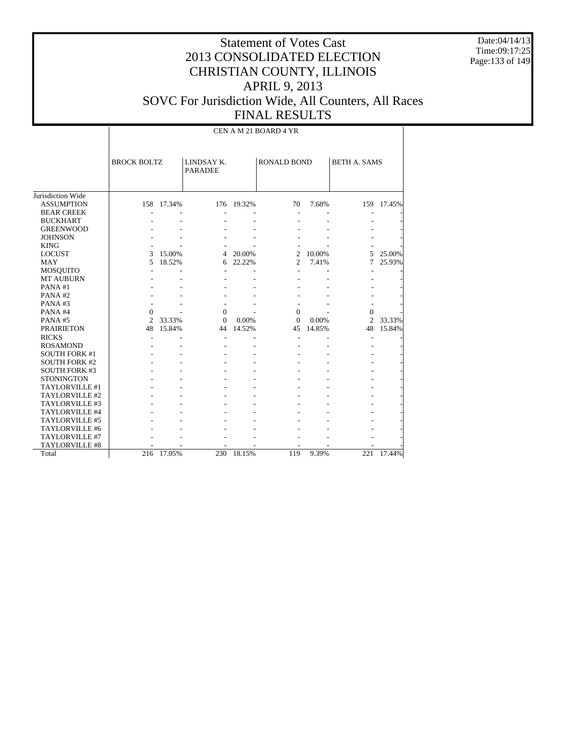# Statement of Votes Cast
# 2013 CONSOLIDATED ELECTION
# CHRISTIAN COUNTY, ILLINOIS
# APRIL 9, 2013
# SOVC For Jurisdiction Wide, All Counters, All Races
# FINAL RESULTS

Date:04/14/13
Time:09:17:25

CEN A M 21 BOARD 4 YR

| | BROCK BOLTZ | | LINDSAY K. PARADEE | | RONALD BOND | | BETH A. SAMS | |
|---|---|---|---|---|---|---|---|---|
| Jurisdiction Wide | | | | | | | | |
| ASSUMPTION | 158 | 17.34% | 176 | 19.32% | 70 | 7.68% | 159 | 17.45% |
| BEAR CREEK | - | - | - | - | - | - | - | - |
| BUCKHART | - | - | - | - | - | - | - | - |
| GREENWOOD | - | - | - | - | - | - | - | - |
| JOHNSON | - | - | - | - | - | - | - | - |
| KING | - | - | - | - | - | - | - | - |
| LOCUST | 3 | 15.00% | 4 | 20.00% | 2 | 10.00% | 5 | 25.00% |
| MAY | 5 | 18.52% | 6 | 22.22% | 2 | 7.41% | 7 | 25.93% |
| MOSQUITO | - | - | - | - | - | - | - | - |
| MT AUBURN | - | - | - | - | - | - | - | - |
| PANA #1 | - | - | - | - | - | - | - | - |
| PANA #2 | - | - | - | - | - | - | - | - |
| PANA #3 | - | - | - | - | - | - | - | - |
| PANA #4 | 0 | - | 0 | - | 0 | - | 0 | - |
| PANA #5 | 2 | 33.33% | 0 | 0.00% | 0 | 0.00% | 2 | 33.33% |
| PRAIRIETON | 48 | 15.84% | 44 | 14.52% | 45 | 14.85% | 48 | 15.84% |
| RICKS | - | - | - | - | - | - | - | - |
| ROSAMOND | - | - | - | - | - | - | - | - |
| SOUTH FORK #1 | - | - | - | - | - | - | - | - |
| SOUTH FORK #2 | - | - | - | - | - | - | - | - |
| SOUTH FORK #3 | - | - | - | - | - | - | - | - |
| STONINGTON | - | - | - | - | - | - | - | - |
| TAYLORVILLE #1 | - | - | - | - | - | - | - | - |
| TAYLORVILLE #2 | - | - | - | - | - | - | - | - |
| TAYLORVILLE #3 | - | - | - | - | - | - | - | - |
| TAYLORVILLE #4 | - | - | - | - | - | - | - | - |
| TAYLORVILLE #5 | - | - | - | - | - | - | - | - |
| TAYLORVILLE #6 | - | - | - | - | - | - | - | - |
| TAYLORVILLE #7 | - | - | - | - | - | - | - | - |
| TAYLORVILLE #8 | - | - | - | - | - | - | - | - |
| Total | 216 | 17.05% | 230 | 18.15% | 119 | 9.39% | 221 | 17.44% |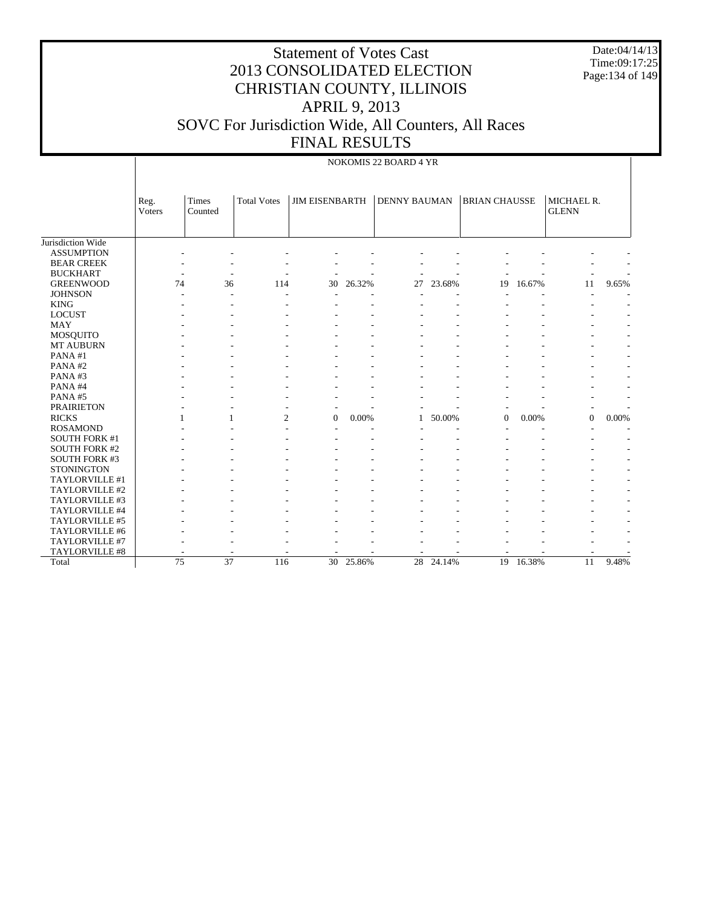# Statement of Votes Cast
## 2013 CONSOLIDATED ELECTION
## CHRISTIAN COUNTY, ILLINOIS
## APRIL 9, 2013
## SOVC For Jurisdiction Wide, All Counters, All Races
## FINAL RESULTS

Date:04/14/13
Time:09:17:25

NOKOMIS 22 BOARD 4 YR

| | Reg. Voters | Times Counted | Total Votes | JIM EISENBARTH | | DENNY BAUMAN | | BRIAN CHAUSSE | | MICHAEL R. GLENN | |
|---|---|---|---|---|---|---|---|---|---|---|---|
| Jurisdiction Wide | | | | | | | | | | | |
| ASSUMPTION | - | - | - | - | - | - | - | - | - | - | - |
| BEAR CREEK | - | - | - | - | - | - | - | - | - | - | - |
| BUCKHART | - | - | - | - | - | - | - | - | - | - | - |
| GREENWOOD | 74 | 36 | 114 | 30 | 26.32% | 27 | 23.68% | 19 | 16.67% | 11 | 9.65% |
| JOHNSON | - | - | - | - | - | - | - | - | - | - | - |
| KING | - | - | - | - | - | - | - | - | - | - | - |
| LOCUST | - | - | - | - | - | - | - | - | - | - | - |
| MAY | - | - | - | - | - | - | - | - | - | - | - |
| MOSQUITO | - | - | - | - | - | - | - | - | - | - | - |
| MT AUBURN | - | - | - | - | - | - | - | - | - | - | - |
| PANA #1 | - | - | - | - | - | - | - | - | - | - | - |
| PANA #2 | - | - | - | - | - | - | - | - | - | - | - |
| PANA #3 | - | - | - | - | - | - | - | - | - | - | - |
| PANA #4 | - | - | - | - | - | - | - | - | - | - | - |
| PANA #5 | - | - | - | - | - | - | - | - | - | - | - |
| PRAIRIETON | - | - | - | - | - | - | - | - | - | - | - |
| RICKS | 1 | 1 | 2 | 0 | 0.00% | 1 | 50.00% | 0 | 0.00% | 0 | 0.00% |
| ROSAMOND | - | - | - | - | - | - | - | - | - | - | - |
| SOUTH FORK #1 | - | - | - | - | - | - | - | - | - | - | - |
| SOUTH FORK #2 | - | - | - | - | - | - | - | - | - | - | - |
| SOUTH FORK #3 | - | - | - | - | - | - | - | - | - | - | - |
| STONINGTON | - | - | - | - | - | - | - | - | - | - | - |
| TAYLORVILLE #1 | - | - | - | - | - | - | - | - | - | - | - |
| TAYLORVILLE #2 | - | - | - | - | - | - | - | - | - | - | - |
| TAYLORVILLE #3 | - | - | - | - | - | - | - | - | - | - | - |
| TAYLORVILLE #4 | - | - | - | - | - | - | - | - | - | - | - |
| TAYLORVILLE #5 | - | - | - | - | - | - | - | - | - | - | - |
| TAYLORVILLE #6 | - | - | - | - | - | - | - | - | - | - | - |
| TAYLORVILLE #7 | - | - | - | - | - | - | - | - | - | - | - |
| TAYLORVILLE #8 | - | - | - | - | - | - | - | - | - | - | - |
| Total | 75 | 37 | 116 | 30 | 25.86% | 28 | 24.14% | 19 | 16.38% | 11 | 9.48% |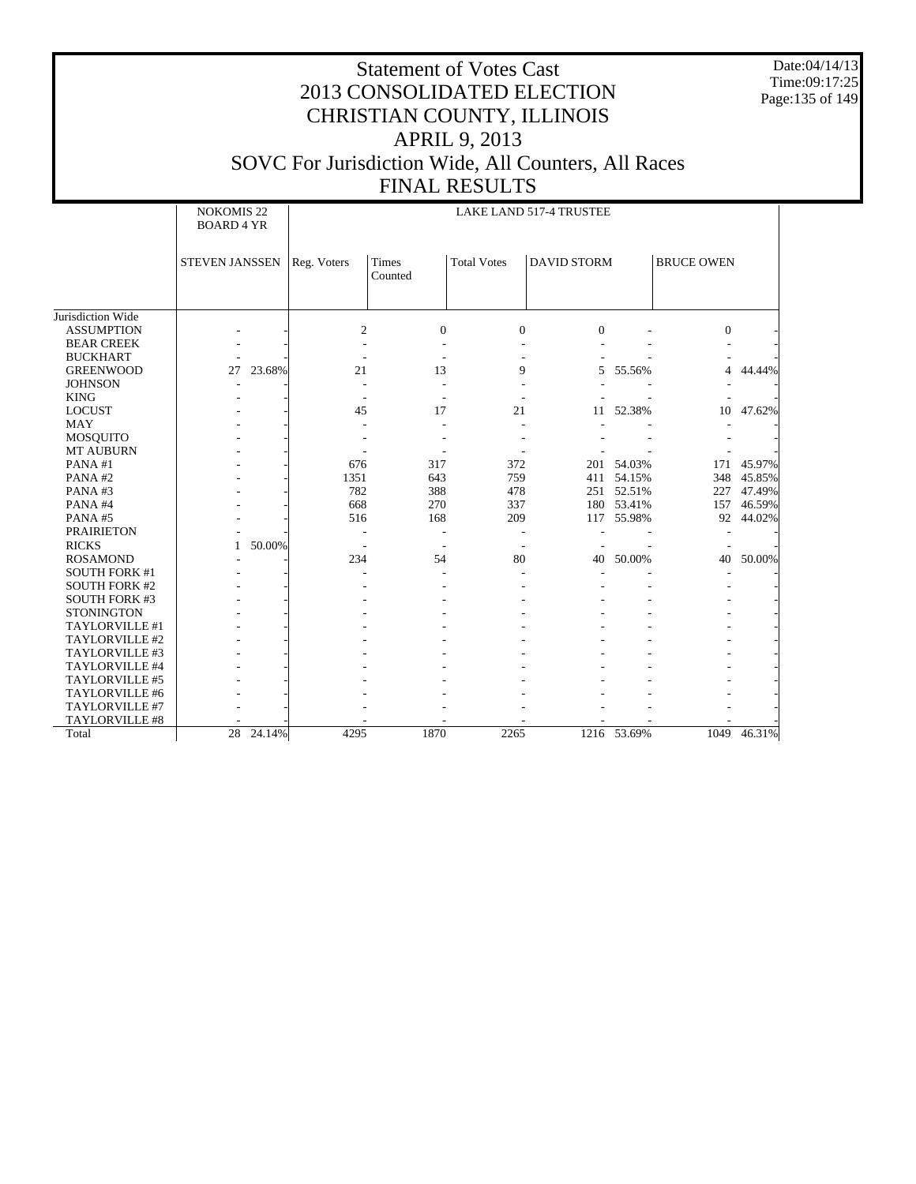# Statement of Votes Cast
# 2013 CONSOLIDATED ELECTION
# CHRISTIAN COUNTY, ILLINOIS
# APRIL 9, 2013
# SOVC For Jurisdiction Wide, All Counters, All Races
# FINAL RESULTS

Date:04/14/13
Time:09:17:25

| | NOKOMIS 22 BOARD 4 YR | | LAKE LAND 517-4 TRUSTEE | | | | | | |
|---|---|---|---|---|---|---|---|---|---|
| | STEVEN JANSSEN | | Reg. Voters | Times Counted | Total Votes | DAVID STORM | | BRUCE OWEN | |
| Jurisdiction Wide | | | | | | | | | |
| ASSUMPTION | - | - | 2 | 0 | 0 | 0 | - | 0 | - |
| BEAR CREEK | - | - | - | - | - | - | - | - | - |
| BUCKHART | - | - | - | - | - | - | - | - | - |
| GREENWOOD | 27 | 23.68% | 21 | 13 | 9 | 5 | 55.56% | 4 | 44.44% |
| JOHNSON | - | - | - | - | - | - | - | - | - |
| KING | - | - | - | - | - | - | - | - | - |
| LOCUST | - | - | 45 | 17 | 21 | 11 | 52.38% | 10 | 47.62% |
| MAY | - | - | - | - | - | - | - | - | - |
| MOSQUITO | - | - | - | - | - | - | - | - | - |
| MT AUBURN | - | - | - | - | - | - | - | - | - |
| PANA #1 | - | - | 676 | 317 | 372 | 201 | 54.03% | 171 | 45.97% |
| PANA #2 | - | - | 1351 | 643 | 759 | 411 | 54.15% | 348 | 45.85% |
| PANA #3 | - | - | 782 | 388 | 478 | 251 | 52.51% | 227 | 47.49% |
| PANA #4 | - | - | 668 | 270 | 337 | 180 | 53.41% | 157 | 46.59% |
| PANA #5 | - | - | 516 | 168 | 209 | 117 | 55.98% | 92 | 44.02% |
| PRAIRIETON | - | - | - | - | - | - | - | - | - |
| RICKS | 1 | 50.00% | - | - | - | - | - | - | - |
| ROSAMOND | - | - | 234 | 54 | 80 | 40 | 50.00% | 40 | 50.00% |
| SOUTH FORK #1 | - | - | - | - | - | - | - | - | - |
| SOUTH FORK #2 | - | - | - | - | - | - | - | - | - |
| SOUTH FORK #3 | - | - | - | - | - | - | - | - | - |
| STONINGTON | - | - | - | - | - | - | - | - | - |
| TAYLORVILLE #1 | - | - | - | - | - | - | - | - | - |
| TAYLORVILLE #2 | - | - | - | - | - | - | - | - | - |
| TAYLORVILLE #3 | - | - | - | - | - | - | - | - | - |
| TAYLORVILLE #4 | - | - | - | - | - | - | - | - | - |
| TAYLORVILLE #5 | - | - | - | - | - | - | - | - | - |
| TAYLORVILLE #6 | - | - | - | - | - | - | - | - | - |
| TAYLORVILLE #7 | - | - | - | - | - | - | - | - | - |
| TAYLORVILLE #8 | - | - | - | - | - | - | - | - | - |
| Total | 28 | 24.14% | 4295 | 1870 | 2265 | 1216 | 53.69% | 1049 | 46.31% |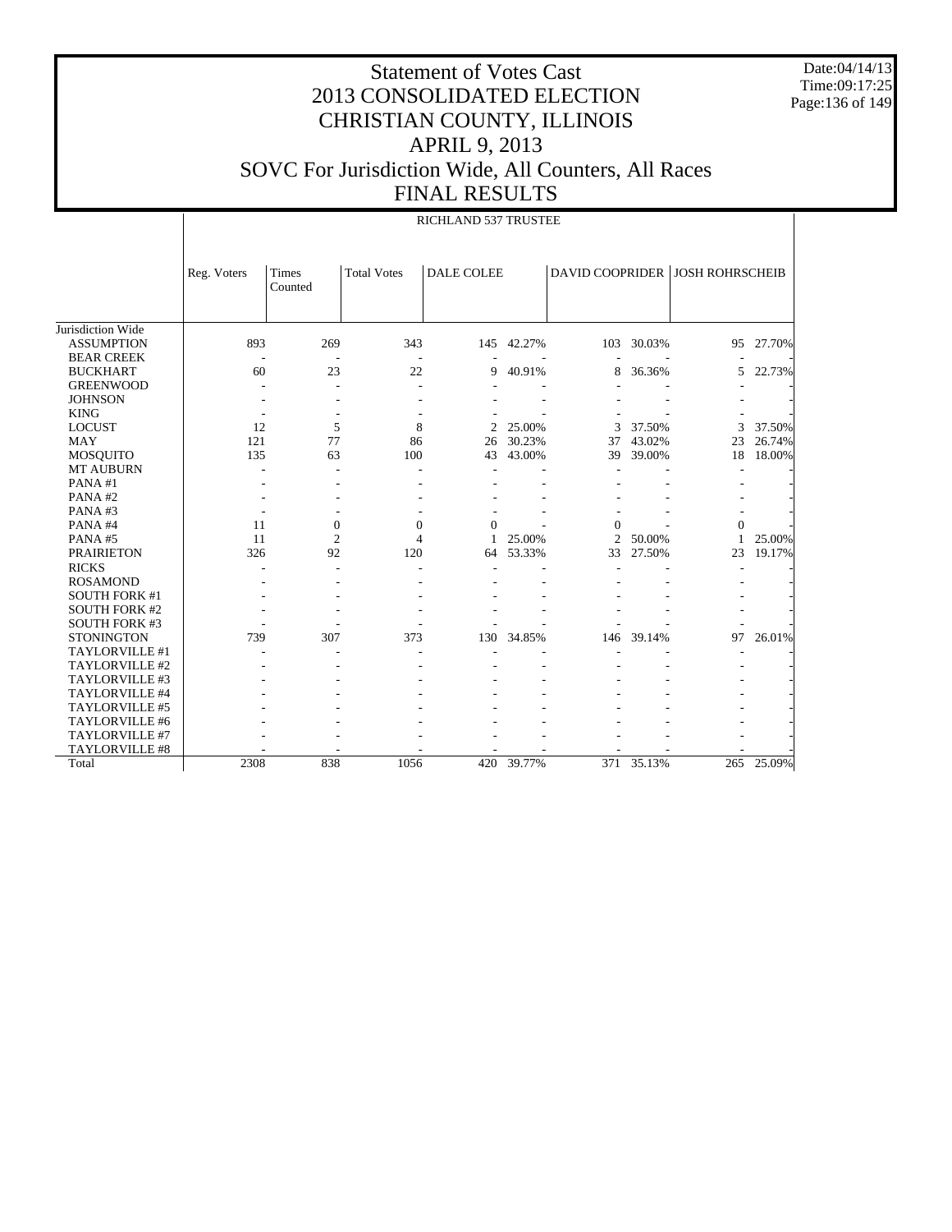# Statement of Votes Cast
## 2013 CONSOLIDATED ELECTION
## CHRISTIAN COUNTY, ILLINOIS
## APRIL 9, 2013
## SOVC For Jurisdiction Wide, All Counters, All Races
## FINAL RESULTS

Date:04/14/13
Time:09:17:25

RICHLAND 537 TRUSTEE

| | Reg. Voters | Times Counted | Total Votes | DALE COLEE | | DAVID COOPRIDER | | JOSH ROHRSCHEIB | |
|---|---|---|---|---|---|---|---|---|---|
| Jurisdiction Wide | | | | | | | | | |
| ASSUMPTION | 893 | 269 | 343 | 145 | 42.27% | 103 | 30.03% | 95 | 27.70% |
| BEAR CREEK | - | - | - | - | - | - | - | - | - |
| BUCKHART | 60 | 23 | 22 | 9 | 40.91% | 8 | 36.36% | 5 | 22.73% |
| GREENWOOD | - | - | - | - | - | - | - | - | - |
| JOHNSON | - | - | - | - | - | - | - | - | - |
| KING | - | - | - | - | - | - | - | - | - |
| LOCUST | 12 | 5 | 8 | 2 | 25.00% | 3 | 37.50% | 3 | 37.50% |
| MAY | 121 | 77 | 86 | 26 | 30.23% | 37 | 43.02% | 23 | 26.74% |
| MOSQUITO | 135 | 63 | 100 | 43 | 43.00% | 39 | 39.00% | 18 | 18.00% |
| MT AUBURN | - | - | - | - | - | - | - | - | - |
| PANA #1 | - | - | - | - | - | - | - | - | - |
| PANA #2 | - | - | - | - | - | - | - | - | - |
| PANA #3 | - | - | - | - | - | - | - | - | - |
| PANA #4 | 11 | 0 | 0 | 0 | - | 0 | - | 0 | - |
| PANA #5 | 11 | 2 | 4 | 1 | 25.00% | 2 | 50.00% | 1 | 25.00% |
| PRAIRIETON | 326 | 92 | 120 | 64 | 53.33% | 33 | 27.50% | 23 | 19.17% |
| RICKS | - | - | - | - | - | - | - | - | - |
| ROSAMOND | - | - | - | - | - | - | - | - | - |
| SOUTH FORK #1 | - | - | - | - | - | - | - | - | - |
| SOUTH FORK #2 | - | - | - | - | - | - | - | - | - |
| SOUTH FORK #3 | - | - | - | - | - | - | - | - | - |
| STONINGTON | 739 | 307 | 373 | 130 | 34.85% | 146 | 39.14% | 97 | 26.01% |
| TAYLORVILLE #1 | - | - | - | - | - | - | - | - | - |
| TAYLORVILLE #2 | - | - | - | - | - | - | - | - | - |
| TAYLORVILLE #3 | - | - | - | - | - | - | - | - | - |
| TAYLORVILLE #4 | - | - | - | - | - | - | - | - | - |
| TAYLORVILLE #5 | - | - | - | - | - | - | - | - | - |
| TAYLORVILLE #6 | - | - | - | - | - | - | - | - | - |
| TAYLORVILLE #7 | - | - | - | - | - | - | - | - | - |
| TAYLORVILLE #8 | - | - | - | - | - | - | - | - | - |
| Total | 2308 | 838 | 1056 | 420 | 39.77% | 371 | 35.13% | 265 | 25.09% |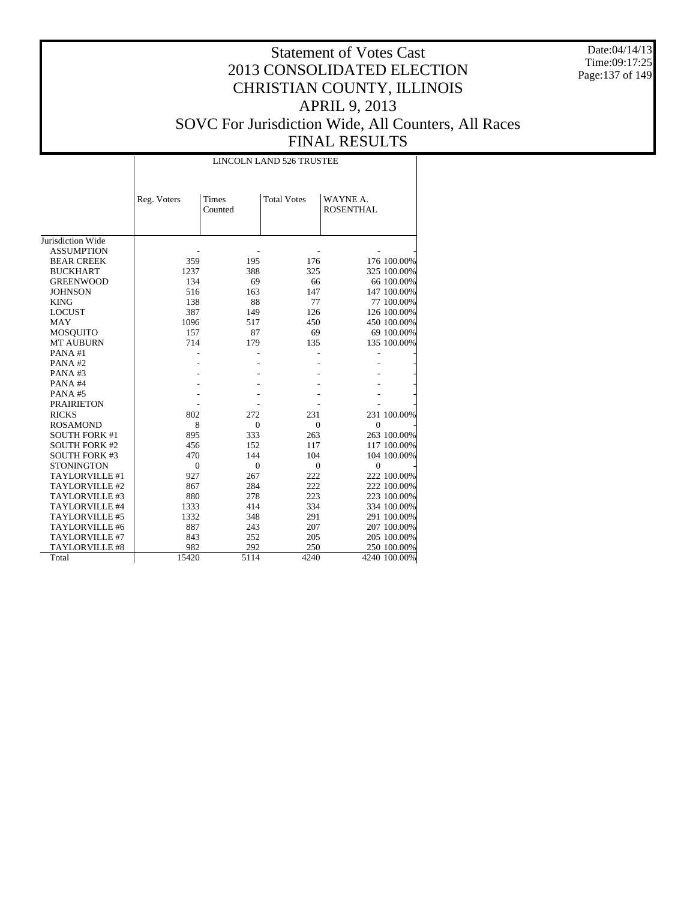# Statement of Votes Cast
## 2013 CONSOLIDATED ELECTION
## CHRISTIAN COUNTY, ILLINOIS
## APRIL 9, 2013
## SOVC For Jurisdiction Wide, All Counters, All Races
## FINAL RESULTS

Date:04/14/13
Time:09:17:25

| | LINCOLN LAND 526 TRUSTEE | | | | |
|---|---|---|---|---|---|
| | Reg. Voters | Times Counted | Total Votes | WAYNE A. ROSENTHAL | |
| Jurisdiction Wide | | | | | |
| ASSUMPTION | - | - | - | - | - |
| BEAR CREEK | 359 | 195 | 176 | 176 | 100.00% |
| BUCKHART | 1237 | 388 | 325 | 325 | 100.00% |
| GREENWOOD | 134 | 69 | 66 | 66 | 100.00% |
| JOHNSON | 516 | 163 | 147 | 147 | 100.00% |
| KING | 138 | 88 | 77 | 77 | 100.00% |
| LOCUST | 387 | 149 | 126 | 126 | 100.00% |
| MAY | 1096 | 517 | 450 | 450 | 100.00% |
| MOSQUITO | 157 | 87 | 69 | 69 | 100.00% |
| MT AUBURN | 714 | 179 | 135 | 135 | 100.00% |
| PANA #1 | - | - | - | - | - |
| PANA #2 | - | - | - | - | - |
| PANA #3 | - | - | - | - | - |
| PANA #4 | - | - | - | - | - |
| PANA #5 | - | - | - | - | - |
| PRAIRIETON | - | - | - | - | - |
| RICKS | 802 | 272 | 231 | 231 | 100.00% |
| ROSAMOND | 8 | 0 | 0 | 0 | - |
| SOUTH FORK #1 | 895 | 333 | 263 | 263 | 100.00% |
| SOUTH FORK #2 | 456 | 152 | 117 | 117 | 100.00% |
| SOUTH FORK #3 | 470 | 144 | 104 | 104 | 100.00% |
| STONINGTON | 0 | 0 | 0 | 0 | - |
| TAYLORVILLE #1 | 927 | 267 | 222 | 222 | 100.00% |
| TAYLORVILLE #2 | 867 | 284 | 222 | 222 | 100.00% |
| TAYLORVILLE #3 | 880 | 278 | 223 | 223 | 100.00% |
| TAYLORVILLE #4 | 1333 | 414 | 334 | 334 | 100.00% |
| TAYLORVILLE #5 | 1332 | 348 | 291 | 291 | 100.00% |
| TAYLORVILLE #6 | 887 | 243 | 207 | 207 | 100.00% |
| TAYLORVILLE #7 | 843 | 252 | 205 | 205 | 100.00% |
| TAYLORVILLE #8 | 982 | 292 | 250 | 250 | 100.00% |
| Total | 15420 | 5114 | 4240 | 4240 | 100.00% |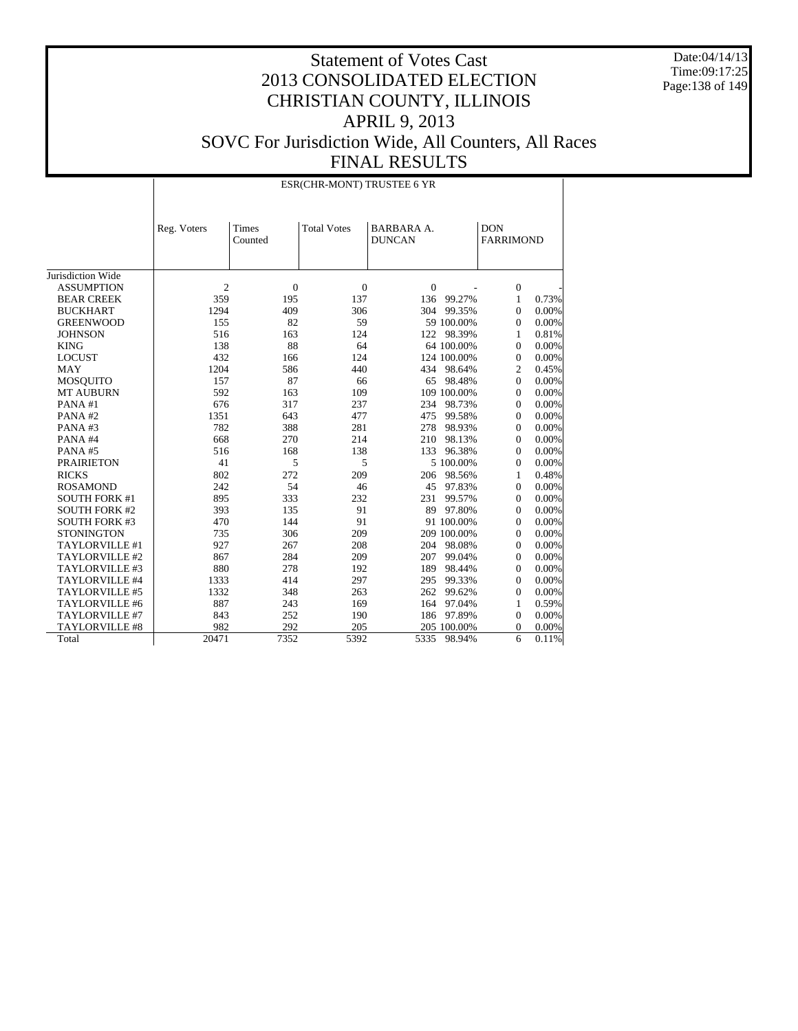# Statement of Votes Cast
# 2013 CONSOLIDATED ELECTION
# CHRISTIAN COUNTY, ILLINOIS
# APRIL 9, 2013
# SOVC For Jurisdiction Wide, All Counters, All Races
# FINAL RESULTS

Date:04/14/13
Time:09:17:25

ESR(CHR-MONT) TRUSTEE 6 YR

| | Reg. Voters | Times Counted | Total Votes | BARBARA A. DUNCAN | | DON FARRIMOND | |
|---|---|---|---|---|---|---|---|
| Jurisdiction Wide | | | | | | | |
| ASSUMPTION | 2 | 0 | 0 | 0 | - | 0 | - |
| BEAR CREEK | 359 | 195 | 137 | 136 | 99.27% | 1 | 0.73% |
| BUCKHART | 1294 | 409 | 306 | 304 | 99.35% | 0 | 0.00% |
| GREENWOOD | 155 | 82 | 59 | 59 | 100.00% | 0 | 0.00% |
| JOHNSON | 516 | 163 | 124 | 122 | 98.39% | 1 | 0.81% |
| KING | 138 | 88 | 64 | 64 | 100.00% | 0 | 0.00% |
| LOCUST | 432 | 166 | 124 | 124 | 100.00% | 0 | 0.00% |
| MAY | 1204 | 586 | 440 | 434 | 98.64% | 2 | 0.45% |
| MOSQUITO | 157 | 87 | 66 | 65 | 98.48% | 0 | 0.00% |
| MT AUBURN | 592 | 163 | 109 | 109 | 100.00% | 0 | 0.00% |
| PANA #1 | 676 | 317 | 237 | 234 | 98.73% | 0 | 0.00% |
| PANA #2 | 1351 | 643 | 477 | 475 | 99.58% | 0 | 0.00% |
| PANA #3 | 782 | 388 | 281 | 278 | 98.93% | 0 | 0.00% |
| PANA #4 | 668 | 270 | 214 | 210 | 98.13% | 0 | 0.00% |
| PANA #5 | 516 | 168 | 138 | 133 | 96.38% | 0 | 0.00% |
| PRAIRIETON | 41 | 5 | 5 | 5 | 100.00% | 0 | 0.00% |
| RICKS | 802 | 272 | 209 | 206 | 98.56% | 1 | 0.48% |
| ROSAMOND | 242 | 54 | 46 | 45 | 97.83% | 0 | 0.00% |
| SOUTH FORK #1 | 895 | 333 | 232 | 231 | 99.57% | 0 | 0.00% |
| SOUTH FORK #2 | 393 | 135 | 91 | 89 | 97.80% | 0 | 0.00% |
| SOUTH FORK #3 | 470 | 144 | 91 | 91 | 100.00% | 0 | 0.00% |
| STONINGTON | 735 | 306 | 209 | 209 | 100.00% | 0 | 0.00% |
| TAYLORVILLE #1 | 927 | 267 | 208 | 204 | 98.08% | 0 | 0.00% |
| TAYLORVILLE #2 | 867 | 284 | 209 | 207 | 99.04% | 0 | 0.00% |
| TAYLORVILLE #3 | 880 | 278 | 192 | 189 | 98.44% | 0 | 0.00% |
| TAYLORVILLE #4 | 1333 | 414 | 297 | 295 | 99.33% | 0 | 0.00% |
| TAYLORVILLE #5 | 1332 | 348 | 263 | 262 | 99.62% | 0 | 0.00% |
| TAYLORVILLE #6 | 887 | 243 | 169 | 164 | 97.04% | 1 | 0.59% |
| TAYLORVILLE #7 | 843 | 252 | 190 | 186 | 97.89% | 0 | 0.00% |
| TAYLORVILLE #8 | 982 | 292 | 205 | 205 | 100.00% | 0 | 0.00% |
| Total | 20471 | 7352 | 5392 | 5335 | 98.94% | 6 | 0.11% |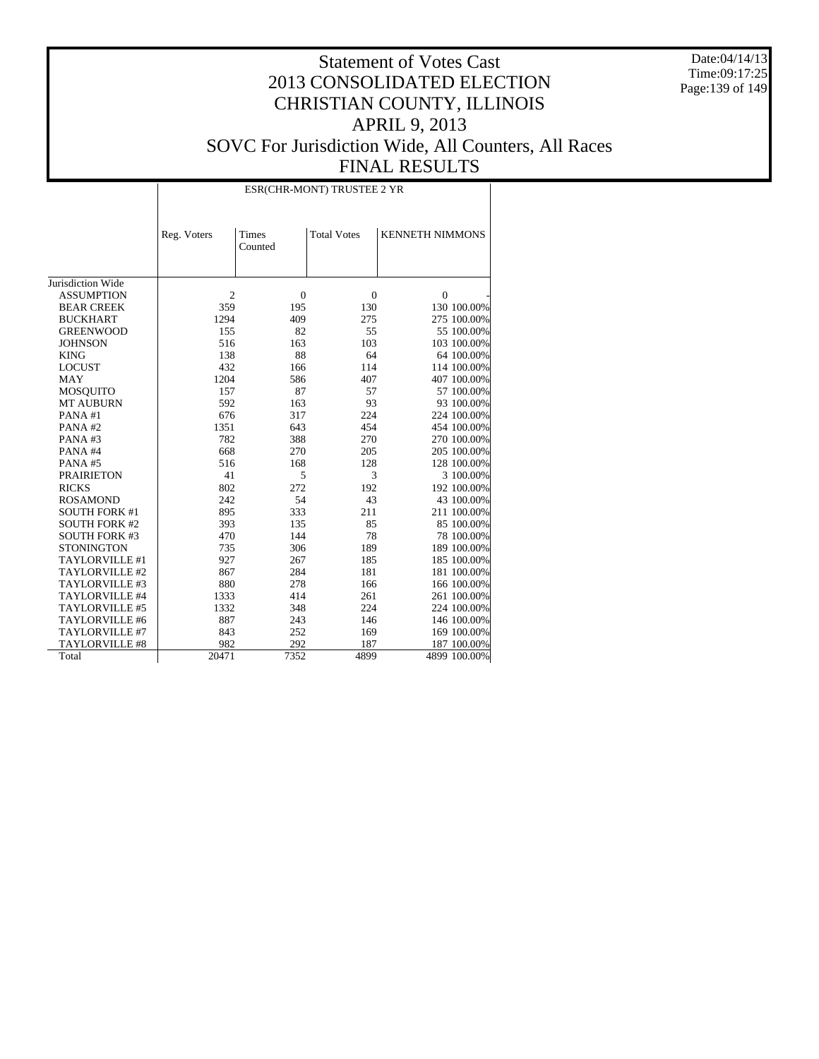# Statement of Votes Cast
# 2013 CONSOLIDATED ELECTION
# CHRISTIAN COUNTY, ILLINOIS
# APRIL 9, 2013
# SOVC For Jurisdiction Wide, All Counters, All Races
# FINAL RESULTS

Date:04/14/13
Time:09:17:25

| | ESR(CHR-MONT) TRUSTEE 2 YR | | | | |
|---|---|---|---|---|---|
| | Reg. Voters | Times Counted | Total Votes | KENNETH NIMMONS | |
| Jurisdiction Wide | | | | | |
| ASSUMPTION | 2 | 0 | 0 | 0 | - |
| BEAR CREEK | 359 | 195 | 130 | 130 | 100.00% |
| BUCKHART | 1294 | 409 | 275 | 275 | 100.00% |
| GREENWOOD | 155 | 82 | 55 | 55 | 100.00% |
| JOHNSON | 516 | 163 | 103 | 103 | 100.00% |
| KING | 138 | 88 | 64 | 64 | 100.00% |
| LOCUST | 432 | 166 | 114 | 114 | 100.00% |
| MAY | 1204 | 586 | 407 | 407 | 100.00% |
| MOSQUITO | 157 | 87 | 57 | 57 | 100.00% |
| MT AUBURN | 592 | 163 | 93 | 93 | 100.00% |
| PANA #1 | 676 | 317 | 224 | 224 | 100.00% |
| PANA #2 | 1351 | 643 | 454 | 454 | 100.00% |
| PANA #3 | 782 | 388 | 270 | 270 | 100.00% |
| PANA #4 | 668 | 270 | 205 | 205 | 100.00% |
| PANA #5 | 516 | 168 | 128 | 128 | 100.00% |
| PRAIRIETON | 41 | 5 | 3 | 3 | 100.00% |
| RICKS | 802 | 272 | 192 | 192 | 100.00% |
| ROSAMOND | 242 | 54 | 43 | 43 | 100.00% |
| SOUTH FORK #1 | 895 | 333 | 211 | 211 | 100.00% |
| SOUTH FORK #2 | 393 | 135 | 85 | 85 | 100.00% |
| SOUTH FORK #3 | 470 | 144 | 78 | 78 | 100.00% |
| STONINGTON | 735 | 306 | 189 | 189 | 100.00% |
| TAYLORVILLE #1 | 927 | 267 | 185 | 185 | 100.00% |
| TAYLORVILLE #2 | 867 | 284 | 181 | 181 | 100.00% |
| TAYLORVILLE #3 | 880 | 278 | 166 | 166 | 100.00% |
| TAYLORVILLE #4 | 1333 | 414 | 261 | 261 | 100.00% |
| TAYLORVILLE #5 | 1332 | 348 | 224 | 224 | 100.00% |
| TAYLORVILLE #6 | 887 | 243 | 146 | 146 | 100.00% |
| TAYLORVILLE #7 | 843 | 252 | 169 | 169 | 100.00% |
| TAYLORVILLE #8 | 982 | 292 | 187 | 187 | 100.00% |
| Total | 20471 | 7352 | 4899 | 4899 | 100.00% |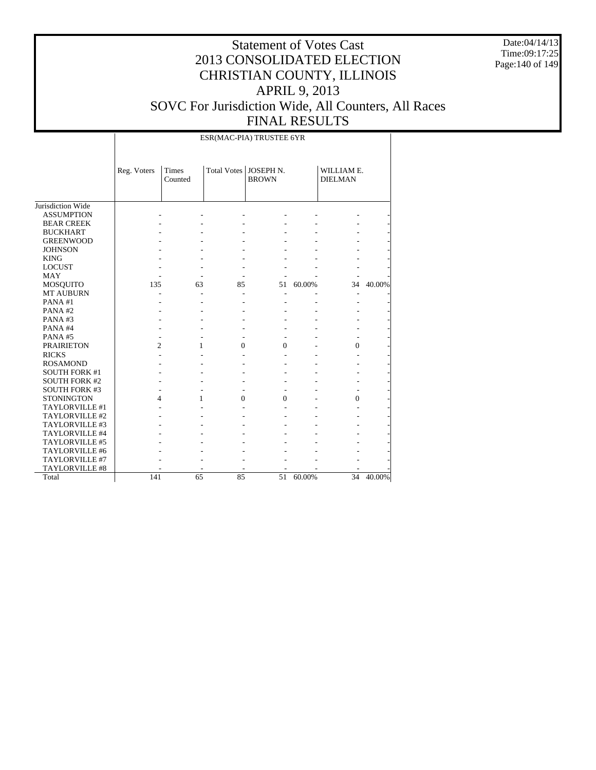# Statement of Votes Cast
# 2013 CONSOLIDATED ELECTION
# CHRISTIAN COUNTY, ILLINOIS
# APRIL 9, 2013
# SOVC For Jurisdiction Wide, All Counters, All Races
# FINAL RESULTS

Date:04/14/13
Time:09:17:25

ESR(MAC-PIA) TRUSTEE 6YR

| | Reg. Voters | Times Counted | Total Votes | JOSEPH N. BROWN | | WILLIAM E. DIELMAN | |
|---|---|---|---|---|---|---|---|
| Jurisdiction Wide | | | | | | | |
| ASSUMPTION | - | - | - | - | - | - | - |
| BEAR CREEK | - | - | - | - | - | - | - |
| BUCKHART | - | - | - | - | - | - | - |
| GREENWOOD | - | - | - | - | - | - | - |
| JOHNSON | - | - | - | - | - | - | - |
| KING | - | - | - | - | - | - | - |
| LOCUST | - | - | - | - | - | - | - |
| MAY | - | - | - | - | - | - | - |
| MOSQUITO | 135 | 63 | 85 | 51 | 60.00% | 34 | 40.00% |
| MT AUBURN | - | - | - | - | - | - | - |
| PANA #1 | - | - | - | - | - | - | - |
| PANA #2 | - | - | - | - | - | - | - |
| PANA #3 | - | - | - | - | - | - | - |
| PANA #4 | - | - | - | - | - | - | - |
| PANA #5 | - | - | - | - | - | - | - |
| PRAIRIETON | 2 | 1 | 0 | 0 | - | 0 | - |
| RICKS | - | - | - | - | - | - | - |
| ROSAMOND | - | - | - | - | - | - | - |
| SOUTH FORK #1 | - | - | - | - | - | - | - |
| SOUTH FORK #2 | - | - | - | - | - | - | - |
| SOUTH FORK #3 | - | - | - | - | - | - | - |
| STONINGTON | 4 | 1 | 0 | 0 | - | 0 | - |
| TAYLORVILLE #1 | - | - | - | - | - | - | - |
| TAYLORVILLE #2 | - | - | - | - | - | - | - |
| TAYLORVILLE #3 | - | - | - | - | - | - | - |
| TAYLORVILLE #4 | - | - | - | - | - | - | - |
| TAYLORVILLE #5 | - | - | - | - | - | - | - |
| TAYLORVILLE #6 | - | - | - | - | - | - | - |
| TAYLORVILLE #7 | - | - | - | - | - | - | - |
| TAYLORVILLE #8 | - | - | - | - | - | - | - |
| Total | 141 | 65 | 85 | 51 | 60.00% | 34 | 40.00% |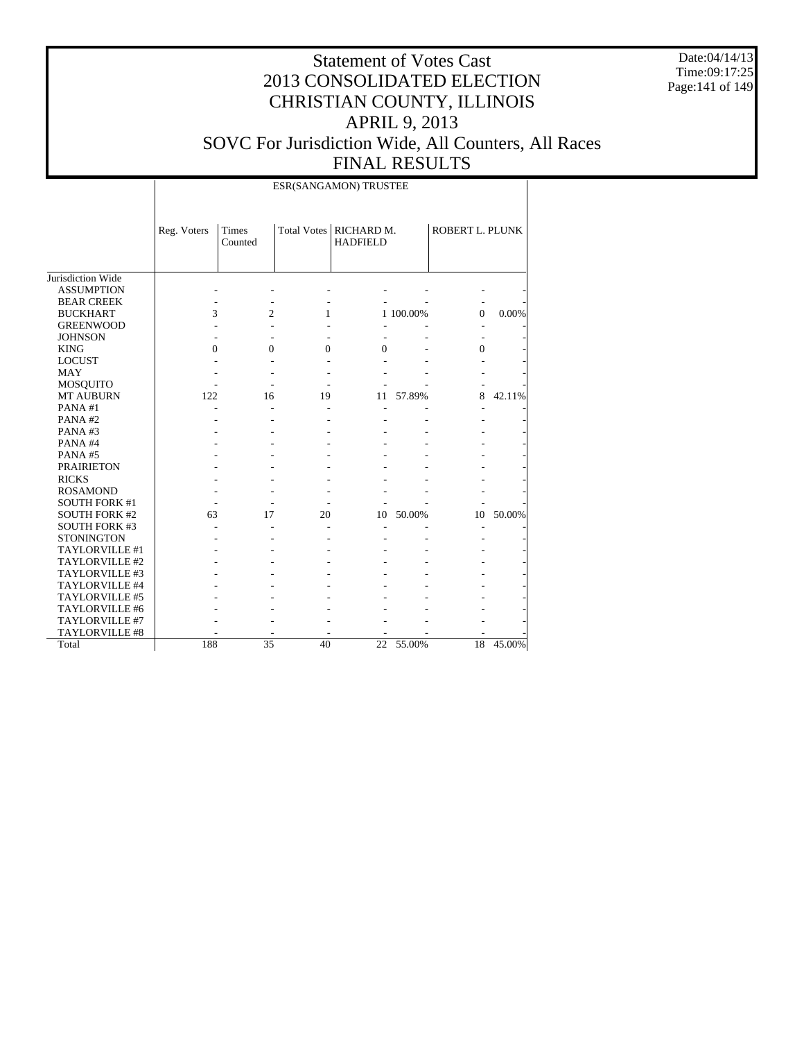# Statement of Votes Cast
# 2013 CONSOLIDATED ELECTION
# CHRISTIAN COUNTY, ILLINOIS
# APRIL 9, 2013
# SOVC For Jurisdiction Wide, All Counters, All Races
# FINAL RESULTS

Date:04/14/13
Time:09:17:25

| | ESR(SANGAMON) TRUSTEE | | | | | | |
|---|---|---|---|---|---|---|---|
| | Reg. Voters | Times Counted | Total Votes | RICHARD M. HADFIELD | | ROBERT L. PLUNK | |
| Jurisdiction Wide | | | | | | | |
| ASSUMPTION | - | - | - | - | - | - | - |
| BEAR CREEK | - | - | - | - | - | - | - |
| BUCKHART | 3 | 2 | 1 | 1 | 100.00% | 0 | 0.00% |
| GREENWOOD | - | - | - | - | - | - | - |
| JOHNSON | - | - | - | - | - | - | - |
| KING | 0 | 0 | 0 | 0 | - | 0 | - |
| LOCUST | - | - | - | - | - | - | - |
| MAY | - | - | - | - | - | - | - |
| MOSQUITO | - | - | - | - | - | - | - |
| MT AUBURN | 122 | 16 | 19 | 11 | 57.89% | 8 | 42.11% |
| PANA #1 | - | - | - | - | - | - | - |
| PANA #2 | - | - | - | - | - | - | - |
| PANA #3 | - | - | - | - | - | - | - |
| PANA #4 | - | - | - | - | - | - | - |
| PANA #5 | - | - | - | - | - | - | - |
| PRAIRIETON | - | - | - | - | - | - | - |
| RICKS | - | - | - | - | - | - | - |
| ROSAMOND | - | - | - | - | - | - | - |
| SOUTH FORK #1 | - | - | - | - | - | - | - |
| SOUTH FORK #2 | 63 | 17 | 20 | 10 | 50.00% | 10 | 50.00% |
| SOUTH FORK #3 | - | - | - | - | - | - | - |
| STONINGTON | - | - | - | - | - | - | - |
| TAYLORVILLE #1 | - | - | - | - | - | - | - |
| TAYLORVILLE #2 | - | - | - | - | - | - | - |
| TAYLORVILLE #3 | - | - | - | - | - | - | - |
| TAYLORVILLE #4 | - | - | - | - | - | - | - |
| TAYLORVILLE #5 | - | - | - | - | - | - | - |
| TAYLORVILLE #6 | - | - | - | - | - | - | - |
| TAYLORVILLE #7 | - | - | - | - | - | - | - |
| TAYLORVILLE #8 | - | - | - | - | - | - | - |
| Total | 188 | 35 | 40 | 22 | 55.00% | 18 | 45.00% |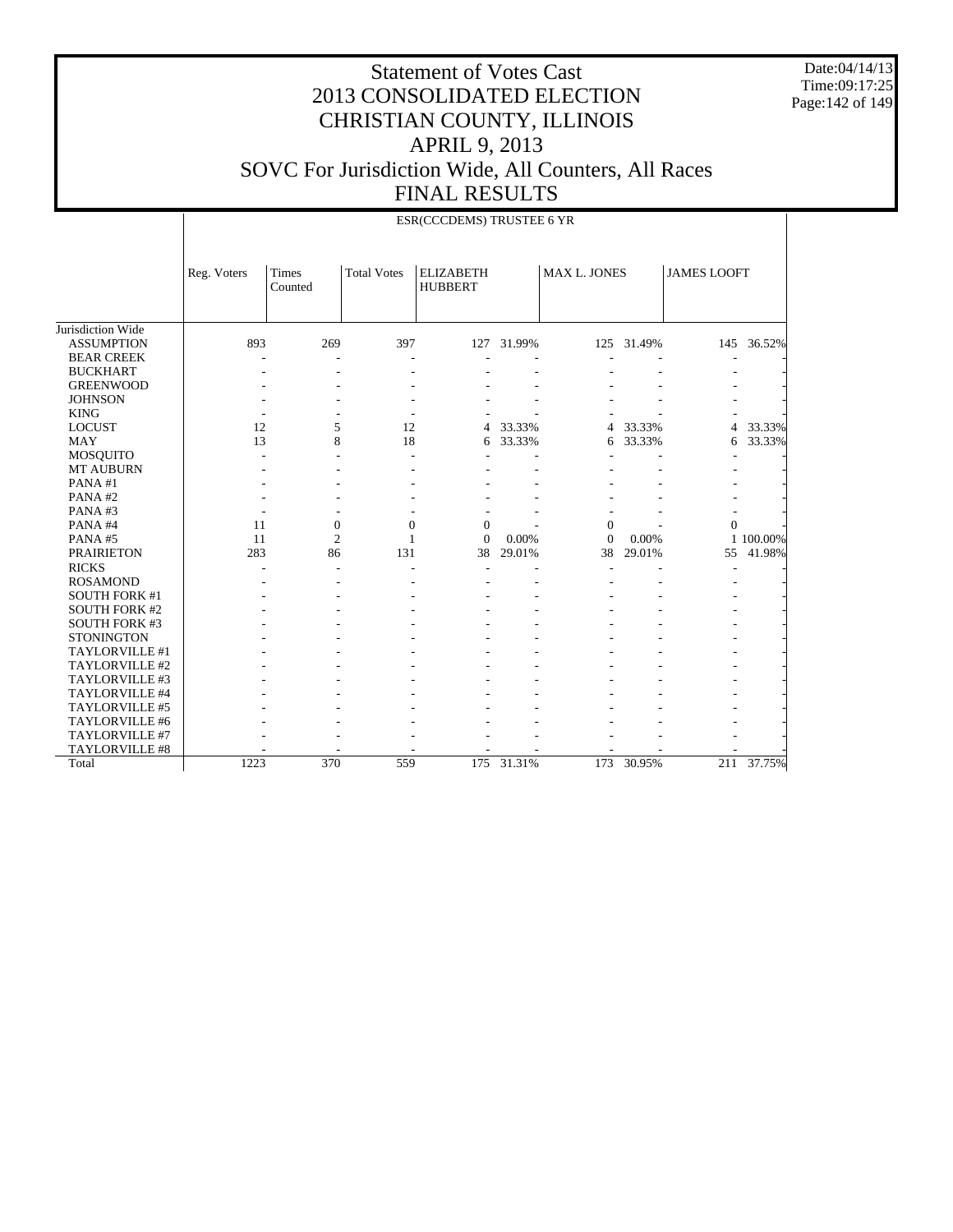# Statement of Votes Cast
# 2013 CONSOLIDATED ELECTION
# CHRISTIAN COUNTY, ILLINOIS
# APRIL 9, 2013
# SOVC For Jurisdiction Wide, All Counters, All Races
# FINAL RESULTS

Date:04/14/13
Time:09:17:25

## ESR(CCCDEMS) TRUSTEE 6 YR

| | Reg. Voters | Times Counted | Total Votes | ELIZABETH HUBBERT | | MAX L. JONES | | JAMES LOOFT | |
|---|---|---|---|---|---|---|---|---|---|
| Jurisdiction Wide | | | | | | | | | |
| ASSUMPTION | 893 | 269 | 397 | 127 | 31.99% | 125 | 31.49% | 145 | 36.52% |
| BEAR CREEK | - | - | - | - | - | - | - | - | - |
| BUCKHART | - | - | - | - | - | - | - | - | - |
| GREENWOOD | - | - | - | - | - | - | - | - | - |
| JOHNSON | - | - | - | - | - | - | - | - | - |
| KING | - | - | - | - | - | - | - | - | - |
| LOCUST | 12 | 5 | 12 | 4 | 33.33% | 4 | 33.33% | 4 | 33.33% |
| MAY | 13 | 8 | 18 | 6 | 33.33% | 6 | 33.33% | 6 | 33.33% |
| MOSQUITO | - | - | - | - | - | - | - | - | - |
| MT AUBURN | - | - | - | - | - | - | - | - | - |
| PANA #1 | - | - | - | - | - | - | - | - | - |
| PANA #2 | - | - | - | - | - | - | - | - | - |
| PANA #3 | - | - | - | - | - | - | - | - | - |
| PANA #4 | 11 | 0 | 0 | 0 | - | 0 | - | 0 | - |
| PANA #5 | 11 | 2 | 1 | 0 | 0.00% | 0 | 0.00% | 1 | 100.00% |
| PRAIRIETON | 283 | 86 | 131 | 38 | 29.01% | 38 | 29.01% | 55 | 41.98% |
| RICKS | - | - | - | - | - | - | - | - | - |
| ROSAMOND | - | - | - | - | - | - | - | - | - |
| SOUTH FORK #1 | - | - | - | - | - | - | - | - | - |
| SOUTH FORK #2 | - | - | - | - | - | - | - | - | - |
| SOUTH FORK #3 | - | - | - | - | - | - | - | - | - |
| STONINGTON | - | - | - | - | - | - | - | - | - |
| TAYLORVILLE #1 | - | - | - | - | - | - | - | - | - |
| TAYLORVILLE #2 | - | - | - | - | - | - | - | - | - |
| TAYLORVILLE #3 | - | - | - | - | - | - | - | - | - |
| TAYLORVILLE #4 | - | - | - | - | - | - | - | - | - |
| TAYLORVILLE #5 | - | - | - | - | - | - | - | - | - |
| TAYLORVILLE #6 | - | - | - | - | - | - | - | - | - |
| TAYLORVILLE #7 | - | - | - | - | - | - | - | - | - |
| TAYLORVILLE #8 | - | - | - | - | - | - | - | - | - |
| Total | 1223 | 370 | 559 | 175 | 31.31% | 173 | 30.95% | 211 | 37.75% |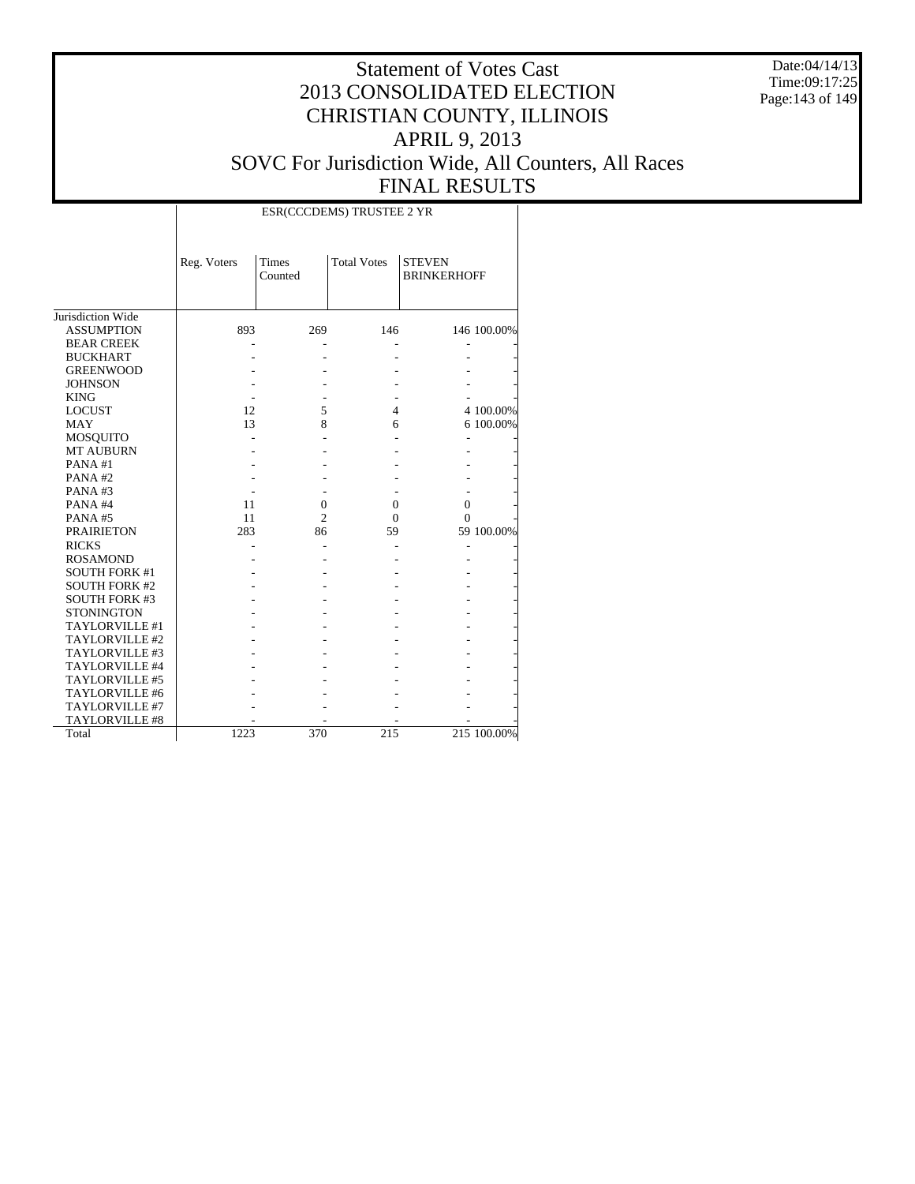# Statement of Votes Cast
# 2013 CONSOLIDATED ELECTION
# CHRISTIAN COUNTY, ILLINOIS
# APRIL 9, 2013
# SOVC For Jurisdiction Wide, All Counters, All Races
# FINAL RESULTS

Date:04/14/13
Time:09:17:25

| | ESR(CCCDEMS) TRUSTEE 2 YR | | | | |
|---|---|---|---|---|---|
| | Reg. Voters | Times Counted | Total Votes | STEVEN BRINKERHOFF | |
| Jurisdiction Wide | | | | | |
| ASSUMPTION | 893 | 269 | 146 | 146 | 100.00% |
| BEAR CREEK | - | - | - | - | - |
| BUCKHART | - | - | - | - | - |
| GREENWOOD | - | - | - | - | - |
| JOHNSON | - | - | - | - | - |
| KING | - | - | - | - | - |
| LOCUST | 12 | 5 | 4 | 4 | 100.00% |
| MAY | 13 | 8 | 6 | 6 | 100.00% |
| MOSQUITO | - | - | - | - | - |
| MT AUBURN | - | - | - | - | - |
| PANA #1 | - | - | - | - | - |
| PANA #2 | - | - | - | - | - |
| PANA #3 | - | - | - | - | - |
| PANA #4 | 11 | 0 | 0 | 0 | - |
| PANA #5 | 11 | 2 | 0 | 0 | - |
| PRAIRIETON | 283 | 86 | 59 | 59 | 100.00% |
| RICKS | - | - | - | - | - |
| ROSAMOND | - | - | - | - | - |
| SOUTH FORK #1 | - | - | - | - | - |
| SOUTH FORK #2 | - | - | - | - | - |
| SOUTH FORK #3 | - | - | - | - | - |
| STONINGTON | - | - | - | - | - |
| TAYLORVILLE #1 | - | - | - | - | - |
| TAYLORVILLE #2 | - | - | - | - | - |
| TAYLORVILLE #3 | - | - | - | - | - |
| TAYLORVILLE #4 | - | - | - | - | - |
| TAYLORVILLE #5 | - | - | - | - | - |
| TAYLORVILLE #6 | - | - | - | - | - |
| TAYLORVILLE #7 | - | - | - | - | - |
| TAYLORVILLE #8 | - | - | - | - | - |
| Total | 1223 | 370 | 215 | 215 | 100.00% |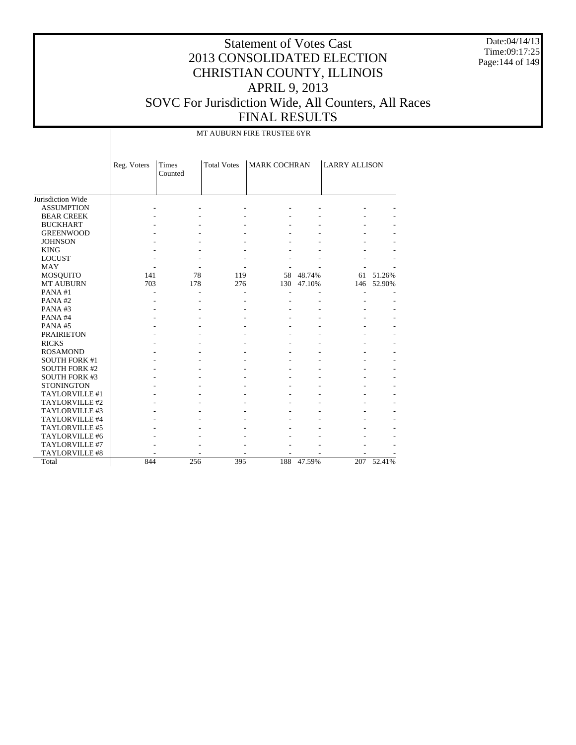# Statement of Votes Cast
# 2013 CONSOLIDATED ELECTION
# CHRISTIAN COUNTY, ILLINOIS
# APRIL 9, 2013
# SOVC For Jurisdiction Wide, All Counters, All Races
# FINAL RESULTS

Date:04/14/13
Time:09:17:25

| | MT AUBURN FIRE TRUSTEE 6YR | | | | | | |
|---|---|---|---|---|---|---|---|
| | Reg. Voters | Times Counted | Total Votes | MARK COCHRAN | | LARRY ALLISON | |
| Jurisdiction Wide | | | | | | | |
| ASSUMPTION | - | - | - | - | - | - | - |
| BEAR CREEK | - | - | - | - | - | - | - |
| BUCKHART | - | - | - | - | - | - | - |
| GREENWOOD | - | - | - | - | - | - | - |
| JOHNSON | - | - | - | - | - | - | - |
| KING | - | - | - | - | - | - | - |
| LOCUST | - | - | - | - | - | - | - |
| MAY | - | - | - | - | - | - | - |
| MOSQUITO | 141 | 78 | 119 | 58 | 48.74% | 61 | 51.26% |
| MT AUBURN | 703 | 178 | 276 | 130 | 47.10% | 146 | 52.90% |
| PANA #1 | - | - | - | - | - | - | - |
| PANA #2 | - | - | - | - | - | - | - |
| PANA #3 | - | - | - | - | - | - | - |
| PANA #4 | - | - | - | - | - | - | - |
| PANA #5 | - | - | - | - | - | - | - |
| PRAIRIETON | - | - | - | - | - | - | - |
| RICKS | - | - | - | - | - | - | - |
| ROSAMOND | - | - | - | - | - | - | - |
| SOUTH FORK #1 | - | - | - | - | - | - | - |
| SOUTH FORK #2 | - | - | - | - | - | - | - |
| SOUTH FORK #3 | - | - | - | - | - | - | - |
| STONINGTON | - | - | - | - | - | - | - |
| TAYLORVILLE #1 | - | - | - | - | - | - | - |
| TAYLORVILLE #2 | - | - | - | - | - | - | - |
| TAYLORVILLE #3 | - | - | - | - | - | - | - |
| TAYLORVILLE #4 | - | - | - | - | - | - | - |
| TAYLORVILLE #5 | - | - | - | - | - | - | - |
| TAYLORVILLE #6 | - | - | - | - | - | - | - |
| TAYLORVILLE #7 | - | - | - | - | - | - | - |
| TAYLORVILLE #8 | - | - | - | - | - | - | - |
| Total | 844 | 256 | 395 | 188 | 47.59% | 207 | 52.41% |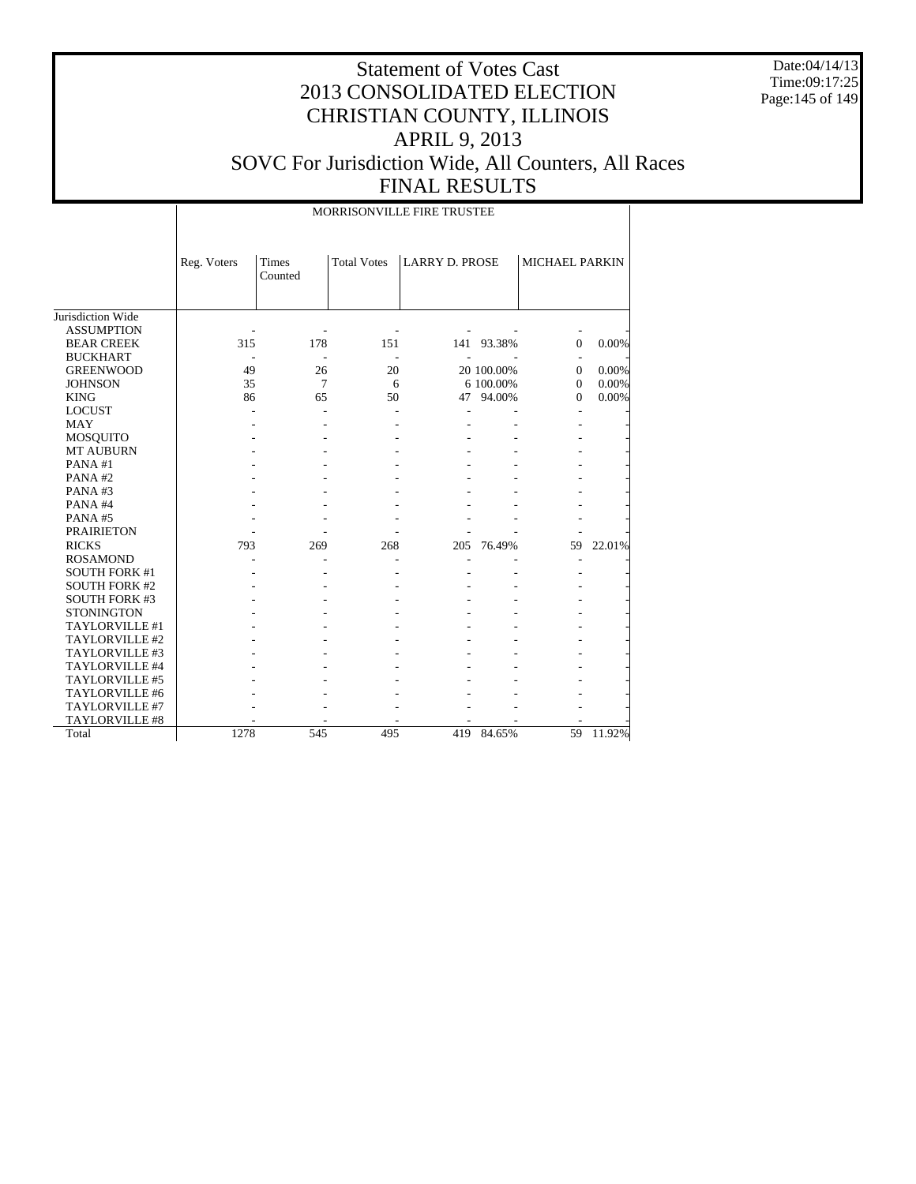# Statement of Votes Cast
# 2013 CONSOLIDATED ELECTION
# CHRISTIAN COUNTY, ILLINOIS
# APRIL 9, 2013
# SOVC For Jurisdiction Wide, All Counters, All Races
# FINAL RESULTS

Date:04/14/13
Time:09:17:25

| | MORRISONVILLE FIRE TRUSTEE | | | | | | |
|---|---|---|---|---|---|---|---|
| | Reg. Voters | Times Counted | Total Votes | LARRY D. PROSE | | MICHAEL PARKIN | |
| Jurisdiction Wide | | | | | | | |
| ASSUMPTION | - | - | - | - | - | - | - |
| BEAR CREEK | 315 | 178 | 151 | 141 | 93.38% | 0 | 0.00% |
| BUCKHART | - | - | - | - | - | - | - |
| GREENWOOD | 49 | 26 | 20 | 20 | 100.00% | 0 | 0.00% |
| JOHNSON | 35 | 7 | 6 | 6 | 100.00% | 0 | 0.00% |
| KING | 86 | 65 | 50 | 47 | 94.00% | 0 | 0.00% |
| LOCUST | - | - | - | - | - | - | - |
| MAY | - | - | - | - | - | - | - |
| MOSQUITO | - | - | - | - | - | - | - |
| MT AUBURN | - | - | - | - | - | - | - |
| PANA #1 | - | - | - | - | - | - | - |
| PANA #2 | - | - | - | - | - | - | - |
| PANA #3 | - | - | - | - | - | - | - |
| PANA #4 | - | - | - | - | - | - | - |
| PANA #5 | - | - | - | - | - | - | - |
| PRAIRIETON | - | - | - | - | - | - | - |
| RICKS | 793 | 269 | 268 | 205 | 76.49% | 59 | 22.01% |
| ROSAMOND | - | - | - | - | - | - | - |
| SOUTH FORK #1 | - | - | - | - | - | - | - |
| SOUTH FORK #2 | - | - | - | - | - | - | - |
| SOUTH FORK #3 | - | - | - | - | - | - | - |
| STONINGTON | - | - | - | - | - | - | - |
| TAYLORVILLE #1 | - | - | - | - | - | - | - |
| TAYLORVILLE #2 | - | - | - | - | - | - | - |
| TAYLORVILLE #3 | - | - | - | - | - | - | - |
| TAYLORVILLE #4 | - | - | - | - | - | - | - |
| TAYLORVILLE #5 | - | - | - | - | - | - | - |
| TAYLORVILLE #6 | - | - | - | - | - | - | - |
| TAYLORVILLE #7 | - | - | - | - | - | - | - |
| TAYLORVILLE #8 | - | - | - | - | - | - | - |
| Total | 1278 | 545 | 495 | 419 | 84.65% | 59 | 11.92% |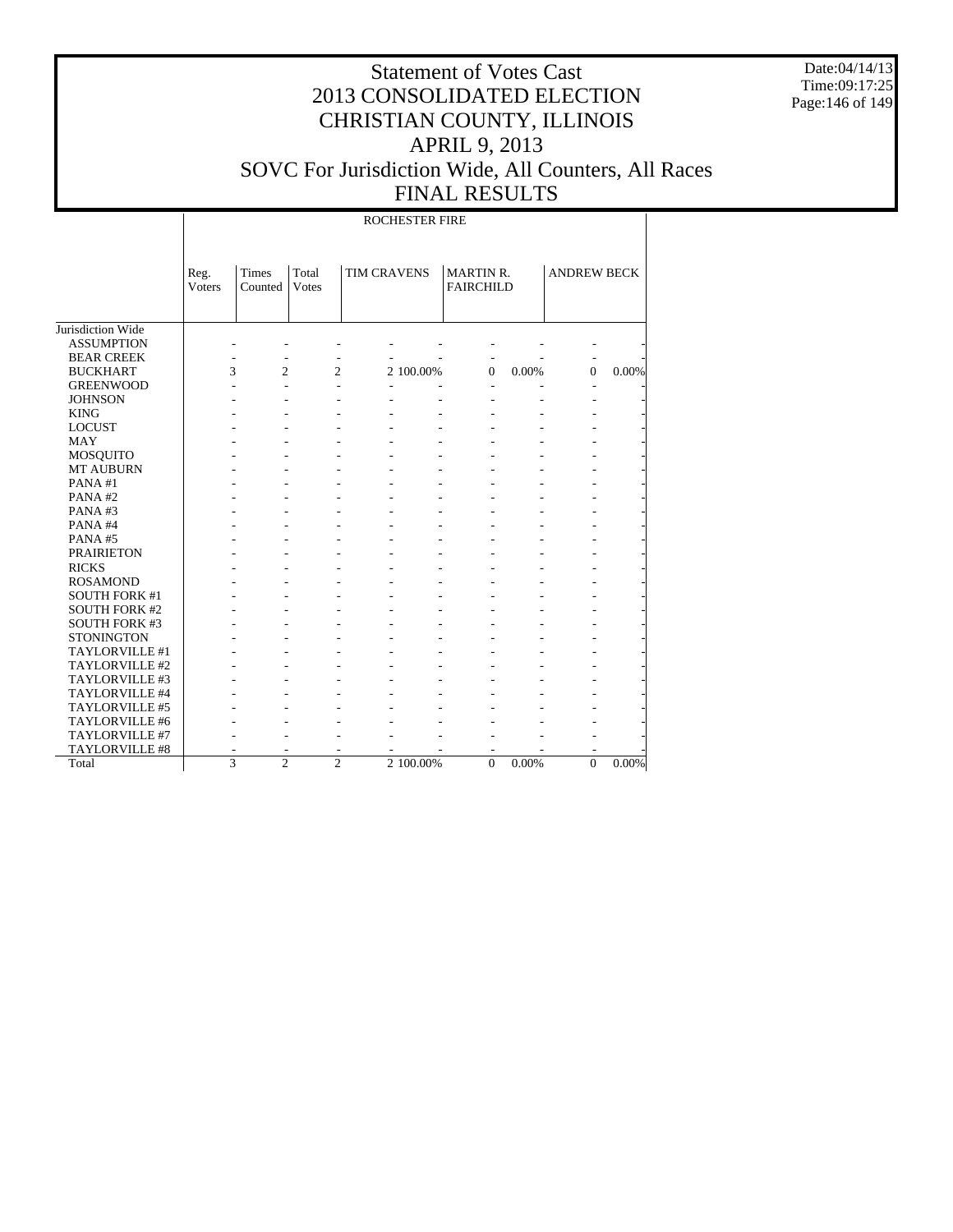# Statement of Votes Cast
# 2013 CONSOLIDATED ELECTION
# CHRISTIAN COUNTY, ILLINOIS
# APRIL 9, 2013
# SOVC For Jurisdiction Wide, All Counters, All Races
# FINAL RESULTS

Date:04/14/13
Time:09:17:25

| | ROCHESTER FIRE | | | | | | | | |
|---|---|---|---|---|---|---|---|---|---|
| | Reg. Voters | Times Counted | Total Votes | TIM CRAVENS | | MARTIN R. FAIRCHILD | | ANDREW BECK | |
| Jurisdiction Wide | | | | | | | | | |
| ASSUMPTION | - | - | - | - | - | - | - | - | - |
| BEAR CREEK | - | - | - | - | - | - | - | - | - |
| BUCKHART | 3 | 2 | 2 | 2 | 100.00% | 0 | 0.00% | 0 | 0.00% |
| GREENWOOD | - | - | - | - | - | - | - | - | - |
| JOHNSON | - | - | - | - | - | - | - | - | - |
| KING | - | - | - | - | - | - | - | - | - |
| LOCUST | - | - | - | - | - | - | - | - | - |
| MAY | - | - | - | - | - | - | - | - | - |
| MOSQUITO | - | - | - | - | - | - | - | - | - |
| MT AUBURN | - | - | - | - | - | - | - | - | - |
| PANA #1 | - | - | - | - | - | - | - | - | - |
| PANA #2 | - | - | - | - | - | - | - | - | - |
| PANA #3 | - | - | - | - | - | - | - | - | - |
| PANA #4 | - | - | - | - | - | - | - | - | - |
| PANA #5 | - | - | - | - | - | - | - | - | - |
| PRAIRIETON | - | - | - | - | - | - | - | - | - |
| RICKS | - | - | - | - | - | - | - | - | - |
| ROSAMOND | - | - | - | - | - | - | - | - | - |
| SOUTH FORK #1 | - | - | - | - | - | - | - | - | - |
| SOUTH FORK #2 | - | - | - | - | - | - | - | - | - |
| SOUTH FORK #3 | - | - | - | - | - | - | - | - | - |
| STONINGTON | - | - | - | - | - | - | - | - | - |
| TAYLORVILLE #1 | - | - | - | - | - | - | - | - | - |
| TAYLORVILLE #2 | - | - | - | - | - | - | - | - | - |
| TAYLORVILLE #3 | - | - | - | - | - | - | - | - | - |
| TAYLORVILLE #4 | - | - | - | - | - | - | - | - | - |
| TAYLORVILLE #5 | - | - | - | - | - | - | - | - | - |
| TAYLORVILLE #6 | - | - | - | - | - | - | - | - | - |
| TAYLORVILLE #7 | - | - | - | - | - | - | - | - | - |
| TAYLORVILLE #8 | - | - | - | - | - | - | - | - | - |
| Total | 3 | 2 | 2 | 2 | 100.00% | 0 | 0.00% | 0 | 0.00% |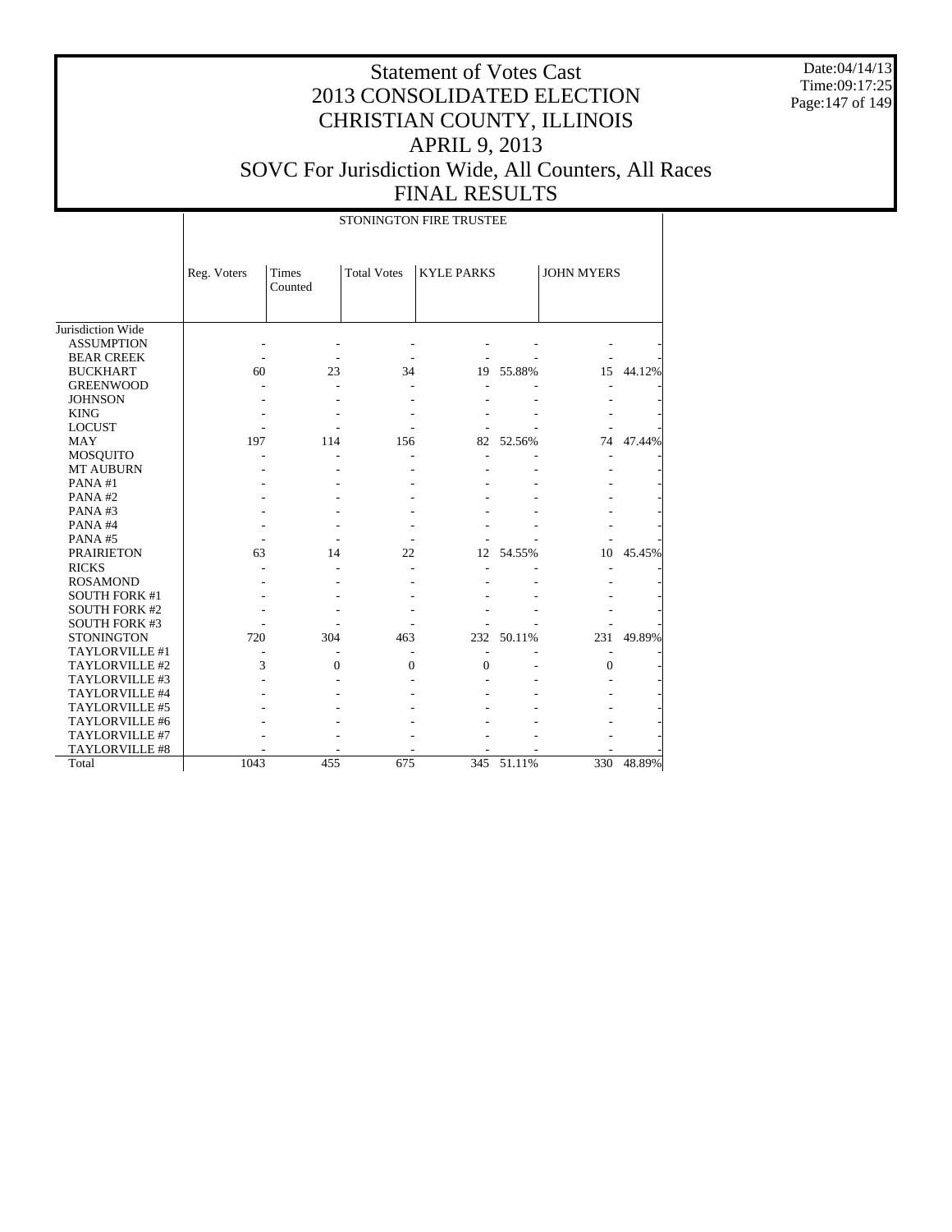# Statement of Votes Cast
# 2013 CONSOLIDATED ELECTION
# CHRISTIAN COUNTY, ILLINOIS
# APRIL 9, 2013
# SOVC For Jurisdiction Wide, All Counters, All Races
# FINAL RESULTS

Date:04/14/13
Time:09:17:25

| | STONINGTON FIRE TRUSTEE | | | | | | |
|---|---|---|---|---|---|---|---|
| | Reg. Voters | Times Counted | Total Votes | KYLE PARKS | | JOHN MYERS | |
| Jurisdiction Wide | | | | | | | |
| ASSUMPTION | - | - | - | - | - | - | - |
| BEAR CREEK | - | - | - | - | - | - | - |
| BUCKHART | 60 | 23 | 34 | 19 | 55.88% | 15 | 44.12% |
| GREENWOOD | - | - | - | - | - | - | - |
| JOHNSON | - | - | - | - | - | - | - |
| KING | - | - | - | - | - | - | - |
| LOCUST | - | - | - | - | - | - | - |
| MAY | 197 | 114 | 156 | 82 | 52.56% | 74 | 47.44% |
| MOSQUITO | - | - | - | - | - | - | - |
| MT AUBURN | - | - | - | - | - | - | - |
| PANA #1 | - | - | - | - | - | - | - |
| PANA #2 | - | - | - | - | - | - | - |
| PANA #3 | - | - | - | - | - | - | - |
| PANA #4 | - | - | - | - | - | - | - |
| PANA #5 | - | - | - | - | - | - | - |
| PRAIRIETON | 63 | 14 | 22 | 12 | 54.55% | 10 | 45.45% |
| RICKS | - | - | - | - | - | - | - |
| ROSAMOND | - | - | - | - | - | - | - |
| SOUTH FORK #1 | - | - | - | - | - | - | - |
| SOUTH FORK #2 | - | - | - | - | - | - | - |
| SOUTH FORK #3 | - | - | - | - | - | - | - |
| STONINGTON | 720 | 304 | 463 | 232 | 50.11% | 231 | 49.89% |
| TAYLORVILLE #1 | - | - | - | - | - | - | - |
| TAYLORVILLE #2 | 3 | 0 | 0 | 0 | - | 0 | - |
| TAYLORVILLE #3 | - | - | - | - | - | - | - |
| TAYLORVILLE #4 | - | - | - | - | - | - | - |
| TAYLORVILLE #5 | - | - | - | - | - | - | - |
| TAYLORVILLE #6 | - | - | - | - | - | - | - |
| TAYLORVILLE #7 | - | - | - | - | - | - | - |
| TAYLORVILLE #8 | - | - | - | - | - | - | - |
| Total | 1043 | 455 | 675 | 345 | 51.11% | 330 | 48.89% |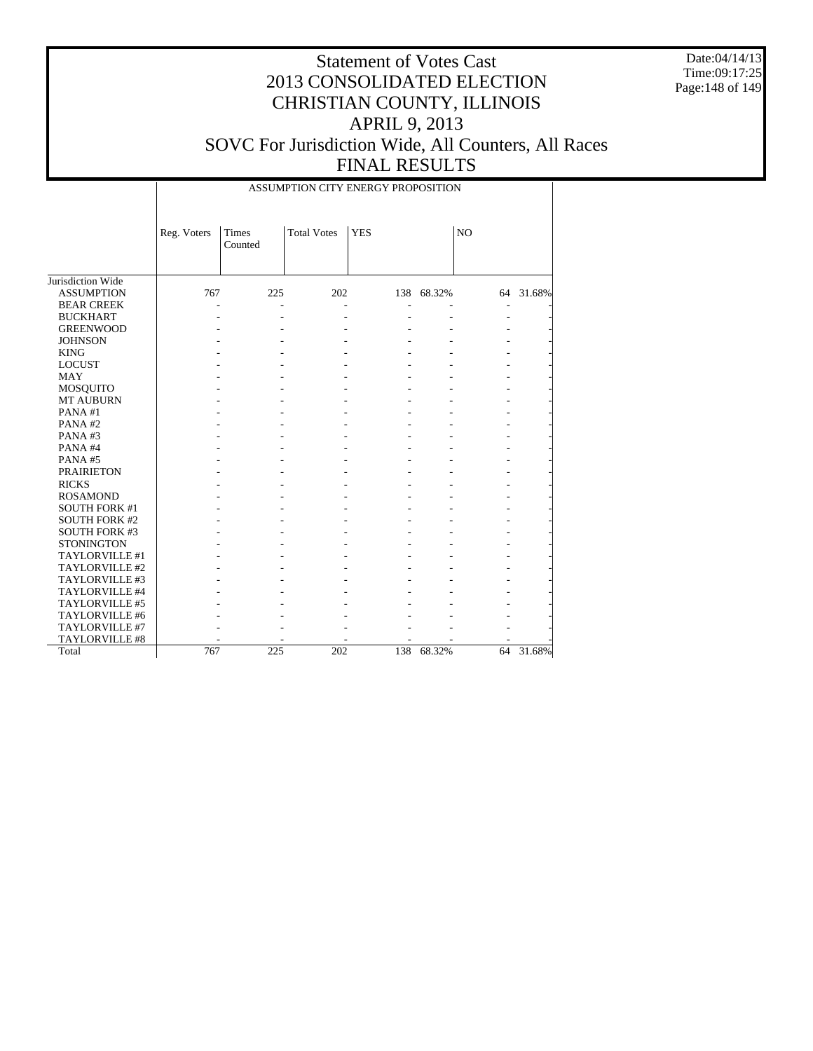# Statement of Votes Cast
# 2013 CONSOLIDATED ELECTION
# CHRISTIAN COUNTY, ILLINOIS
# APRIL 9, 2013
# SOVC For Jurisdiction Wide, All Counters, All Races
# FINAL RESULTS

Date:04/14/13
Time:09:17:25

ASSUMPTION CITY ENERGY PROPOSITION

| | Reg. Voters | Times Counted | Total Votes | YES | | NO | |
|---|---|---|---|---|---|---|---|
| Jurisdiction Wide | | | | | | | |
| ASSUMPTION | 767 | 225 | 202 | 138 | 68.32% | 64 | 31.68% |
| BEAR CREEK | - | - | - | - | - | - | - |
| BUCKHART | - | - | - | - | - | - | - |
| GREENWOOD | - | - | - | - | - | - | - |
| JOHNSON | - | - | - | - | - | - | - |
| KING | - | - | - | - | - | - | - |
| LOCUST | - | - | - | - | - | - | - |
| MAY | - | - | - | - | - | - | - |
| MOSQUITO | - | - | - | - | - | - | - |
| MT AUBURN | - | - | - | - | - | - | - |
| PANA #1 | - | - | - | - | - | - | - |
| PANA #2 | - | - | - | - | - | - | - |
| PANA #3 | - | - | - | - | - | - | - |
| PANA #4 | - | - | - | - | - | - | - |
| PANA #5 | - | - | - | - | - | - | - |
| PRAIRIETON | - | - | - | - | - | - | - |
| RICKS | - | - | - | - | - | - | - |
| ROSAMOND | - | - | - | - | - | - | - |
| SOUTH FORK #1 | - | - | - | - | - | - | - |
| SOUTH FORK #2 | - | - | - | - | - | - | - |
| SOUTH FORK #3 | - | - | - | - | - | - | - |
| STONINGTON | - | - | - | - | - | - | - |
| TAYLORVILLE #1 | - | - | - | - | - | - | - |
| TAYLORVILLE #2 | - | - | - | - | - | - | - |
| TAYLORVILLE #3 | - | - | - | - | - | - | - |
| TAYLORVILLE #4 | - | - | - | - | - | - | - |
| TAYLORVILLE #5 | - | - | - | - | - | - | - |
| TAYLORVILLE #6 | - | - | - | - | - | - | - |
| TAYLORVILLE #7 | - | - | - | - | - | - | - |
| TAYLORVILLE #8 | - | - | - | - | - | - | - |
| Total | 767 | 225 | 202 | 138 | 68.32% | 64 | 31.68% |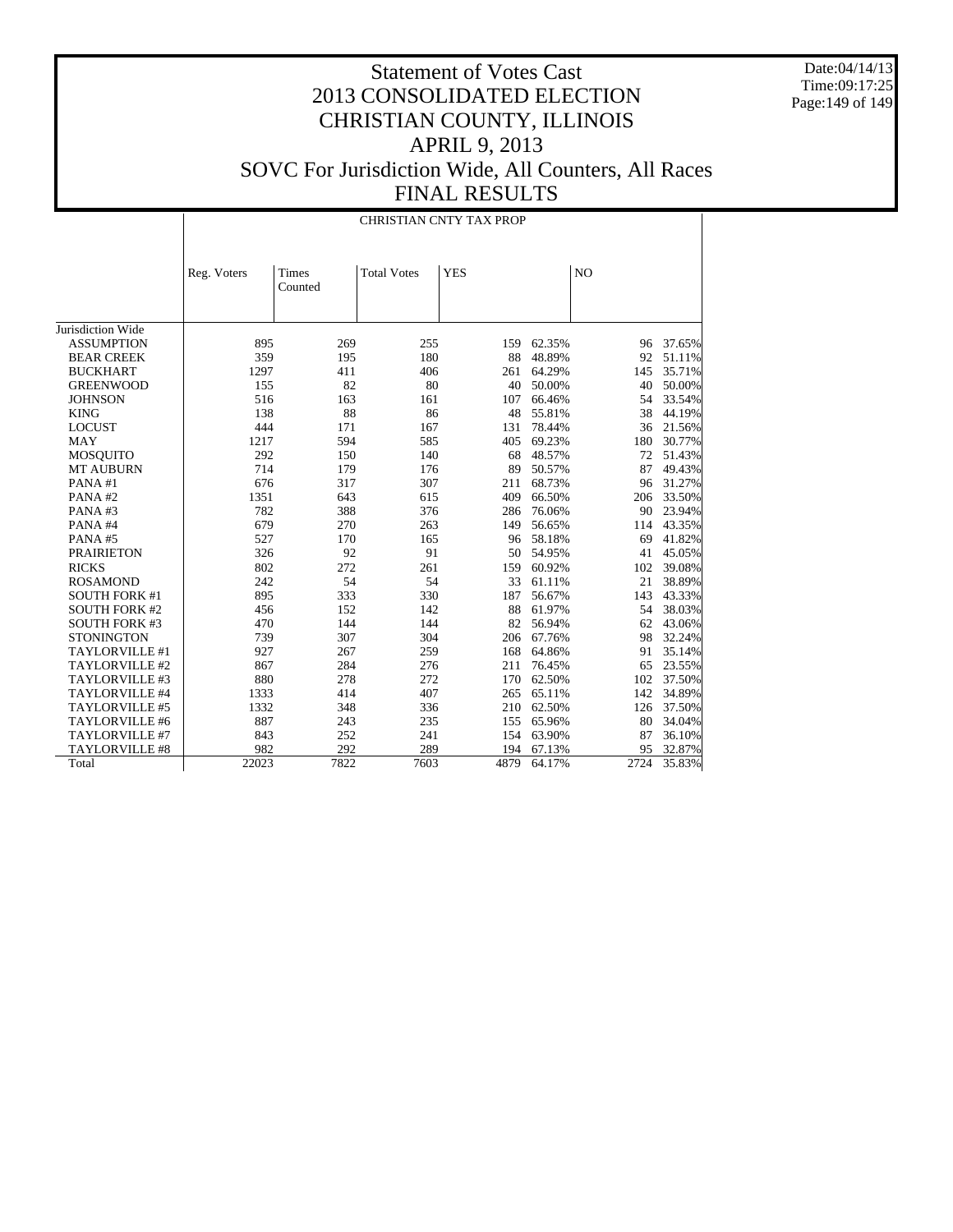# Statement of Votes Cast
# 2013 CONSOLIDATED ELECTION
# CHRISTIAN COUNTY, ILLINOIS
# APRIL 9, 2013
# SOVC For Jurisdiction Wide, All Counters, All Races
# FINAL RESULTS

Date:04/14/13
Time:09:17:25

CHRISTIAN CNTY TAX PROP

| | Reg. Voters | Times Counted | Total Votes | YES | | NO | |
|---|---|---|---|---|---|---|---|
| Jurisdiction Wide | | | | | | | |
| ASSUMPTION | 895 | 269 | 255 | 159 | 62.35% | 96 | 37.65% |
| BEAR CREEK | 359 | 195 | 180 | 88 | 48.89% | 92 | 51.11% |
| BUCKHART | 1297 | 411 | 406 | 261 | 64.29% | 145 | 35.71% |
| GREENWOOD | 155 | 82 | 80 | 40 | 50.00% | 40 | 50.00% |
| JOHNSON | 516 | 163 | 161 | 107 | 66.46% | 54 | 33.54% |
| KING | 138 | 88 | 86 | 48 | 55.81% | 38 | 44.19% |
| LOCUST | 444 | 171 | 167 | 131 | 78.44% | 36 | 21.56% |
| MAY | 1217 | 594 | 585 | 405 | 69.23% | 180 | 30.77% |
| MOSQUITO | 292 | 150 | 140 | 68 | 48.57% | 72 | 51.43% |
| MT AUBURN | 714 | 179 | 176 | 89 | 50.57% | 87 | 49.43% |
| PANA #1 | 676 | 317 | 307 | 211 | 68.73% | 96 | 31.27% |
| PANA #2 | 1351 | 643 | 615 | 409 | 66.50% | 206 | 33.50% |
| PANA #3 | 782 | 388 | 376 | 286 | 76.06% | 90 | 23.94% |
| PANA #4 | 679 | 270 | 263 | 149 | 56.65% | 114 | 43.35% |
| PANA #5 | 527 | 170 | 165 | 96 | 58.18% | 69 | 41.82% |
| PRAIRIETON | 326 | 92 | 91 | 50 | 54.95% | 41 | 45.05% |
| RICKS | 802 | 272 | 261 | 159 | 60.92% | 102 | 39.08% |
| ROSAMOND | 242 | 54 | 54 | 33 | 61.11% | 21 | 38.89% |
| SOUTH FORK #1 | 895 | 333 | 330 | 187 | 56.67% | 143 | 43.33% |
| SOUTH FORK #2 | 456 | 152 | 142 | 88 | 61.97% | 54 | 38.03% |
| SOUTH FORK #3 | 470 | 144 | 144 | 82 | 56.94% | 62 | 43.06% |
| STONINGTON | 739 | 307 | 304 | 206 | 67.76% | 98 | 32.24% |
| TAYLORVILLE #1 | 927 | 267 | 259 | 168 | 64.86% | 91 | 35.14% |
| TAYLORVILLE #2 | 867 | 284 | 276 | 211 | 76.45% | 65 | 23.55% |
| TAYLORVILLE #3 | 880 | 278 | 272 | 170 | 62.50% | 102 | 37.50% |
| TAYLORVILLE #4 | 1333 | 414 | 407 | 265 | 65.11% | 142 | 34.89% |
| TAYLORVILLE #5 | 1332 | 348 | 336 | 210 | 62.50% | 126 | 37.50% |
| TAYLORVILLE #6 | 887 | 243 | 235 | 155 | 65.96% | 80 | 34.04% |
| TAYLORVILLE #7 | 843 | 252 | 241 | 154 | 63.90% | 87 | 36.10% |
| TAYLORVILLE #8 | 982 | 292 | 289 | 194 | 67.13% | 95 | 32.87% |
| Total | 22023 | 7822 | 7603 | 4879 | 64.17% | 2724 | 35.83% |